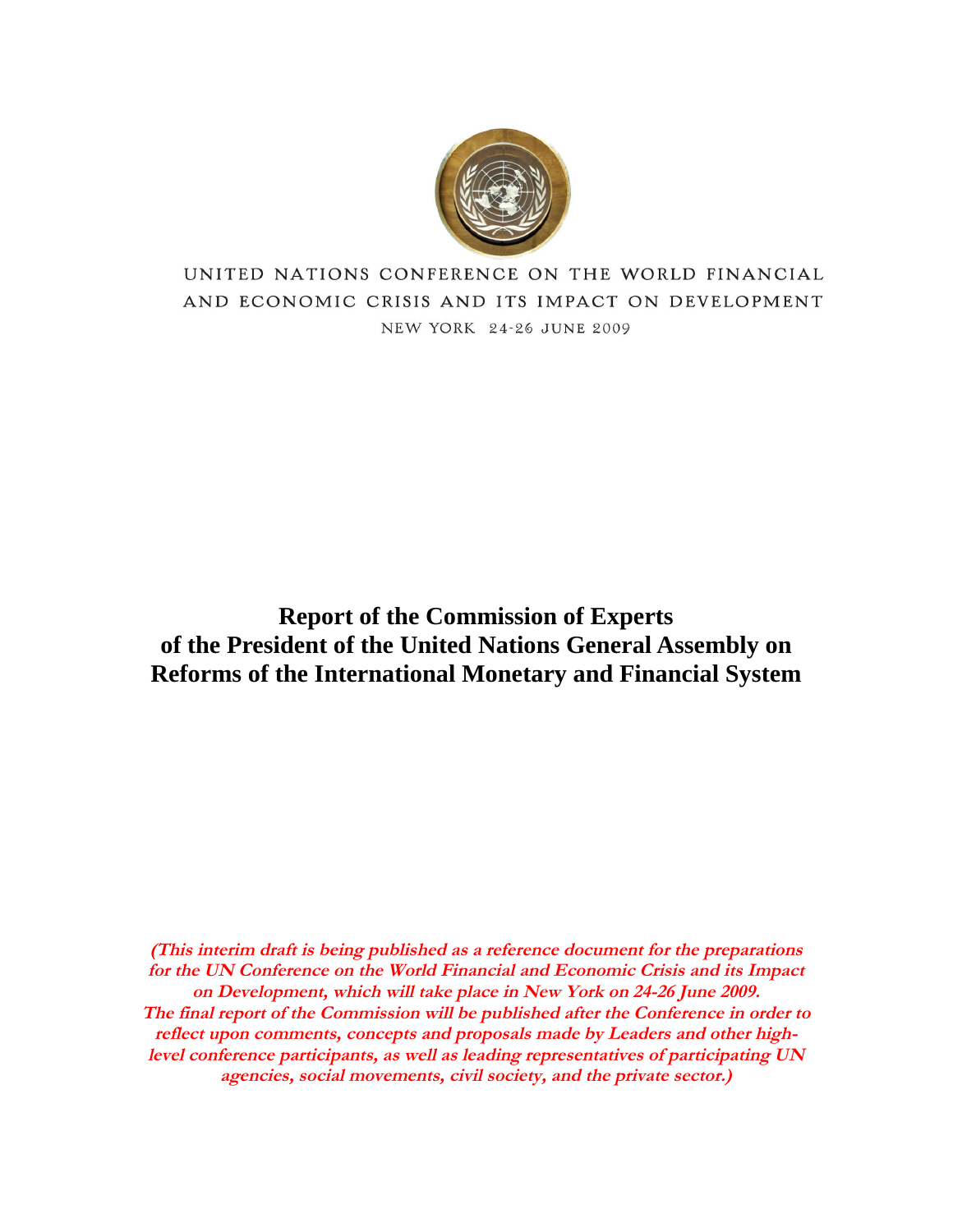UNITED NATIONS CONFERENCE ON THE WORLD FINANCIAL AND ECONOMIC CRISIS AND ITS IMPACT ON DEVELOPMENT

NEW YORK 24-26 JUNE 2009

# Report of the Commission of Experts of the President of the United Nations General Assembly on Reforms of the International Monetary and Financial System

***(This interim draft is being published as a reference document for the preparations for the UN Conference on the World Financial and Economic Crisis and its Impact on Development, which will take place in New York on 24-26 June 2009. The final report of the Commission will be published after the Conference in order to reflect upon comments, concepts and proposals made by Leaders and other high-level conference participants, as well as leading representatives of participating UN agencies, social movements, civil society, and the private sector.)***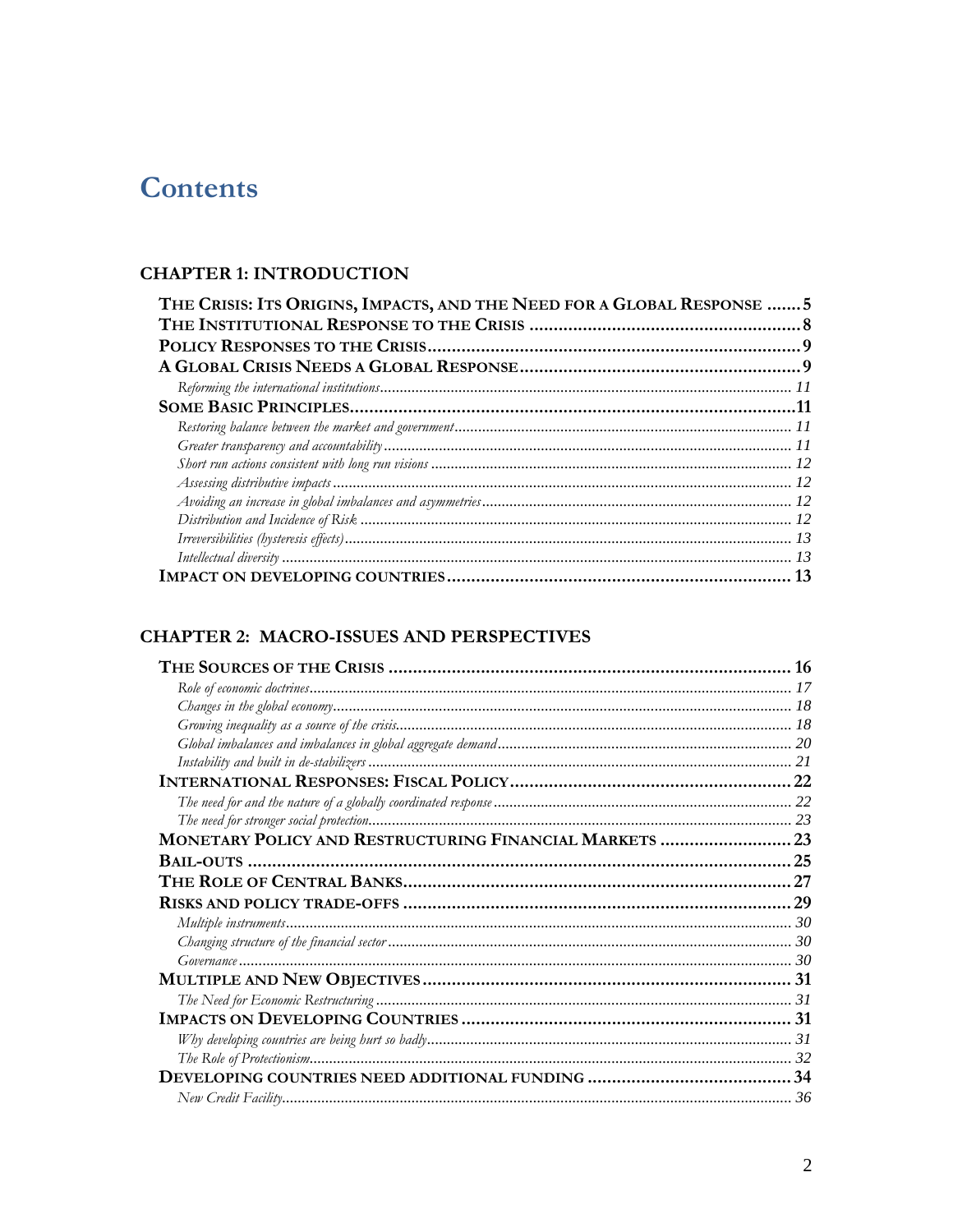# Contents

## CHAPTER 1: INTRODUCTION

**THE CRISIS: ITS ORIGINS, IMPACTS, AND THE NEED FOR A GLOBAL RESPONSE** ....... 5
**THE INSTITUTIONAL RESPONSE TO THE CRISIS** ....... 8
**POLICY RESPONSES TO THE CRISIS** ....... 9
**A GLOBAL CRISIS NEEDS A GLOBAL RESPONSE** ....... 9
*Reforming the international institutions* ....... 11
**SOME BASIC PRINCIPLES** ....... 11
*Restoring balance between the market and government* ....... 11
*Greater transparency and accountability* ....... 11
*Short run actions consistent with long run visions* ....... 12
*Assessing distributive impacts* ....... 12
*Avoiding an increase in global imbalances and asymmetries* ....... 12
*Distribution and Incidence of Risk* ....... 12
*Irreversibilities (hysteresis effects)* ....... 13
*Intellectual diversity* ....... 13
**IMPACT ON DEVELOPING COUNTRIES** ....... 13

## CHAPTER 2: MACRO-ISSUES AND PERSPECTIVES

**THE SOURCES OF THE CRISIS** ....... 16
*Role of economic doctrines* ....... 17
*Changes in the global economy* ....... 18
*Growing inequality as a source of the crisis* ....... 18
*Global imbalances and imbalances in global aggregate demand* ....... 20
*Instability and built in de-stabilizers* ....... 21
**INTERNATIONAL RESPONSES: FISCAL POLICY** ....... 22
*The need for and the nature of a globally coordinated response* ....... 22
*The need for stronger social protection* ....... 23
**MONETARY POLICY AND RESTRUCTURING FINANCIAL MARKETS** ....... 23
**BAIL-OUTS** ....... 25
**THE ROLE OF CENTRAL BANKS** ....... 27
**RISKS AND POLICY TRADE-OFFS** ....... 29
*Multiple instruments* ....... 30
*Changing structure of the financial sector* ....... 30
*Governance* ....... 30
**MULTIPLE AND NEW OBJECTIVES** ....... 31
*The Need for Economic Restructuring* ....... 31
**IMPACTS ON DEVELOPING COUNTRIES** ....... 31
*Why developing countries are being hurt so badly* ....... 31
*The Role of Protectionism* ....... 32
**DEVELOPING COUNTRIES NEED ADDITIONAL FUNDING** ....... 34
*New Credit Facility* ....... 36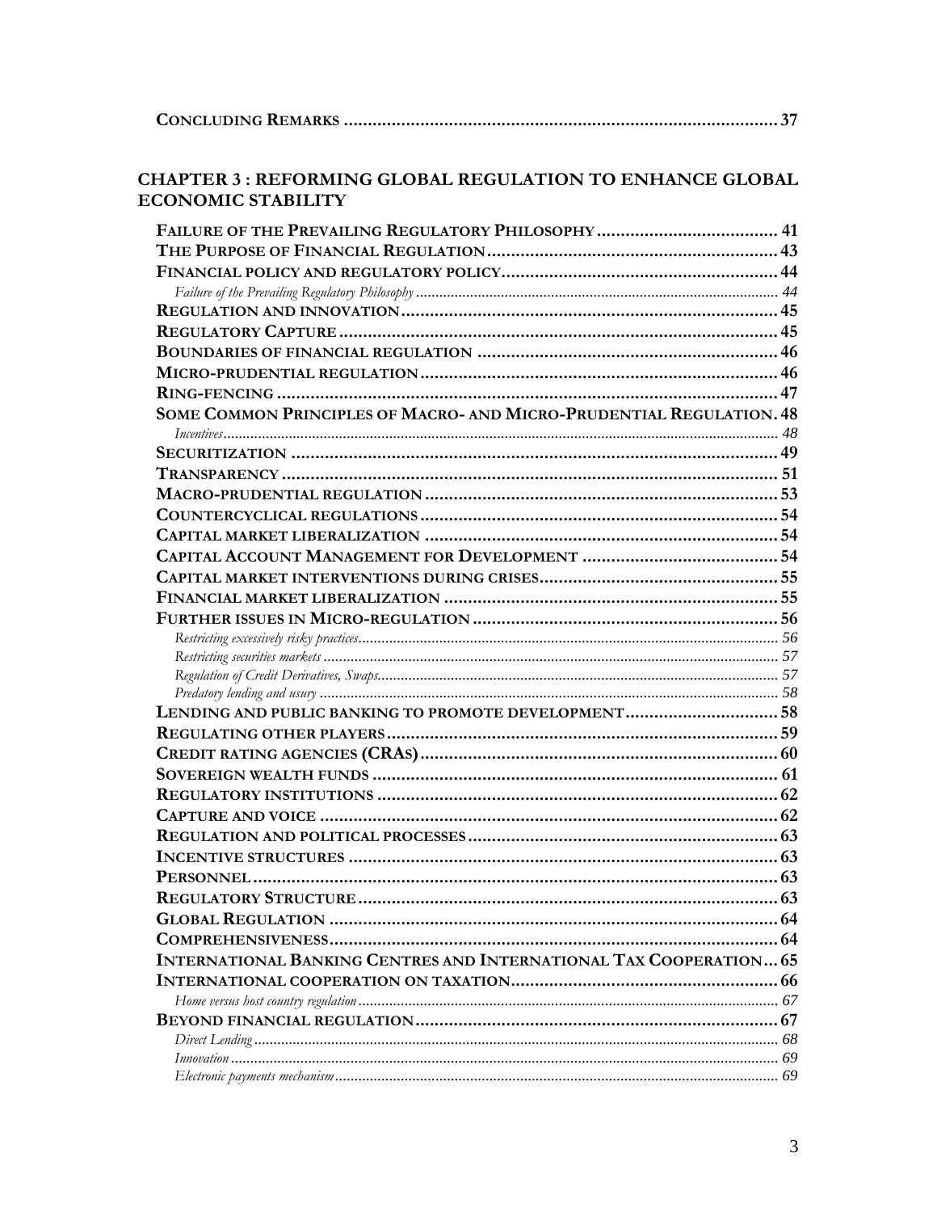**CONCLUDING REMARKS** ........................................................................................ 37

## CHAPTER 3 : REFORMING GLOBAL REGULATION TO ENHANCE GLOBAL ECONOMIC STABILITY

**FAILURE OF THE PREVAILING REGULATORY PHILOSOPHY** ...................................... 41
**THE PURPOSE OF FINANCIAL REGULATION** ............................................................ 43
**FINANCIAL POLICY AND REGULATORY POLICY** ......................................................... 44
*Failure of the Prevailing Regulatory Philosophy* ............................................................ 44
**REGULATION AND INNOVATION** .............................................................................. 45
**REGULATORY CAPTURE** ........................................................................................... 45
**BOUNDARIES OF FINANCIAL REGULATION** ............................................................. 46
**MICRO-PRUDENTIAL REGULATION** .......................................................................... 46
**RING-FENCING** ......................................................................................................... 47
**SOME COMMON PRINCIPLES OF MACRO- AND MICRO-PRUDENTIAL REGULATION.** 48
*Incentives* .......................................................................................................................... 48
**SECURITIZATION** ...................................................................................................... 49
**TRANSPARENCY** ........................................................................................................ 51
**MACRO-PRUDENTIAL REGULATION** .......................................................................... 53
**COUNTERCYCLICAL REGULATIONS** ........................................................................... 54
**CAPITAL MARKET LIBERALIZATION** ......................................................................... 54
**CAPITAL ACCOUNT MANAGEMENT FOR DEVELOPMENT** ......................................... 54
**CAPITAL MARKET INTERVENTIONS DURING CRISES** ................................................. 55
**FINANCIAL MARKET LIBERALIZATION** ...................................................................... 55
**FURTHER ISSUES IN MICRO-REGULATION** ................................................................ 56
*Restricting excessively risky practices* ............................................................................... 56
*Restricting securities markets* ........................................................................................... 57
*Regulation of Credit Derivatives, Swaps* .......................................................................... 57
*Predatory lending and usury* ............................................................................................. 58
**LENDING AND PUBLIC BANKING TO PROMOTE DEVELOPMENT** ............................... 58
**REGULATING OTHER PLAYERS** .................................................................................. 59
**CREDIT RATING AGENCIES (CRAS)** ........................................................................... 60
**SOVEREIGN WEALTH FUNDS** ..................................................................................... 61
**REGULATORY INSTITUTIONS** .................................................................................... 62
**CAPTURE AND VOICE** ................................................................................................ 62
**REGULATION AND POLITICAL PROCESSES** ................................................................. 63
**INCENTIVE STRUCTURES** ........................................................................................... 63
**PERSONNEL** ............................................................................................................... 63
**REGULATORY STRUCTURE** ......................................................................................... 63
**GLOBAL REGULATION** ............................................................................................... 64
**COMPREHENSIVENESS** ............................................................................................... 64
**INTERNATIONAL BANKING CENTRES AND INTERNATIONAL TAX COOPERATION** ... 65
**INTERNATIONAL COOPERATION ON TAXATION** ........................................................ 66
*Home versus host country regulation* ............................................................................... 67
**BEYOND FINANCIAL REGULATION** ............................................................................ 67
*Direct Lending* ................................................................................................................. 68
*Innovation* ....................................................................................................................... 69
*Electronic payments mechanism* ....................................................................................... 69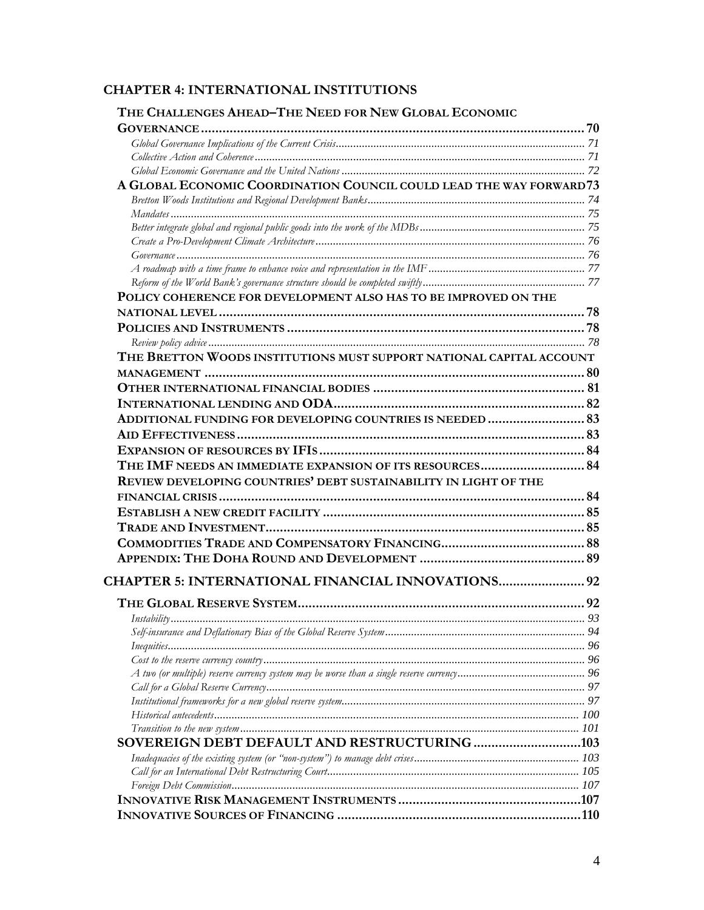**CHAPTER 4: INTERNATIONAL INSTITUTIONS**

THE CHALLENGES AHEAD–THE NEED FOR NEW GLOBAL ECONOMIC GOVERNANCE ........ 70
- *Global Governance Implications of the Current Crisis* ........ 71
- *Collective Action and Coherence* ........ 71
- *Global Economic Governance and the United Nations* ........ 72

A GLOBAL ECONOMIC COORDINATION COUNCIL COULD LEAD THE WAY FORWARD ........ 73
- *Bretton Woods Institutions and Regional Development Banks* ........ 74
- *Mandates* ........ 75
- *Better integrate global and regional public goods into the work of the MDBs* ........ 75
- *Create a Pro-Development Climate Architecture* ........ 76
- *Governance* ........ 76
- *A roadmap with a time frame to enhance voice and representation in the IMF* ........ 77
- *Reform of the World Bank's governance structure should be completed swiftly* ........ 77

POLICY COHERENCE FOR DEVELOPMENT ALSO HAS TO BE IMPROVED ON THE NATIONAL LEVEL ........ 78

POLICIES AND INSTRUMENTS ........ 78
- *Review policy advice* ........ 78

THE BRETTON WOODS INSTITUTIONS MUST SUPPORT NATIONAL CAPITAL ACCOUNT MANAGEMENT ........ 80

OTHER INTERNATIONAL FINANCIAL BODIES ........ 81

INTERNATIONAL LENDING AND ODA ........ 82

ADDITIONAL FUNDING FOR DEVELOPING COUNTRIES IS NEEDED ........ 83

AID EFFECTIVENESS ........ 83

EXPANSION OF RESOURCES BY IFIS ........ 84

THE IMF NEEDS AN IMMEDIATE EXPANSION OF ITS RESOURCES ........ 84

REVIEW DEVELOPING COUNTRIES' DEBT SUSTAINABILITY IN LIGHT OF THE FINANCIAL CRISIS ........ 84

ESTABLISH A NEW CREDIT FACILITY ........ 85

TRADE AND INVESTMENT ........ 85

COMMODITIES TRADE AND COMPENSATORY FINANCING ........ 88

APPENDIX: THE DOHA ROUND AND DEVELOPMENT ........ 89

**CHAPTER 5: INTERNATIONAL FINANCIAL INNOVATIONS ........ 92**

THE GLOBAL RESERVE SYSTEM ........ 92
- *Instability* ........ 93
- *Self-insurance and Deflationary Bias of the Global Reserve System* ........ 94
- *Inequities* ........ 96
- *Cost to the reserve currency country* ........ 96
- *A two (or multiple) reserve currency system may be worse than a single reserve currency* ........ 96
- *Call for a Global Reserve Currency* ........ 97
- *Institutional frameworks for a new global reserve system* ........ 97
- *Historical antecedents* ........ 100
- *Transition to the new system* ........ 101

SOVEREIGN DEBT DEFAULT AND RESTRUCTURING ........ 103
- *Inadequacies of the existing system (or "non-system") to manage debt crises* ........ 103
- *Call for an International Debt Restructuring Court* ........ 105
- *Foreign Debt Commission* ........ 107

INNOVATIVE RISK MANAGEMENT INSTRUMENTS ........ 107

INNOVATIVE SOURCES OF FINANCING ........ 110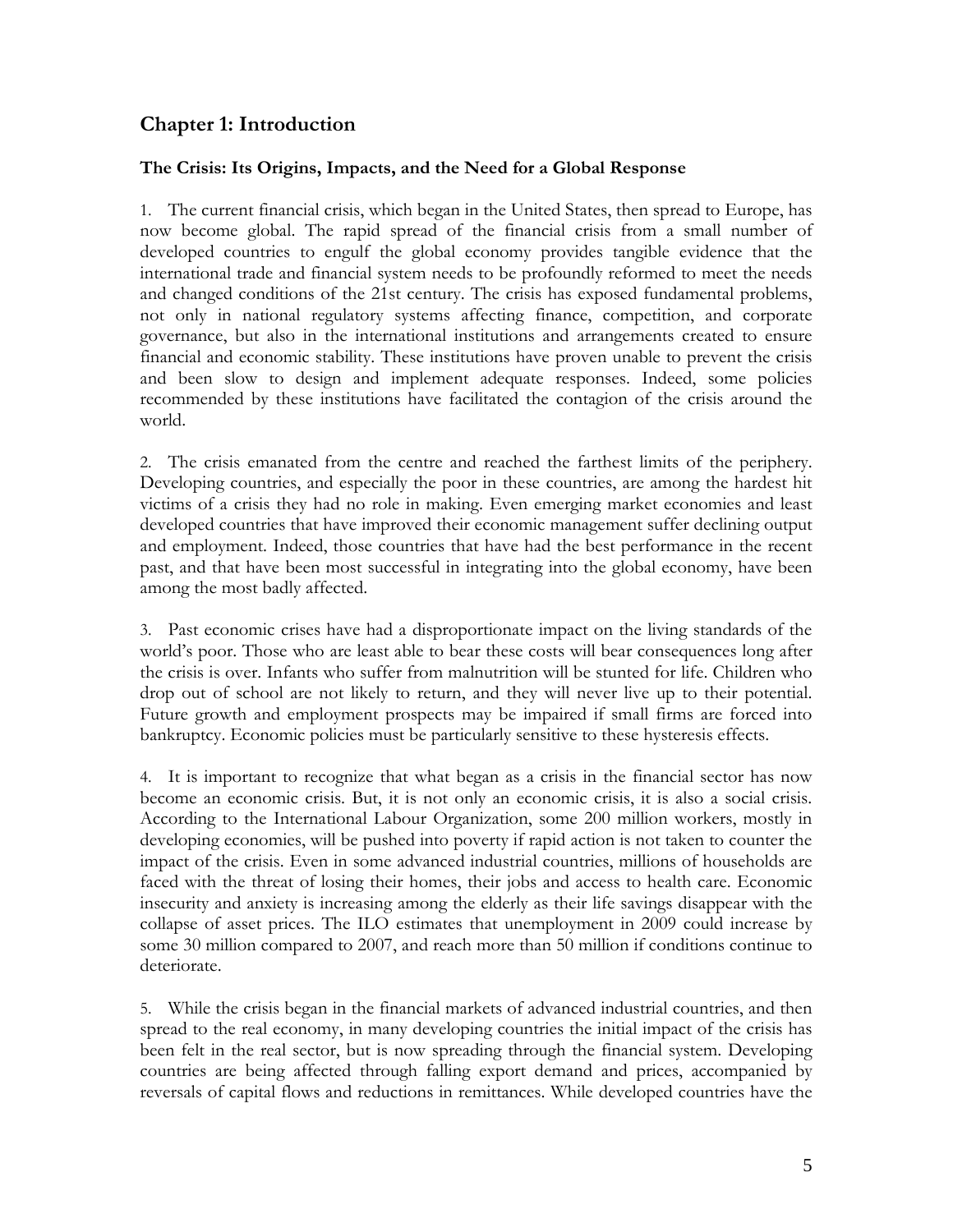## Chapter 1: Introduction

### The Crisis: Its Origins, Impacts, and the Need for a Global Response

1. The current financial crisis, which began in the United States, then spread to Europe, has now become global. The rapid spread of the financial crisis from a small number of developed countries to engulf the global economy provides tangible evidence that the international trade and financial system needs to be profoundly reformed to meet the needs and changed conditions of the 21st century. The crisis has exposed fundamental problems, not only in national regulatory systems affecting finance, competition, and corporate governance, but also in the international institutions and arrangements created to ensure financial and economic stability. These institutions have proven unable to prevent the crisis and been slow to design and implement adequate responses. Indeed, some policies recommended by these institutions have facilitated the contagion of the crisis around the world.

2. The crisis emanated from the centre and reached the farthest limits of the periphery. Developing countries, and especially the poor in these countries, are among the hardest hit victims of a crisis they had no role in making. Even emerging market economies and least developed countries that have improved their economic management suffer declining output and employment. Indeed, those countries that have had the best performance in the recent past, and that have been most successful in integrating into the global economy, have been among the most badly affected.

3. Past economic crises have had a disproportionate impact on the living standards of the world's poor. Those who are least able to bear these costs will bear consequences long after the crisis is over. Infants who suffer from malnutrition will be stunted for life. Children who drop out of school are not likely to return, and they will never live up to their potential. Future growth and employment prospects may be impaired if small firms are forced into bankruptcy. Economic policies must be particularly sensitive to these hysteresis effects.

4. It is important to recognize that what began as a crisis in the financial sector has now become an economic crisis. But, it is not only an economic crisis, it is also a social crisis. According to the International Labour Organization, some 200 million workers, mostly in developing economies, will be pushed into poverty if rapid action is not taken to counter the impact of the crisis. Even in some advanced industrial countries, millions of households are faced with the threat of losing their homes, their jobs and access to health care. Economic insecurity and anxiety is increasing among the elderly as their life savings disappear with the collapse of asset prices. The ILO estimates that unemployment in 2009 could increase by some 30 million compared to 2007, and reach more than 50 million if conditions continue to deteriorate.

5. While the crisis began in the financial markets of advanced industrial countries, and then spread to the real economy, in many developing countries the initial impact of the crisis has been felt in the real sector, but is now spreading through the financial system. Developing countries are being affected through falling export demand and prices, accompanied by reversals of capital flows and reductions in remittances. While developed countries have the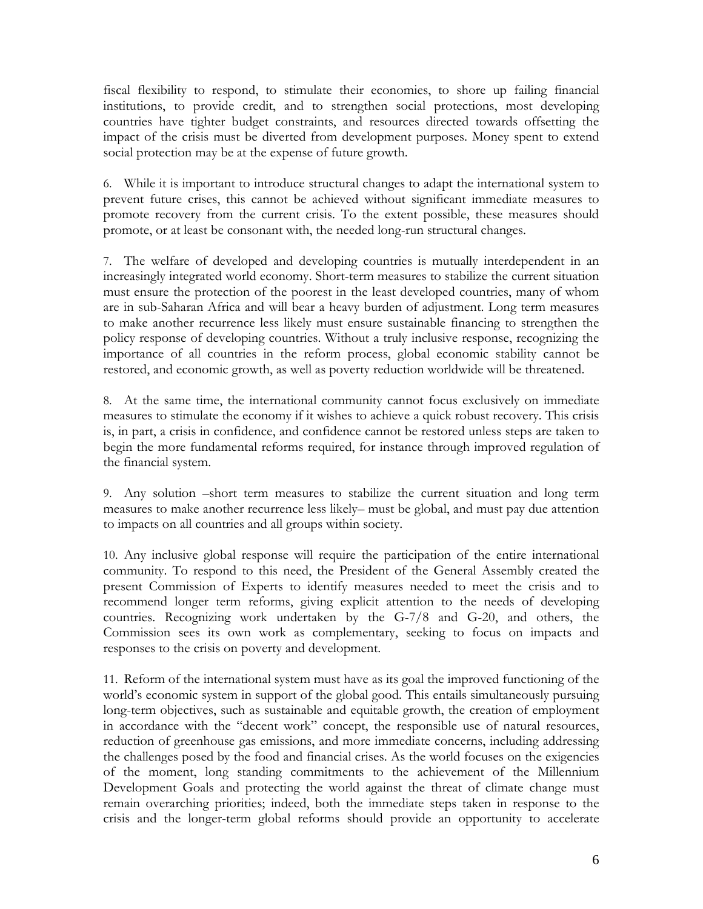fiscal flexibility to respond, to stimulate their economies, to shore up failing financial institutions, to provide credit, and to strengthen social protections, most developing countries have tighter budget constraints, and resources directed towards offsetting the impact of the crisis must be diverted from development purposes. Money spent to extend social protection may be at the expense of future growth.

6. While it is important to introduce structural changes to adapt the international system to prevent future crises, this cannot be achieved without significant immediate measures to promote recovery from the current crisis. To the extent possible, these measures should promote, or at least be consonant with, the needed long-run structural changes.

7. The welfare of developed and developing countries is mutually interdependent in an increasingly integrated world economy. Short-term measures to stabilize the current situation must ensure the protection of the poorest in the least developed countries, many of whom are in sub-Saharan Africa and will bear a heavy burden of adjustment. Long term measures to make another recurrence less likely must ensure sustainable financing to strengthen the policy response of developing countries. Without a truly inclusive response, recognizing the importance of all countries in the reform process, global economic stability cannot be restored, and economic growth, as well as poverty reduction worldwide will be threatened.

8. At the same time, the international community cannot focus exclusively on immediate measures to stimulate the economy if it wishes to achieve a quick robust recovery. This crisis is, in part, a crisis in confidence, and confidence cannot be restored unless steps are taken to begin the more fundamental reforms required, for instance through improved regulation of the financial system.

9. Any solution –short term measures to stabilize the current situation and long term measures to make another recurrence less likely– must be global, and must pay due attention to impacts on all countries and all groups within society.

10. Any inclusive global response will require the participation of the entire international community. To respond to this need, the President of the General Assembly created the present Commission of Experts to identify measures needed to meet the crisis and to recommend longer term reforms, giving explicit attention to the needs of developing countries. Recognizing work undertaken by the G-7/8 and G-20, and others, the Commission sees its own work as complementary, seeking to focus on impacts and responses to the crisis on poverty and development.

11. Reform of the international system must have as its goal the improved functioning of the world's economic system in support of the global good. This entails simultaneously pursuing long-term objectives, such as sustainable and equitable growth, the creation of employment in accordance with the "decent work" concept, the responsible use of natural resources, reduction of greenhouse gas emissions, and more immediate concerns, including addressing the challenges posed by the food and financial crises. As the world focuses on the exigencies of the moment, long standing commitments to the achievement of the Millennium Development Goals and protecting the world against the threat of climate change must remain overarching priorities; indeed, both the immediate steps taken in response to the crisis and the longer-term global reforms should provide an opportunity to accelerate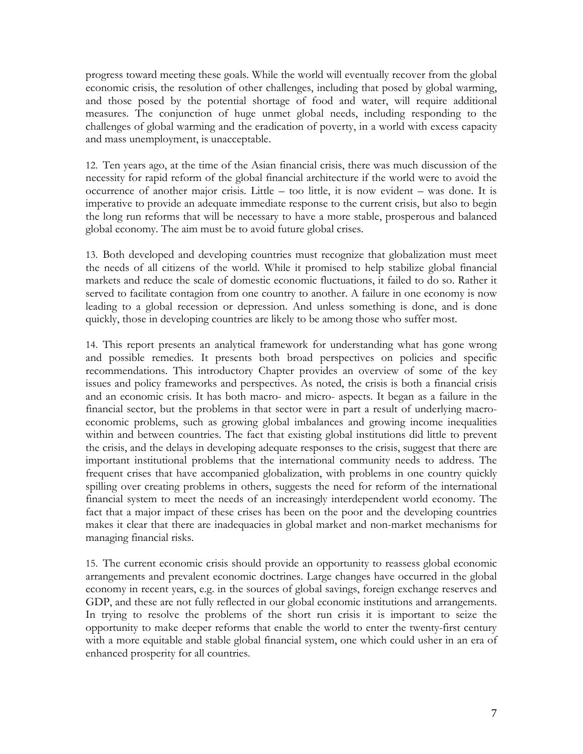progress toward meeting these goals. While the world will eventually recover from the global economic crisis, the resolution of other challenges, including that posed by global warming, and those posed by the potential shortage of food and water, will require additional measures. The conjunction of huge unmet global needs, including responding to the challenges of global warming and the eradication of poverty, in a world with excess capacity and mass unemployment, is unacceptable.

12. Ten years ago, at the time of the Asian financial crisis, there was much discussion of the necessity for rapid reform of the global financial architecture if the world were to avoid the occurrence of another major crisis. Little – too little, it is now evident – was done. It is imperative to provide an adequate immediate response to the current crisis, but also to begin the long run reforms that will be necessary to have a more stable, prosperous and balanced global economy. The aim must be to avoid future global crises.

13. Both developed and developing countries must recognize that globalization must meet the needs of all citizens of the world. While it promised to help stabilize global financial markets and reduce the scale of domestic economic fluctuations, it failed to do so. Rather it served to facilitate contagion from one country to another. A failure in one economy is now leading to a global recession or depression. And unless something is done, and is done quickly, those in developing countries are likely to be among those who suffer most.

14. This report presents an analytical framework for understanding what has gone wrong and possible remedies. It presents both broad perspectives on policies and specific recommendations. This introductory Chapter provides an overview of some of the key issues and policy frameworks and perspectives. As noted, the crisis is both a financial crisis and an economic crisis. It has both macro- and micro- aspects. It began as a failure in the financial sector, but the problems in that sector were in part a result of underlying macro-economic problems, such as growing global imbalances and growing income inequalities within and between countries. The fact that existing global institutions did little to prevent the crisis, and the delays in developing adequate responses to the crisis, suggest that there are important institutional problems that the international community needs to address. The frequent crises that have accompanied globalization, with problems in one country quickly spilling over creating problems in others, suggests the need for reform of the international financial system to meet the needs of an increasingly interdependent world economy. The fact that a major impact of these crises has been on the poor and the developing countries makes it clear that there are inadequacies in global market and non-market mechanisms for managing financial risks.

15. The current economic crisis should provide an opportunity to reassess global economic arrangements and prevalent economic doctrines. Large changes have occurred in the global economy in recent years, e.g. in the sources of global savings, foreign exchange reserves and GDP, and these are not fully reflected in our global economic institutions and arrangements. In trying to resolve the problems of the short run crisis it is important to seize the opportunity to make deeper reforms that enable the world to enter the twenty-first century with a more equitable and stable global financial system, one which could usher in an era of enhanced prosperity for all countries.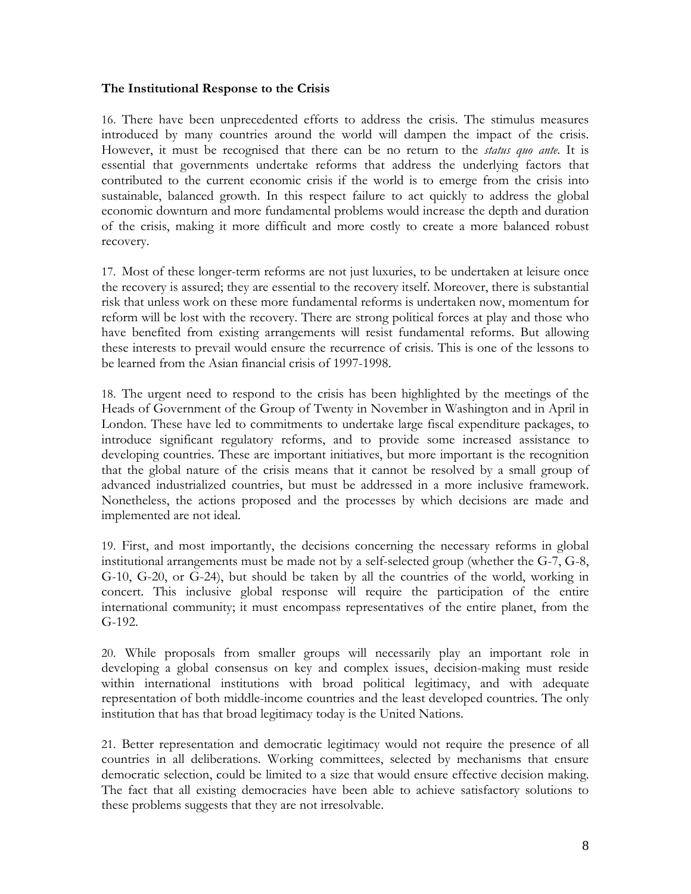**The Institutional Response to the Crisis**

16. There have been unprecedented efforts to address the crisis. The stimulus measures introduced by many countries around the world will dampen the impact of the crisis. However, it must be recognised that there can be no return to the *status quo ante*. It is essential that governments undertake reforms that address the underlying factors that contributed to the current economic crisis if the world is to emerge from the crisis into sustainable, balanced growth. In this respect failure to act quickly to address the global economic downturn and more fundamental problems would increase the depth and duration of the crisis, making it more difficult and more costly to create a more balanced robust recovery.

17. Most of these longer-term reforms are not just luxuries, to be undertaken at leisure once the recovery is assured; they are essential to the recovery itself. Moreover, there is substantial risk that unless work on these more fundamental reforms is undertaken now, momentum for reform will be lost with the recovery. There are strong political forces at play and those who have benefited from existing arrangements will resist fundamental reforms. But allowing these interests to prevail would ensure the recurrence of crisis. This is one of the lessons to be learned from the Asian financial crisis of 1997-1998.

18. The urgent need to respond to the crisis has been highlighted by the meetings of the Heads of Government of the Group of Twenty in November in Washington and in April in London. These have led to commitments to undertake large fiscal expenditure packages, to introduce significant regulatory reforms, and to provide some increased assistance to developing countries. These are important initiatives, but more important is the recognition that the global nature of the crisis means that it cannot be resolved by a small group of advanced industrialized countries, but must be addressed in a more inclusive framework. Nonetheless, the actions proposed and the processes by which decisions are made and implemented are not ideal.

19. First, and most importantly, the decisions concerning the necessary reforms in global institutional arrangements must be made not by a self-selected group (whether the G-7, G-8, G-10, G-20, or G-24), but should be taken by all the countries of the world, working in concert. This inclusive global response will require the participation of the entire international community; it must encompass representatives of the entire planet, from the G-192.

20. While proposals from smaller groups will necessarily play an important role in developing a global consensus on key and complex issues, decision-making must reside within international institutions with broad political legitimacy, and with adequate representation of both middle-income countries and the least developed countries. The only institution that has that broad legitimacy today is the United Nations.

21. Better representation and democratic legitimacy would not require the presence of all countries in all deliberations. Working committees, selected by mechanisms that ensure democratic selection, could be limited to a size that would ensure effective decision making. The fact that all existing democracies have been able to achieve satisfactory solutions to these problems suggests that they are not irresolvable.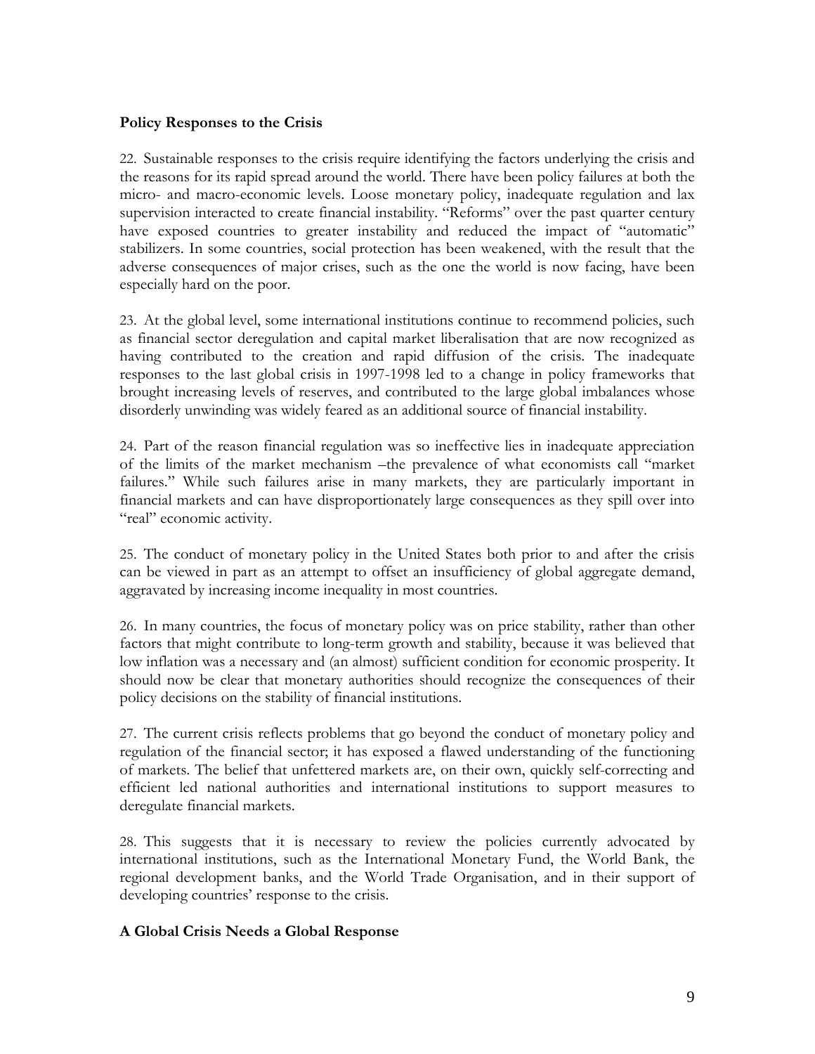## Policy Responses to the Crisis

22. Sustainable responses to the crisis require identifying the factors underlying the crisis and the reasons for its rapid spread around the world. There have been policy failures at both the micro- and macro-economic levels. Loose monetary policy, inadequate regulation and lax supervision interacted to create financial instability. "Reforms" over the past quarter century have exposed countries to greater instability and reduced the impact of "automatic" stabilizers. In some countries, social protection has been weakened, with the result that the adverse consequences of major crises, such as the one the world is now facing, have been especially hard on the poor.

23. At the global level, some international institutions continue to recommend policies, such as financial sector deregulation and capital market liberalisation that are now recognized as having contributed to the creation and rapid diffusion of the crisis. The inadequate responses to the last global crisis in 1997-1998 led to a change in policy frameworks that brought increasing levels of reserves, and contributed to the large global imbalances whose disorderly unwinding was widely feared as an additional source of financial instability.

24. Part of the reason financial regulation was so ineffective lies in inadequate appreciation of the limits of the market mechanism –the prevalence of what economists call "market failures." While such failures arise in many markets, they are particularly important in financial markets and can have disproportionately large consequences as they spill over into "real" economic activity.

25. The conduct of monetary policy in the United States both prior to and after the crisis can be viewed in part as an attempt to offset an insufficiency of global aggregate demand, aggravated by increasing income inequality in most countries.

26. In many countries, the focus of monetary policy was on price stability, rather than other factors that might contribute to long-term growth and stability, because it was believed that low inflation was a necessary and (an almost) sufficient condition for economic prosperity. It should now be clear that monetary authorities should recognize the consequences of their policy decisions on the stability of financial institutions.

27. The current crisis reflects problems that go beyond the conduct of monetary policy and regulation of the financial sector; it has exposed a flawed understanding of the functioning of markets. The belief that unfettered markets are, on their own, quickly self-correcting and efficient led national authorities and international institutions to support measures to deregulate financial markets.

28. This suggests that it is necessary to review the policies currently advocated by international institutions, such as the International Monetary Fund, the World Bank, the regional development banks, and the World Trade Organisation, and in their support of developing countries' response to the crisis.

## A Global Crisis Needs a Global Response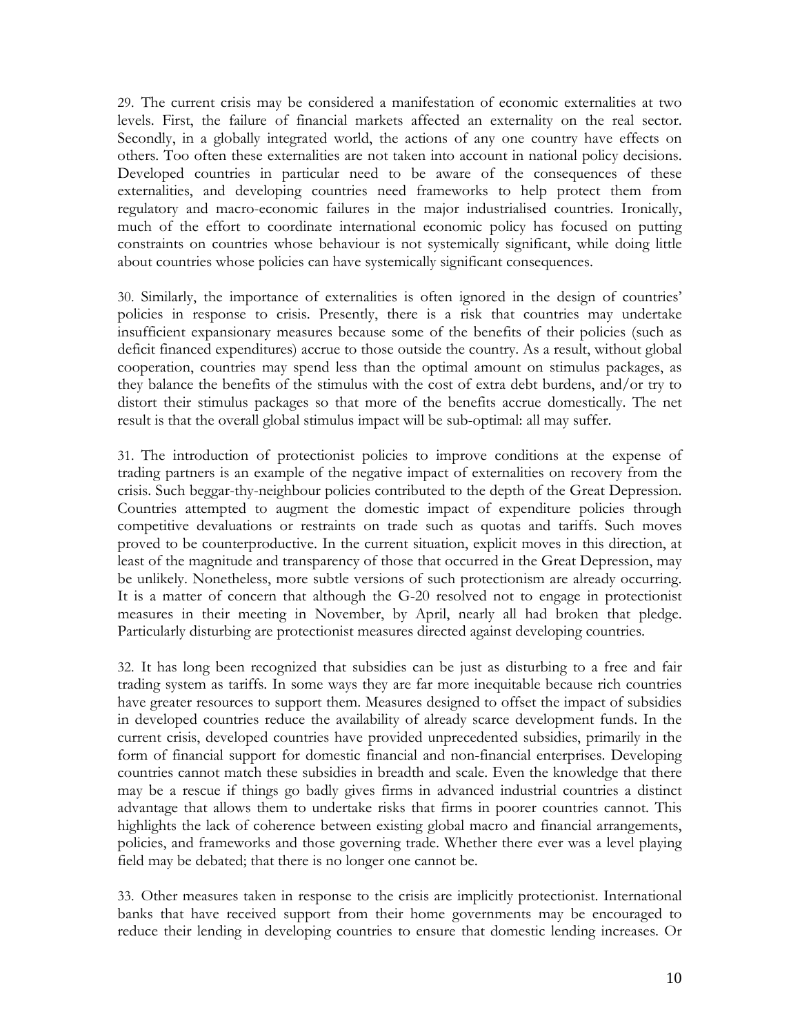29. The current crisis may be considered a manifestation of economic externalities at two levels. First, the failure of financial markets affected an externality on the real sector. Secondly, in a globally integrated world, the actions of any one country have effects on others. Too often these externalities are not taken into account in national policy decisions. Developed countries in particular need to be aware of the consequences of these externalities, and developing countries need frameworks to help protect them from regulatory and macro-economic failures in the major industrialised countries. Ironically, much of the effort to coordinate international economic policy has focused on putting constraints on countries whose behaviour is not systemically significant, while doing little about countries whose policies can have systemically significant consequences.

30. Similarly, the importance of externalities is often ignored in the design of countries' policies in response to crisis. Presently, there is a risk that countries may undertake insufficient expansionary measures because some of the benefits of their policies (such as deficit financed expenditures) accrue to those outside the country. As a result, without global cooperation, countries may spend less than the optimal amount on stimulus packages, as they balance the benefits of the stimulus with the cost of extra debt burdens, and/or try to distort their stimulus packages so that more of the benefits accrue domestically. The net result is that the overall global stimulus impact will be sub-optimal: all may suffer.

31. The introduction of protectionist policies to improve conditions at the expense of trading partners is an example of the negative impact of externalities on recovery from the crisis. Such beggar-thy-neighbour policies contributed to the depth of the Great Depression. Countries attempted to augment the domestic impact of expenditure policies through competitive devaluations or restraints on trade such as quotas and tariffs. Such moves proved to be counterproductive. In the current situation, explicit moves in this direction, at least of the magnitude and transparency of those that occurred in the Great Depression, may be unlikely. Nonetheless, more subtle versions of such protectionism are already occurring. It is a matter of concern that although the G-20 resolved not to engage in protectionist measures in their meeting in November, by April, nearly all had broken that pledge. Particularly disturbing are protectionist measures directed against developing countries.

32. It has long been recognized that subsidies can be just as disturbing to a free and fair trading system as tariffs. In some ways they are far more inequitable because rich countries have greater resources to support them. Measures designed to offset the impact of subsidies in developed countries reduce the availability of already scarce development funds. In the current crisis, developed countries have provided unprecedented subsidies, primarily in the form of financial support for domestic financial and non-financial enterprises. Developing countries cannot match these subsidies in breadth and scale. Even the knowledge that there may be a rescue if things go badly gives firms in advanced industrial countries a distinct advantage that allows them to undertake risks that firms in poorer countries cannot. This highlights the lack of coherence between existing global macro and financial arrangements, policies, and frameworks and those governing trade. Whether there ever was a level playing field may be debated; that there is no longer one cannot be.

33. Other measures taken in response to the crisis are implicitly protectionist. International banks that have received support from their home governments may be encouraged to reduce their lending in developing countries to ensure that domestic lending increases. Or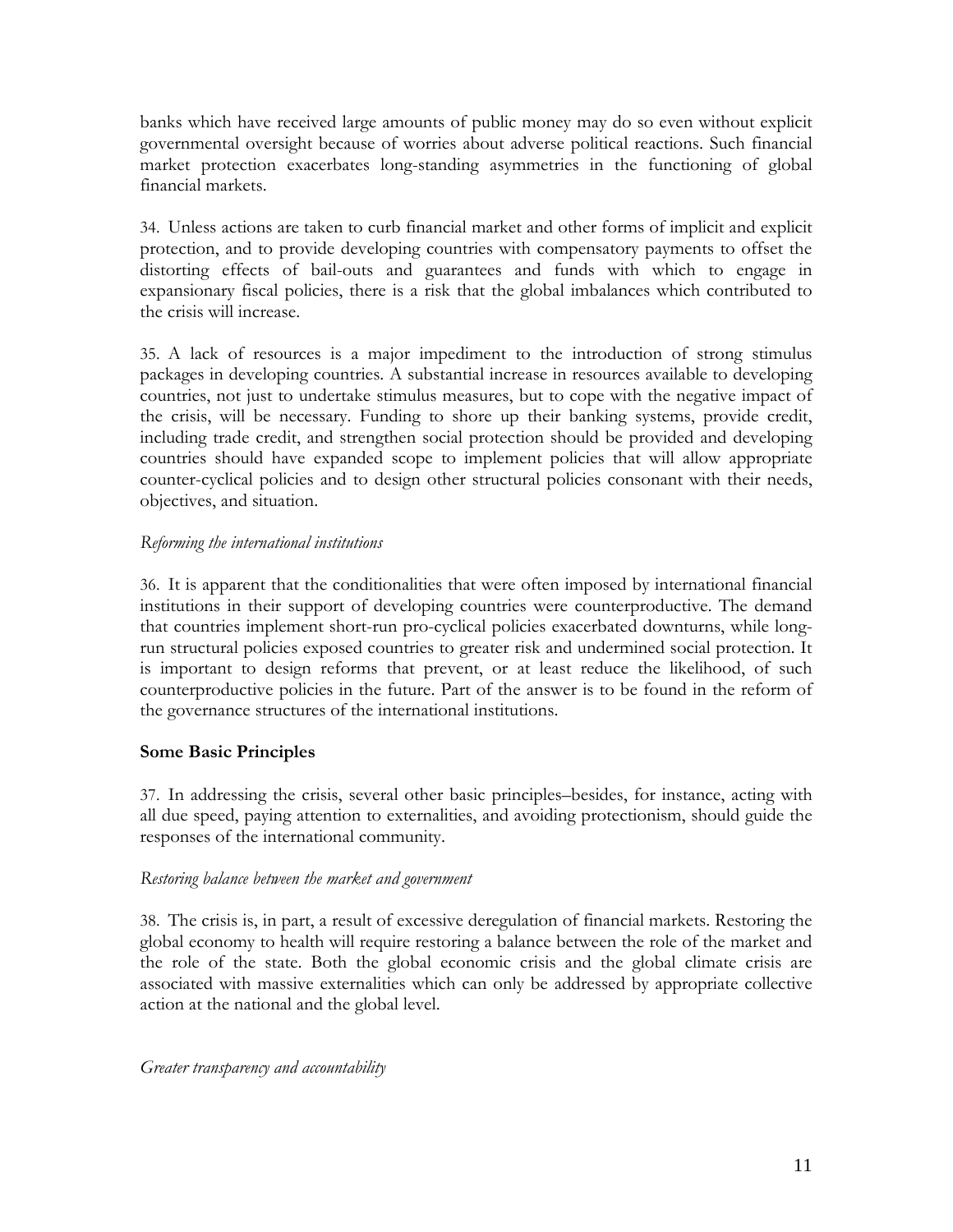banks which have received large amounts of public money may do so even without explicit governmental oversight because of worries about adverse political reactions. Such financial market protection exacerbates long-standing asymmetries in the functioning of global financial markets.

34. Unless actions are taken to curb financial market and other forms of implicit and explicit protection, and to provide developing countries with compensatory payments to offset the distorting effects of bail-outs and guarantees and funds with which to engage in expansionary fiscal policies, there is a risk that the global imbalances which contributed to the crisis will increase.

35. A lack of resources is a major impediment to the introduction of strong stimulus packages in developing countries. A substantial increase in resources available to developing countries, not just to undertake stimulus measures, but to cope with the negative impact of the crisis, will be necessary. Funding to shore up their banking systems, provide credit, including trade credit, and strengthen social protection should be provided and developing countries should have expanded scope to implement policies that will allow appropriate counter-cyclical policies and to design other structural policies consonant with their needs, objectives, and situation.

*Reforming the international institutions*

36. It is apparent that the conditionalities that were often imposed by international financial institutions in their support of developing countries were counterproductive. The demand that countries implement short-run pro-cyclical policies exacerbated downturns, while long-run structural policies exposed countries to greater risk and undermined social protection. It is important to design reforms that prevent, or at least reduce the likelihood, of such counterproductive policies in the future. Part of the answer is to be found in the reform of the governance structures of the international institutions.

## Some Basic Principles

37. In addressing the crisis, several other basic principles–besides, for instance, acting with all due speed, paying attention to externalities, and avoiding protectionism, should guide the responses of the international community.

*Restoring balance between the market and government*

38. The crisis is, in part, a result of excessive deregulation of financial markets. Restoring the global economy to health will require restoring a balance between the role of the market and the role of the state. Both the global economic crisis and the global climate crisis are associated with massive externalities which can only be addressed by appropriate collective action at the national and the global level.

*Greater transparency and accountability*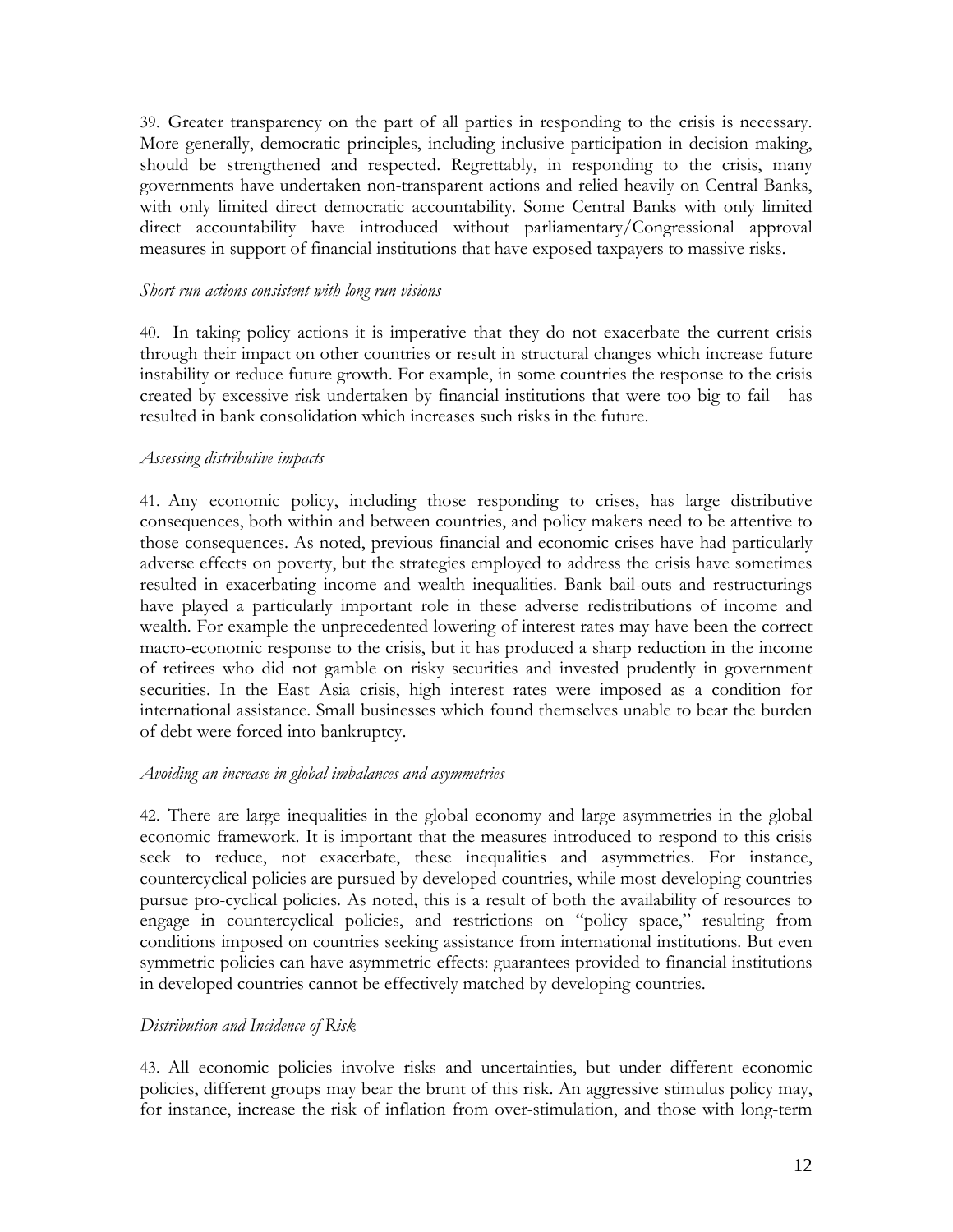39. Greater transparency on the part of all parties in responding to the crisis is necessary. More generally, democratic principles, including inclusive participation in decision making, should be strengthened and respected. Regrettably, in responding to the crisis, many governments have undertaken non-transparent actions and relied heavily on Central Banks, with only limited direct democratic accountability. Some Central Banks with only limited direct accountability have introduced without parliamentary/Congressional approval measures in support of financial institutions that have exposed taxpayers to massive risks.

*Short run actions consistent with long run visions*

40. In taking policy actions it is imperative that they do not exacerbate the current crisis through their impact on other countries or result in structural changes which increase future instability or reduce future growth. For example, in some countries the response to the crisis created by excessive risk undertaken by financial institutions that were too big to fail has resulted in bank consolidation which increases such risks in the future.

*Assessing distributive impacts*

41. Any economic policy, including those responding to crises, has large distributive consequences, both within and between countries, and policy makers need to be attentive to those consequences. As noted, previous financial and economic crises have had particularly adverse effects on poverty, but the strategies employed to address the crisis have sometimes resulted in exacerbating income and wealth inequalities. Bank bail-outs and restructurings have played a particularly important role in these adverse redistributions of income and wealth. For example the unprecedented lowering of interest rates may have been the correct macro-economic response to the crisis, but it has produced a sharp reduction in the income of retirees who did not gamble on risky securities and invested prudently in government securities. In the East Asia crisis, high interest rates were imposed as a condition for international assistance. Small businesses which found themselves unable to bear the burden of debt were forced into bankruptcy.

*Avoiding an increase in global imbalances and asymmetries*

42. There are large inequalities in the global economy and large asymmetries in the global economic framework. It is important that the measures introduced to respond to this crisis seek to reduce, not exacerbate, these inequalities and asymmetries. For instance, countercyclical policies are pursued by developed countries, while most developing countries pursue pro-cyclical policies. As noted, this is a result of both the availability of resources to engage in countercyclical policies, and restrictions on "policy space," resulting from conditions imposed on countries seeking assistance from international institutions. But even symmetric policies can have asymmetric effects: guarantees provided to financial institutions in developed countries cannot be effectively matched by developing countries.

*Distribution and Incidence of Risk*

43. All economic policies involve risks and uncertainties, but under different economic policies, different groups may bear the brunt of this risk. An aggressive stimulus policy may, for instance, increase the risk of inflation from over-stimulation, and those with long-term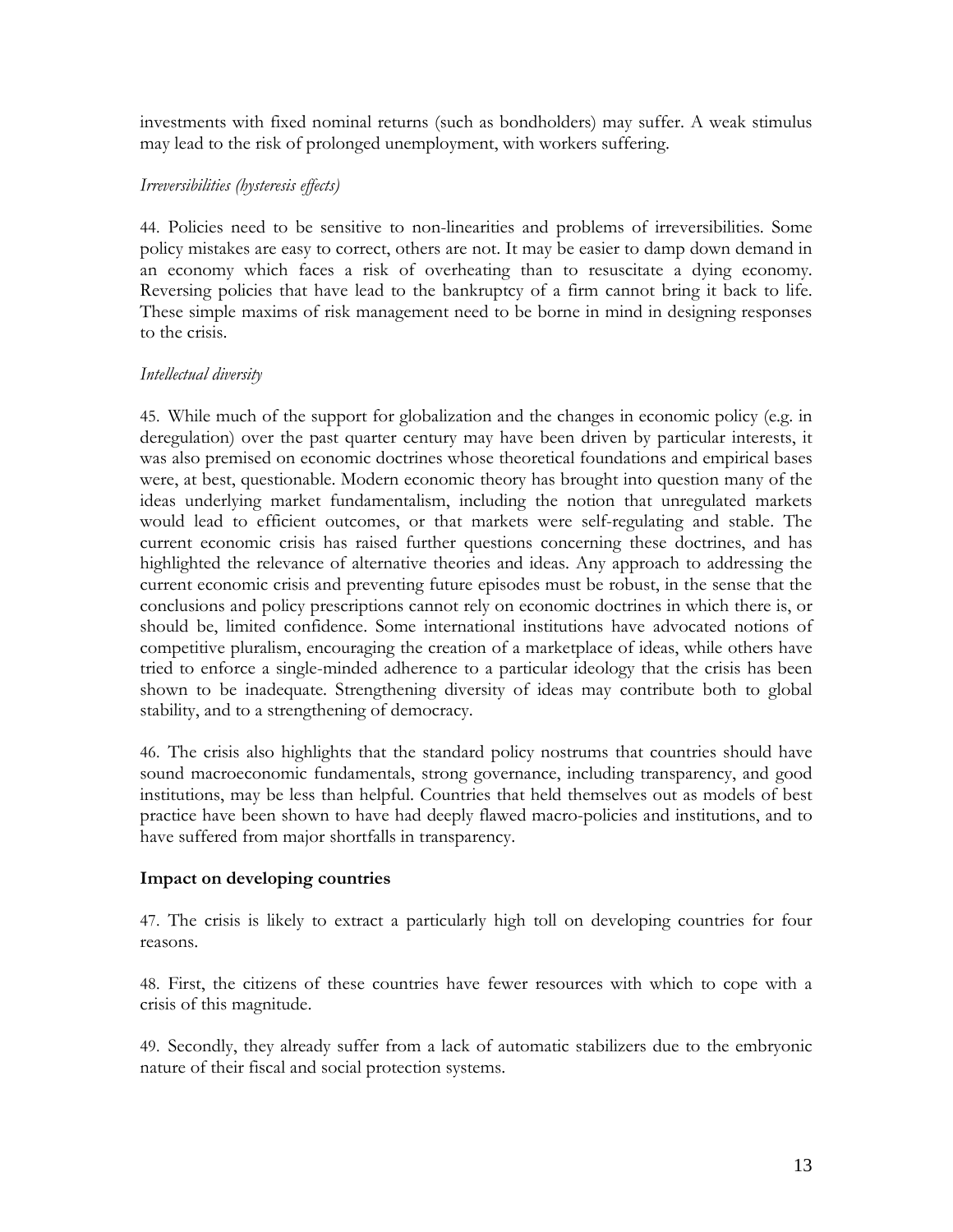investments with fixed nominal returns (such as bondholders) may suffer. A weak stimulus may lead to the risk of prolonged unemployment, with workers suffering.

*Irreversibilities (hysteresis effects)*

44. Policies need to be sensitive to non-linearities and problems of irreversibilities. Some policy mistakes are easy to correct, others are not. It may be easier to damp down demand in an economy which faces a risk of overheating than to resuscitate a dying economy. Reversing policies that have lead to the bankruptcy of a firm cannot bring it back to life. These simple maxims of risk management need to be borne in mind in designing responses to the crisis.

*Intellectual diversity*

45. While much of the support for globalization and the changes in economic policy (e.g. in deregulation) over the past quarter century may have been driven by particular interests, it was also premised on economic doctrines whose theoretical foundations and empirical bases were, at best, questionable. Modern economic theory has brought into question many of the ideas underlying market fundamentalism, including the notion that unregulated markets would lead to efficient outcomes, or that markets were self-regulating and stable. The current economic crisis has raised further questions concerning these doctrines, and has highlighted the relevance of alternative theories and ideas. Any approach to addressing the current economic crisis and preventing future episodes must be robust, in the sense that the conclusions and policy prescriptions cannot rely on economic doctrines in which there is, or should be, limited confidence. Some international institutions have advocated notions of competitive pluralism, encouraging the creation of a marketplace of ideas, while others have tried to enforce a single-minded adherence to a particular ideology that the crisis has been shown to be inadequate. Strengthening diversity of ideas may contribute both to global stability, and to a strengthening of democracy.

46. The crisis also highlights that the standard policy nostrums that countries should have sound macroeconomic fundamentals, strong governance, including transparency, and good institutions, may be less than helpful. Countries that held themselves out as models of best practice have been shown to have had deeply flawed macro-policies and institutions, and to have suffered from major shortfalls in transparency.

**Impact on developing countries**

47. The crisis is likely to extract a particularly high toll on developing countries for four reasons.

48. First, the citizens of these countries have fewer resources with which to cope with a crisis of this magnitude.

49. Secondly, they already suffer from a lack of automatic stabilizers due to the embryonic nature of their fiscal and social protection systems.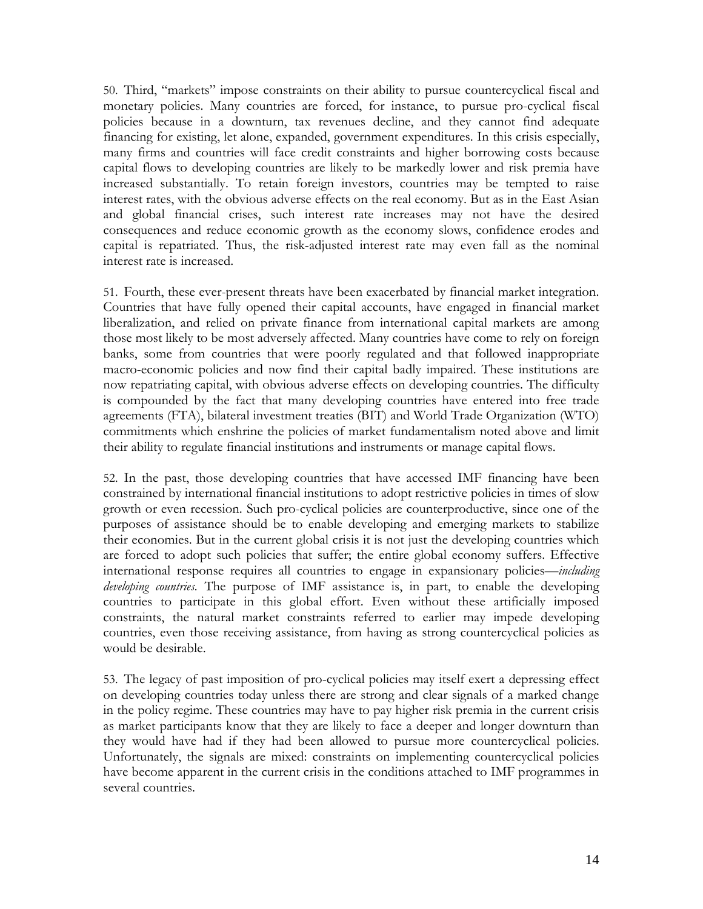50. Third, "markets" impose constraints on their ability to pursue countercyclical fiscal and monetary policies. Many countries are forced, for instance, to pursue pro-cyclical fiscal policies because in a downturn, tax revenues decline, and they cannot find adequate financing for existing, let alone, expanded, government expenditures. In this crisis especially, many firms and countries will face credit constraints and higher borrowing costs because capital flows to developing countries are likely to be markedly lower and risk premia have increased substantially. To retain foreign investors, countries may be tempted to raise interest rates, with the obvious adverse effects on the real economy. But as in the East Asian and global financial crises, such interest rate increases may not have the desired consequences and reduce economic growth as the economy slows, confidence erodes and capital is repatriated. Thus, the risk-adjusted interest rate may even fall as the nominal interest rate is increased.

51. Fourth, these ever-present threats have been exacerbated by financial market integration. Countries that have fully opened their capital accounts, have engaged in financial market liberalization, and relied on private finance from international capital markets are among those most likely to be most adversely affected. Many countries have come to rely on foreign banks, some from countries that were poorly regulated and that followed inappropriate macro-economic policies and now find their capital badly impaired. These institutions are now repatriating capital, with obvious adverse effects on developing countries. The difficulty is compounded by the fact that many developing countries have entered into free trade agreements (FTA), bilateral investment treaties (BIT) and World Trade Organization (WTO) commitments which enshrine the policies of market fundamentalism noted above and limit their ability to regulate financial institutions and instruments or manage capital flows.

52. In the past, those developing countries that have accessed IMF financing have been constrained by international financial institutions to adopt restrictive policies in times of slow growth or even recession. Such pro-cyclical policies are counterproductive, since one of the purposes of assistance should be to enable developing and emerging markets to stabilize their economies. But in the current global crisis it is not just the developing countries which are forced to adopt such policies that suffer; the entire global economy suffers. Effective international response requires all countries to engage in expansionary policies—*including developing countries.* The purpose of IMF assistance is, in part, to enable the developing countries to participate in this global effort. Even without these artificially imposed constraints, the natural market constraints referred to earlier may impede developing countries, even those receiving assistance, from having as strong countercyclical policies as would be desirable.

53. The legacy of past imposition of pro-cyclical policies may itself exert a depressing effect on developing countries today unless there are strong and clear signals of a marked change in the policy regime. These countries may have to pay higher risk premia in the current crisis as market participants know that they are likely to face a deeper and longer downturn than they would have had if they had been allowed to pursue more countercyclical policies. Unfortunately, the signals are mixed: constraints on implementing countercyclical policies have become apparent in the current crisis in the conditions attached to IMF programmes in several countries.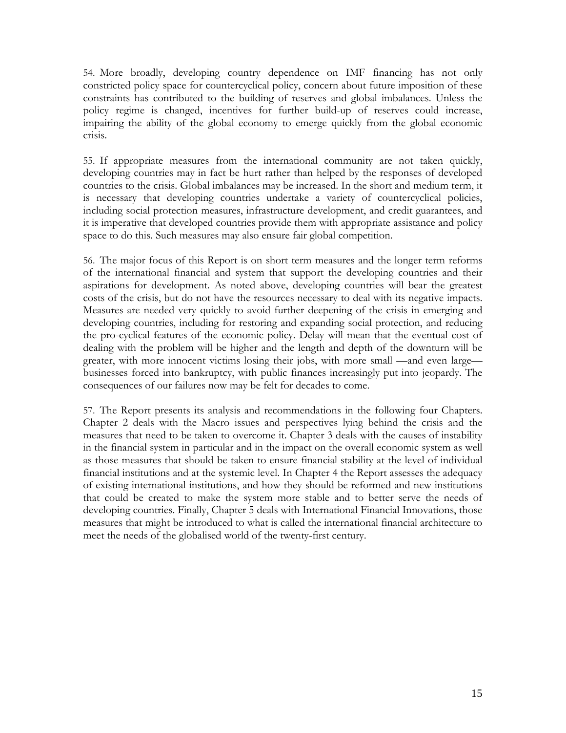54. More broadly, developing country dependence on IMF financing has not only constricted policy space for countercyclical policy, concern about future imposition of these constraints has contributed to the building of reserves and global imbalances. Unless the policy regime is changed, incentives for further build-up of reserves could increase, impairing the ability of the global economy to emerge quickly from the global economic crisis.

55. If appropriate measures from the international community are not taken quickly, developing countries may in fact be hurt rather than helped by the responses of developed countries to the crisis. Global imbalances may be increased. In the short and medium term, it is necessary that developing countries undertake a variety of countercyclical policies, including social protection measures, infrastructure development, and credit guarantees, and it is imperative that developed countries provide them with appropriate assistance and policy space to do this. Such measures may also ensure fair global competition.

56. The major focus of this Report is on short term measures and the longer term reforms of the international financial and system that support the developing countries and their aspirations for development. As noted above, developing countries will bear the greatest costs of the crisis, but do not have the resources necessary to deal with its negative impacts. Measures are needed very quickly to avoid further deepening of the crisis in emerging and developing countries, including for restoring and expanding social protection, and reducing the pro-cyclical features of the economic policy. Delay will mean that the eventual cost of dealing with the problem will be higher and the length and depth of the downturn will be greater, with more innocent victims losing their jobs, with more small —and even large— businesses forced into bankruptcy, with public finances increasingly put into jeopardy. The consequences of our failures now may be felt for decades to come.

57. The Report presents its analysis and recommendations in the following four Chapters. Chapter 2 deals with the Macro issues and perspectives lying behind the crisis and the measures that need to be taken to overcome it. Chapter 3 deals with the causes of instability in the financial system in particular and in the impact on the overall economic system as well as those measures that should be taken to ensure financial stability at the level of individual financial institutions and at the systemic level. In Chapter 4 the Report assesses the adequacy of existing international institutions, and how they should be reformed and new institutions that could be created to make the system more stable and to better serve the needs of developing countries. Finally, Chapter 5 deals with International Financial Innovations, those measures that might be introduced to what is called the international financial architecture to meet the needs of the globalised world of the twenty-first century.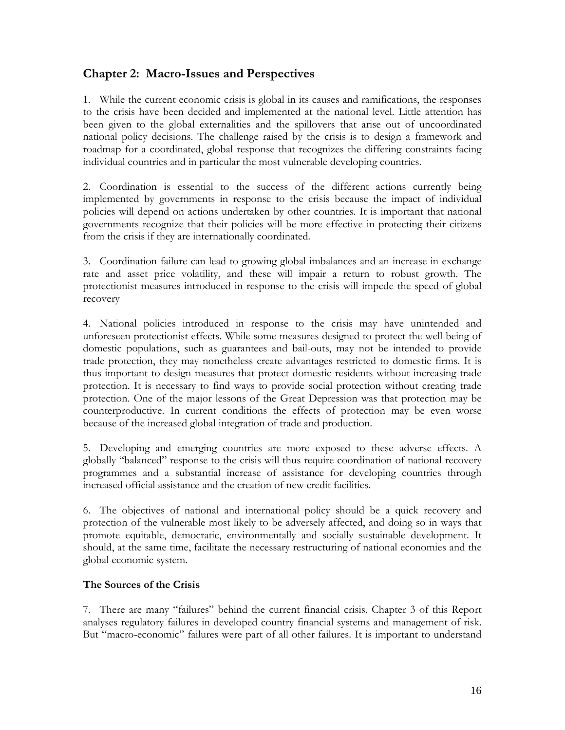## Chapter 2: Macro-Issues and Perspectives

1. While the current economic crisis is global in its causes and ramifications, the responses to the crisis have been decided and implemented at the national level. Little attention has been given to the global externalities and the spillovers that arise out of uncoordinated national policy decisions. The challenge raised by the crisis is to design a framework and roadmap for a coordinated, global response that recognizes the differing constraints facing individual countries and in particular the most vulnerable developing countries.

2. Coordination is essential to the success of the different actions currently being implemented by governments in response to the crisis because the impact of individual policies will depend on actions undertaken by other countries. It is important that national governments recognize that their policies will be more effective in protecting their citizens from the crisis if they are internationally coordinated.

3. Coordination failure can lead to growing global imbalances and an increase in exchange rate and asset price volatility, and these will impair a return to robust growth. The protectionist measures introduced in response to the crisis will impede the speed of global recovery

4. National policies introduced in response to the crisis may have unintended and unforeseen protectionist effects. While some measures designed to protect the well being of domestic populations, such as guarantees and bail-outs, may not be intended to provide trade protection, they may nonetheless create advantages restricted to domestic firms. It is thus important to design measures that protect domestic residents without increasing trade protection. It is necessary to find ways to provide social protection without creating trade protection. One of the major lessons of the Great Depression was that protection may be counterproductive. In current conditions the effects of protection may be even worse because of the increased global integration of trade and production.

5. Developing and emerging countries are more exposed to these adverse effects. A globally "balanced" response to the crisis will thus require coordination of national recovery programmes and a substantial increase of assistance for developing countries through increased official assistance and the creation of new credit facilities.

6. The objectives of national and international policy should be a quick recovery and protection of the vulnerable most likely to be adversely affected, and doing so in ways that promote equitable, democratic, environmentally and socially sustainable development. It should, at the same time, facilitate the necessary restructuring of national economies and the global economic system.

### The Sources of the Crisis

7. There are many "failures" behind the current financial crisis. Chapter 3 of this Report analyses regulatory failures in developed country financial systems and management of risk. But "macro-economic" failures were part of all other failures. It is important to understand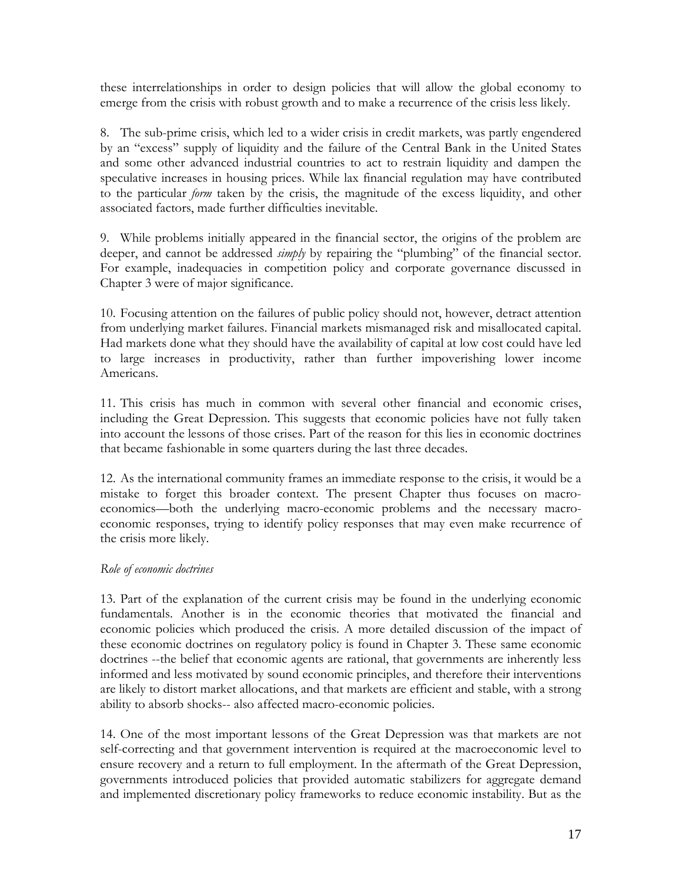these interrelationships in order to design policies that will allow the global economy to emerge from the crisis with robust growth and to make a recurrence of the crisis less likely.

8. The sub-prime crisis, which led to a wider crisis in credit markets, was partly engendered by an "excess" supply of liquidity and the failure of the Central Bank in the United States and some other advanced industrial countries to act to restrain liquidity and dampen the speculative increases in housing prices. While lax financial regulation may have contributed to the particular *form* taken by the crisis, the magnitude of the excess liquidity, and other associated factors, made further difficulties inevitable.

9. While problems initially appeared in the financial sector, the origins of the problem are deeper, and cannot be addressed *simply* by repairing the "plumbing" of the financial sector. For example, inadequacies in competition policy and corporate governance discussed in Chapter 3 were of major significance.

10. Focusing attention on the failures of public policy should not, however, detract attention from underlying market failures. Financial markets mismanaged risk and misallocated capital. Had markets done what they should have the availability of capital at low cost could have led to large increases in productivity, rather than further impoverishing lower income Americans.

11. This crisis has much in common with several other financial and economic crises, including the Great Depression. This suggests that economic policies have not fully taken into account the lessons of those crises. Part of the reason for this lies in economic doctrines that became fashionable in some quarters during the last three decades.

12. As the international community frames an immediate response to the crisis, it would be a mistake to forget this broader context. The present Chapter thus focuses on macro-economics—both the underlying macro-economic problems and the necessary macro-economic responses, trying to identify policy responses that may even make recurrence of the crisis more likely.

*Role of economic doctrines*

13. Part of the explanation of the current crisis may be found in the underlying economic fundamentals. Another is in the economic theories that motivated the financial and economic policies which produced the crisis. A more detailed discussion of the impact of these economic doctrines on regulatory policy is found in Chapter 3. These same economic doctrines --the belief that economic agents are rational, that governments are inherently less informed and less motivated by sound economic principles, and therefore their interventions are likely to distort market allocations, and that markets are efficient and stable, with a strong ability to absorb shocks-- also affected macro-economic policies.

14. One of the most important lessons of the Great Depression was that markets are not self-correcting and that government intervention is required at the macroeconomic level to ensure recovery and a return to full employment. In the aftermath of the Great Depression, governments introduced policies that provided automatic stabilizers for aggregate demand and implemented discretionary policy frameworks to reduce economic instability. But as the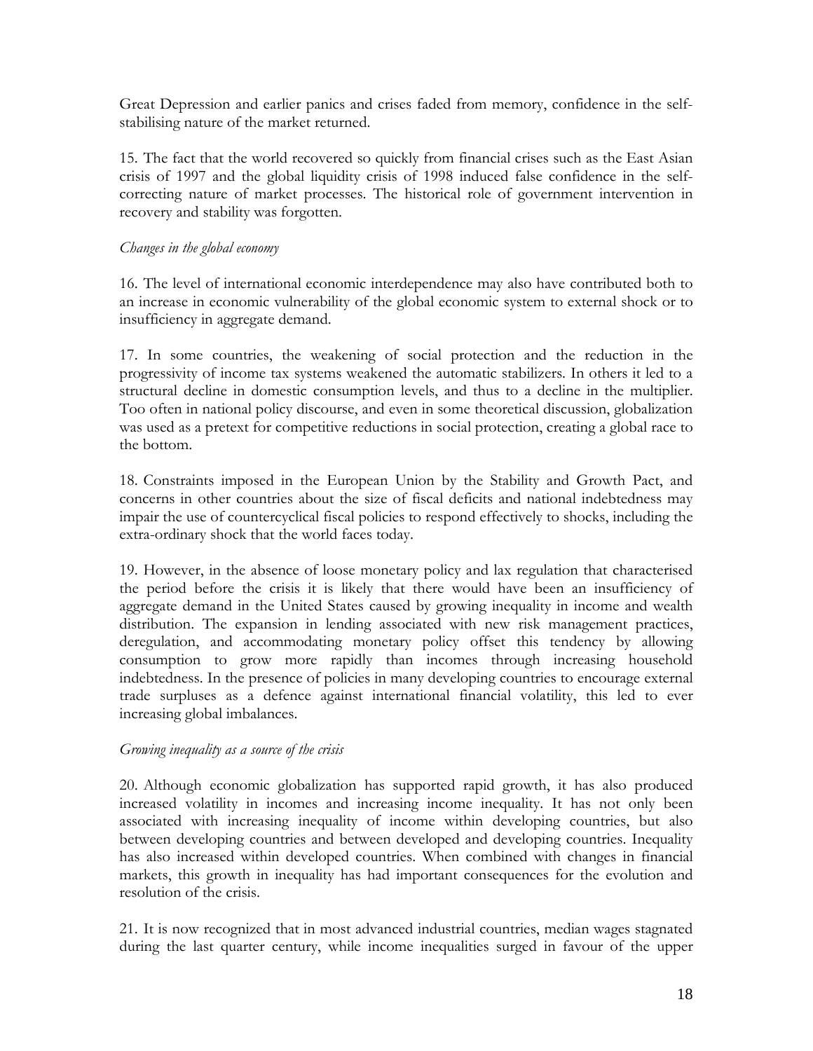Great Depression and earlier panics and crises faded from memory, confidence in the self-stabilising nature of the market returned.

15. The fact that the world recovered so quickly from financial crises such as the East Asian crisis of 1997 and the global liquidity crisis of 1998 induced false confidence in the self-correcting nature of market processes. The historical role of government intervention in recovery and stability was forgotten.

*Changes in the global economy*

16. The level of international economic interdependence may also have contributed both to an increase in economic vulnerability of the global economic system to external shock or to insufficiency in aggregate demand.

17. In some countries, the weakening of social protection and the reduction in the progressivity of income tax systems weakened the automatic stabilizers. In others it led to a structural decline in domestic consumption levels, and thus to a decline in the multiplier. Too often in national policy discourse, and even in some theoretical discussion, globalization was used as a pretext for competitive reductions in social protection, creating a global race to the bottom.

18. Constraints imposed in the European Union by the Stability and Growth Pact, and concerns in other countries about the size of fiscal deficits and national indebtedness may impair the use of countercyclical fiscal policies to respond effectively to shocks, including the extra-ordinary shock that the world faces today.

19. However, in the absence of loose monetary policy and lax regulation that characterised the period before the crisis it is likely that there would have been an insufficiency of aggregate demand in the United States caused by growing inequality in income and wealth distribution. The expansion in lending associated with new risk management practices, deregulation, and accommodating monetary policy offset this tendency by allowing consumption to grow more rapidly than incomes through increasing household indebtedness. In the presence of policies in many developing countries to encourage external trade surpluses as a defence against international financial volatility, this led to ever increasing global imbalances.

*Growing inequality as a source of the crisis*

20. Although economic globalization has supported rapid growth, it has also produced increased volatility in incomes and increasing income inequality. It has not only been associated with increasing inequality of income within developing countries, but also between developing countries and between developed and developing countries. Inequality has also increased within developed countries. When combined with changes in financial markets, this growth in inequality has had important consequences for the evolution and resolution of the crisis.

21. It is now recognized that in most advanced industrial countries, median wages stagnated during the last quarter century, while income inequalities surged in favour of the upper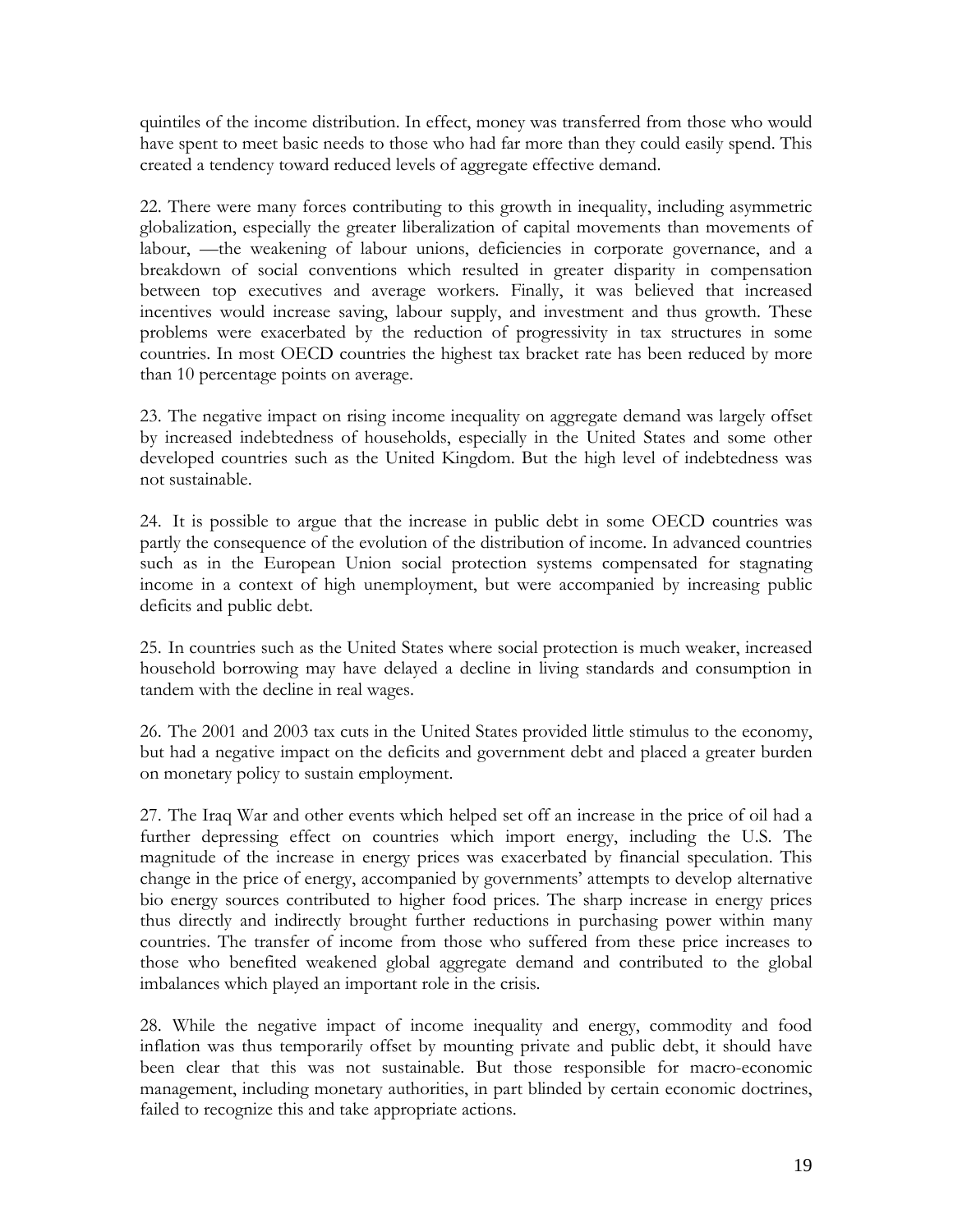quintiles of the income distribution. In effect, money was transferred from those who would have spent to meet basic needs to those who had far more than they could easily spend. This created a tendency toward reduced levels of aggregate effective demand.

22. There were many forces contributing to this growth in inequality, including asymmetric globalization, especially the greater liberalization of capital movements than movements of labour, —the weakening of labour unions, deficiencies in corporate governance, and a breakdown of social conventions which resulted in greater disparity in compensation between top executives and average workers. Finally, it was believed that increased incentives would increase saving, labour supply, and investment and thus growth. These problems were exacerbated by the reduction of progressivity in tax structures in some countries. In most OECD countries the highest tax bracket rate has been reduced by more than 10 percentage points on average.

23. The negative impact on rising income inequality on aggregate demand was largely offset by increased indebtedness of households, especially in the United States and some other developed countries such as the United Kingdom. But the high level of indebtedness was not sustainable.

24. It is possible to argue that the increase in public debt in some OECD countries was partly the consequence of the evolution of the distribution of income. In advanced countries such as in the European Union social protection systems compensated for stagnating income in a context of high unemployment, but were accompanied by increasing public deficits and public debt.

25. In countries such as the United States where social protection is much weaker, increased household borrowing may have delayed a decline in living standards and consumption in tandem with the decline in real wages.

26. The 2001 and 2003 tax cuts in the United States provided little stimulus to the economy, but had a negative impact on the deficits and government debt and placed a greater burden on monetary policy to sustain employment.

27. The Iraq War and other events which helped set off an increase in the price of oil had a further depressing effect on countries which import energy, including the U.S. The magnitude of the increase in energy prices was exacerbated by financial speculation. This change in the price of energy, accompanied by governments' attempts to develop alternative bio energy sources contributed to higher food prices. The sharp increase in energy prices thus directly and indirectly brought further reductions in purchasing power within many countries. The transfer of income from those who suffered from these price increases to those who benefited weakened global aggregate demand and contributed to the global imbalances which played an important role in the crisis.

28. While the negative impact of income inequality and energy, commodity and food inflation was thus temporarily offset by mounting private and public debt, it should have been clear that this was not sustainable. But those responsible for macro-economic management, including monetary authorities, in part blinded by certain economic doctrines, failed to recognize this and take appropriate actions.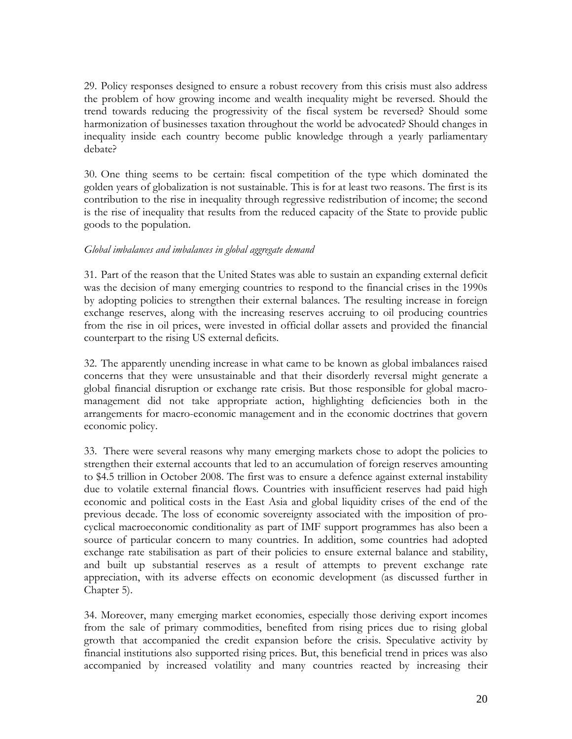29. Policy responses designed to ensure a robust recovery from this crisis must also address the problem of how growing income and wealth inequality might be reversed. Should the trend towards reducing the progressivity of the fiscal system be reversed? Should some harmonization of businesses taxation throughout the world be advocated? Should changes in inequality inside each country become public knowledge through a yearly parliamentary debate?

30. One thing seems to be certain: fiscal competition of the type which dominated the golden years of globalization is not sustainable. This is for at least two reasons. The first is its contribution to the rise in inequality through regressive redistribution of income; the second is the rise of inequality that results from the reduced capacity of the State to provide public goods to the population.

*Global imbalances and imbalances in global aggregate demand*

31. Part of the reason that the United States was able to sustain an expanding external deficit was the decision of many emerging countries to respond to the financial crises in the 1990s by adopting policies to strengthen their external balances. The resulting increase in foreign exchange reserves, along with the increasing reserves accruing to oil producing countries from the rise in oil prices, were invested in official dollar assets and provided the financial counterpart to the rising US external deficits.

32. The apparently unending increase in what came to be known as global imbalances raised concerns that they were unsustainable and that their disorderly reversal might generate a global financial disruption or exchange rate crisis. But those responsible for global macro-management did not take appropriate action, highlighting deficiencies both in the arrangements for macro-economic management and in the economic doctrines that govern economic policy.

33. There were several reasons why many emerging markets chose to adopt the policies to strengthen their external accounts that led to an accumulation of foreign reserves amounting to $4.5 trillion in October 2008. The first was to ensure a defence against external instability due to volatile external financial flows. Countries with insufficient reserves had paid high economic and political costs in the East Asia and global liquidity crises of the end of the previous decade. The loss of economic sovereignty associated with the imposition of pro-cyclical macroeconomic conditionality as part of IMF support programmes has also been a source of particular concern to many countries. In addition, some countries had adopted exchange rate stabilisation as part of their policies to ensure external balance and stability, and built up substantial reserves as a result of attempts to prevent exchange rate appreciation, with its adverse effects on economic development (as discussed further in Chapter 5).

34. Moreover, many emerging market economies, especially those deriving export incomes from the sale of primary commodities, benefited from rising prices due to rising global growth that accompanied the credit expansion before the crisis. Speculative activity by financial institutions also supported rising prices. But, this beneficial trend in prices was also accompanied by increased volatility and many countries reacted by increasing their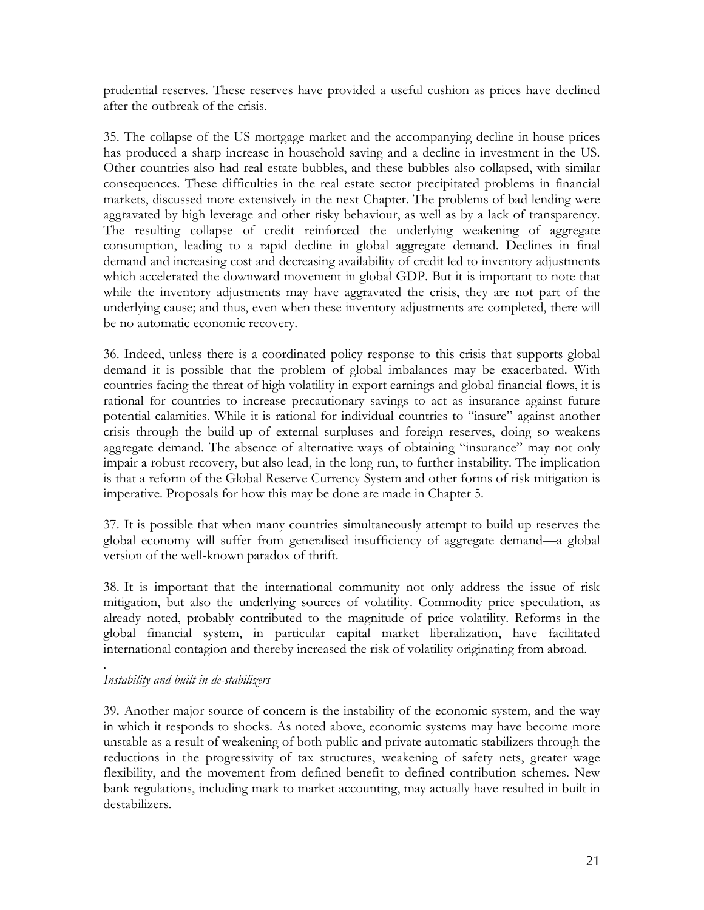prudential reserves. These reserves have provided a useful cushion as prices have declined after the outbreak of the crisis.

35. The collapse of the US mortgage market and the accompanying decline in house prices has produced a sharp increase in household saving and a decline in investment in the US. Other countries also had real estate bubbles, and these bubbles also collapsed, with similar consequences. These difficulties in the real estate sector precipitated problems in financial markets, discussed more extensively in the next Chapter. The problems of bad lending were aggravated by high leverage and other risky behaviour, as well as by a lack of transparency. The resulting collapse of credit reinforced the underlying weakening of aggregate consumption, leading to a rapid decline in global aggregate demand. Declines in final demand and increasing cost and decreasing availability of credit led to inventory adjustments which accelerated the downward movement in global GDP. But it is important to note that while the inventory adjustments may have aggravated the crisis, they are not part of the underlying cause; and thus, even when these inventory adjustments are completed, there will be no automatic economic recovery.

36. Indeed, unless there is a coordinated policy response to this crisis that supports global demand it is possible that the problem of global imbalances may be exacerbated. With countries facing the threat of high volatility in export earnings and global financial flows, it is rational for countries to increase precautionary savings to act as insurance against future potential calamities. While it is rational for individual countries to "insure" against another crisis through the build-up of external surpluses and foreign reserves, doing so weakens aggregate demand. The absence of alternative ways of obtaining "insurance" may not only impair a robust recovery, but also lead, in the long run, to further instability. The implication is that a reform of the Global Reserve Currency System and other forms of risk mitigation is imperative. Proposals for how this may be done are made in Chapter 5.

37. It is possible that when many countries simultaneously attempt to build up reserves the global economy will suffer from generalised insufficiency of aggregate demand—a global version of the well-known paradox of thrift.

38. It is important that the international community not only address the issue of risk mitigation, but also the underlying sources of volatility. Commodity price speculation, as already noted, probably contributed to the magnitude of price volatility. Reforms in the global financial system, in particular capital market liberalization, have facilitated international contagion and thereby increased the risk of volatility originating from abroad.

*Instability and built in de-stabilizers*

39. Another major source of concern is the instability of the economic system, and the way in which it responds to shocks. As noted above, economic systems may have become more unstable as a result of weakening of both public and private automatic stabilizers through the reductions in the progressivity of tax structures, weakening of safety nets, greater wage flexibility, and the movement from defined benefit to defined contribution schemes. New bank regulations, including mark to market accounting, may actually have resulted in built in destabilizers.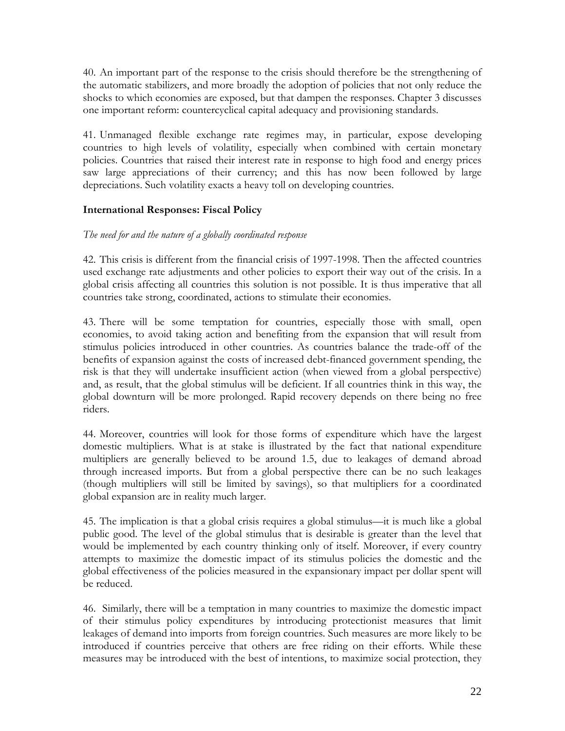40. An important part of the response to the crisis should therefore be the strengthening of the automatic stabilizers, and more broadly the adoption of policies that not only reduce the shocks to which economies are exposed, but that dampen the responses. Chapter 3 discusses one important reform: countercyclical capital adequacy and provisioning standards.

41. Unmanaged flexible exchange rate regimes may, in particular, expose developing countries to high levels of volatility, especially when combined with certain monetary policies. Countries that raised their interest rate in response to high food and energy prices saw large appreciations of their currency; and this has now been followed by large depreciations. Such volatility exacts a heavy toll on developing countries.

### International Responses: Fiscal Policy

*The need for and the nature of a globally coordinated response*

42. This crisis is different from the financial crisis of 1997-1998. Then the affected countries used exchange rate adjustments and other policies to export their way out of the crisis. In a global crisis affecting all countries this solution is not possible. It is thus imperative that all countries take strong, coordinated, actions to stimulate their economies.

43. There will be some temptation for countries, especially those with small, open economies, to avoid taking action and benefiting from the expansion that will result from stimulus policies introduced in other countries. As countries balance the trade-off of the benefits of expansion against the costs of increased debt-financed government spending, the risk is that they will undertake insufficient action (when viewed from a global perspective) and, as result, that the global stimulus will be deficient. If all countries think in this way, the global downturn will be more prolonged. Rapid recovery depends on there being no free riders.

44. Moreover, countries will look for those forms of expenditure which have the largest domestic multipliers. What is at stake is illustrated by the fact that national expenditure multipliers are generally believed to be around 1.5, due to leakages of demand abroad through increased imports. But from a global perspective there can be no such leakages (though multipliers will still be limited by savings), so that multipliers for a coordinated global expansion are in reality much larger.

45. The implication is that a global crisis requires a global stimulus—it is much like a global public good. The level of the global stimulus that is desirable is greater than the level that would be implemented by each country thinking only of itself. Moreover, if every country attempts to maximize the domestic impact of its stimulus policies the domestic and the global effectiveness of the policies measured in the expansionary impact per dollar spent will be reduced.

46. Similarly, there will be a temptation in many countries to maximize the domestic impact of their stimulus policy expenditures by introducing protectionist measures that limit leakages of demand into imports from foreign countries. Such measures are more likely to be introduced if countries perceive that others are free riding on their efforts. While these measures may be introduced with the best of intentions, to maximize social protection, they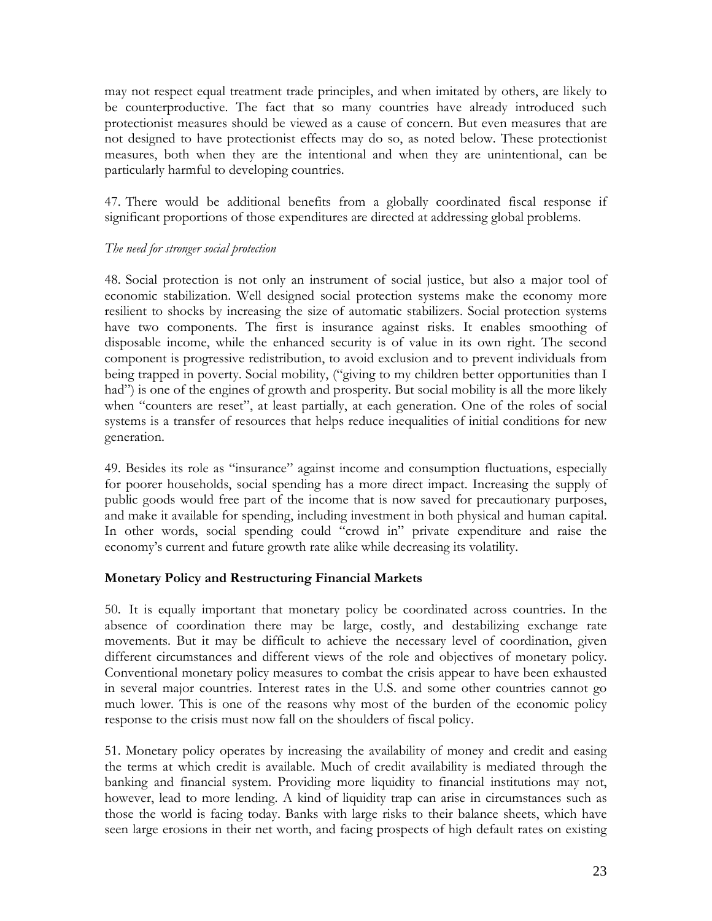may not respect equal treatment trade principles, and when imitated by others, are likely to be counterproductive. The fact that so many countries have already introduced such protectionist measures should be viewed as a cause of concern. But even measures that are not designed to have protectionist effects may do so, as noted below. These protectionist measures, both when they are the intentional and when they are unintentional, can be particularly harmful to developing countries.

47. There would be additional benefits from a globally coordinated fiscal response if significant proportions of those expenditures are directed at addressing global problems.

*The need for stronger social protection*

48. Social protection is not only an instrument of social justice, but also a major tool of economic stabilization. Well designed social protection systems make the economy more resilient to shocks by increasing the size of automatic stabilizers. Social protection systems have two components. The first is insurance against risks. It enables smoothing of disposable income, while the enhanced security is of value in its own right. The second component is progressive redistribution, to avoid exclusion and to prevent individuals from being trapped in poverty. Social mobility, ("giving to my children better opportunities than I had") is one of the engines of growth and prosperity. But social mobility is all the more likely when "counters are reset", at least partially, at each generation. One of the roles of social systems is a transfer of resources that helps reduce inequalities of initial conditions for new generation.

49. Besides its role as "insurance" against income and consumption fluctuations, especially for poorer households, social spending has a more direct impact. Increasing the supply of public goods would free part of the income that is now saved for precautionary purposes, and make it available for spending, including investment in both physical and human capital. In other words, social spending could "crowd in" private expenditure and raise the economy's current and future growth rate alike while decreasing its volatility.

**Monetary Policy and Restructuring Financial Markets**

50. It is equally important that monetary policy be coordinated across countries. In the absence of coordination there may be large, costly, and destabilizing exchange rate movements. But it may be difficult to achieve the necessary level of coordination, given different circumstances and different views of the role and objectives of monetary policy. Conventional monetary policy measures to combat the crisis appear to have been exhausted in several major countries. Interest rates in the U.S. and some other countries cannot go much lower. This is one of the reasons why most of the burden of the economic policy response to the crisis must now fall on the shoulders of fiscal policy.

51. Monetary policy operates by increasing the availability of money and credit and easing the terms at which credit is available. Much of credit availability is mediated through the banking and financial system. Providing more liquidity to financial institutions may not, however, lead to more lending. A kind of liquidity trap can arise in circumstances such as those the world is facing today. Banks with large risks to their balance sheets, which have seen large erosions in their net worth, and facing prospects of high default rates on existing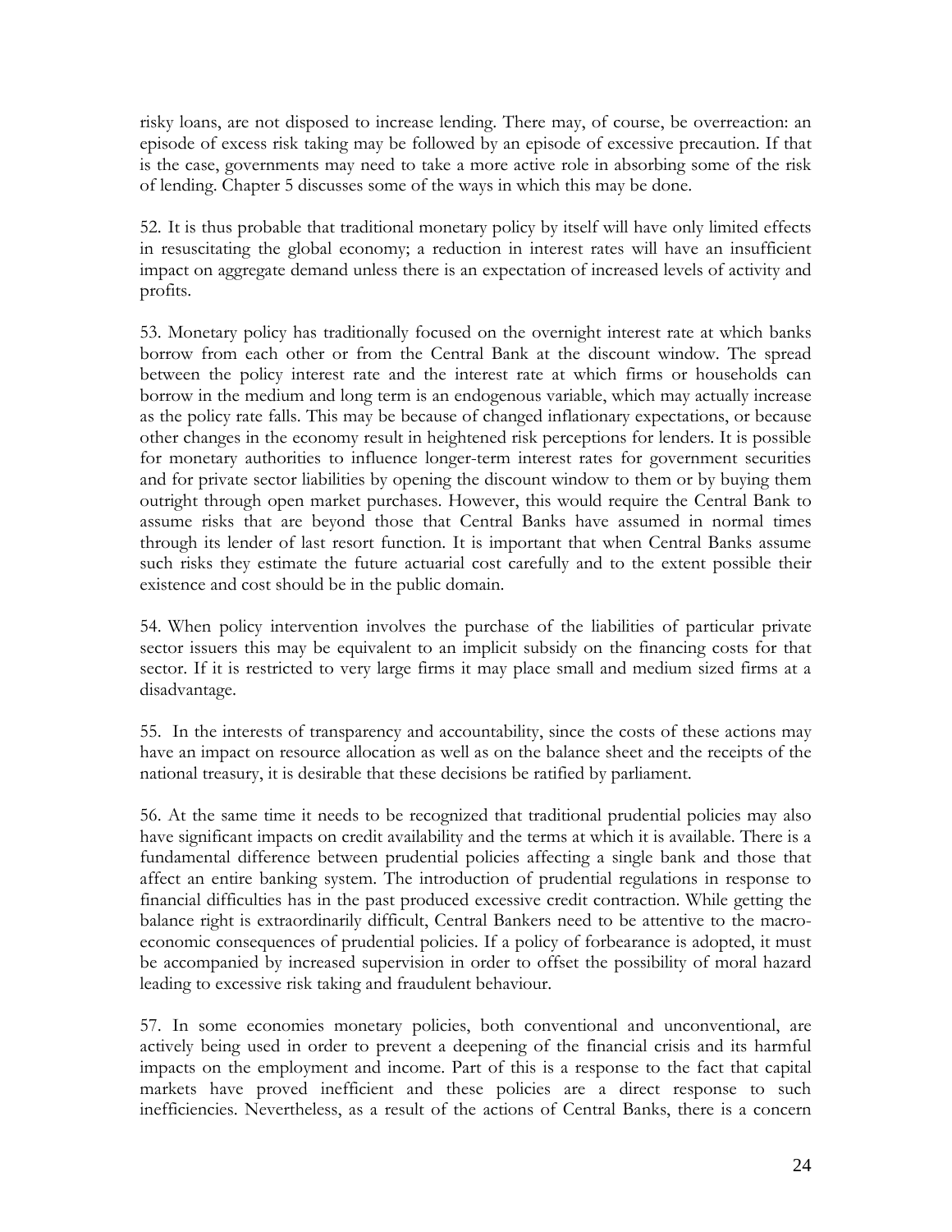risky loans, are not disposed to increase lending. There may, of course, be overreaction: an episode of excess risk taking may be followed by an episode of excessive precaution. If that is the case, governments may need to take a more active role in absorbing some of the risk of lending. Chapter 5 discusses some of the ways in which this may be done.

52. It is thus probable that traditional monetary policy by itself will have only limited effects in resuscitating the global economy; a reduction in interest rates will have an insufficient impact on aggregate demand unless there is an expectation of increased levels of activity and profits.

53. Monetary policy has traditionally focused on the overnight interest rate at which banks borrow from each other or from the Central Bank at the discount window. The spread between the policy interest rate and the interest rate at which firms or households can borrow in the medium and long term is an endogenous variable, which may actually increase as the policy rate falls. This may be because of changed inflationary expectations, or because other changes in the economy result in heightened risk perceptions for lenders. It is possible for monetary authorities to influence longer-term interest rates for government securities and for private sector liabilities by opening the discount window to them or by buying them outright through open market purchases. However, this would require the Central Bank to assume risks that are beyond those that Central Banks have assumed in normal times through its lender of last resort function. It is important that when Central Banks assume such risks they estimate the future actuarial cost carefully and to the extent possible their existence and cost should be in the public domain.

54. When policy intervention involves the purchase of the liabilities of particular private sector issuers this may be equivalent to an implicit subsidy on the financing costs for that sector. If it is restricted to very large firms it may place small and medium sized firms at a disadvantage.

55. In the interests of transparency and accountability, since the costs of these actions may have an impact on resource allocation as well as on the balance sheet and the receipts of the national treasury, it is desirable that these decisions be ratified by parliament.

56. At the same time it needs to be recognized that traditional prudential policies may also have significant impacts on credit availability and the terms at which it is available. There is a fundamental difference between prudential policies affecting a single bank and those that affect an entire banking system. The introduction of prudential regulations in response to financial difficulties has in the past produced excessive credit contraction. While getting the balance right is extraordinarily difficult, Central Bankers need to be attentive to the macro-economic consequences of prudential policies. If a policy of forbearance is adopted, it must be accompanied by increased supervision in order to offset the possibility of moral hazard leading to excessive risk taking and fraudulent behaviour.

57. In some economies monetary policies, both conventional and unconventional, are actively being used in order to prevent a deepening of the financial crisis and its harmful impacts on the employment and income. Part of this is a response to the fact that capital markets have proved inefficient and these policies are a direct response to such inefficiencies. Nevertheless, as a result of the actions of Central Banks, there is a concern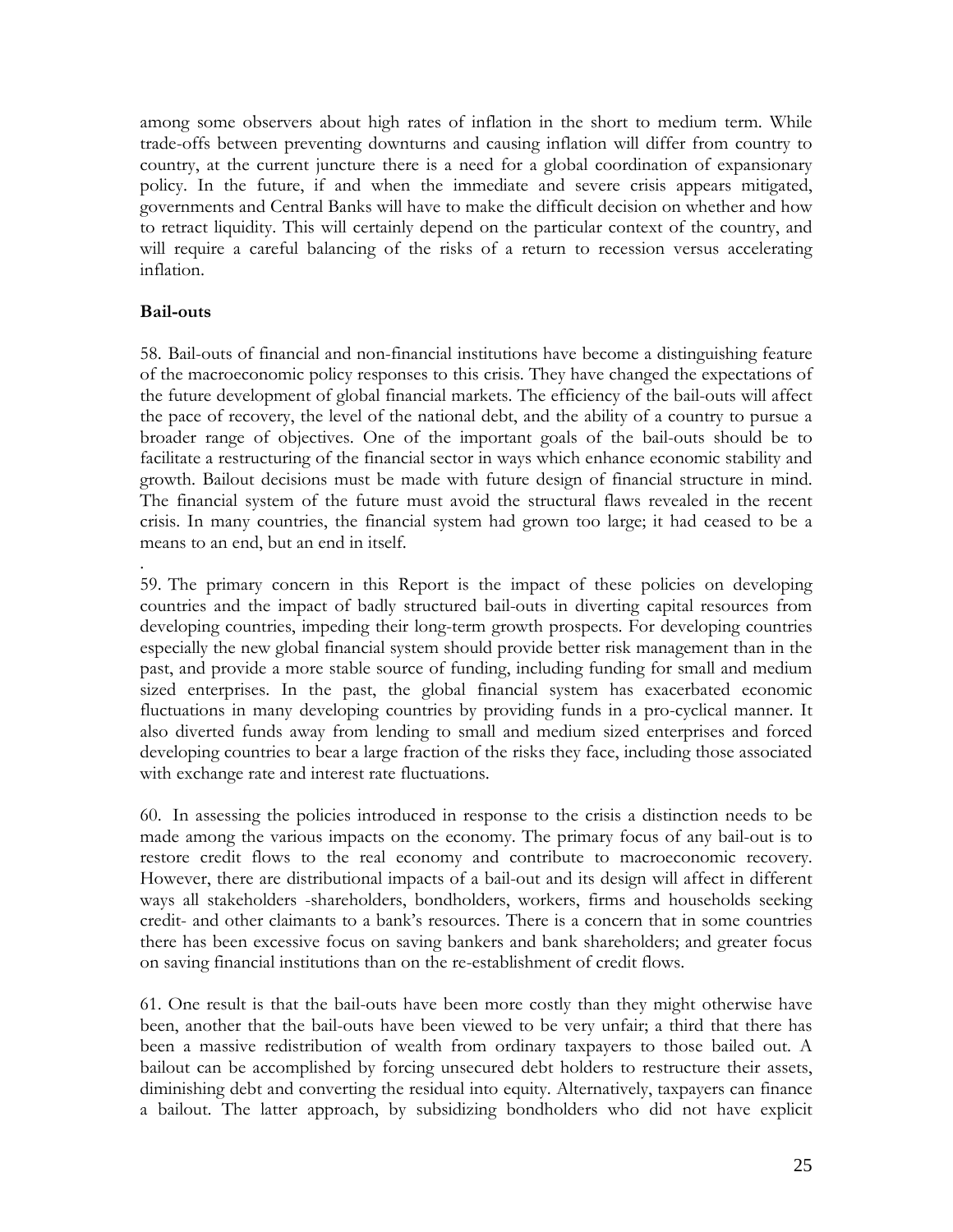among some observers about high rates of inflation in the short to medium term. While trade-offs between preventing downturns and causing inflation will differ from country to country, at the current juncture there is a need for a global coordination of expansionary policy. In the future, if and when the immediate and severe crisis appears mitigated, governments and Central Banks will have to make the difficult decision on whether and how to retract liquidity. This will certainly depend on the particular context of the country, and will require a careful balancing of the risks of a return to recession versus accelerating inflation.

**Bail-outs**

58. Bail-outs of financial and non-financial institutions have become a distinguishing feature of the macroeconomic policy responses to this crisis. They have changed the expectations of the future development of global financial markets. The efficiency of the bail-outs will affect the pace of recovery, the level of the national debt, and the ability of a country to pursue a broader range of objectives. One of the important goals of the bail-outs should be to facilitate a restructuring of the financial sector in ways which enhance economic stability and growth. Bailout decisions must be made with future design of financial structure in mind. The financial system of the future must avoid the structural flaws revealed in the recent crisis. In many countries, the financial system had grown too large; it had ceased to be a means to an end, but an end in itself.

.

59. The primary concern in this Report is the impact of these policies on developing countries and the impact of badly structured bail-outs in diverting capital resources from developing countries, impeding their long-term growth prospects. For developing countries especially the new global financial system should provide better risk management than in the past, and provide a more stable source of funding, including funding for small and medium sized enterprises. In the past, the global financial system has exacerbated economic fluctuations in many developing countries by providing funds in a pro-cyclical manner. It also diverted funds away from lending to small and medium sized enterprises and forced developing countries to bear a large fraction of the risks they face, including those associated with exchange rate and interest rate fluctuations.

60. In assessing the policies introduced in response to the crisis a distinction needs to be made among the various impacts on the economy. The primary focus of any bail-out is to restore credit flows to the real economy and contribute to macroeconomic recovery. However, there are distributional impacts of a bail-out and its design will affect in different ways all stakeholders -shareholders, bondholders, workers, firms and households seeking credit- and other claimants to a bank's resources. There is a concern that in some countries there has been excessive focus on saving bankers and bank shareholders; and greater focus on saving financial institutions than on the re-establishment of credit flows.

61. One result is that the bail-outs have been more costly than they might otherwise have been, another that the bail-outs have been viewed to be very unfair; a third that there has been a massive redistribution of wealth from ordinary taxpayers to those bailed out. A bailout can be accomplished by forcing unsecured debt holders to restructure their assets, diminishing debt and converting the residual into equity. Alternatively, taxpayers can finance a bailout. The latter approach, by subsidizing bondholders who did not have explicit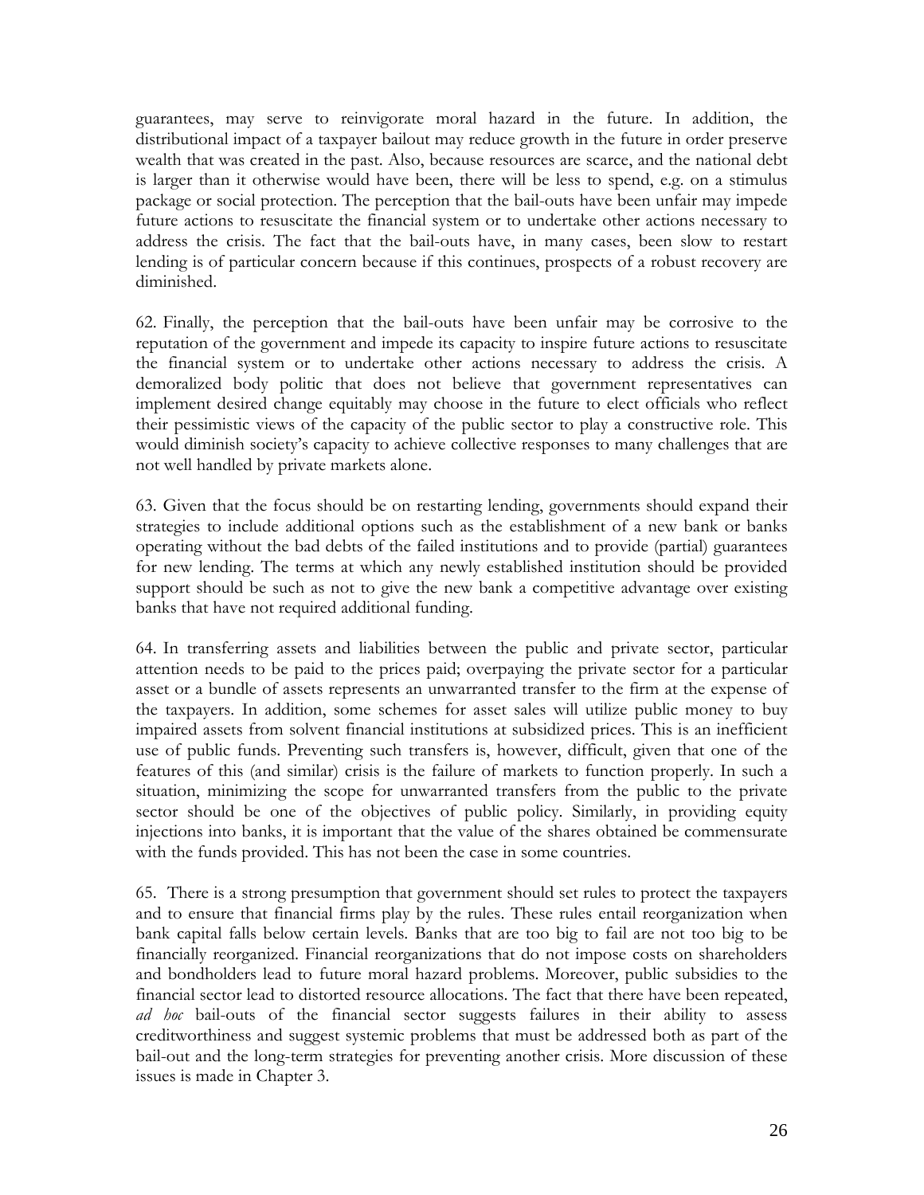guarantees, may serve to reinvigorate moral hazard in the future. In addition, the distributional impact of a taxpayer bailout may reduce growth in the future in order preserve wealth that was created in the past. Also, because resources are scarce, and the national debt is larger than it otherwise would have been, there will be less to spend, e.g. on a stimulus package or social protection. The perception that the bail-outs have been unfair may impede future actions to resuscitate the financial system or to undertake other actions necessary to address the crisis. The fact that the bail-outs have, in many cases, been slow to restart lending is of particular concern because if this continues, prospects of a robust recovery are diminished.

62. Finally, the perception that the bail-outs have been unfair may be corrosive to the reputation of the government and impede its capacity to inspire future actions to resuscitate the financial system or to undertake other actions necessary to address the crisis. A demoralized body politic that does not believe that government representatives can implement desired change equitably may choose in the future to elect officials who reflect their pessimistic views of the capacity of the public sector to play a constructive role. This would diminish society's capacity to achieve collective responses to many challenges that are not well handled by private markets alone.

63. Given that the focus should be on restarting lending, governments should expand their strategies to include additional options such as the establishment of a new bank or banks operating without the bad debts of the failed institutions and to provide (partial) guarantees for new lending. The terms at which any newly established institution should be provided support should be such as not to give the new bank a competitive advantage over existing banks that have not required additional funding.

64. In transferring assets and liabilities between the public and private sector, particular attention needs to be paid to the prices paid; overpaying the private sector for a particular asset or a bundle of assets represents an unwarranted transfer to the firm at the expense of the taxpayers. In addition, some schemes for asset sales will utilize public money to buy impaired assets from solvent financial institutions at subsidized prices. This is an inefficient use of public funds. Preventing such transfers is, however, difficult, given that one of the features of this (and similar) crisis is the failure of markets to function properly. In such a situation, minimizing the scope for unwarranted transfers from the public to the private sector should be one of the objectives of public policy. Similarly, in providing equity injections into banks, it is important that the value of the shares obtained be commensurate with the funds provided. This has not been the case in some countries.

65. There is a strong presumption that government should set rules to protect the taxpayers and to ensure that financial firms play by the rules. These rules entail reorganization when bank capital falls below certain levels. Banks that are too big to fail are not too big to be financially reorganized. Financial reorganizations that do not impose costs on shareholders and bondholders lead to future moral hazard problems. Moreover, public subsidies to the financial sector lead to distorted resource allocations. The fact that there have been repeated, *ad hoc* bail-outs of the financial sector suggests failures in their ability to assess creditworthiness and suggest systemic problems that must be addressed both as part of the bail-out and the long-term strategies for preventing another crisis. More discussion of these issues is made in Chapter 3.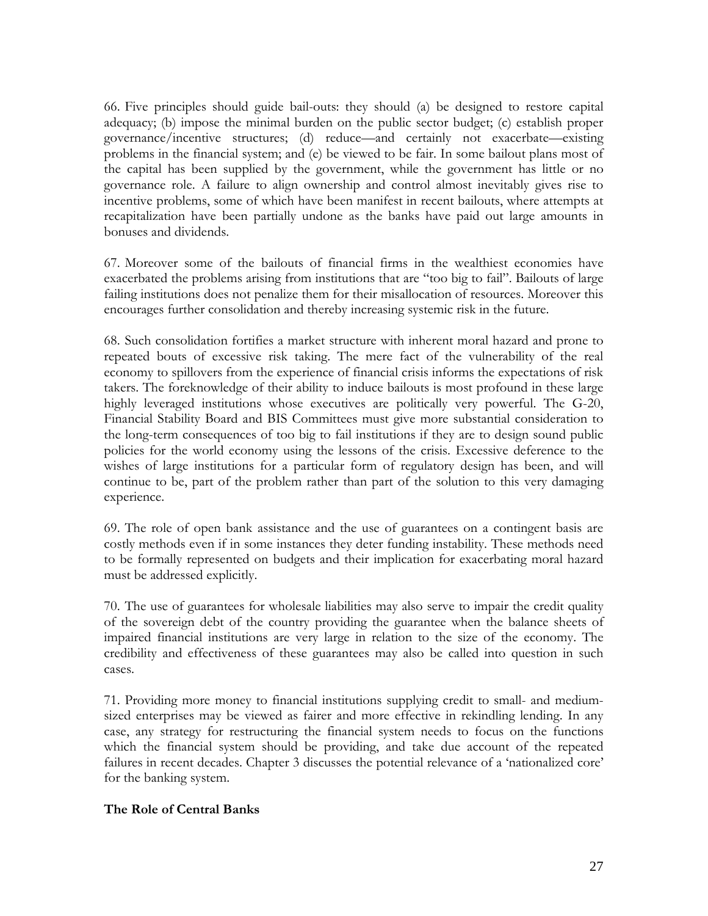66. Five principles should guide bail-outs: they should (a) be designed to restore capital adequacy; (b) impose the minimal burden on the public sector budget; (c) establish proper governance/incentive structures; (d) reduce—and certainly not exacerbate—existing problems in the financial system; and (e) be viewed to be fair. In some bailout plans most of the capital has been supplied by the government, while the government has little or no governance role. A failure to align ownership and control almost inevitably gives rise to incentive problems, some of which have been manifest in recent bailouts, where attempts at recapitalization have been partially undone as the banks have paid out large amounts in bonuses and dividends.

67. Moreover some of the bailouts of financial firms in the wealthiest economies have exacerbated the problems arising from institutions that are "too big to fail". Bailouts of large failing institutions does not penalize them for their misallocation of resources. Moreover this encourages further consolidation and thereby increasing systemic risk in the future.

68. Such consolidation fortifies a market structure with inherent moral hazard and prone to repeated bouts of excessive risk taking. The mere fact of the vulnerability of the real economy to spillovers from the experience of financial crisis informs the expectations of risk takers. The foreknowledge of their ability to induce bailouts is most profound in these large highly leveraged institutions whose executives are politically very powerful. The G-20, Financial Stability Board and BIS Committees must give more substantial consideration to the long-term consequences of too big to fail institutions if they are to design sound public policies for the world economy using the lessons of the crisis. Excessive deference to the wishes of large institutions for a particular form of regulatory design has been, and will continue to be, part of the problem rather than part of the solution to this very damaging experience.

69. The role of open bank assistance and the use of guarantees on a contingent basis are costly methods even if in some instances they deter funding instability. These methods need to be formally represented on budgets and their implication for exacerbating moral hazard must be addressed explicitly.

70. The use of guarantees for wholesale liabilities may also serve to impair the credit quality of the sovereign debt of the country providing the guarantee when the balance sheets of impaired financial institutions are very large in relation to the size of the economy. The credibility and effectiveness of these guarantees may also be called into question in such cases.

71. Providing more money to financial institutions supplying credit to small- and medium-sized enterprises may be viewed as fairer and more effective in rekindling lending. In any case, any strategy for restructuring the financial system needs to focus on the functions which the financial system should be providing, and take due account of the repeated failures in recent decades. Chapter 3 discusses the potential relevance of a 'nationalized core' for the banking system.

**The Role of Central Banks**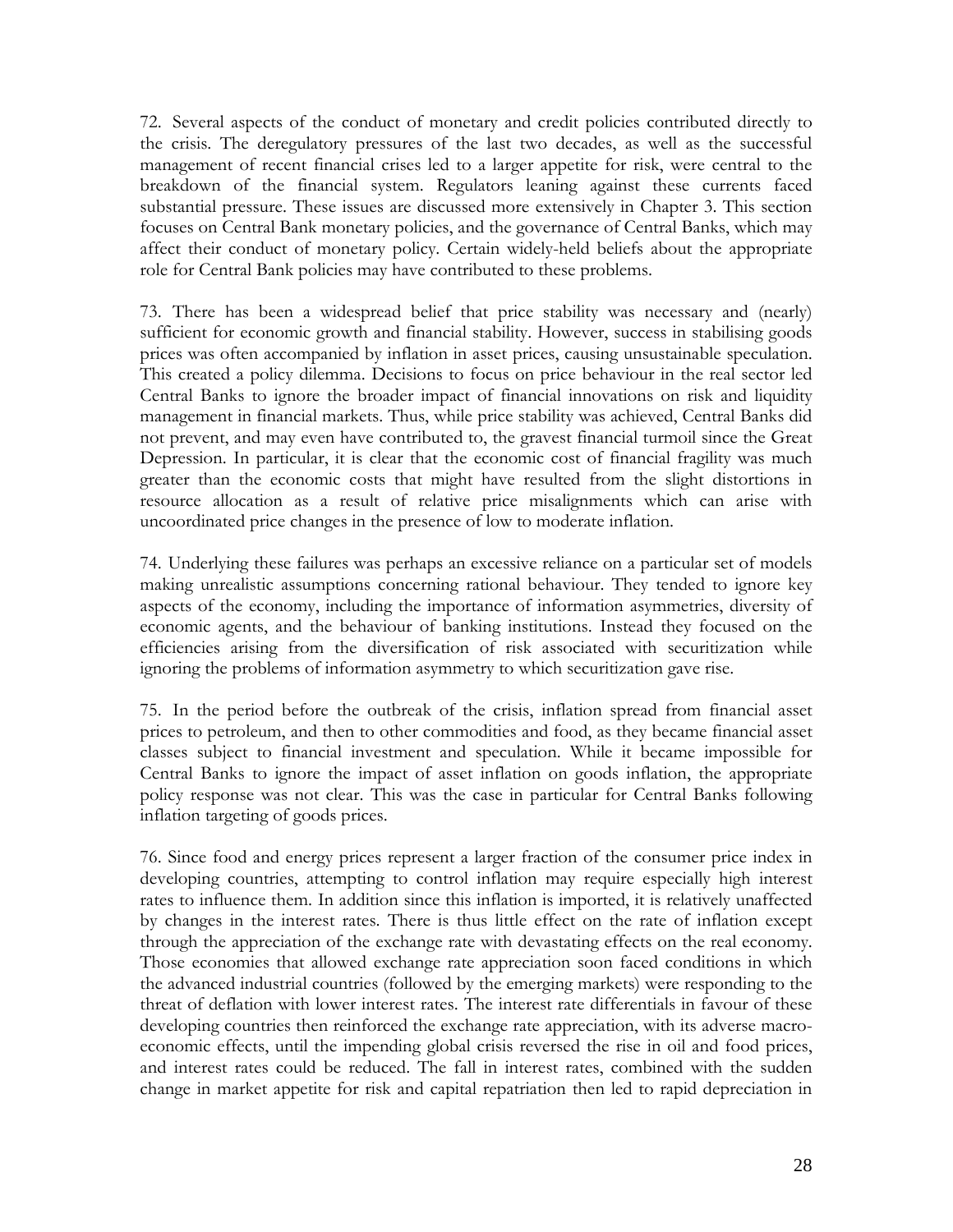72. Several aspects of the conduct of monetary and credit policies contributed directly to the crisis. The deregulatory pressures of the last two decades, as well as the successful management of recent financial crises led to a larger appetite for risk, were central to the breakdown of the financial system. Regulators leaning against these currents faced substantial pressure. These issues are discussed more extensively in Chapter 3. This section focuses on Central Bank monetary policies, and the governance of Central Banks, which may affect their conduct of monetary policy. Certain widely-held beliefs about the appropriate role for Central Bank policies may have contributed to these problems.

73. There has been a widespread belief that price stability was necessary and (nearly) sufficient for economic growth and financial stability. However, success in stabilising goods prices was often accompanied by inflation in asset prices, causing unsustainable speculation. This created a policy dilemma. Decisions to focus on price behaviour in the real sector led Central Banks to ignore the broader impact of financial innovations on risk and liquidity management in financial markets. Thus, while price stability was achieved, Central Banks did not prevent, and may even have contributed to, the gravest financial turmoil since the Great Depression. In particular, it is clear that the economic cost of financial fragility was much greater than the economic costs that might have resulted from the slight distortions in resource allocation as a result of relative price misalignments which can arise with uncoordinated price changes in the presence of low to moderate inflation.

74. Underlying these failures was perhaps an excessive reliance on a particular set of models making unrealistic assumptions concerning rational behaviour. They tended to ignore key aspects of the economy, including the importance of information asymmetries, diversity of economic agents, and the behaviour of banking institutions. Instead they focused on the efficiencies arising from the diversification of risk associated with securitization while ignoring the problems of information asymmetry to which securitization gave rise.

75. In the period before the outbreak of the crisis, inflation spread from financial asset prices to petroleum, and then to other commodities and food, as they became financial asset classes subject to financial investment and speculation. While it became impossible for Central Banks to ignore the impact of asset inflation on goods inflation, the appropriate policy response was not clear. This was the case in particular for Central Banks following inflation targeting of goods prices.

76. Since food and energy prices represent a larger fraction of the consumer price index in developing countries, attempting to control inflation may require especially high interest rates to influence them. In addition since this inflation is imported, it is relatively unaffected by changes in the interest rates. There is thus little effect on the rate of inflation except through the appreciation of the exchange rate with devastating effects on the real economy. Those economies that allowed exchange rate appreciation soon faced conditions in which the advanced industrial countries (followed by the emerging markets) were responding to the threat of deflation with lower interest rates. The interest rate differentials in favour of these developing countries then reinforced the exchange rate appreciation, with its adverse macro-economic effects, until the impending global crisis reversed the rise in oil and food prices, and interest rates could be reduced. The fall in interest rates, combined with the sudden change in market appetite for risk and capital repatriation then led to rapid depreciation in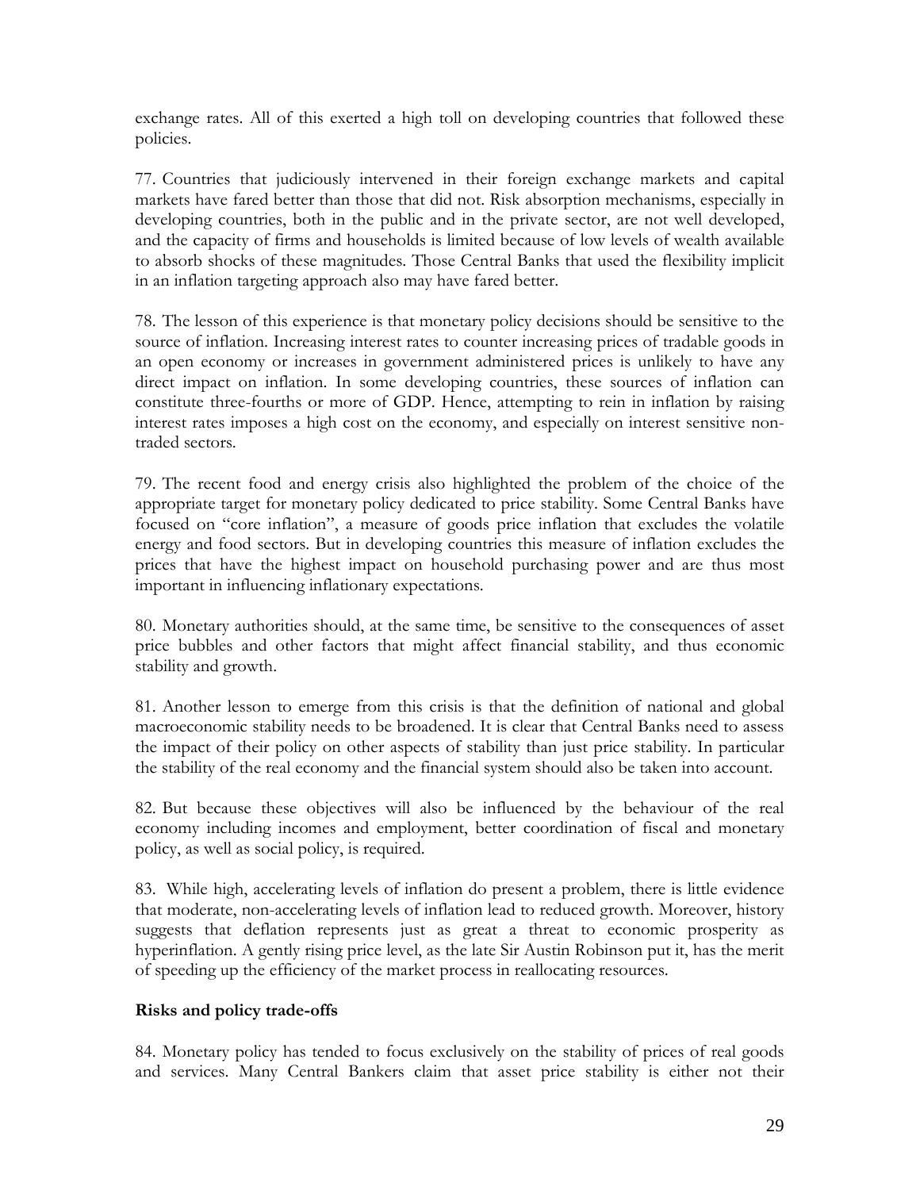exchange rates. All of this exerted a high toll on developing countries that followed these policies.

77. Countries that judiciously intervened in their foreign exchange markets and capital markets have fared better than those that did not. Risk absorption mechanisms, especially in developing countries, both in the public and in the private sector, are not well developed, and the capacity of firms and households is limited because of low levels of wealth available to absorb shocks of these magnitudes. Those Central Banks that used the flexibility implicit in an inflation targeting approach also may have fared better.

78. The lesson of this experience is that monetary policy decisions should be sensitive to the source of inflation. Increasing interest rates to counter increasing prices of tradable goods in an open economy or increases in government administered prices is unlikely to have any direct impact on inflation. In some developing countries, these sources of inflation can constitute three-fourths or more of GDP. Hence, attempting to rein in inflation by raising interest rates imposes a high cost on the economy, and especially on interest sensitive non-traded sectors.

79. The recent food and energy crisis also highlighted the problem of the choice of the appropriate target for monetary policy dedicated to price stability. Some Central Banks have focused on "core inflation", a measure of goods price inflation that excludes the volatile energy and food sectors. But in developing countries this measure of inflation excludes the prices that have the highest impact on household purchasing power and are thus most important in influencing inflationary expectations.

80. Monetary authorities should, at the same time, be sensitive to the consequences of asset price bubbles and other factors that might affect financial stability, and thus economic stability and growth.

81. Another lesson to emerge from this crisis is that the definition of national and global macroeconomic stability needs to be broadened. It is clear that Central Banks need to assess the impact of their policy on other aspects of stability than just price stability. In particular the stability of the real economy and the financial system should also be taken into account.

82. But because these objectives will also be influenced by the behaviour of the real economy including incomes and employment, better coordination of fiscal and monetary policy, as well as social policy, is required.

83. While high, accelerating levels of inflation do present a problem, there is little evidence that moderate, non-accelerating levels of inflation lead to reduced growth. Moreover, history suggests that deflation represents just as great a threat to economic prosperity as hyperinflation. A gently rising price level, as the late Sir Austin Robinson put it, has the merit of speeding up the efficiency of the market process in reallocating resources.

**Risks and policy trade-offs**

84. Monetary policy has tended to focus exclusively on the stability of prices of real goods and services. Many Central Bankers claim that asset price stability is either not their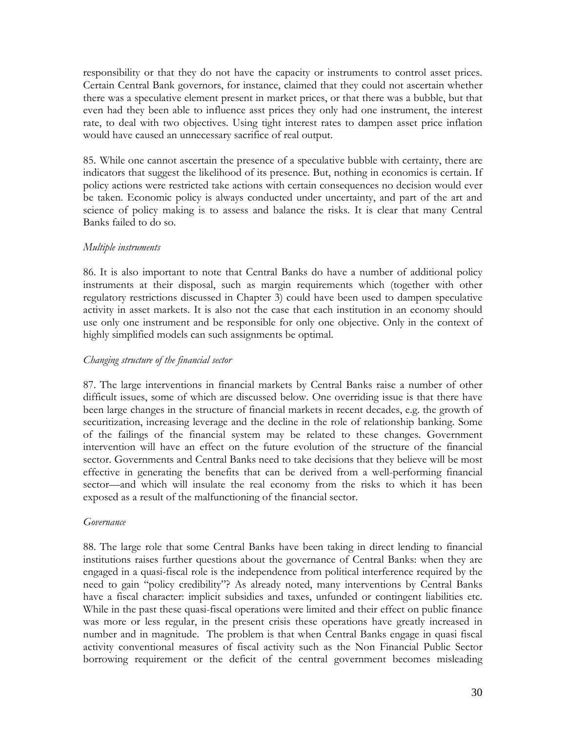responsibility or that they do not have the capacity or instruments to control asset prices. Certain Central Bank governors, for instance, claimed that they could not ascertain whether there was a speculative element present in market prices, or that there was a bubble, but that even had they been able to influence asst prices they only had one instrument, the interest rate, to deal with two objectives. Using tight interest rates to dampen asset price inflation would have caused an unnecessary sacrifice of real output.

85. While one cannot ascertain the presence of a speculative bubble with certainty, there are indicators that suggest the likelihood of its presence. But, nothing in economics is certain. If policy actions were restricted take actions with certain consequences no decision would ever be taken. Economic policy is always conducted under uncertainty, and part of the art and science of policy making is to assess and balance the risks. It is clear that many Central Banks failed to do so.

*Multiple instruments*

86. It is also important to note that Central Banks do have a number of additional policy instruments at their disposal, such as margin requirements which (together with other regulatory restrictions discussed in Chapter 3) could have been used to dampen speculative activity in asset markets. It is also not the case that each institution in an economy should use only one instrument and be responsible for only one objective. Only in the context of highly simplified models can such assignments be optimal.

*Changing structure of the financial sector*

87. The large interventions in financial markets by Central Banks raise a number of other difficult issues, some of which are discussed below. One overriding issue is that there have been large changes in the structure of financial markets in recent decades, e.g. the growth of securitization, increasing leverage and the decline in the role of relationship banking. Some of the failings of the financial system may be related to these changes. Government intervention will have an effect on the future evolution of the structure of the financial sector. Governments and Central Banks need to take decisions that they believe will be most effective in generating the benefits that can be derived from a well-performing financial sector—and which will insulate the real economy from the risks to which it has been exposed as a result of the malfunctioning of the financial sector.

*Governance*

88. The large role that some Central Banks have been taking in direct lending to financial institutions raises further questions about the governance of Central Banks: when they are engaged in a quasi-fiscal role is the independence from political interference required by the need to gain "policy credibility"? As already noted, many interventions by Central Banks have a fiscal character: implicit subsidies and taxes, unfunded or contingent liabilities etc. While in the past these quasi-fiscal operations were limited and their effect on public finance was more or less regular, in the present crisis these operations have greatly increased in number and in magnitude. The problem is that when Central Banks engage in quasi fiscal activity conventional measures of fiscal activity such as the Non Financial Public Sector borrowing requirement or the deficit of the central government becomes misleading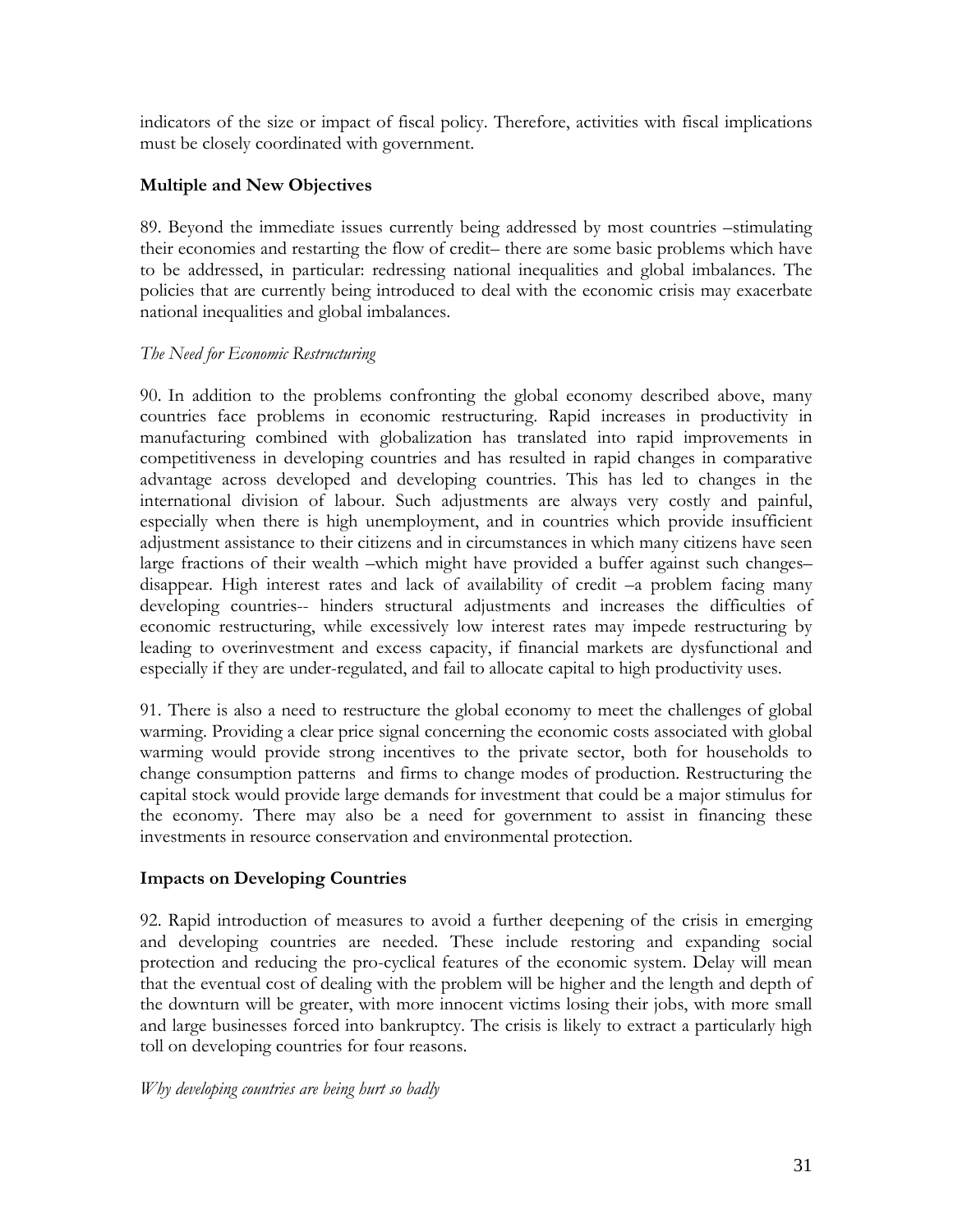indicators of the size or impact of fiscal policy. Therefore, activities with fiscal implications must be closely coordinated with government.

### Multiple and New Objectives

89. Beyond the immediate issues currently being addressed by most countries –stimulating their economies and restarting the flow of credit– there are some basic problems which have to be addressed, in particular: redressing national inequalities and global imbalances. The policies that are currently being introduced to deal with the economic crisis may exacerbate national inequalities and global imbalances.

*The Need for Economic Restructuring*

90. In addition to the problems confronting the global economy described above, many countries face problems in economic restructuring. Rapid increases in productivity in manufacturing combined with globalization has translated into rapid improvements in competitiveness in developing countries and has resulted in rapid changes in comparative advantage across developed and developing countries. This has led to changes in the international division of labour. Such adjustments are always very costly and painful, especially when there is high unemployment, and in countries which provide insufficient adjustment assistance to their citizens and in circumstances in which many citizens have seen large fractions of their wealth –which might have provided a buffer against such changes– disappear. High interest rates and lack of availability of credit –a problem facing many developing countries-- hinders structural adjustments and increases the difficulties of economic restructuring, while excessively low interest rates may impede restructuring by leading to overinvestment and excess capacity, if financial markets are dysfunctional and especially if they are under-regulated, and fail to allocate capital to high productivity uses.

91. There is also a need to restructure the global economy to meet the challenges of global warming. Providing a clear price signal concerning the economic costs associated with global warming would provide strong incentives to the private sector, both for households to change consumption patterns and firms to change modes of production. Restructuring the capital stock would provide large demands for investment that could be a major stimulus for the economy. There may also be a need for government to assist in financing these investments in resource conservation and environmental protection.

### Impacts on Developing Countries

92. Rapid introduction of measures to avoid a further deepening of the crisis in emerging and developing countries are needed. These include restoring and expanding social protection and reducing the pro-cyclical features of the economic system. Delay will mean that the eventual cost of dealing with the problem will be higher and the length and depth of the downturn will be greater, with more innocent victims losing their jobs, with more small and large businesses forced into bankruptcy. The crisis is likely to extract a particularly high toll on developing countries for four reasons.

*Why developing countries are being hurt so badly*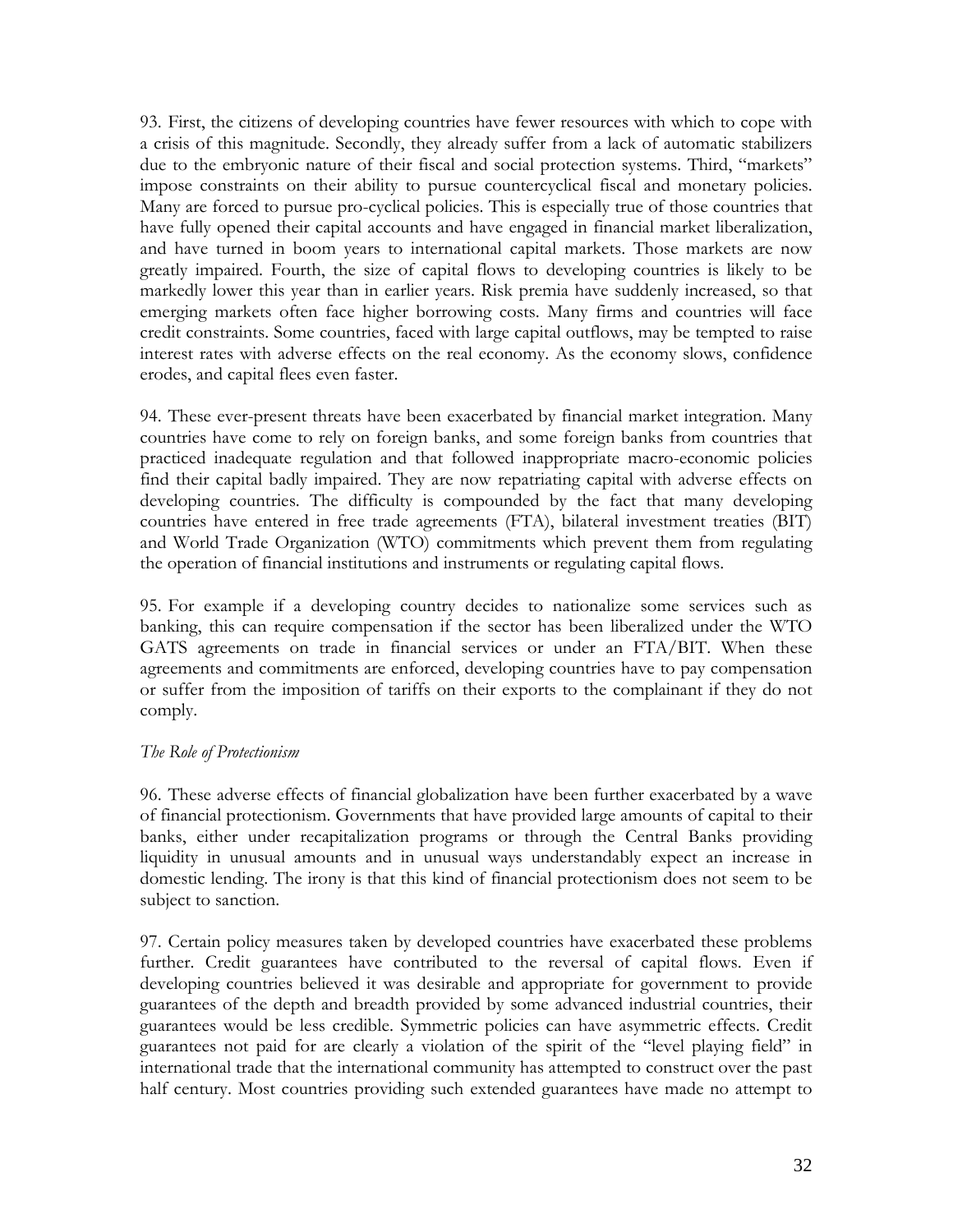93. First, the citizens of developing countries have fewer resources with which to cope with a crisis of this magnitude. Secondly, they already suffer from a lack of automatic stabilizers due to the embryonic nature of their fiscal and social protection systems. Third, "markets" impose constraints on their ability to pursue countercyclical fiscal and monetary policies. Many are forced to pursue pro-cyclical policies. This is especially true of those countries that have fully opened their capital accounts and have engaged in financial market liberalization, and have turned in boom years to international capital markets. Those markets are now greatly impaired. Fourth, the size of capital flows to developing countries is likely to be markedly lower this year than in earlier years. Risk premia have suddenly increased, so that emerging markets often face higher borrowing costs. Many firms and countries will face credit constraints. Some countries, faced with large capital outflows, may be tempted to raise interest rates with adverse effects on the real economy. As the economy slows, confidence erodes, and capital flees even faster.

94. These ever-present threats have been exacerbated by financial market integration. Many countries have come to rely on foreign banks, and some foreign banks from countries that practiced inadequate regulation and that followed inappropriate macro-economic policies find their capital badly impaired. They are now repatriating capital with adverse effects on developing countries. The difficulty is compounded by the fact that many developing countries have entered in free trade agreements (FTA), bilateral investment treaties (BIT) and World Trade Organization (WTO) commitments which prevent them from regulating the operation of financial institutions and instruments or regulating capital flows.

95. For example if a developing country decides to nationalize some services such as banking, this can require compensation if the sector has been liberalized under the WTO GATS agreements on trade in financial services or under an FTA/BIT. When these agreements and commitments are enforced, developing countries have to pay compensation or suffer from the imposition of tariffs on their exports to the complainant if they do not comply.

*The Role of Protectionism*

96. These adverse effects of financial globalization have been further exacerbated by a wave of financial protectionism. Governments that have provided large amounts of capital to their banks, either under recapitalization programs or through the Central Banks providing liquidity in unusual amounts and in unusual ways understandably expect an increase in domestic lending. The irony is that this kind of financial protectionism does not seem to be subject to sanction.

97. Certain policy measures taken by developed countries have exacerbated these problems further. Credit guarantees have contributed to the reversal of capital flows. Even if developing countries believed it was desirable and appropriate for government to provide guarantees of the depth and breadth provided by some advanced industrial countries, their guarantees would be less credible. Symmetric policies can have asymmetric effects. Credit guarantees not paid for are clearly a violation of the spirit of the "level playing field" in international trade that the international community has attempted to construct over the past half century. Most countries providing such extended guarantees have made no attempt to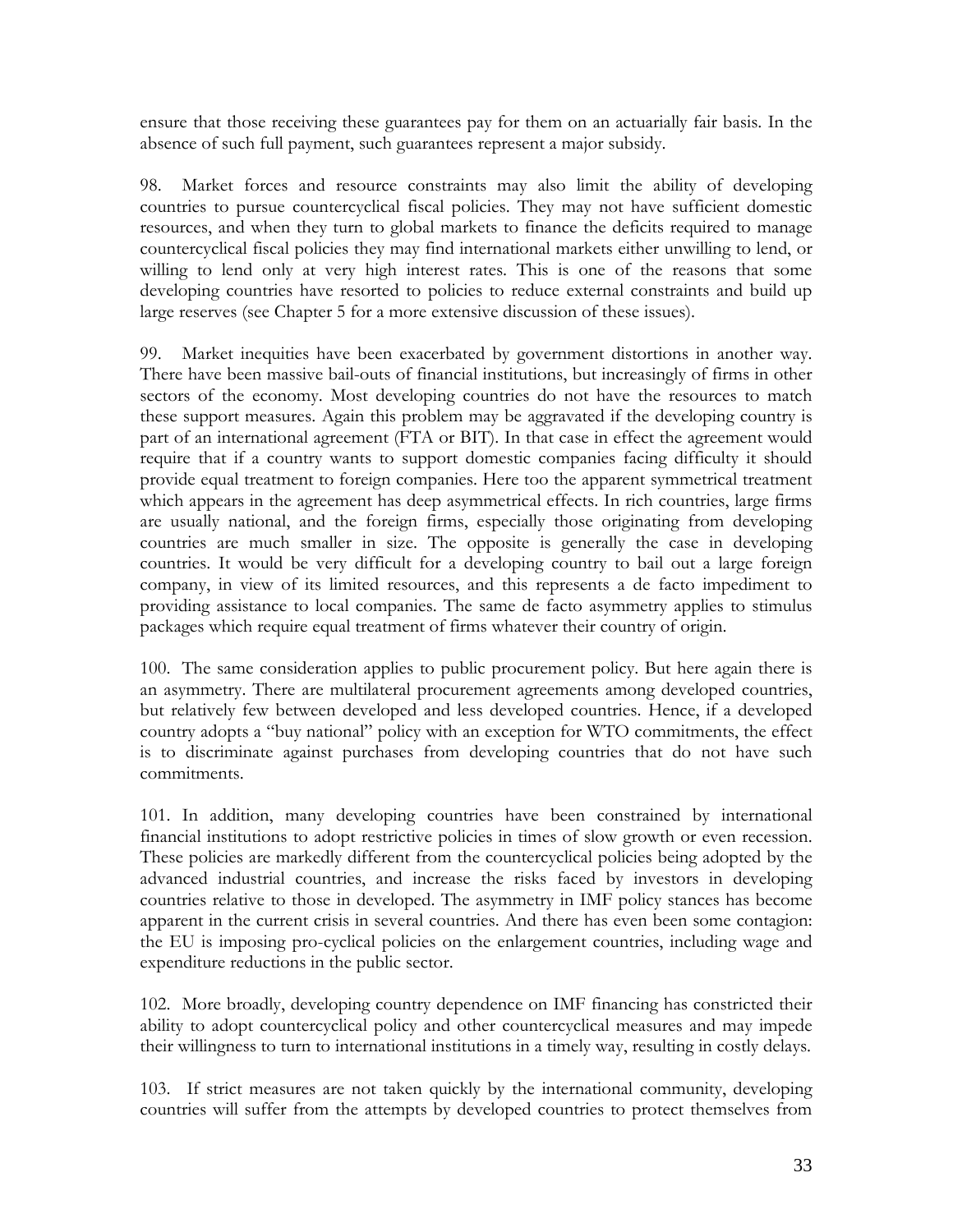ensure that those receiving these guarantees pay for them on an actuarially fair basis. In the absence of such full payment, such guarantees represent a major subsidy.

98. Market forces and resource constraints may also limit the ability of developing countries to pursue countercyclical fiscal policies. They may not have sufficient domestic resources, and when they turn to global markets to finance the deficits required to manage countercyclical fiscal policies they may find international markets either unwilling to lend, or willing to lend only at very high interest rates. This is one of the reasons that some developing countries have resorted to policies to reduce external constraints and build up large reserves (see Chapter 5 for a more extensive discussion of these issues).

99. Market inequities have been exacerbated by government distortions in another way. There have been massive bail-outs of financial institutions, but increasingly of firms in other sectors of the economy. Most developing countries do not have the resources to match these support measures. Again this problem may be aggravated if the developing country is part of an international agreement (FTA or BIT). In that case in effect the agreement would require that if a country wants to support domestic companies facing difficulty it should provide equal treatment to foreign companies. Here too the apparent symmetrical treatment which appears in the agreement has deep asymmetrical effects. In rich countries, large firms are usually national, and the foreign firms, especially those originating from developing countries are much smaller in size. The opposite is generally the case in developing countries. It would be very difficult for a developing country to bail out a large foreign company, in view of its limited resources, and this represents a de facto impediment to providing assistance to local companies. The same de facto asymmetry applies to stimulus packages which require equal treatment of firms whatever their country of origin.

100. The same consideration applies to public procurement policy. But here again there is an asymmetry. There are multilateral procurement agreements among developed countries, but relatively few between developed and less developed countries. Hence, if a developed country adopts a "buy national" policy with an exception for WTO commitments, the effect is to discriminate against purchases from developing countries that do not have such commitments.

101. In addition, many developing countries have been constrained by international financial institutions to adopt restrictive policies in times of slow growth or even recession. These policies are markedly different from the countercyclical policies being adopted by the advanced industrial countries, and increase the risks faced by investors in developing countries relative to those in developed. The asymmetry in IMF policy stances has become apparent in the current crisis in several countries. And there has even been some contagion: the EU is imposing pro-cyclical policies on the enlargement countries, including wage and expenditure reductions in the public sector.

102. More broadly, developing country dependence on IMF financing has constricted their ability to adopt countercyclical policy and other countercyclical measures and may impede their willingness to turn to international institutions in a timely way, resulting in costly delays.

103. If strict measures are not taken quickly by the international community, developing countries will suffer from the attempts by developed countries to protect themselves from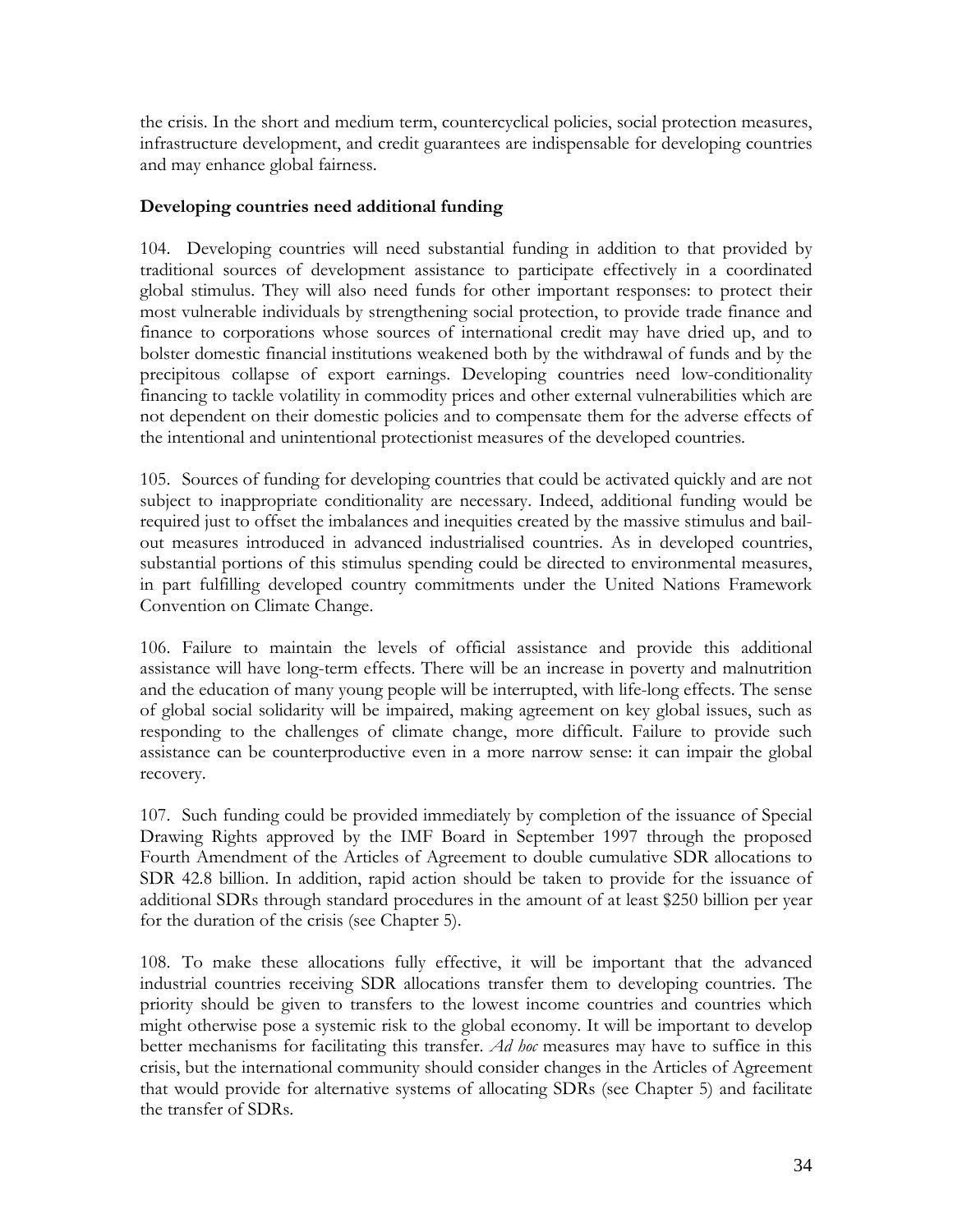the crisis. In the short and medium term, countercyclical policies, social protection measures, infrastructure development, and credit guarantees are indispensable for developing countries and may enhance global fairness.

**Developing countries need additional funding**

104. Developing countries will need substantial funding in addition to that provided by traditional sources of development assistance to participate effectively in a coordinated global stimulus. They will also need funds for other important responses: to protect their most vulnerable individuals by strengthening social protection, to provide trade finance and finance to corporations whose sources of international credit may have dried up, and to bolster domestic financial institutions weakened both by the withdrawal of funds and by the precipitous collapse of export earnings. Developing countries need low-conditionality financing to tackle volatility in commodity prices and other external vulnerabilities which are not dependent on their domestic policies and to compensate them for the adverse effects of the intentional and unintentional protectionist measures of the developed countries.

105. Sources of funding for developing countries that could be activated quickly and are not subject to inappropriate conditionality are necessary. Indeed, additional funding would be required just to offset the imbalances and inequities created by the massive stimulus and bail-out measures introduced in advanced industrialised countries. As in developed countries, substantial portions of this stimulus spending could be directed to environmental measures, in part fulfilling developed country commitments under the United Nations Framework Convention on Climate Change.

106. Failure to maintain the levels of official assistance and provide this additional assistance will have long-term effects. There will be an increase in poverty and malnutrition and the education of many young people will be interrupted, with life-long effects. The sense of global social solidarity will be impaired, making agreement on key global issues, such as responding to the challenges of climate change, more difficult. Failure to provide such assistance can be counterproductive even in a more narrow sense: it can impair the global recovery.

107. Such funding could be provided immediately by completion of the issuance of Special Drawing Rights approved by the IMF Board in September 1997 through the proposed Fourth Amendment of the Articles of Agreement to double cumulative SDR allocations to SDR 42.8 billion. In addition, rapid action should be taken to provide for the issuance of additional SDRs through standard procedures in the amount of at least \$250 billion per year for the duration of the crisis (see Chapter 5).

108. To make these allocations fully effective, it will be important that the advanced industrial countries receiving SDR allocations transfer them to developing countries. The priority should be given to transfers to the lowest income countries and countries which might otherwise pose a systemic risk to the global economy. It will be important to develop better mechanisms for facilitating this transfer. *Ad hoc* measures may have to suffice in this crisis, but the international community should consider changes in the Articles of Agreement that would provide for alternative systems of allocating SDRs (see Chapter 5) and facilitate the transfer of SDRs.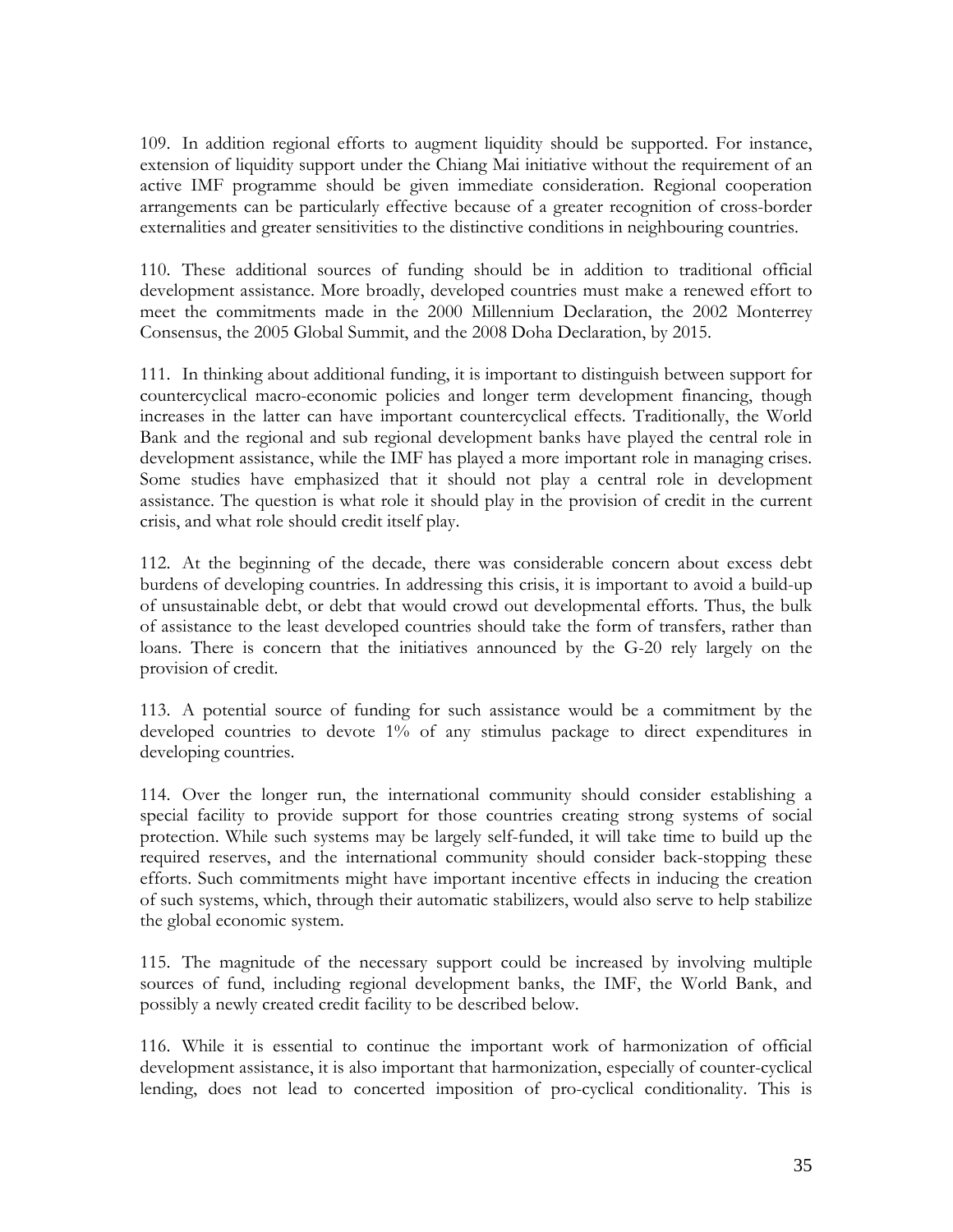109. In addition regional efforts to augment liquidity should be supported. For instance, extension of liquidity support under the Chiang Mai initiative without the requirement of an active IMF programme should be given immediate consideration. Regional cooperation arrangements can be particularly effective because of a greater recognition of cross-border externalities and greater sensitivities to the distinctive conditions in neighbouring countries.

110. These additional sources of funding should be in addition to traditional official development assistance. More broadly, developed countries must make a renewed effort to meet the commitments made in the 2000 Millennium Declaration, the 2002 Monterrey Consensus, the 2005 Global Summit, and the 2008 Doha Declaration, by 2015.

111. In thinking about additional funding, it is important to distinguish between support for countercyclical macro-economic policies and longer term development financing, though increases in the latter can have important countercyclical effects. Traditionally, the World Bank and the regional and sub regional development banks have played the central role in development assistance, while the IMF has played a more important role in managing crises. Some studies have emphasized that it should not play a central role in development assistance. The question is what role it should play in the provision of credit in the current crisis, and what role should credit itself play.

112. At the beginning of the decade, there was considerable concern about excess debt burdens of developing countries. In addressing this crisis, it is important to avoid a build-up of unsustainable debt, or debt that would crowd out developmental efforts. Thus, the bulk of assistance to the least developed countries should take the form of transfers, rather than loans. There is concern that the initiatives announced by the G-20 rely largely on the provision of credit.

113. A potential source of funding for such assistance would be a commitment by the developed countries to devote 1% of any stimulus package to direct expenditures in developing countries.

114. Over the longer run, the international community should consider establishing a special facility to provide support for those countries creating strong systems of social protection. While such systems may be largely self-funded, it will take time to build up the required reserves, and the international community should consider back-stopping these efforts. Such commitments might have important incentive effects in inducing the creation of such systems, which, through their automatic stabilizers, would also serve to help stabilize the global economic system.

115. The magnitude of the necessary support could be increased by involving multiple sources of fund, including regional development banks, the IMF, the World Bank, and possibly a newly created credit facility to be described below.

116. While it is essential to continue the important work of harmonization of official development assistance, it is also important that harmonization, especially of counter-cyclical lending, does not lead to concerted imposition of pro-cyclical conditionality. This is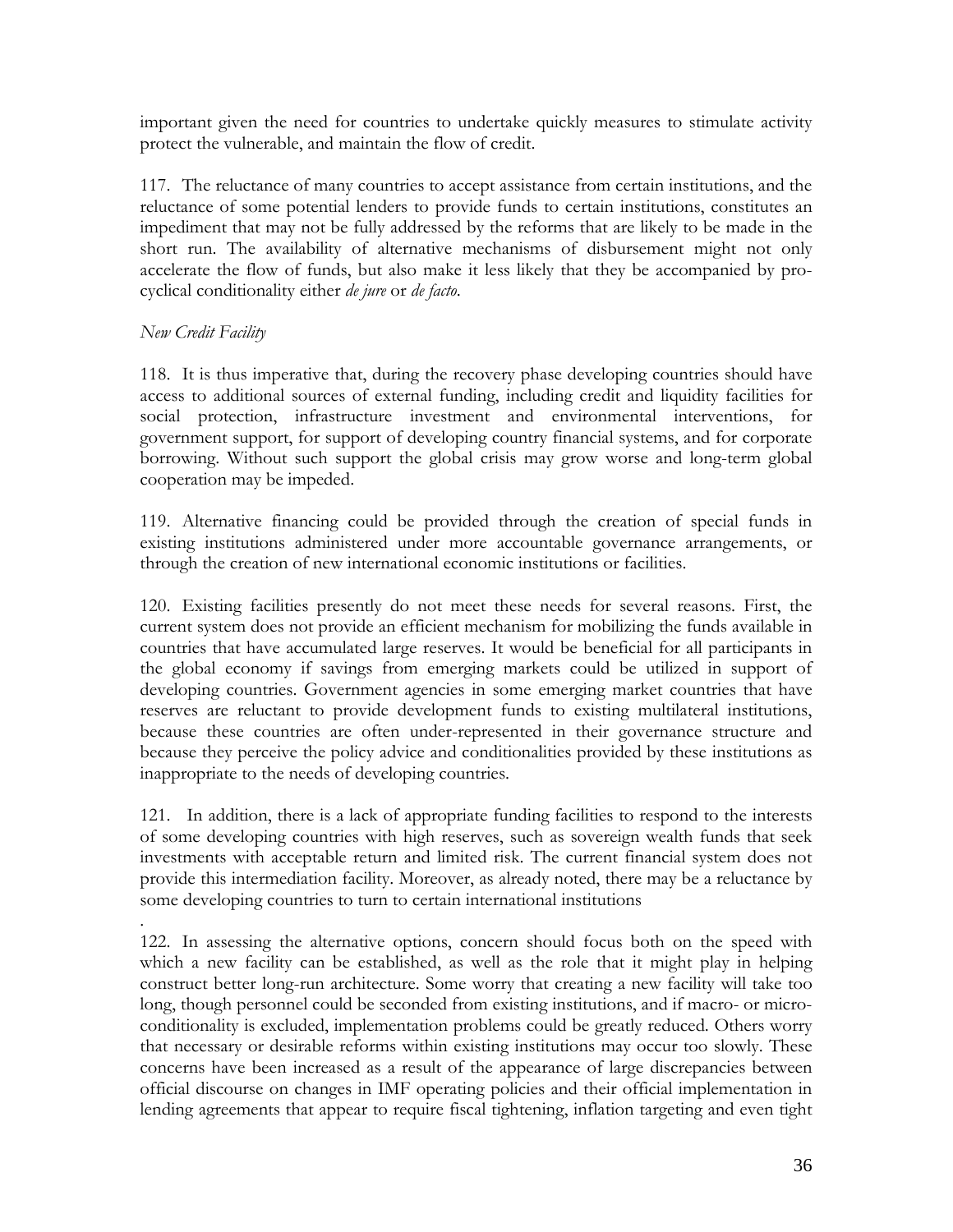important given the need for countries to undertake quickly measures to stimulate activity protect the vulnerable, and maintain the flow of credit.

117. The reluctance of many countries to accept assistance from certain institutions, and the reluctance of some potential lenders to provide funds to certain institutions, constitutes an impediment that may not be fully addressed by the reforms that are likely to be made in the short run. The availability of alternative mechanisms of disbursement might not only accelerate the flow of funds, but also make it less likely that they be accompanied by pro-cyclical conditionality either *de jure* or *de facto*.

*New Credit Facility*

118. It is thus imperative that, during the recovery phase developing countries should have access to additional sources of external funding, including credit and liquidity facilities for social protection, infrastructure investment and environmental interventions, for government support, for support of developing country financial systems, and for corporate borrowing. Without such support the global crisis may grow worse and long-term global cooperation may be impeded.

119. Alternative financing could be provided through the creation of special funds in existing institutions administered under more accountable governance arrangements, or through the creation of new international economic institutions or facilities.

120. Existing facilities presently do not meet these needs for several reasons. First, the current system does not provide an efficient mechanism for mobilizing the funds available in countries that have accumulated large reserves. It would be beneficial for all participants in the global economy if savings from emerging markets could be utilized in support of developing countries. Government agencies in some emerging market countries that have reserves are reluctant to provide development funds to existing multilateral institutions, because these countries are often under-represented in their governance structure and because they perceive the policy advice and conditionalities provided by these institutions as inappropriate to the needs of developing countries.

121. In addition, there is a lack of appropriate funding facilities to respond to the interests of some developing countries with high reserves, such as sovereign wealth funds that seek investments with acceptable return and limited risk. The current financial system does not provide this intermediation facility. Moreover, as already noted, there may be a reluctance by some developing countries to turn to certain international institutions

.

122. In assessing the alternative options, concern should focus both on the speed with which a new facility can be established, as well as the role that it might play in helping construct better long-run architecture. Some worry that creating a new facility will take too long, though personnel could be seconded from existing institutions, and if macro- or micro-conditionality is excluded, implementation problems could be greatly reduced. Others worry that necessary or desirable reforms within existing institutions may occur too slowly. These concerns have been increased as a result of the appearance of large discrepancies between official discourse on changes in IMF operating policies and their official implementation in lending agreements that appear to require fiscal tightening, inflation targeting and even tight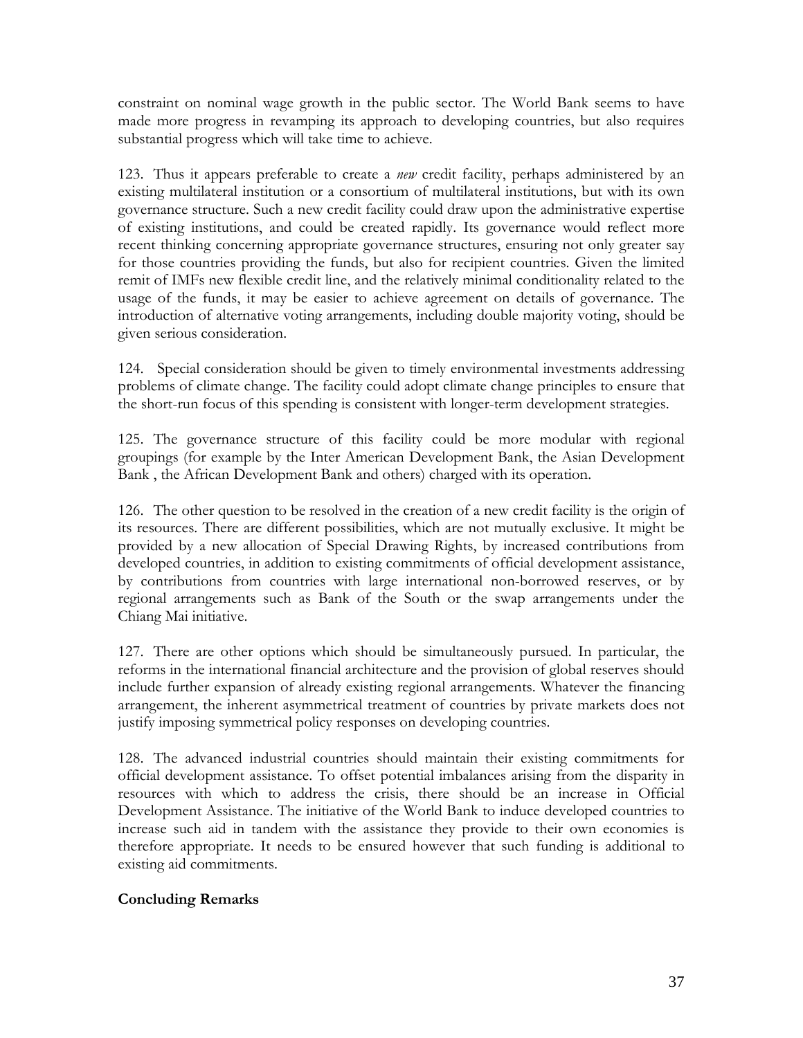constraint on nominal wage growth in the public sector. The World Bank seems to have made more progress in revamping its approach to developing countries, but also requires substantial progress which will take time to achieve.

123. Thus it appears preferable to create a *new* credit facility, perhaps administered by an existing multilateral institution or a consortium of multilateral institutions, but with its own governance structure. Such a new credit facility could draw upon the administrative expertise of existing institutions, and could be created rapidly. Its governance would reflect more recent thinking concerning appropriate governance structures, ensuring not only greater say for those countries providing the funds, but also for recipient countries. Given the limited remit of IMFs new flexible credit line, and the relatively minimal conditionality related to the usage of the funds, it may be easier to achieve agreement on details of governance. The introduction of alternative voting arrangements, including double majority voting, should be given serious consideration.

124. Special consideration should be given to timely environmental investments addressing problems of climate change. The facility could adopt climate change principles to ensure that the short-run focus of this spending is consistent with longer-term development strategies.

125. The governance structure of this facility could be more modular with regional groupings (for example by the Inter American Development Bank, the Asian Development Bank , the African Development Bank and others) charged with its operation.

126. The other question to be resolved in the creation of a new credit facility is the origin of its resources. There are different possibilities, which are not mutually exclusive. It might be provided by a new allocation of Special Drawing Rights, by increased contributions from developed countries, in addition to existing commitments of official development assistance, by contributions from countries with large international non-borrowed reserves, or by regional arrangements such as Bank of the South or the swap arrangements under the Chiang Mai initiative.

127. There are other options which should be simultaneously pursued. In particular, the reforms in the international financial architecture and the provision of global reserves should include further expansion of already existing regional arrangements. Whatever the financing arrangement, the inherent asymmetrical treatment of countries by private markets does not justify imposing symmetrical policy responses on developing countries.

128. The advanced industrial countries should maintain their existing commitments for official development assistance. To offset potential imbalances arising from the disparity in resources with which to address the crisis, there should be an increase in Official Development Assistance. The initiative of the World Bank to induce developed countries to increase such aid in tandem with the assistance they provide to their own economies is therefore appropriate. It needs to be ensured however that such funding is additional to existing aid commitments.

## Concluding Remarks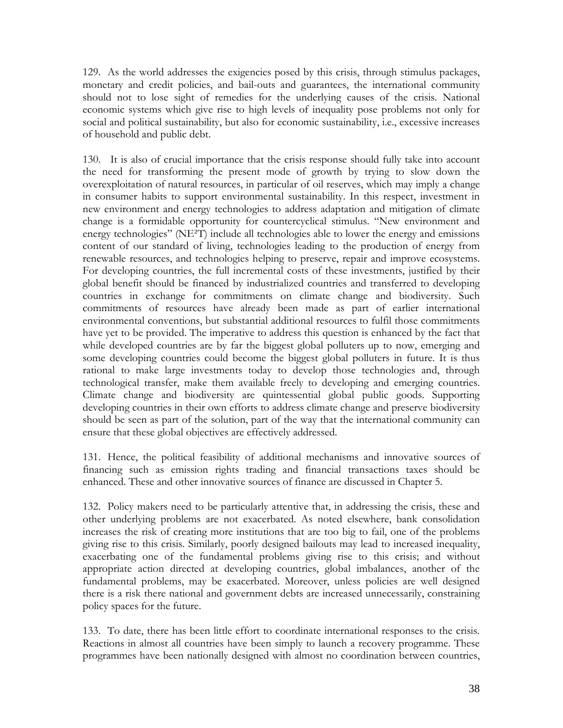129. As the world addresses the exigencies posed by this crisis, through stimulus packages, monetary and credit policies, and bail-outs and guarantees, the international community should not to lose sight of remedies for the underlying causes of the crisis. National economic systems which give rise to high levels of inequality pose problems not only for social and political sustainability, but also for economic sustainability, i.e., excessive increases of household and public debt.

130. It is also of crucial importance that the crisis response should fully take into account the need for transforming the present mode of growth by trying to slow down the overexploitation of natural resources, in particular of oil reserves, which may imply a change in consumer habits to support environmental sustainability. In this respect, investment in new environment and energy technologies to address adaptation and mitigation of climate change is a formidable opportunity for countercyclical stimulus. "New environment and energy technologies" ($NE^2T$) include all technologies able to lower the energy and emissions content of our standard of living, technologies leading to the production of energy from renewable resources, and technologies helping to preserve, repair and improve ecosystems. For developing countries, the full incremental costs of these investments, justified by their global benefit should be financed by industrialized countries and transferred to developing countries in exchange for commitments on climate change and biodiversity. Such commitments of resources have already been made as part of earlier international environmental conventions, but substantial additional resources to fulfil those commitments have yet to be provided. The imperative to address this question is enhanced by the fact that while developed countries are by far the biggest global polluters up to now, emerging and some developing countries could become the biggest global polluters in future. It is thus rational to make large investments today to develop those technologies and, through technological transfer, make them available freely to developing and emerging countries. Climate change and biodiversity are quintessential global public goods. Supporting developing countries in their own efforts to address climate change and preserve biodiversity should be seen as part of the solution, part of the way that the international community can ensure that these global objectives are effectively addressed.

131. Hence, the political feasibility of additional mechanisms and innovative sources of financing such as emission rights trading and financial transactions taxes should be enhanced. These and other innovative sources of finance are discussed in Chapter 5.

132. Policy makers need to be particularly attentive that, in addressing the crisis, these and other underlying problems are not exacerbated. As noted elsewhere, bank consolidation increases the risk of creating more institutions that are too big to fail, one of the problems giving rise to this crisis. Similarly, poorly designed bailouts may lead to increased inequality, exacerbating one of the fundamental problems giving rise to this crisis; and without appropriate action directed at developing countries, global imbalances, another of the fundamental problems, may be exacerbated. Moreover, unless policies are well designed there is a risk there national and government debts are increased unnecessarily, constraining policy spaces for the future.

133. To date, there has been little effort to coordinate international responses to the crisis. Reactions in almost all countries have been simply to launch a recovery programme. These programmes have been nationally designed with almost no coordination between countries,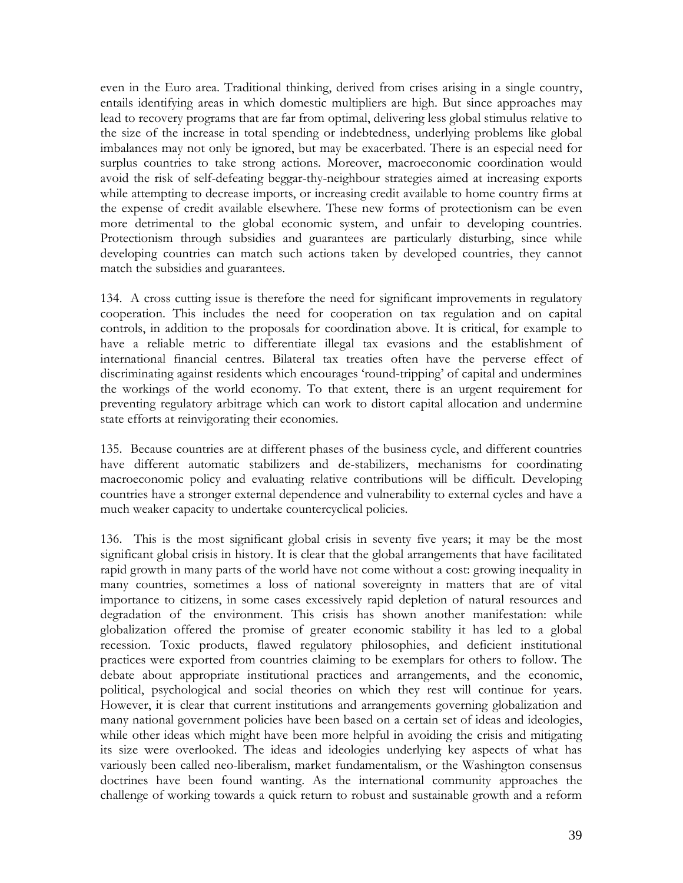even in the Euro area. Traditional thinking, derived from crises arising in a single country, entails identifying areas in which domestic multipliers are high. But since approaches may lead to recovery programs that are far from optimal, delivering less global stimulus relative to the size of the increase in total spending or indebtedness, underlying problems like global imbalances may not only be ignored, but may be exacerbated. There is an especial need for surplus countries to take strong actions. Moreover, macroeconomic coordination would avoid the risk of self-defeating beggar-thy-neighbour strategies aimed at increasing exports while attempting to decrease imports, or increasing credit available to home country firms at the expense of credit available elsewhere. These new forms of protectionism can be even more detrimental to the global economic system, and unfair to developing countries. Protectionism through subsidies and guarantees are particularly disturbing, since while developing countries can match such actions taken by developed countries, they cannot match the subsidies and guarantees.

134. A cross cutting issue is therefore the need for significant improvements in regulatory cooperation. This includes the need for cooperation on tax regulation and on capital controls, in addition to the proposals for coordination above. It is critical, for example to have a reliable metric to differentiate illegal tax evasions and the establishment of international financial centres. Bilateral tax treaties often have the perverse effect of discriminating against residents which encourages 'round-tripping' of capital and undermines the workings of the world economy. To that extent, there is an urgent requirement for preventing regulatory arbitrage which can work to distort capital allocation and undermine state efforts at reinvigorating their economies.

135. Because countries are at different phases of the business cycle, and different countries have different automatic stabilizers and de-stabilizers, mechanisms for coordinating macroeconomic policy and evaluating relative contributions will be difficult. Developing countries have a stronger external dependence and vulnerability to external cycles and have a much weaker capacity to undertake countercyclical policies.

136. This is the most significant global crisis in seventy five years; it may be the most significant global crisis in history. It is clear that the global arrangements that have facilitated rapid growth in many parts of the world have not come without a cost: growing inequality in many countries, sometimes a loss of national sovereignty in matters that are of vital importance to citizens, in some cases excessively rapid depletion of natural resources and degradation of the environment. This crisis has shown another manifestation: while globalization offered the promise of greater economic stability it has led to a global recession. Toxic products, flawed regulatory philosophies, and deficient institutional practices were exported from countries claiming to be exemplars for others to follow. The debate about appropriate institutional practices and arrangements, and the economic, political, psychological and social theories on which they rest will continue for years. However, it is clear that current institutions and arrangements governing globalization and many national government policies have been based on a certain set of ideas and ideologies, while other ideas which might have been more helpful in avoiding the crisis and mitigating its size were overlooked. The ideas and ideologies underlying key aspects of what has variously been called neo-liberalism, market fundamentalism, or the Washington consensus doctrines have been found wanting. As the international community approaches the challenge of working towards a quick return to robust and sustainable growth and a reform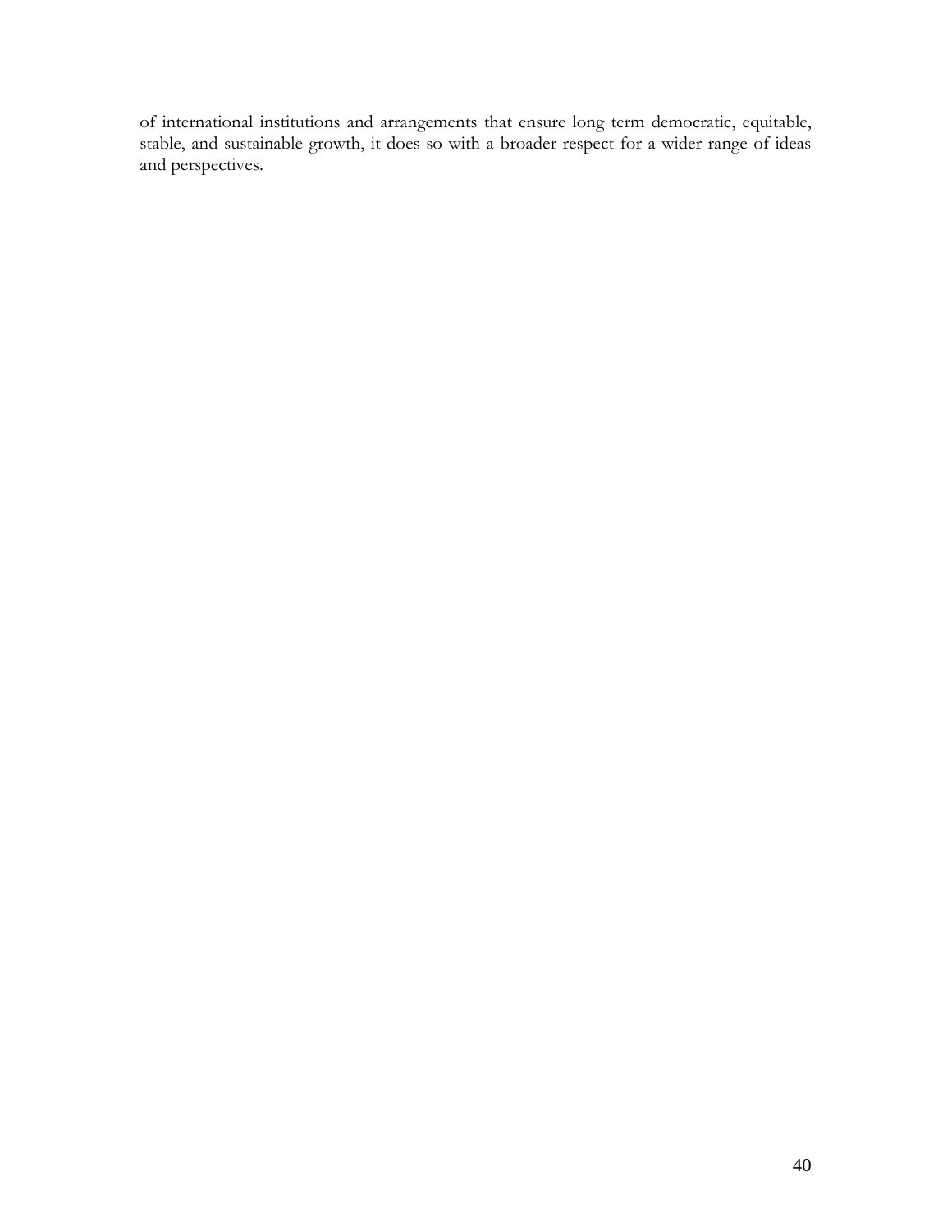of international institutions and arrangements that ensure long term democratic, equitable, stable, and sustainable growth, it does so with a broader respect for a wider range of ideas and perspectives.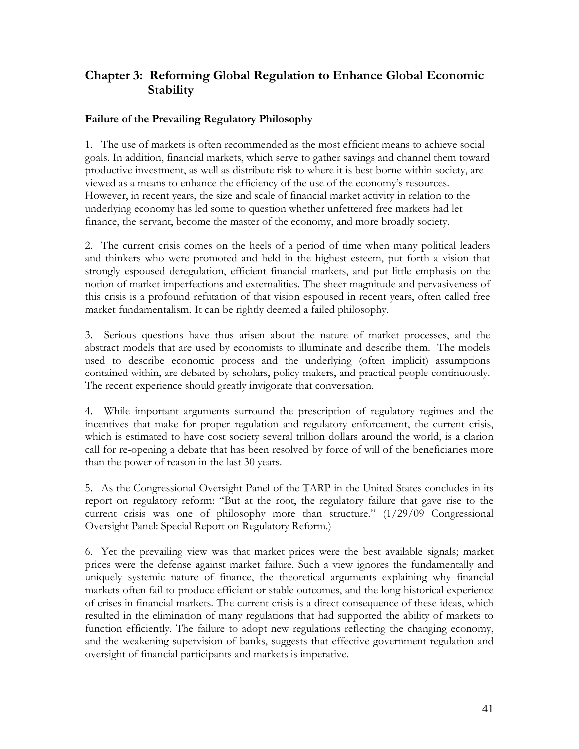## Chapter 3: Reforming Global Regulation to Enhance Global Economic Stability

### Failure of the Prevailing Regulatory Philosophy

1. The use of markets is often recommended as the most efficient means to achieve social goals. In addition, financial markets, which serve to gather savings and channel them toward productive investment, as well as distribute risk to where it is best borne within society, are viewed as a means to enhance the efficiency of the use of the economy's resources. However, in recent years, the size and scale of financial market activity in relation to the underlying economy has led some to question whether unfettered free markets had let finance, the servant, become the master of the economy, and more broadly society.

2. The current crisis comes on the heels of a period of time when many political leaders and thinkers who were promoted and held in the highest esteem, put forth a vision that strongly espoused deregulation, efficient financial markets, and put little emphasis on the notion of market imperfections and externalities. The sheer magnitude and pervasiveness of this crisis is a profound refutation of that vision espoused in recent years, often called free market fundamentalism. It can be rightly deemed a failed philosophy.

3. Serious questions have thus arisen about the nature of market processes, and the abstract models that are used by economists to illuminate and describe them. The models used to describe economic process and the underlying (often implicit) assumptions contained within, are debated by scholars, policy makers, and practical people continuously. The recent experience should greatly invigorate that conversation.

4. While important arguments surround the prescription of regulatory regimes and the incentives that make for proper regulation and regulatory enforcement, the current crisis, which is estimated to have cost society several trillion dollars around the world, is a clarion call for re-opening a debate that has been resolved by force of will of the beneficiaries more than the power of reason in the last 30 years.

5. As the Congressional Oversight Panel of the TARP in the United States concludes in its report on regulatory reform: "But at the root, the regulatory failure that gave rise to the current crisis was one of philosophy more than structure." (1/29/09 Congressional Oversight Panel: Special Report on Regulatory Reform.)

6. Yet the prevailing view was that market prices were the best available signals; market prices were the defense against market failure. Such a view ignores the fundamentally and uniquely systemic nature of finance, the theoretical arguments explaining why financial markets often fail to produce efficient or stable outcomes, and the long historical experience of crises in financial markets. The current crisis is a direct consequence of these ideas, which resulted in the elimination of many regulations that had supported the ability of markets to function efficiently. The failure to adopt new regulations reflecting the changing economy, and the weakening supervision of banks, suggests that effective government regulation and oversight of financial participants and markets is imperative.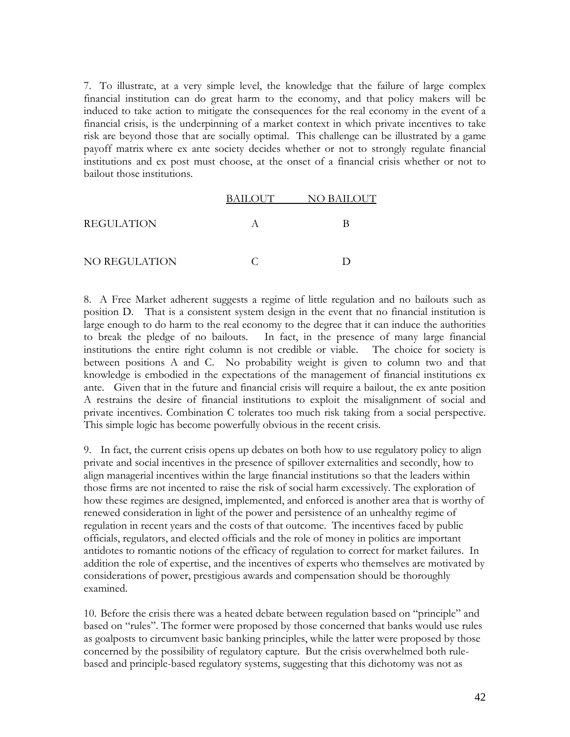7. To illustrate, at a very simple level, the knowledge that the failure of large complex financial institution can do great harm to the economy, and that policy makers will be induced to take action to mitigate the consequences for the real economy in the event of a financial crisis, is the underpinning of a market context in which private incentives to take risk are beyond those that are socially optimal. This challenge can be illustrated by a game payoff matrix where ex ante society decides whether or not to strongly regulate financial institutions and ex post must choose, at the onset of a financial crisis whether or not to bailout those institutions.

| | BAILOUT | NO BAILOUT |
|---|---|---|
| REGULATION | A | B |
| NO REGULATION | C | D |

8. A Free Market adherent suggests a regime of little regulation and no bailouts such as position D. That is a consistent system design in the event that no financial institution is large enough to do harm to the real economy to the degree that it can induce the authorities to break the pledge of no bailouts. In fact, in the presence of many large financial institutions the entire right column is not credible or viable. The choice for society is between positions A and C. No probability weight is given to column two and that knowledge is embodied in the expectations of the management of financial institutions ex ante. Given that in the future and financial crisis will require a bailout, the ex ante position A restrains the desire of financial institutions to exploit the misalignment of social and private incentives. Combination C tolerates too much risk taking from a social perspective. This simple logic has become powerfully obvious in the recent crisis.

9. In fact, the current crisis opens up debates on both how to use regulatory policy to align private and social incentives in the presence of spillover externalities and secondly, how to align managerial incentives within the large financial institutions so that the leaders within those firms are not incented to raise the risk of social harm excessively. The exploration of how these regimes are designed, implemented, and enforced is another area that is worthy of renewed consideration in light of the power and persistence of an unhealthy regime of regulation in recent years and the costs of that outcome. The incentives faced by public officials, regulators, and elected officials and the role of money in politics are important antidotes to romantic notions of the efficacy of regulation to correct for market failures. In addition the role of expertise, and the incentives of experts who themselves are motivated by considerations of power, prestigious awards and compensation should be thoroughly examined.

10. Before the crisis there was a heated debate between regulation based on "principle" and based on "rules". The former were proposed by those concerned that banks would use rules as goalposts to circumvent basic banking principles, while the latter were proposed by those concerned by the possibility of regulatory capture. But the crisis overwhelmed both rule-based and principle-based regulatory systems, suggesting that this dichotomy was not as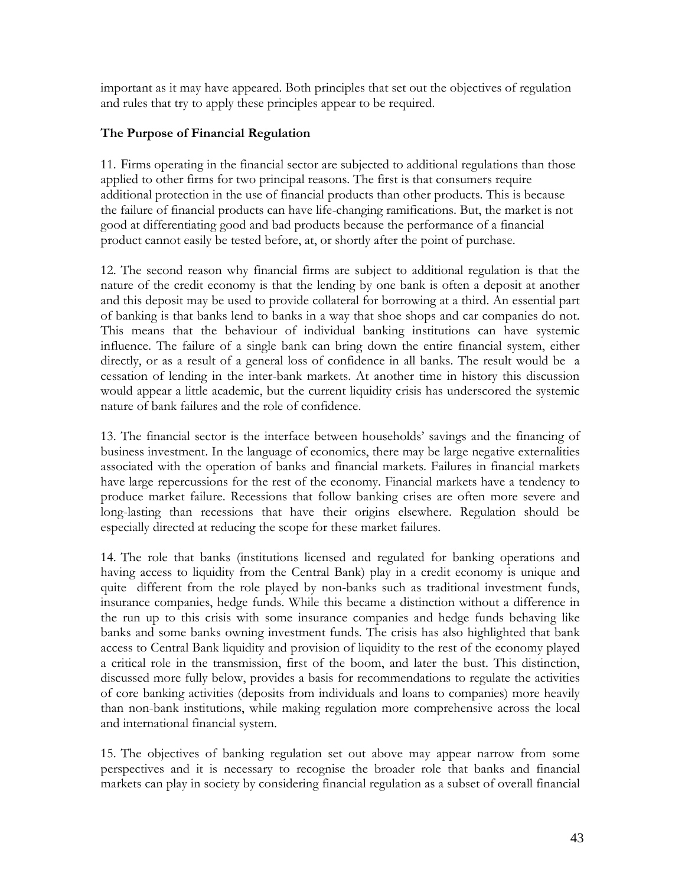important as it may have appeared. Both principles that set out the objectives of regulation and rules that try to apply these principles appear to be required.

**The Purpose of Financial Regulation**

11. Firms operating in the financial sector are subjected to additional regulations than those applied to other firms for two principal reasons. The first is that consumers require additional protection in the use of financial products than other products. This is because the failure of financial products can have life-changing ramifications. But, the market is not good at differentiating good and bad products because the performance of a financial product cannot easily be tested before, at, or shortly after the point of purchase.

12. The second reason why financial firms are subject to additional regulation is that the nature of the credit economy is that the lending by one bank is often a deposit at another and this deposit may be used to provide collateral for borrowing at a third. An essential part of banking is that banks lend to banks in a way that shoe shops and car companies do not. This means that the behaviour of individual banking institutions can have systemic influence. The failure of a single bank can bring down the entire financial system, either directly, or as a result of a general loss of confidence in all banks. The result would be a cessation of lending in the inter-bank markets. At another time in history this discussion would appear a little academic, but the current liquidity crisis has underscored the systemic nature of bank failures and the role of confidence.

13. The financial sector is the interface between households' savings and the financing of business investment. In the language of economics, there may be large negative externalities associated with the operation of banks and financial markets. Failures in financial markets have large repercussions for the rest of the economy. Financial markets have a tendency to produce market failure. Recessions that follow banking crises are often more severe and long-lasting than recessions that have their origins elsewhere. Regulation should be especially directed at reducing the scope for these market failures.

14. The role that banks (institutions licensed and regulated for banking operations and having access to liquidity from the Central Bank) play in a credit economy is unique and quite different from the role played by non-banks such as traditional investment funds, insurance companies, hedge funds. While this became a distinction without a difference in the run up to this crisis with some insurance companies and hedge funds behaving like banks and some banks owning investment funds. The crisis has also highlighted that bank access to Central Bank liquidity and provision of liquidity to the rest of the economy played a critical role in the transmission, first of the boom, and later the bust. This distinction, discussed more fully below, provides a basis for recommendations to regulate the activities of core banking activities (deposits from individuals and loans to companies) more heavily than non-bank institutions, while making regulation more comprehensive across the local and international financial system.

15. The objectives of banking regulation set out above may appear narrow from some perspectives and it is necessary to recognise the broader role that banks and financial markets can play in society by considering financial regulation as a subset of overall financial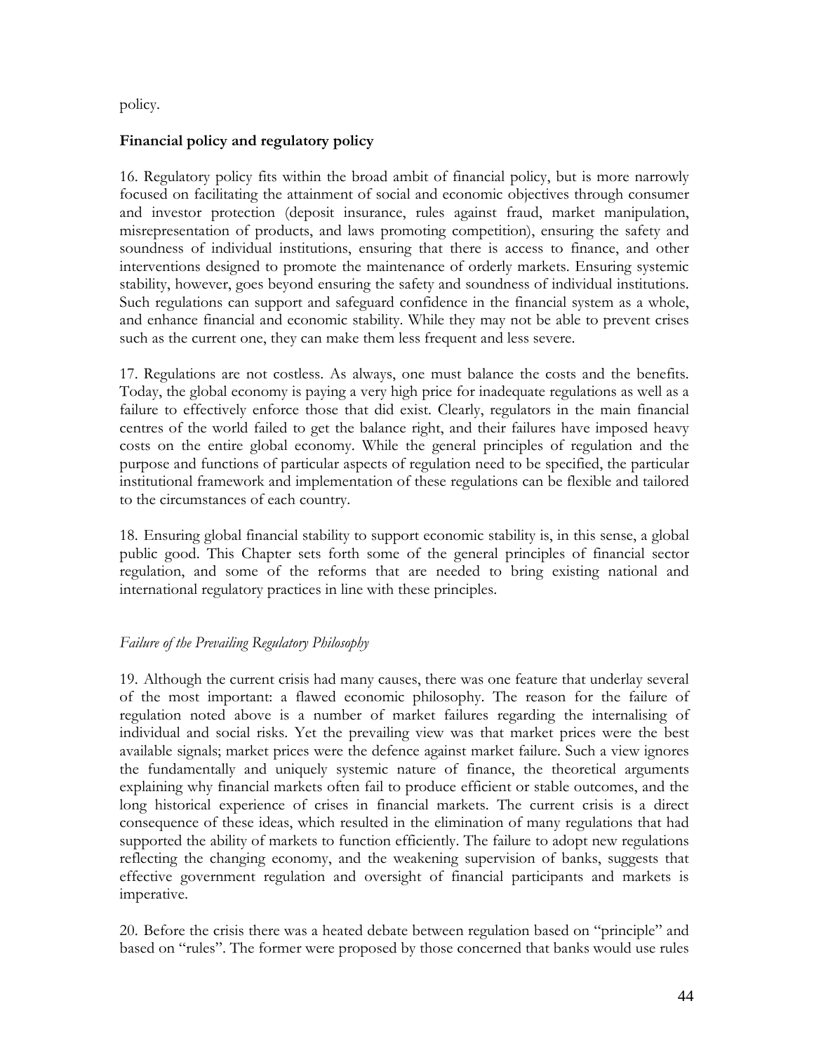policy.

### Financial policy and regulatory policy

16. Regulatory policy fits within the broad ambit of financial policy, but is more narrowly focused on facilitating the attainment of social and economic objectives through consumer and investor protection (deposit insurance, rules against fraud, market manipulation, misrepresentation of products, and laws promoting competition), ensuring the safety and soundness of individual institutions, ensuring that there is access to finance, and other interventions designed to promote the maintenance of orderly markets. Ensuring systemic stability, however, goes beyond ensuring the safety and soundness of individual institutions. Such regulations can support and safeguard confidence in the financial system as a whole, and enhance financial and economic stability. While they may not be able to prevent crises such as the current one, they can make them less frequent and less severe.

17. Regulations are not costless. As always, one must balance the costs and the benefits. Today, the global economy is paying a very high price for inadequate regulations as well as a failure to effectively enforce those that did exist. Clearly, regulators in the main financial centres of the world failed to get the balance right, and their failures have imposed heavy costs on the entire global economy. While the general principles of regulation and the purpose and functions of particular aspects of regulation need to be specified, the particular institutional framework and implementation of these regulations can be flexible and tailored to the circumstances of each country.

18. Ensuring global financial stability to support economic stability is, in this sense, a global public good. This Chapter sets forth some of the general principles of financial sector regulation, and some of the reforms that are needed to bring existing national and international regulatory practices in line with these principles.

#### *Failure of the Prevailing Regulatory Philosophy*

19. Although the current crisis had many causes, there was one feature that underlay several of the most important: a flawed economic philosophy. The reason for the failure of regulation noted above is a number of market failures regarding the internalising of individual and social risks. Yet the prevailing view was that market prices were the best available signals; market prices were the defence against market failure. Such a view ignores the fundamentally and uniquely systemic nature of finance, the theoretical arguments explaining why financial markets often fail to produce efficient or stable outcomes, and the long historical experience of crises in financial markets. The current crisis is a direct consequence of these ideas, which resulted in the elimination of many regulations that had supported the ability of markets to function efficiently. The failure to adopt new regulations reflecting the changing economy, and the weakening supervision of banks, suggests that effective government regulation and oversight of financial participants and markets is imperative.

20. Before the crisis there was a heated debate between regulation based on "principle" and based on "rules". The former were proposed by those concerned that banks would use rules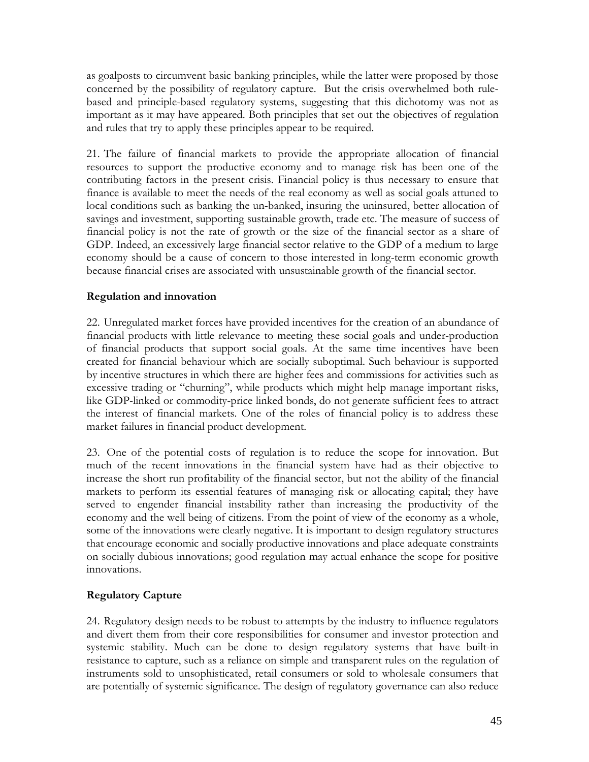as goalposts to circumvent basic banking principles, while the latter were proposed by those concerned by the possibility of regulatory capture. But the crisis overwhelmed both rule-based and principle-based regulatory systems, suggesting that this dichotomy was not as important as it may have appeared. Both principles that set out the objectives of regulation and rules that try to apply these principles appear to be required.

21. The failure of financial markets to provide the appropriate allocation of financial resources to support the productive economy and to manage risk has been one of the contributing factors in the present crisis. Financial policy is thus necessary to ensure that finance is available to meet the needs of the real economy as well as social goals attuned to local conditions such as banking the un-banked, insuring the uninsured, better allocation of savings and investment, supporting sustainable growth, trade etc. The measure of success of financial policy is not the rate of growth or the size of the financial sector as a share of GDP. Indeed, an excessively large financial sector relative to the GDP of a medium to large economy should be a cause of concern to those interested in long-term economic growth because financial crises are associated with unsustainable growth of the financial sector.

**Regulation and innovation**

22. Unregulated market forces have provided incentives for the creation of an abundance of financial products with little relevance to meeting these social goals and under-production of financial products that support social goals. At the same time incentives have been created for financial behaviour which are socially suboptimal. Such behaviour is supported by incentive structures in which there are higher fees and commissions for activities such as excessive trading or "churning", while products which might help manage important risks, like GDP-linked or commodity-price linked bonds, do not generate sufficient fees to attract the interest of financial markets. One of the roles of financial policy is to address these market failures in financial product development.

23. One of the potential costs of regulation is to reduce the scope for innovation. But much of the recent innovations in the financial system have had as their objective to increase the short run profitability of the financial sector, but not the ability of the financial markets to perform its essential features of managing risk or allocating capital; they have served to engender financial instability rather than increasing the productivity of the economy and the well being of citizens. From the point of view of the economy as a whole, some of the innovations were clearly negative. It is important to design regulatory structures that encourage economic and socially productive innovations and place adequate constraints on socially dubious innovations; good regulation may actual enhance the scope for positive innovations.

**Regulatory Capture**

24. Regulatory design needs to be robust to attempts by the industry to influence regulators and divert them from their core responsibilities for consumer and investor protection and systemic stability. Much can be done to design regulatory systems that have built-in resistance to capture, such as a reliance on simple and transparent rules on the regulation of instruments sold to unsophisticated, retail consumers or sold to wholesale consumers that are potentially of systemic significance. The design of regulatory governance can also reduce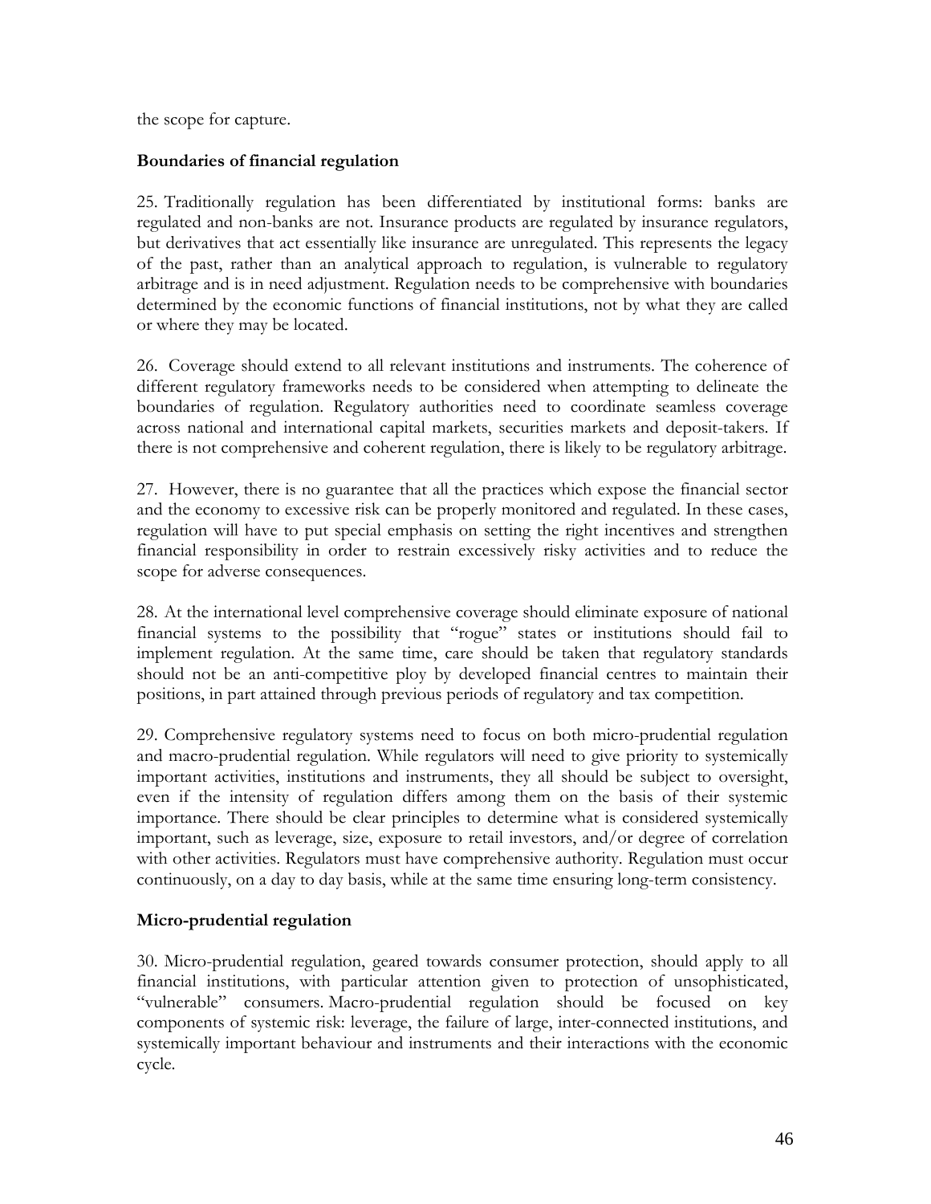the scope for capture.

**Boundaries of financial regulation**

25. Traditionally regulation has been differentiated by institutional forms: banks are regulated and non-banks are not. Insurance products are regulated by insurance regulators, but derivatives that act essentially like insurance are unregulated. This represents the legacy of the past, rather than an analytical approach to regulation, is vulnerable to regulatory arbitrage and is in need adjustment. Regulation needs to be comprehensive with boundaries determined by the economic functions of financial institutions, not by what they are called or where they may be located.

26. Coverage should extend to all relevant institutions and instruments. The coherence of different regulatory frameworks needs to be considered when attempting to delineate the boundaries of regulation. Regulatory authorities need to coordinate seamless coverage across national and international capital markets, securities markets and deposit-takers. If there is not comprehensive and coherent regulation, there is likely to be regulatory arbitrage.

27. However, there is no guarantee that all the practices which expose the financial sector and the economy to excessive risk can be properly monitored and regulated. In these cases, regulation will have to put special emphasis on setting the right incentives and strengthen financial responsibility in order to restrain excessively risky activities and to reduce the scope for adverse consequences.

28. At the international level comprehensive coverage should eliminate exposure of national financial systems to the possibility that "rogue" states or institutions should fail to implement regulation. At the same time, care should be taken that regulatory standards should not be an anti-competitive ploy by developed financial centres to maintain their positions, in part attained through previous periods of regulatory and tax competition.

29. Comprehensive regulatory systems need to focus on both micro-prudential regulation and macro-prudential regulation. While regulators will need to give priority to systemically important activities, institutions and instruments, they all should be subject to oversight, even if the intensity of regulation differs among them on the basis of their systemic importance. There should be clear principles to determine what is considered systemically important, such as leverage, size, exposure to retail investors, and/or degree of correlation with other activities. Regulators must have comprehensive authority. Regulation must occur continuously, on a day to day basis, while at the same time ensuring long-term consistency.

**Micro-prudential regulation**

30. Micro-prudential regulation, geared towards consumer protection, should apply to all financial institutions, with particular attention given to protection of unsophisticated, "vulnerable" consumers. Macro-prudential regulation should be focused on key components of systemic risk: leverage, the failure of large, inter-connected institutions, and systemically important behaviour and instruments and their interactions with the economic cycle.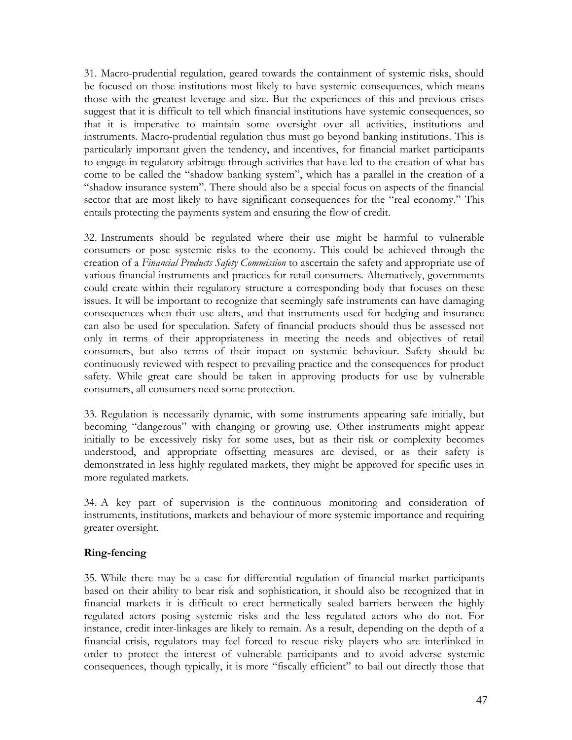31. Macro-prudential regulation, geared towards the containment of systemic risks, should be focused on those institutions most likely to have systemic consequences, which means those with the greatest leverage and size. But the experiences of this and previous crises suggest that it is difficult to tell which financial institutions have systemic consequences, so that it is imperative to maintain some oversight over all activities, institutions and instruments. Macro-prudential regulation thus must go beyond banking institutions. This is particularly important given the tendency, and incentives, for financial market participants to engage in regulatory arbitrage through activities that have led to the creation of what has come to be called the "shadow banking system", which has a parallel in the creation of a "shadow insurance system". There should also be a special focus on aspects of the financial sector that are most likely to have significant consequences for the "real economy." This entails protecting the payments system and ensuring the flow of credit.

32. Instruments should be regulated where their use might be harmful to vulnerable consumers or pose systemic risks to the economy. This could be achieved through the creation of a *Financial Products Safety Commission* to ascertain the safety and appropriate use of various financial instruments and practices for retail consumers. Alternatively, governments could create within their regulatory structure a corresponding body that focuses on these issues. It will be important to recognize that seemingly safe instruments can have damaging consequences when their use alters, and that instruments used for hedging and insurance can also be used for speculation. Safety of financial products should thus be assessed not only in terms of their appropriateness in meeting the needs and objectives of retail consumers, but also terms of their impact on systemic behaviour. Safety should be continuously reviewed with respect to prevailing practice and the consequences for product safety. While great care should be taken in approving products for use by vulnerable consumers, all consumers need some protection.

33. Regulation is necessarily dynamic, with some instruments appearing safe initially, but becoming "dangerous" with changing or growing use. Other instruments might appear initially to be excessively risky for some uses, but as their risk or complexity becomes understood, and appropriate offsetting measures are devised, or as their safety is demonstrated in less highly regulated markets, they might be approved for specific uses in more regulated markets.

34. A key part of supervision is the continuous monitoring and consideration of instruments, institutions, markets and behaviour of more systemic importance and requiring greater oversight.

**Ring-fencing**

35. While there may be a case for differential regulation of financial market participants based on their ability to bear risk and sophistication, it should also be recognized that in financial markets it is difficult to erect hermetically sealed barriers between the highly regulated actors posing systemic risks and the less regulated actors who do not. For instance, credit inter-linkages are likely to remain. As a result, depending on the depth of a financial crisis, regulators may feel forced to rescue risky players who are interlinked in order to protect the interest of vulnerable participants and to avoid adverse systemic consequences, though typically, it is more "fiscally efficient" to bail out directly those that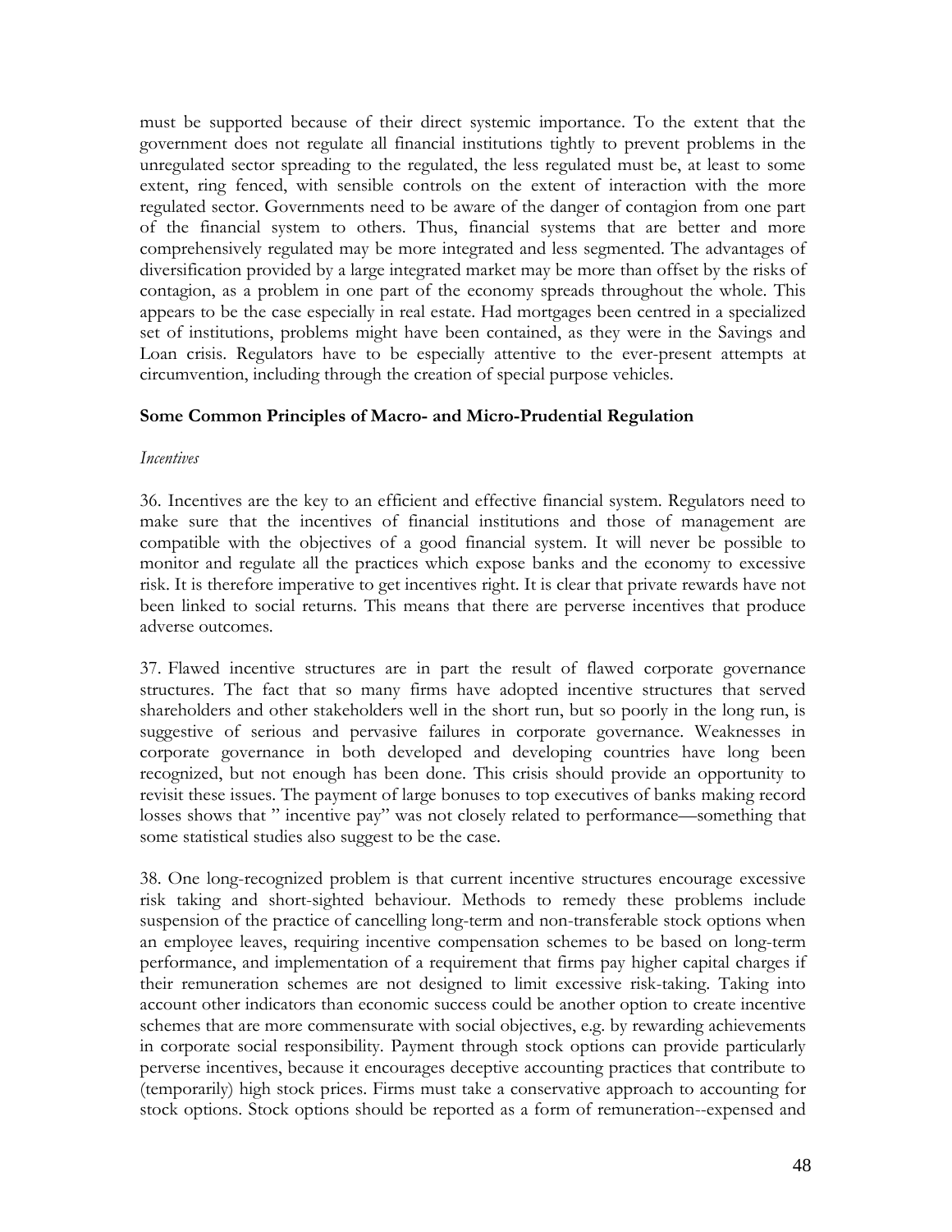must be supported because of their direct systemic importance. To the extent that the government does not regulate all financial institutions tightly to prevent problems in the unregulated sector spreading to the regulated, the less regulated must be, at least to some extent, ring fenced, with sensible controls on the extent of interaction with the more regulated sector. Governments need to be aware of the danger of contagion from one part of the financial system to others. Thus, financial systems that are better and more comprehensively regulated may be more integrated and less segmented. The advantages of diversification provided by a large integrated market may be more than offset by the risks of contagion, as a problem in one part of the economy spreads throughout the whole. This appears to be the case especially in real estate. Had mortgages been centred in a specialized set of institutions, problems might have been contained, as they were in the Savings and Loan crisis. Regulators have to be especially attentive to the ever-present attempts at circumvention, including through the creation of special purpose vehicles.

**Some Common Principles of Macro- and Micro-Prudential Regulation**

*Incentives*

36. Incentives are the key to an efficient and effective financial system. Regulators need to make sure that the incentives of financial institutions and those of management are compatible with the objectives of a good financial system. It will never be possible to monitor and regulate all the practices which expose banks and the economy to excessive risk. It is therefore imperative to get incentives right. It is clear that private rewards have not been linked to social returns. This means that there are perverse incentives that produce adverse outcomes.

37. Flawed incentive structures are in part the result of flawed corporate governance structures. The fact that so many firms have adopted incentive structures that served shareholders and other stakeholders well in the short run, but so poorly in the long run, is suggestive of serious and pervasive failures in corporate governance. Weaknesses in corporate governance in both developed and developing countries have long been recognized, but not enough has been done. This crisis should provide an opportunity to revisit these issues. The payment of large bonuses to top executives of banks making record losses shows that " incentive pay" was not closely related to performance—something that some statistical studies also suggest to be the case.

38. One long-recognized problem is that current incentive structures encourage excessive risk taking and short-sighted behaviour. Methods to remedy these problems include suspension of the practice of cancelling long-term and non-transferable stock options when an employee leaves, requiring incentive compensation schemes to be based on long-term performance, and implementation of a requirement that firms pay higher capital charges if their remuneration schemes are not designed to limit excessive risk-taking. Taking into account other indicators than economic success could be another option to create incentive schemes that are more commensurate with social objectives, e.g. by rewarding achievements in corporate social responsibility. Payment through stock options can provide particularly perverse incentives, because it encourages deceptive accounting practices that contribute to (temporarily) high stock prices. Firms must take a conservative approach to accounting for stock options. Stock options should be reported as a form of remuneration--expensed and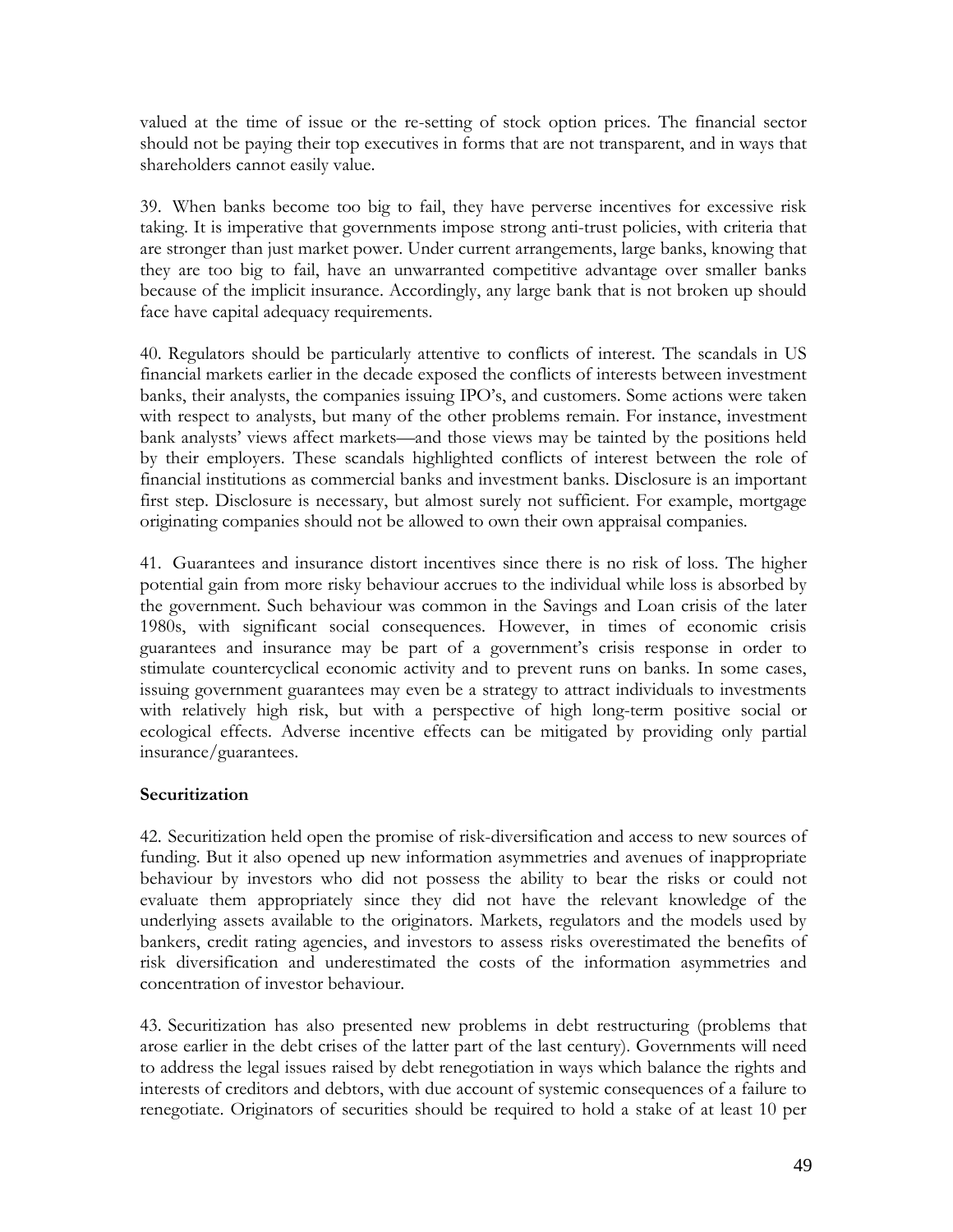valued at the time of issue or the re-setting of stock option prices. The financial sector should not be paying their top executives in forms that are not transparent, and in ways that shareholders cannot easily value.

39. When banks become too big to fail, they have perverse incentives for excessive risk taking. It is imperative that governments impose strong anti-trust policies, with criteria that are stronger than just market power. Under current arrangements, large banks, knowing that they are too big to fail, have an unwarranted competitive advantage over smaller banks because of the implicit insurance. Accordingly, any large bank that is not broken up should face have capital adequacy requirements.

40. Regulators should be particularly attentive to conflicts of interest. The scandals in US financial markets earlier in the decade exposed the conflicts of interests between investment banks, their analysts, the companies issuing IPO's, and customers. Some actions were taken with respect to analysts, but many of the other problems remain. For instance, investment bank analysts' views affect markets—and those views may be tainted by the positions held by their employers. These scandals highlighted conflicts of interest between the role of financial institutions as commercial banks and investment banks. Disclosure is an important first step. Disclosure is necessary, but almost surely not sufficient. For example, mortgage originating companies should not be allowed to own their own appraisal companies.

41. Guarantees and insurance distort incentives since there is no risk of loss. The higher potential gain from more risky behaviour accrues to the individual while loss is absorbed by the government. Such behaviour was common in the Savings and Loan crisis of the later 1980s, with significant social consequences. However, in times of economic crisis guarantees and insurance may be part of a government's crisis response in order to stimulate countercyclical economic activity and to prevent runs on banks. In some cases, issuing government guarantees may even be a strategy to attract individuals to investments with relatively high risk, but with a perspective of high long-term positive social or ecological effects. Adverse incentive effects can be mitigated by providing only partial insurance/guarantees.

**Securitization**

42. Securitization held open the promise of risk-diversification and access to new sources of funding. But it also opened up new information asymmetries and avenues of inappropriate behaviour by investors who did not possess the ability to bear the risks or could not evaluate them appropriately since they did not have the relevant knowledge of the underlying assets available to the originators. Markets, regulators and the models used by bankers, credit rating agencies, and investors to assess risks overestimated the benefits of risk diversification and underestimated the costs of the information asymmetries and concentration of investor behaviour.

43. Securitization has also presented new problems in debt restructuring (problems that arose earlier in the debt crises of the latter part of the last century). Governments will need to address the legal issues raised by debt renegotiation in ways which balance the rights and interests of creditors and debtors, with due account of systemic consequences of a failure to renegotiate. Originators of securities should be required to hold a stake of at least 10 per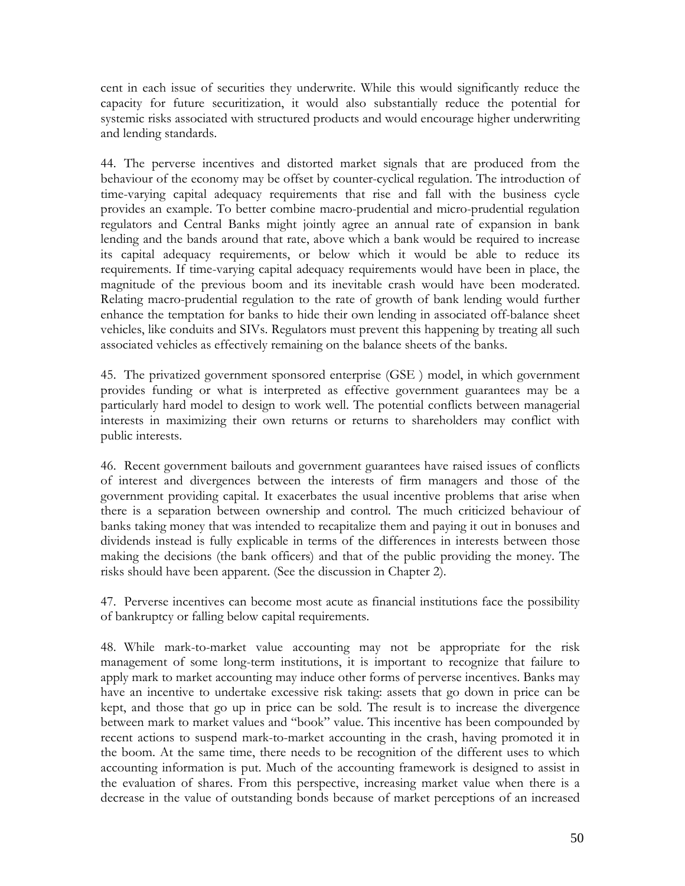cent in each issue of securities they underwrite. While this would significantly reduce the capacity for future securitization, it would also substantially reduce the potential for systemic risks associated with structured products and would encourage higher underwriting and lending standards.

44. The perverse incentives and distorted market signals that are produced from the behaviour of the economy may be offset by counter-cyclical regulation. The introduction of time-varying capital adequacy requirements that rise and fall with the business cycle provides an example. To better combine macro-prudential and micro-prudential regulation regulators and Central Banks might jointly agree an annual rate of expansion in bank lending and the bands around that rate, above which a bank would be required to increase its capital adequacy requirements, or below which it would be able to reduce its requirements. If time-varying capital adequacy requirements would have been in place, the magnitude of the previous boom and its inevitable crash would have been moderated. Relating macro-prudential regulation to the rate of growth of bank lending would further enhance the temptation for banks to hide their own lending in associated off-balance sheet vehicles, like conduits and SIVs. Regulators must prevent this happening by treating all such associated vehicles as effectively remaining on the balance sheets of the banks.

45. The privatized government sponsored enterprise (GSE ) model, in which government provides funding or what is interpreted as effective government guarantees may be a particularly hard model to design to work well. The potential conflicts between managerial interests in maximizing their own returns or returns to shareholders may conflict with public interests.

46. Recent government bailouts and government guarantees have raised issues of conflicts of interest and divergences between the interests of firm managers and those of the government providing capital. It exacerbates the usual incentive problems that arise when there is a separation between ownership and control. The much criticized behaviour of banks taking money that was intended to recapitalize them and paying it out in bonuses and dividends instead is fully explicable in terms of the differences in interests between those making the decisions (the bank officers) and that of the public providing the money. The risks should have been apparent. (See the discussion in Chapter 2).

47. Perverse incentives can become most acute as financial institutions face the possibility of bankruptcy or falling below capital requirements.

48. While mark-to-market value accounting may not be appropriate for the risk management of some long-term institutions, it is important to recognize that failure to apply mark to market accounting may induce other forms of perverse incentives. Banks may have an incentive to undertake excessive risk taking: assets that go down in price can be kept, and those that go up in price can be sold. The result is to increase the divergence between mark to market values and "book" value. This incentive has been compounded by recent actions to suspend mark-to-market accounting in the crash, having promoted it in the boom. At the same time, there needs to be recognition of the different uses to which accounting information is put. Much of the accounting framework is designed to assist in the evaluation of shares. From this perspective, increasing market value when there is a decrease in the value of outstanding bonds because of market perceptions of an increased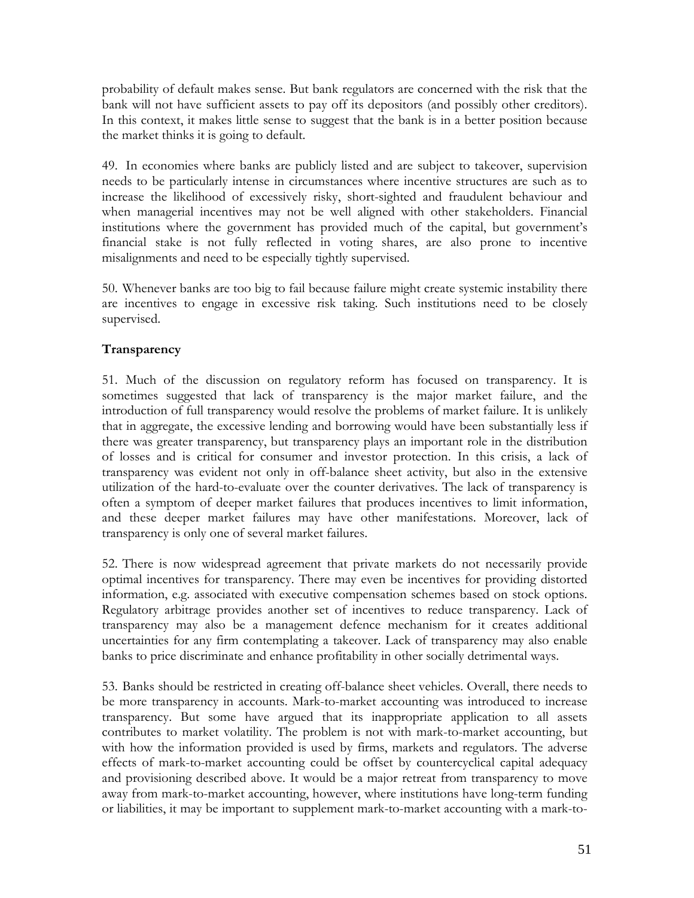probability of default makes sense. But bank regulators are concerned with the risk that the bank will not have sufficient assets to pay off its depositors (and possibly other creditors). In this context, it makes little sense to suggest that the bank is in a better position because the market thinks it is going to default.

49. In economies where banks are publicly listed and are subject to takeover, supervision needs to be particularly intense in circumstances where incentive structures are such as to increase the likelihood of excessively risky, short-sighted and fraudulent behaviour and when managerial incentives may not be well aligned with other stakeholders. Financial institutions where the government has provided much of the capital, but government's financial stake is not fully reflected in voting shares, are also prone to incentive misalignments and need to be especially tightly supervised.

50. Whenever banks are too big to fail because failure might create systemic instability there are incentives to engage in excessive risk taking. Such institutions need to be closely supervised.

**Transparency**

51. Much of the discussion on regulatory reform has focused on transparency. It is sometimes suggested that lack of transparency is the major market failure, and the introduction of full transparency would resolve the problems of market failure. It is unlikely that in aggregate, the excessive lending and borrowing would have been substantially less if there was greater transparency, but transparency plays an important role in the distribution of losses and is critical for consumer and investor protection. In this crisis, a lack of transparency was evident not only in off-balance sheet activity, but also in the extensive utilization of the hard-to-evaluate over the counter derivatives. The lack of transparency is often a symptom of deeper market failures that produces incentives to limit information, and these deeper market failures may have other manifestations. Moreover, lack of transparency is only one of several market failures.

52. There is now widespread agreement that private markets do not necessarily provide optimal incentives for transparency. There may even be incentives for providing distorted information, e.g. associated with executive compensation schemes based on stock options. Regulatory arbitrage provides another set of incentives to reduce transparency. Lack of transparency may also be a management defence mechanism for it creates additional uncertainties for any firm contemplating a takeover. Lack of transparency may also enable banks to price discriminate and enhance profitability in other socially detrimental ways.

53. Banks should be restricted in creating off-balance sheet vehicles. Overall, there needs to be more transparency in accounts. Mark-to-market accounting was introduced to increase transparency. But some have argued that its inappropriate application to all assets contributes to market volatility. The problem is not with mark-to-market accounting, but with how the information provided is used by firms, markets and regulators. The adverse effects of mark-to-market accounting could be offset by countercyclical capital adequacy and provisioning described above. It would be a major retreat from transparency to move away from mark-to-market accounting, however, where institutions have long-term funding or liabilities, it may be important to supplement mark-to-market accounting with a mark-to-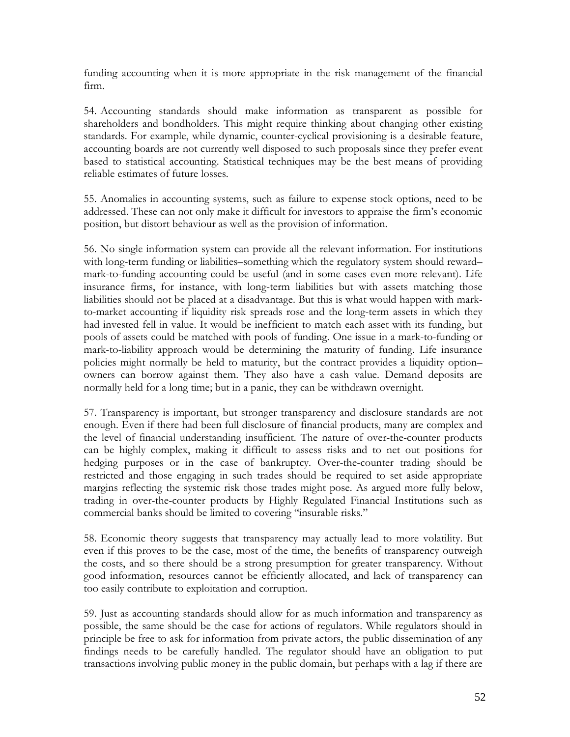funding accounting when it is more appropriate in the risk management of the financial firm.

54. Accounting standards should make information as transparent as possible for shareholders and bondholders. This might require thinking about changing other existing standards. For example, while dynamic, counter-cyclical provisioning is a desirable feature, accounting boards are not currently well disposed to such proposals since they prefer event based to statistical accounting. Statistical techniques may be the best means of providing reliable estimates of future losses.

55. Anomalies in accounting systems, such as failure to expense stock options, need to be addressed. These can not only make it difficult for investors to appraise the firm's economic position, but distort behaviour as well as the provision of information.

56. No single information system can provide all the relevant information. For institutions with long-term funding or liabilities–something which the regulatory system should reward–mark-to-funding accounting could be useful (and in some cases even more relevant). Life insurance firms, for instance, with long-term liabilities but with assets matching those liabilities should not be placed at a disadvantage. But this is what would happen with mark-to-market accounting if liquidity risk spreads rose and the long-term assets in which they had invested fell in value. It would be inefficient to match each asset with its funding, but pools of assets could be matched with pools of funding. One issue in a mark-to-funding or mark-to-liability approach would be determining the maturity of funding. Life insurance policies might normally be held to maturity, but the contract provides a liquidity option–owners can borrow against them. They also have a cash value. Demand deposits are normally held for a long time; but in a panic, they can be withdrawn overnight.

57. Transparency is important, but stronger transparency and disclosure standards are not enough. Even if there had been full disclosure of financial products, many are complex and the level of financial understanding insufficient. The nature of over-the-counter products can be highly complex, making it difficult to assess risks and to net out positions for hedging purposes or in the case of bankruptcy. Over-the-counter trading should be restricted and those engaging in such trades should be required to set aside appropriate margins reflecting the systemic risk those trades might pose. As argued more fully below, trading in over-the-counter products by Highly Regulated Financial Institutions such as commercial banks should be limited to covering "insurable risks."

58. Economic theory suggests that transparency may actually lead to more volatility. But even if this proves to be the case, most of the time, the benefits of transparency outweigh the costs, and so there should be a strong presumption for greater transparency. Without good information, resources cannot be efficiently allocated, and lack of transparency can too easily contribute to exploitation and corruption.

59. Just as accounting standards should allow for as much information and transparency as possible, the same should be the case for actions of regulators. While regulators should in principle be free to ask for information from private actors, the public dissemination of any findings needs to be carefully handled. The regulator should have an obligation to put transactions involving public money in the public domain, but perhaps with a lag if there are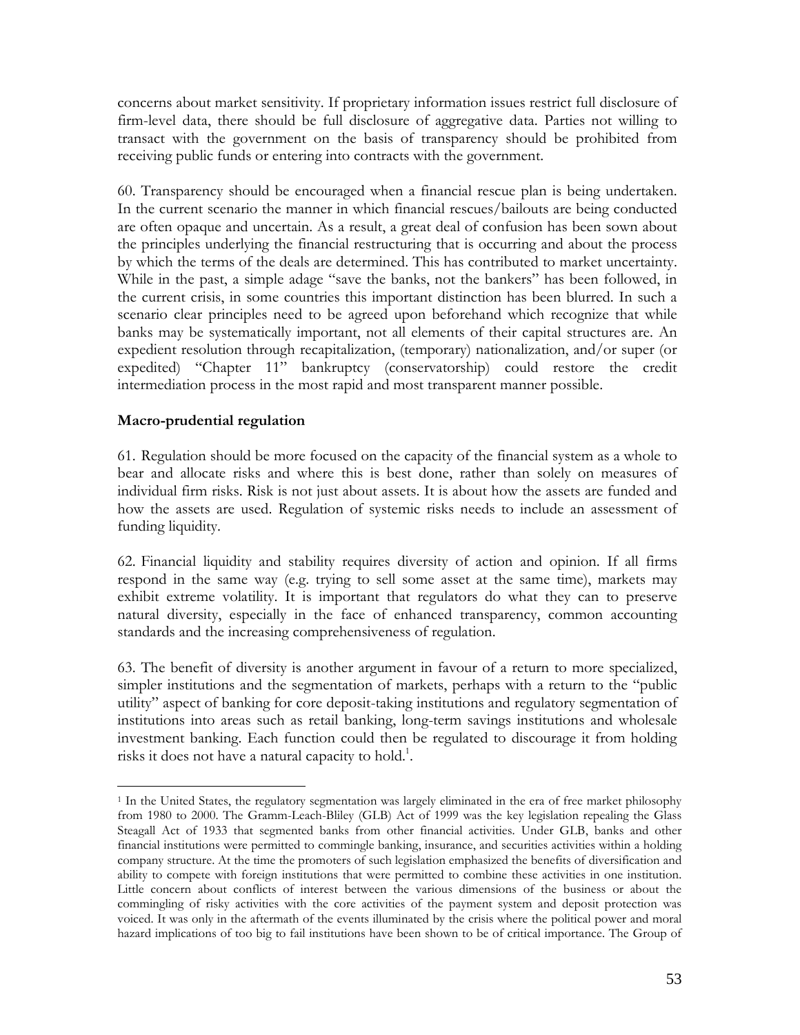concerns about market sensitivity. If proprietary information issues restrict full disclosure of firm-level data, there should be full disclosure of aggregative data. Parties not willing to transact with the government on the basis of transparency should be prohibited from receiving public funds or entering into contracts with the government.

60. Transparency should be encouraged when a financial rescue plan is being undertaken. In the current scenario the manner in which financial rescues/bailouts are being conducted are often opaque and uncertain. As a result, a great deal of confusion has been sown about the principles underlying the financial restructuring that is occurring and about the process by which the terms of the deals are determined. This has contributed to market uncertainty. While in the past, a simple adage "save the banks, not the bankers" has been followed, in the current crisis, in some countries this important distinction has been blurred. In such a scenario clear principles need to be agreed upon beforehand which recognize that while banks may be systematically important, not all elements of their capital structures are. An expedient resolution through recapitalization, (temporary) nationalization, and/or super (or expedited) "Chapter 11" bankruptcy (conservatorship) could restore the credit intermediation process in the most rapid and most transparent manner possible.

**Macro-prudential regulation**

61. Regulation should be more focused on the capacity of the financial system as a whole to bear and allocate risks and where this is best done, rather than solely on measures of individual firm risks. Risk is not just about assets. It is about how the assets are funded and how the assets are used. Regulation of systemic risks needs to include an assessment of funding liquidity.

62. Financial liquidity and stability requires diversity of action and opinion. If all firms respond in the same way (e.g. trying to sell some asset at the same time), markets may exhibit extreme volatility. It is important that regulators do what they can to preserve natural diversity, especially in the face of enhanced transparency, common accounting standards and the increasing comprehensiveness of regulation.

63. The benefit of diversity is another argument in favour of a return to more specialized, simpler institutions and the segmentation of markets, perhaps with a return to the "public utility" aspect of banking for core deposit-taking institutions and regulatory segmentation of institutions into areas such as retail banking, long-term savings institutions and wholesale investment banking. Each function could then be regulated to discourage it from holding risks it does not have a natural capacity to hold.[1].

---

[1] In the United States, the regulatory segmentation was largely eliminated in the era of free market philosophy from 1980 to 2000. The Gramm-Leach-Bliley (GLB) Act of 1999 was the key legislation repealing the Glass Steagall Act of 1933 that segmented banks from other financial activities. Under GLB, banks and other financial institutions were permitted to commingle banking, insurance, and securities activities within a holding company structure. At the time the promoters of such legislation emphasized the benefits of diversification and ability to compete with foreign institutions that were permitted to combine these activities in one institution. Little concern about conflicts of interest between the various dimensions of the business or about the commingling of risky activities with the core activities of the payment system and deposit protection was voiced. It was only in the aftermath of the events illuminated by the crisis where the political power and moral hazard implications of too big to fail institutions have been shown to be of critical importance. The Group of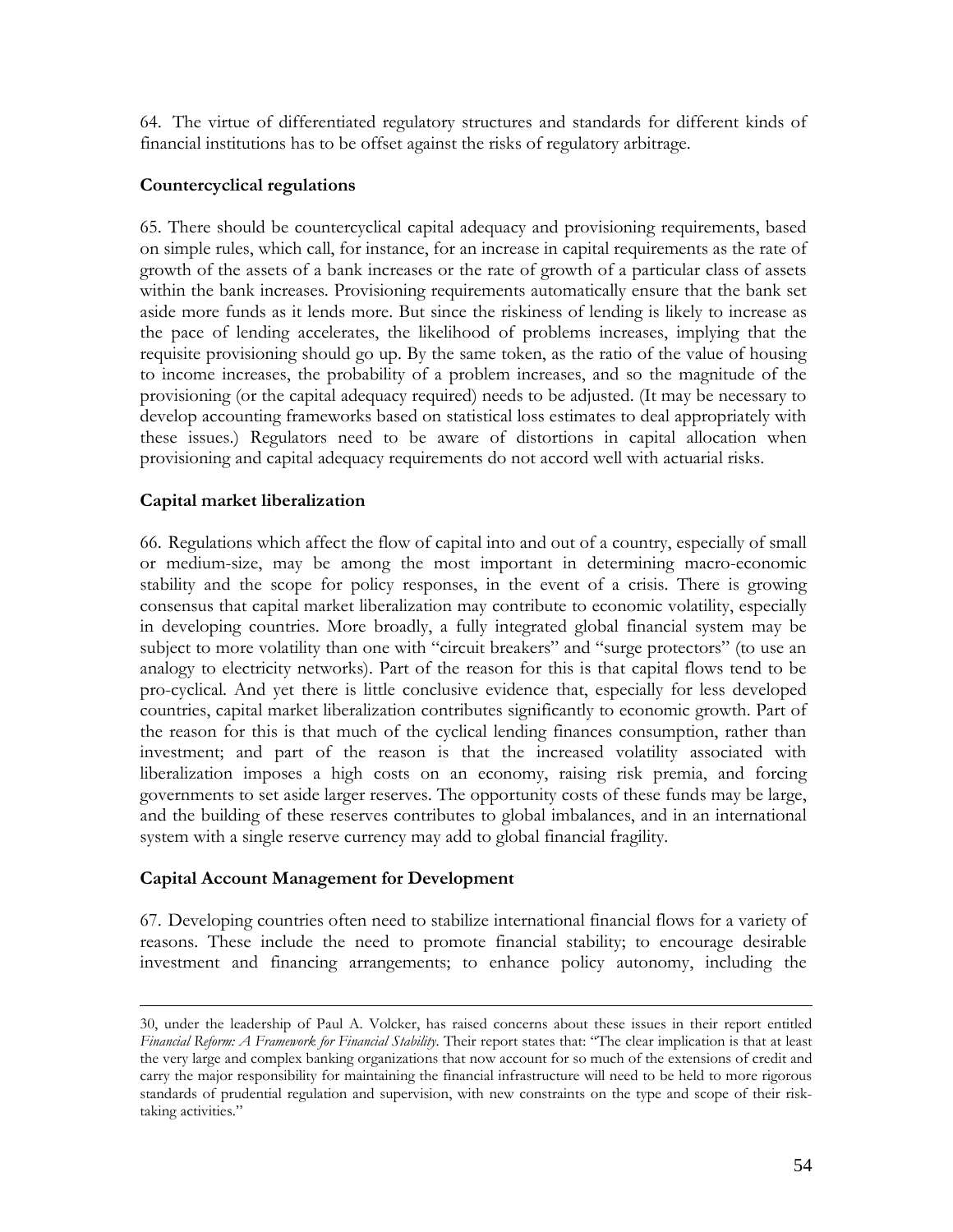64. The virtue of differentiated regulatory structures and standards for different kinds of financial institutions has to be offset against the risks of regulatory arbitrage.

**Countercyclical regulations**

65. There should be countercyclical capital adequacy and provisioning requirements, based on simple rules, which call, for instance, for an increase in capital requirements as the rate of growth of the assets of a bank increases or the rate of growth of a particular class of assets within the bank increases. Provisioning requirements automatically ensure that the bank set aside more funds as it lends more. But since the riskiness of lending is likely to increase as the pace of lending accelerates, the likelihood of problems increases, implying that the requisite provisioning should go up. By the same token, as the ratio of the value of housing to income increases, the probability of a problem increases, and so the magnitude of the provisioning (or the capital adequacy required) needs to be adjusted. (It may be necessary to develop accounting frameworks based on statistical loss estimates to deal appropriately with these issues.) Regulators need to be aware of distortions in capital allocation when provisioning and capital adequacy requirements do not accord well with actuarial risks.

**Capital market liberalization**

66. Regulations which affect the flow of capital into and out of a country, especially of small or medium-size, may be among the most important in determining macro-economic stability and the scope for policy responses, in the event of a crisis. There is growing consensus that capital market liberalization may contribute to economic volatility, especially in developing countries. More broadly, a fully integrated global financial system may be subject to more volatility than one with "circuit breakers" and "surge protectors" (to use an analogy to electricity networks). Part of the reason for this is that capital flows tend to be pro-cyclical. And yet there is little conclusive evidence that, especially for less developed countries, capital market liberalization contributes significantly to economic growth. Part of the reason for this is that much of the cyclical lending finances consumption, rather than investment; and part of the reason is that the increased volatility associated with liberalization imposes a high costs on an economy, raising risk premia, and forcing governments to set aside larger reserves. The opportunity costs of these funds may be large, and the building of these reserves contributes to global imbalances, and in an international system with a single reserve currency may add to global financial fragility.

**Capital Account Management for Development**

67. Developing countries often need to stabilize international financial flows for a variety of reasons. These include the need to promote financial stability; to encourage desirable investment and financing arrangements; to enhance policy autonomy, including the

---

30, under the leadership of Paul A. Volcker, has raised concerns about these issues in their report entitled *Financial Reform: A Framework for Financial Stability*. Their report states that: "The clear implication is that at least the very large and complex banking organizations that now account for so much of the extensions of credit and carry the major responsibility for maintaining the financial infrastructure will need to be held to more rigorous standards of prudential regulation and supervision, with new constraints on the type and scope of their risk-taking activities."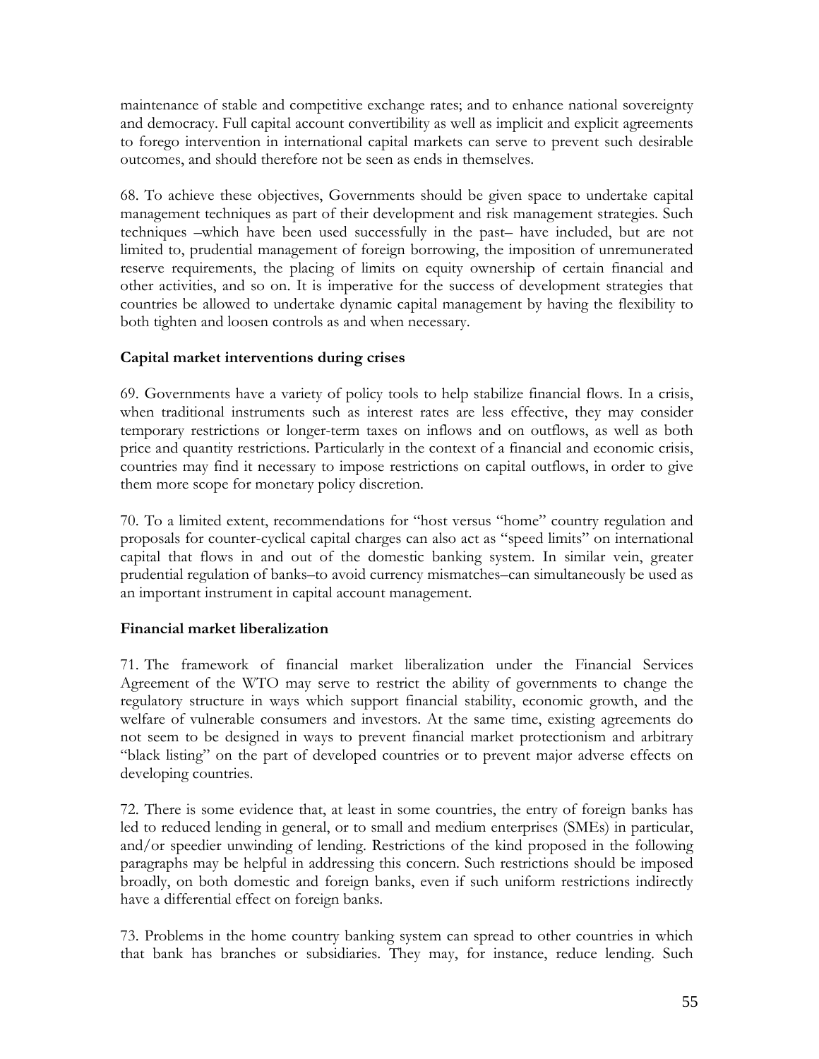maintenance of stable and competitive exchange rates; and to enhance national sovereignty and democracy. Full capital account convertibility as well as implicit and explicit agreements to forego intervention in international capital markets can serve to prevent such desirable outcomes, and should therefore not be seen as ends in themselves.

68. To achieve these objectives, Governments should be given space to undertake capital management techniques as part of their development and risk management strategies. Such techniques –which have been used successfully in the past– have included, but are not limited to, prudential management of foreign borrowing, the imposition of unremunerated reserve requirements, the placing of limits on equity ownership of certain financial and other activities, and so on. It is imperative for the success of development strategies that countries be allowed to undertake dynamic capital management by having the flexibility to both tighten and loosen controls as and when necessary.

### Capital market interventions during crises

69. Governments have a variety of policy tools to help stabilize financial flows. In a crisis, when traditional instruments such as interest rates are less effective, they may consider temporary restrictions or longer-term taxes on inflows and on outflows, as well as both price and quantity restrictions. Particularly in the context of a financial and economic crisis, countries may find it necessary to impose restrictions on capital outflows, in order to give them more scope for monetary policy discretion.

70. To a limited extent, recommendations for "host versus "home" country regulation and proposals for counter-cyclical capital charges can also act as "speed limits" on international capital that flows in and out of the domestic banking system. In similar vein, greater prudential regulation of banks–to avoid currency mismatches–can simultaneously be used as an important instrument in capital account management.

### Financial market liberalization

71. The framework of financial market liberalization under the Financial Services Agreement of the WTO may serve to restrict the ability of governments to change the regulatory structure in ways which support financial stability, economic growth, and the welfare of vulnerable consumers and investors. At the same time, existing agreements do not seem to be designed in ways to prevent financial market protectionism and arbitrary "black listing" on the part of developed countries or to prevent major adverse effects on developing countries.

72. There is some evidence that, at least in some countries, the entry of foreign banks has led to reduced lending in general, or to small and medium enterprises (SMEs) in particular, and/or speedier unwinding of lending. Restrictions of the kind proposed in the following paragraphs may be helpful in addressing this concern. Such restrictions should be imposed broadly, on both domestic and foreign banks, even if such uniform restrictions indirectly have a differential effect on foreign banks.

73. Problems in the home country banking system can spread to other countries in which that bank has branches or subsidiaries. They may, for instance, reduce lending. Such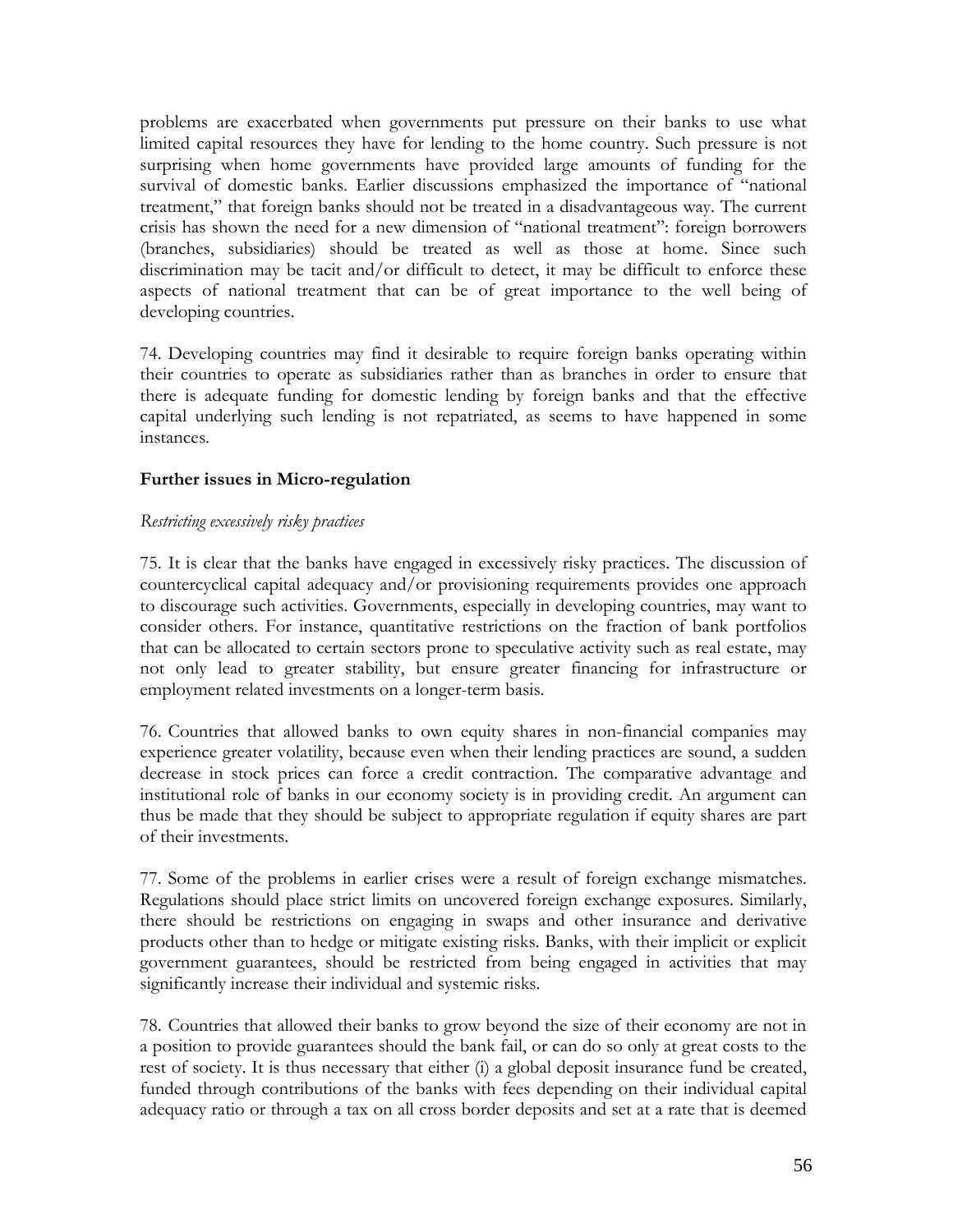problems are exacerbated when governments put pressure on their banks to use what limited capital resources they have for lending to the home country. Such pressure is not surprising when home governments have provided large amounts of funding for the survival of domestic banks. Earlier discussions emphasized the importance of "national treatment," that foreign banks should not be treated in a disadvantageous way. The current crisis has shown the need for a new dimension of "national treatment": foreign borrowers (branches, subsidiaries) should be treated as well as those at home. Since such discrimination may be tacit and/or difficult to detect, it may be difficult to enforce these aspects of national treatment that can be of great importance to the well being of developing countries.

74. Developing countries may find it desirable to require foreign banks operating within their countries to operate as subsidiaries rather than as branches in order to ensure that there is adequate funding for domestic lending by foreign banks and that the effective capital underlying such lending is not repatriated, as seems to have happened in some instances.

## Further issues in Micro-regulation

*Restricting excessively risky practices*

75. It is clear that the banks have engaged in excessively risky practices. The discussion of countercyclical capital adequacy and/or provisioning requirements provides one approach to discourage such activities. Governments, especially in developing countries, may want to consider others. For instance, quantitative restrictions on the fraction of bank portfolios that can be allocated to certain sectors prone to speculative activity such as real estate, may not only lead to greater stability, but ensure greater financing for infrastructure or employment related investments on a longer-term basis.

76. Countries that allowed banks to own equity shares in non-financial companies may experience greater volatility, because even when their lending practices are sound, a sudden decrease in stock prices can force a credit contraction. The comparative advantage and institutional role of banks in our economy society is in providing credit. An argument can thus be made that they should be subject to appropriate regulation if equity shares are part of their investments.

77. Some of the problems in earlier crises were a result of foreign exchange mismatches. Regulations should place strict limits on uncovered foreign exchange exposures. Similarly, there should be restrictions on engaging in swaps and other insurance and derivative products other than to hedge or mitigate existing risks. Banks, with their implicit or explicit government guarantees, should be restricted from being engaged in activities that may significantly increase their individual and systemic risks.

78. Countries that allowed their banks to grow beyond the size of their economy are not in a position to provide guarantees should the bank fail, or can do so only at great costs to the rest of society. It is thus necessary that either (i) a global deposit insurance fund be created, funded through contributions of the banks with fees depending on their individual capital adequacy ratio or through a tax on all cross border deposits and set at a rate that is deemed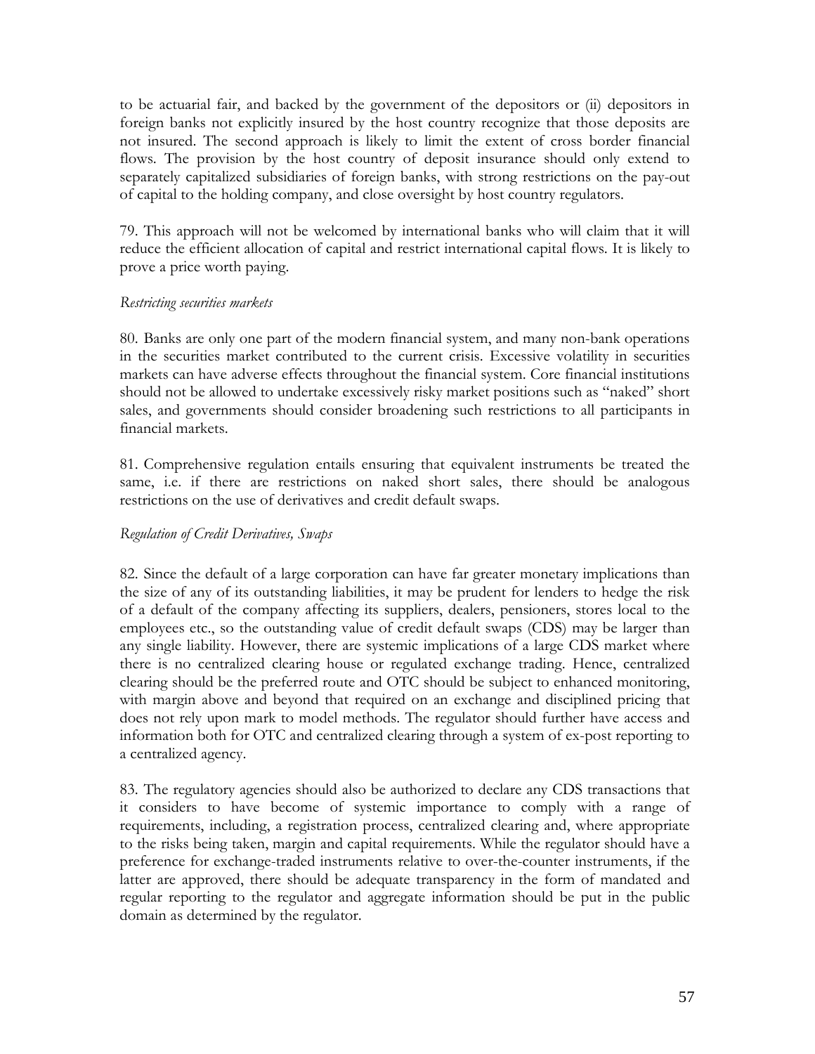to be actuarial fair, and backed by the government of the depositors or (ii) depositors in foreign banks not explicitly insured by the host country recognize that those deposits are not insured. The second approach is likely to limit the extent of cross border financial flows. The provision by the host country of deposit insurance should only extend to separately capitalized subsidiaries of foreign banks, with strong restrictions on the pay-out of capital to the holding company, and close oversight by host country regulators.

79. This approach will not be welcomed by international banks who will claim that it will reduce the efficient allocation of capital and restrict international capital flows. It is likely to prove a price worth paying.

*Restricting securities markets*

80. Banks are only one part of the modern financial system, and many non-bank operations in the securities market contributed to the current crisis. Excessive volatility in securities markets can have adverse effects throughout the financial system. Core financial institutions should not be allowed to undertake excessively risky market positions such as "naked" short sales, and governments should consider broadening such restrictions to all participants in financial markets.

81. Comprehensive regulation entails ensuring that equivalent instruments be treated the same, i.e. if there are restrictions on naked short sales, there should be analogous restrictions on the use of derivatives and credit default swaps.

*Regulation of Credit Derivatives, Swaps*

82. Since the default of a large corporation can have far greater monetary implications than the size of any of its outstanding liabilities, it may be prudent for lenders to hedge the risk of a default of the company affecting its suppliers, dealers, pensioners, stores local to the employees etc., so the outstanding value of credit default swaps (CDS) may be larger than any single liability. However, there are systemic implications of a large CDS market where there is no centralized clearing house or regulated exchange trading. Hence, centralized clearing should be the preferred route and OTC should be subject to enhanced monitoring, with margin above and beyond that required on an exchange and disciplined pricing that does not rely upon mark to model methods. The regulator should further have access and information both for OTC and centralized clearing through a system of ex-post reporting to a centralized agency.

83. The regulatory agencies should also be authorized to declare any CDS transactions that it considers to have become of systemic importance to comply with a range of requirements, including, a registration process, centralized clearing and, where appropriate to the risks being taken, margin and capital requirements. While the regulator should have a preference for exchange-traded instruments relative to over-the-counter instruments, if the latter are approved, there should be adequate transparency in the form of mandated and regular reporting to the regulator and aggregate information should be put in the public domain as determined by the regulator.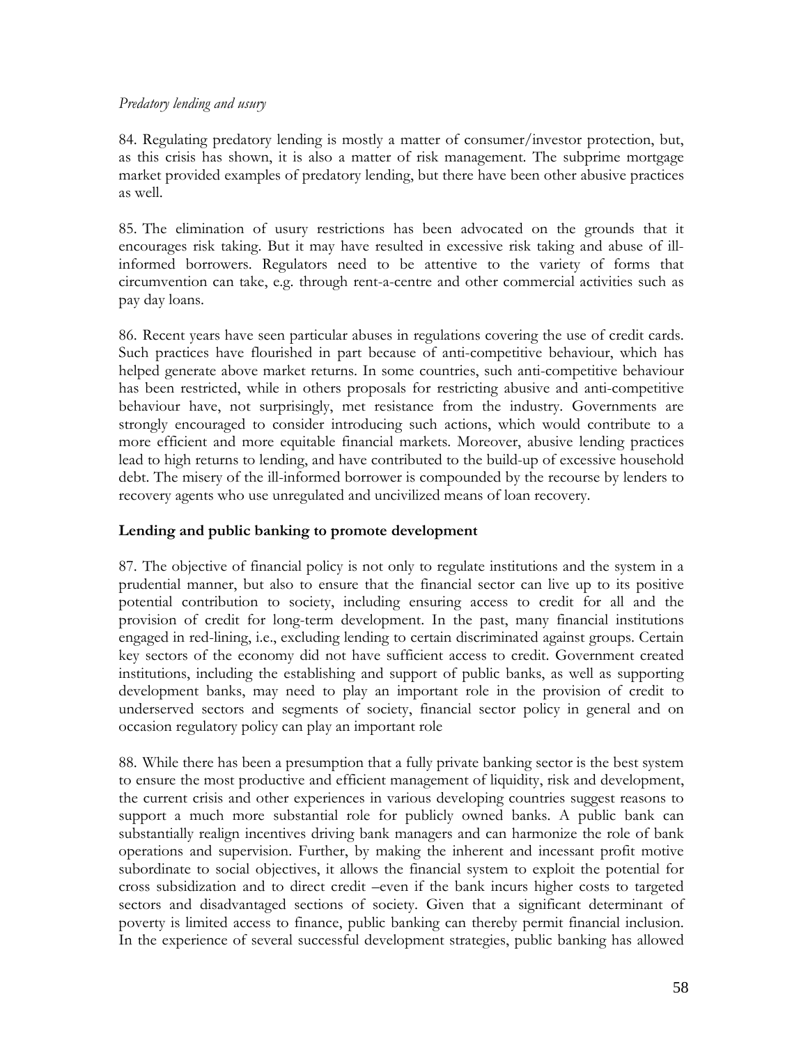*Predatory lending and usury*

84. Regulating predatory lending is mostly a matter of consumer/investor protection, but, as this crisis has shown, it is also a matter of risk management. The subprime mortgage market provided examples of predatory lending, but there have been other abusive practices as well.

85. The elimination of usury restrictions has been advocated on the grounds that it encourages risk taking. But it may have resulted in excessive risk taking and abuse of ill-informed borrowers. Regulators need to be attentive to the variety of forms that circumvention can take, e.g. through rent-a-centre and other commercial activities such as pay day loans.

86. Recent years have seen particular abuses in regulations covering the use of credit cards. Such practices have flourished in part because of anti-competitive behaviour, which has helped generate above market returns. In some countries, such anti-competitive behaviour has been restricted, while in others proposals for restricting abusive and anti-competitive behaviour have, not surprisingly, met resistance from the industry. Governments are strongly encouraged to consider introducing such actions, which would contribute to a more efficient and more equitable financial markets. Moreover, abusive lending practices lead to high returns to lending, and have contributed to the build-up of excessive household debt. The misery of the ill-informed borrower is compounded by the recourse by lenders to recovery agents who use unregulated and uncivilized means of loan recovery.

## Lending and public banking to promote development

87. The objective of financial policy is not only to regulate institutions and the system in a prudential manner, but also to ensure that the financial sector can live up to its positive potential contribution to society, including ensuring access to credit for all and the provision of credit for long-term development. In the past, many financial institutions engaged in red-lining, i.e., excluding lending to certain discriminated against groups. Certain key sectors of the economy did not have sufficient access to credit. Government created institutions, including the establishing and support of public banks, as well as supporting development banks, may need to play an important role in the provision of credit to underserved sectors and segments of society, financial sector policy in general and on occasion regulatory policy can play an important role

88. While there has been a presumption that a fully private banking sector is the best system to ensure the most productive and efficient management of liquidity, risk and development, the current crisis and other experiences in various developing countries suggest reasons to support a much more substantial role for publicly owned banks. A public bank can substantially realign incentives driving bank managers and can harmonize the role of bank operations and supervision. Further, by making the inherent and incessant profit motive subordinate to social objectives, it allows the financial system to exploit the potential for cross subsidization and to direct credit –even if the bank incurs higher costs to targeted sectors and disadvantaged sections of society. Given that a significant determinant of poverty is limited access to finance, public banking can thereby permit financial inclusion. In the experience of several successful development strategies, public banking has allowed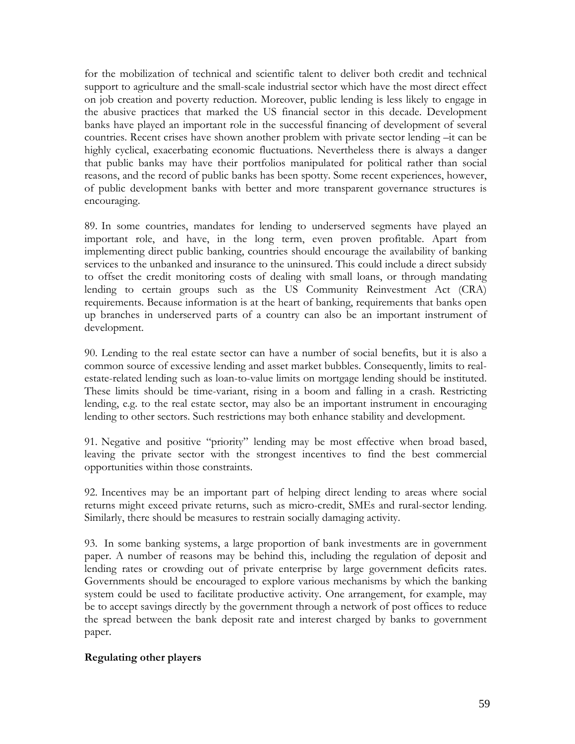for the mobilization of technical and scientific talent to deliver both credit and technical support to agriculture and the small-scale industrial sector which have the most direct effect on job creation and poverty reduction. Moreover, public lending is less likely to engage in the abusive practices that marked the US financial sector in this decade. Development banks have played an important role in the successful financing of development of several countries. Recent crises have shown another problem with private sector lending –it can be highly cyclical, exacerbating economic fluctuations. Nevertheless there is always a danger that public banks may have their portfolios manipulated for political rather than social reasons, and the record of public banks has been spotty. Some recent experiences, however, of public development banks with better and more transparent governance structures is encouraging.

89. In some countries, mandates for lending to underserved segments have played an important role, and have, in the long term, even proven profitable. Apart from implementing direct public banking, countries should encourage the availability of banking services to the unbanked and insurance to the uninsured. This could include a direct subsidy to offset the credit monitoring costs of dealing with small loans, or through mandating lending to certain groups such as the US Community Reinvestment Act (CRA) requirements. Because information is at the heart of banking, requirements that banks open up branches in underserved parts of a country can also be an important instrument of development.

90. Lending to the real estate sector can have a number of social benefits, but it is also a common source of excessive lending and asset market bubbles. Consequently, limits to real-estate-related lending such as loan-to-value limits on mortgage lending should be instituted. These limits should be time-variant, rising in a boom and falling in a crash. Restricting lending, e.g. to the real estate sector, may also be an important instrument in encouraging lending to other sectors. Such restrictions may both enhance stability and development.

91. Negative and positive "priority" lending may be most effective when broad based, leaving the private sector with the strongest incentives to find the best commercial opportunities within those constraints.

92. Incentives may be an important part of helping direct lending to areas where social returns might exceed private returns, such as micro-credit, SMEs and rural-sector lending. Similarly, there should be measures to restrain socially damaging activity.

93. In some banking systems, a large proportion of bank investments are in government paper. A number of reasons may be behind this, including the regulation of deposit and lending rates or crowding out of private enterprise by large government deficits rates. Governments should be encouraged to explore various mechanisms by which the banking system could be used to facilitate productive activity. One arrangement, for example, may be to accept savings directly by the government through a network of post offices to reduce the spread between the bank deposit rate and interest charged by banks to government paper.

**Regulating other players**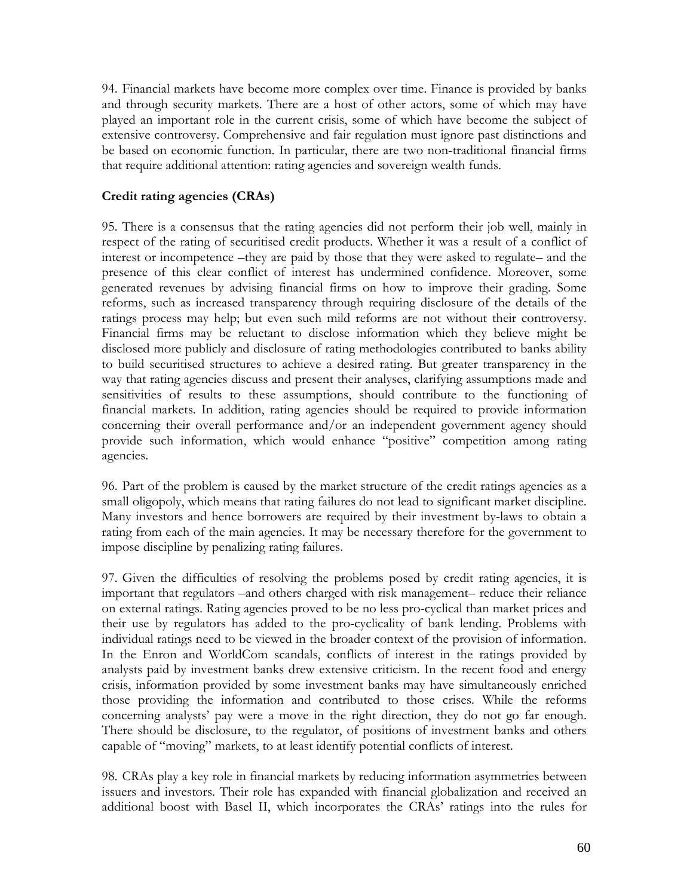94. Financial markets have become more complex over time. Finance is provided by banks and through security markets. There are a host of other actors, some of which may have played an important role in the current crisis, some of which have become the subject of extensive controversy. Comprehensive and fair regulation must ignore past distinctions and be based on economic function. In particular, there are two non-traditional financial firms that require additional attention: rating agencies and sovereign wealth funds.

**Credit rating agencies (CRAs)**

95. There is a consensus that the rating agencies did not perform their job well, mainly in respect of the rating of securitised credit products. Whether it was a result of a conflict of interest or incompetence –they are paid by those that they were asked to regulate– and the presence of this clear conflict of interest has undermined confidence. Moreover, some generated revenues by advising financial firms on how to improve their grading. Some reforms, such as increased transparency through requiring disclosure of the details of the ratings process may help; but even such mild reforms are not without their controversy. Financial firms may be reluctant to disclose information which they believe might be disclosed more publicly and disclosure of rating methodologies contributed to banks ability to build securitised structures to achieve a desired rating. But greater transparency in the way that rating agencies discuss and present their analyses, clarifying assumptions made and sensitivities of results to these assumptions, should contribute to the functioning of financial markets. In addition, rating agencies should be required to provide information concerning their overall performance and/or an independent government agency should provide such information, which would enhance "positive" competition among rating agencies.

96. Part of the problem is caused by the market structure of the credit ratings agencies as a small oligopoly, which means that rating failures do not lead to significant market discipline. Many investors and hence borrowers are required by their investment by-laws to obtain a rating from each of the main agencies. It may be necessary therefore for the government to impose discipline by penalizing rating failures.

97. Given the difficulties of resolving the problems posed by credit rating agencies, it is important that regulators –and others charged with risk management– reduce their reliance on external ratings. Rating agencies proved to be no less pro-cyclical than market prices and their use by regulators has added to the pro-cyclicality of bank lending. Problems with individual ratings need to be viewed in the broader context of the provision of information. In the Enron and WorldCom scandals, conflicts of interest in the ratings provided by analysts paid by investment banks drew extensive criticism. In the recent food and energy crisis, information provided by some investment banks may have simultaneously enriched those providing the information and contributed to those crises. While the reforms concerning analysts' pay were a move in the right direction, they do not go far enough. There should be disclosure, to the regulator, of positions of investment banks and others capable of "moving" markets, to at least identify potential conflicts of interest.

98. CRAs play a key role in financial markets by reducing information asymmetries between issuers and investors. Their role has expanded with financial globalization and received an additional boost with Basel II, which incorporates the CRAs' ratings into the rules for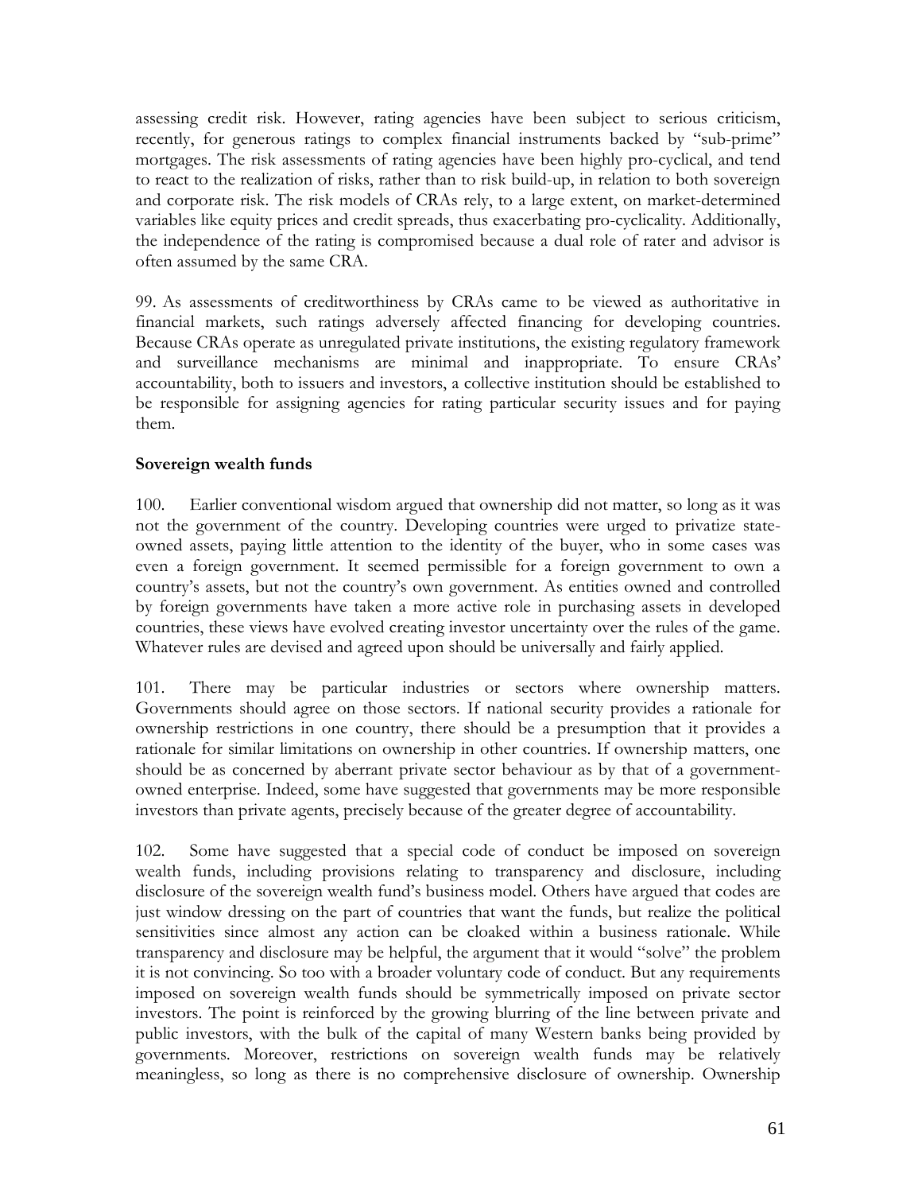assessing credit risk. However, rating agencies have been subject to serious criticism, recently, for generous ratings to complex financial instruments backed by "sub-prime" mortgages. The risk assessments of rating agencies have been highly pro-cyclical, and tend to react to the realization of risks, rather than to risk build-up, in relation to both sovereign and corporate risk. The risk models of CRAs rely, to a large extent, on market-determined variables like equity prices and credit spreads, thus exacerbating pro-cyclicality. Additionally, the independence of the rating is compromised because a dual role of rater and advisor is often assumed by the same CRA.

99. As assessments of creditworthiness by CRAs came to be viewed as authoritative in financial markets, such ratings adversely affected financing for developing countries. Because CRAs operate as unregulated private institutions, the existing regulatory framework and surveillance mechanisms are minimal and inappropriate. To ensure CRAs' accountability, both to issuers and investors, a collective institution should be established to be responsible for assigning agencies for rating particular security issues and for paying them.

### Sovereign wealth funds

100. Earlier conventional wisdom argued that ownership did not matter, so long as it was not the government of the country. Developing countries were urged to privatize state-owned assets, paying little attention to the identity of the buyer, who in some cases was even a foreign government. It seemed permissible for a foreign government to own a country's assets, but not the country's own government. As entities owned and controlled by foreign governments have taken a more active role in purchasing assets in developed countries, these views have evolved creating investor uncertainty over the rules of the game. Whatever rules are devised and agreed upon should be universally and fairly applied.

101. There may be particular industries or sectors where ownership matters. Governments should agree on those sectors. If national security provides a rationale for ownership restrictions in one country, there should be a presumption that it provides a rationale for similar limitations on ownership in other countries. If ownership matters, one should be as concerned by aberrant private sector behaviour as by that of a government-owned enterprise. Indeed, some have suggested that governments may be more responsible investors than private agents, precisely because of the greater degree of accountability.

102. Some have suggested that a special code of conduct be imposed on sovereign wealth funds, including provisions relating to transparency and disclosure, including disclosure of the sovereign wealth fund's business model. Others have argued that codes are just window dressing on the part of countries that want the funds, but realize the political sensitivities since almost any action can be cloaked within a business rationale. While transparency and disclosure may be helpful, the argument that it would "solve" the problem it is not convincing. So too with a broader voluntary code of conduct. But any requirements imposed on sovereign wealth funds should be symmetrically imposed on private sector investors. The point is reinforced by the growing blurring of the line between private and public investors, with the bulk of the capital of many Western banks being provided by governments. Moreover, restrictions on sovereign wealth funds may be relatively meaningless, so long as there is no comprehensive disclosure of ownership. Ownership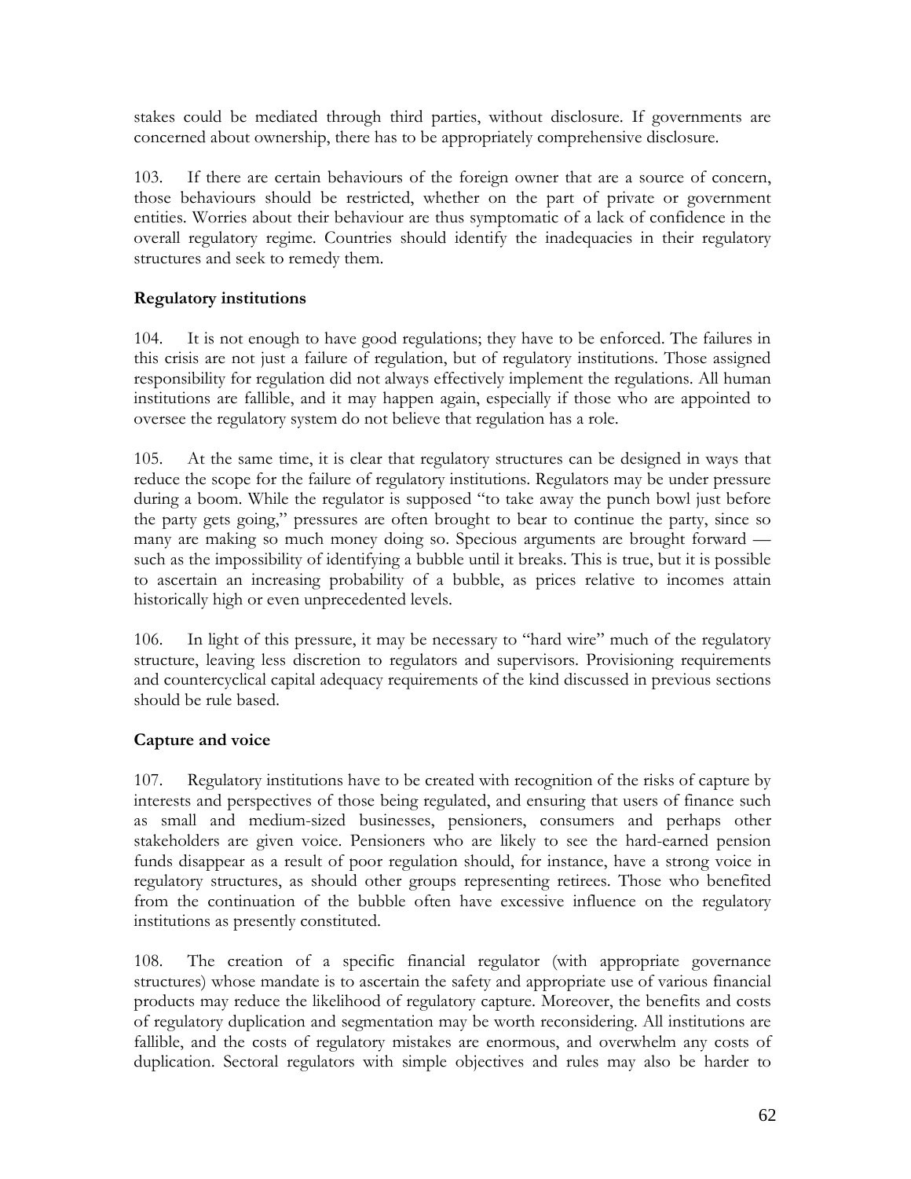stakes could be mediated through third parties, without disclosure. If governments are concerned about ownership, there has to be appropriately comprehensive disclosure.

103. If there are certain behaviours of the foreign owner that are a source of concern, those behaviours should be restricted, whether on the part of private or government entities. Worries about their behaviour are thus symptomatic of a lack of confidence in the overall regulatory regime. Countries should identify the inadequacies in their regulatory structures and seek to remedy them.

**Regulatory institutions**

104. It is not enough to have good regulations; they have to be enforced. The failures in this crisis are not just a failure of regulation, but of regulatory institutions. Those assigned responsibility for regulation did not always effectively implement the regulations. All human institutions are fallible, and it may happen again, especially if those who are appointed to oversee the regulatory system do not believe that regulation has a role.

105. At the same time, it is clear that regulatory structures can be designed in ways that reduce the scope for the failure of regulatory institutions. Regulators may be under pressure during a boom. While the regulator is supposed "to take away the punch bowl just before the party gets going," pressures are often brought to bear to continue the party, since so many are making so much money doing so. Specious arguments are brought forward — such as the impossibility of identifying a bubble until it breaks. This is true, but it is possible to ascertain an increasing probability of a bubble, as prices relative to incomes attain historically high or even unprecedented levels.

106. In light of this pressure, it may be necessary to "hard wire" much of the regulatory structure, leaving less discretion to regulators and supervisors. Provisioning requirements and countercyclical capital adequacy requirements of the kind discussed in previous sections should be rule based.

**Capture and voice**

107. Regulatory institutions have to be created with recognition of the risks of capture by interests and perspectives of those being regulated, and ensuring that users of finance such as small and medium-sized businesses, pensioners, consumers and perhaps other stakeholders are given voice. Pensioners who are likely to see the hard-earned pension funds disappear as a result of poor regulation should, for instance, have a strong voice in regulatory structures, as should other groups representing retirees. Those who benefited from the continuation of the bubble often have excessive influence on the regulatory institutions as presently constituted.

108. The creation of a specific financial regulator (with appropriate governance structures) whose mandate is to ascertain the safety and appropriate use of various financial products may reduce the likelihood of regulatory capture. Moreover, the benefits and costs of regulatory duplication and segmentation may be worth reconsidering. All institutions are fallible, and the costs of regulatory mistakes are enormous, and overwhelm any costs of duplication. Sectoral regulators with simple objectives and rules may also be harder to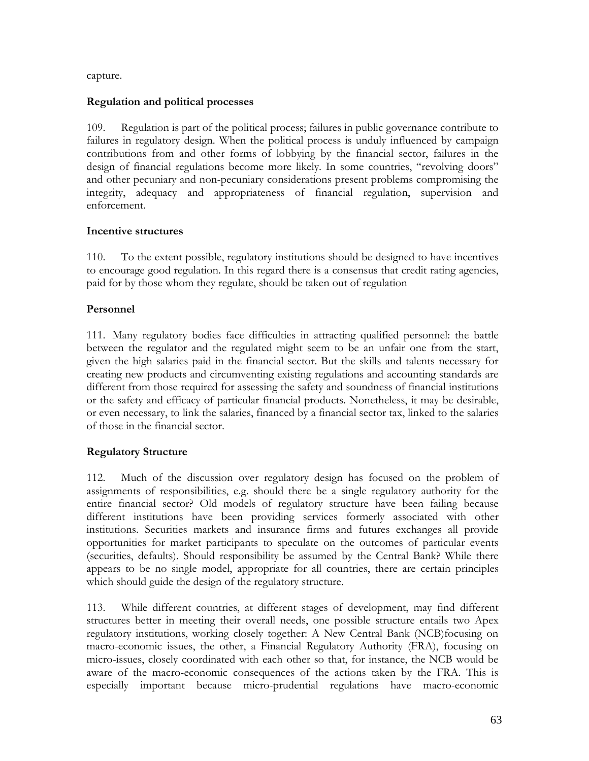capture.

**Regulation and political processes**

109. Regulation is part of the political process; failures in public governance contribute to failures in regulatory design. When the political process is unduly influenced by campaign contributions from and other forms of lobbying by the financial sector, failures in the design of financial regulations become more likely. In some countries, "revolving doors" and other pecuniary and non-pecuniary considerations present problems compromising the integrity, adequacy and appropriateness of financial regulation, supervision and enforcement.

**Incentive structures**

110. To the extent possible, regulatory institutions should be designed to have incentives to encourage good regulation. In this regard there is a consensus that credit rating agencies, paid for by those whom they regulate, should be taken out of regulation

**Personnel**

111. Many regulatory bodies face difficulties in attracting qualified personnel: the battle between the regulator and the regulated might seem to be an unfair one from the start, given the high salaries paid in the financial sector. But the skills and talents necessary for creating new products and circumventing existing regulations and accounting standards are different from those required for assessing the safety and soundness of financial institutions or the safety and efficacy of particular financial products. Nonetheless, it may be desirable, or even necessary, to link the salaries, financed by a financial sector tax, linked to the salaries of those in the financial sector.

**Regulatory Structure**

112. Much of the discussion over regulatory design has focused on the problem of assignments of responsibilities, e.g. should there be a single regulatory authority for the entire financial sector? Old models of regulatory structure have been failing because different institutions have been providing services formerly associated with other institutions. Securities markets and insurance firms and futures exchanges all provide opportunities for market participants to speculate on the outcomes of particular events (securities, defaults). Should responsibility be assumed by the Central Bank? While there appears to be no single model, appropriate for all countries, there are certain principles which should guide the design of the regulatory structure.

113. While different countries, at different stages of development, may find different structures better in meeting their overall needs, one possible structure entails two Apex regulatory institutions, working closely together: A New Central Bank (NCB)focusing on macro-economic issues, the other, a Financial Regulatory Authority (FRA), focusing on micro-issues, closely coordinated with each other so that, for instance, the NCB would be aware of the macro-economic consequences of the actions taken by the FRA. This is especially important because micro-prudential regulations have macro-economic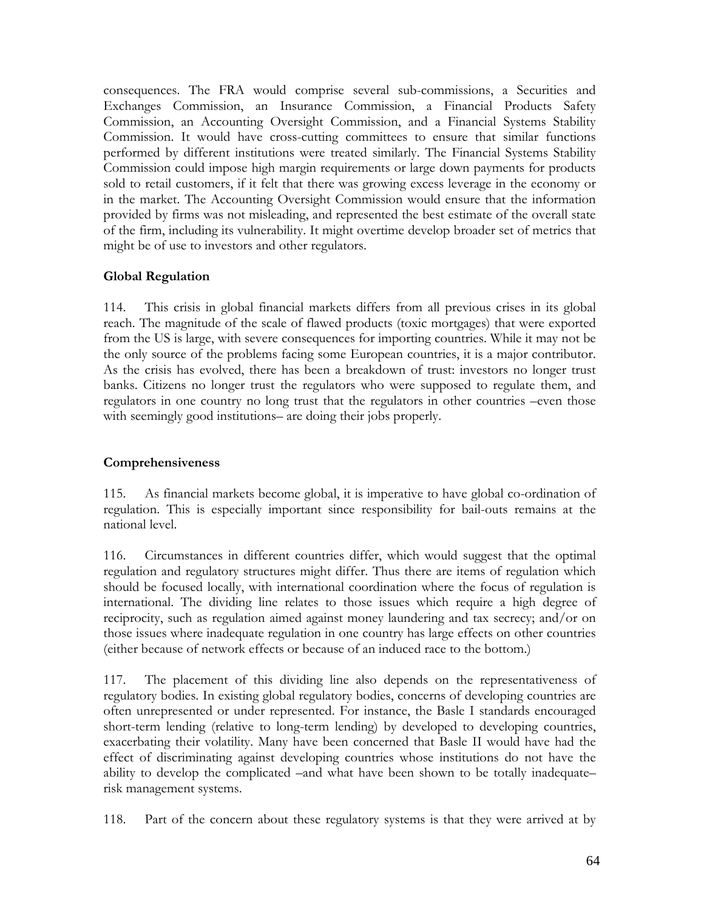consequences. The FRA would comprise several sub-commissions, a Securities and Exchanges Commission, an Insurance Commission, a Financial Products Safety Commission, an Accounting Oversight Commission, and a Financial Systems Stability Commission. It would have cross-cutting committees to ensure that similar functions performed by different institutions were treated similarly. The Financial Systems Stability Commission could impose high margin requirements or large down payments for products sold to retail customers, if it felt that there was growing excess leverage in the economy or in the market. The Accounting Oversight Commission would ensure that the information provided by firms was not misleading, and represented the best estimate of the overall state of the firm, including its vulnerability. It might overtime develop broader set of metrics that might be of use to investors and other regulators.

**Global Regulation**

114. This crisis in global financial markets differs from all previous crises in its global reach. The magnitude of the scale of flawed products (toxic mortgages) that were exported from the US is large, with severe consequences for importing countries. While it may not be the only source of the problems facing some European countries, it is a major contributor. As the crisis has evolved, there has been a breakdown of trust: investors no longer trust banks. Citizens no longer trust the regulators who were supposed to regulate them, and regulators in one country no long trust that the regulators in other countries –even those with seemingly good institutions– are doing their jobs properly.

**Comprehensiveness**

115. As financial markets become global, it is imperative to have global co-ordination of regulation. This is especially important since responsibility for bail-outs remains at the national level.

116. Circumstances in different countries differ, which would suggest that the optimal regulation and regulatory structures might differ. Thus there are items of regulation which should be focused locally, with international coordination where the focus of regulation is international. The dividing line relates to those issues which require a high degree of reciprocity, such as regulation aimed against money laundering and tax secrecy; and/or on those issues where inadequate regulation in one country has large effects on other countries (either because of network effects or because of an induced race to the bottom.)

117. The placement of this dividing line also depends on the representativeness of regulatory bodies. In existing global regulatory bodies, concerns of developing countries are often unrepresented or under represented. For instance, the Basle I standards encouraged short-term lending (relative to long-term lending) by developed to developing countries, exacerbating their volatility. Many have been concerned that Basle II would have had the effect of discriminating against developing countries whose institutions do not have the ability to develop the complicated –and what have been shown to be totally inadequate– risk management systems.

118. Part of the concern about these regulatory systems is that they were arrived at by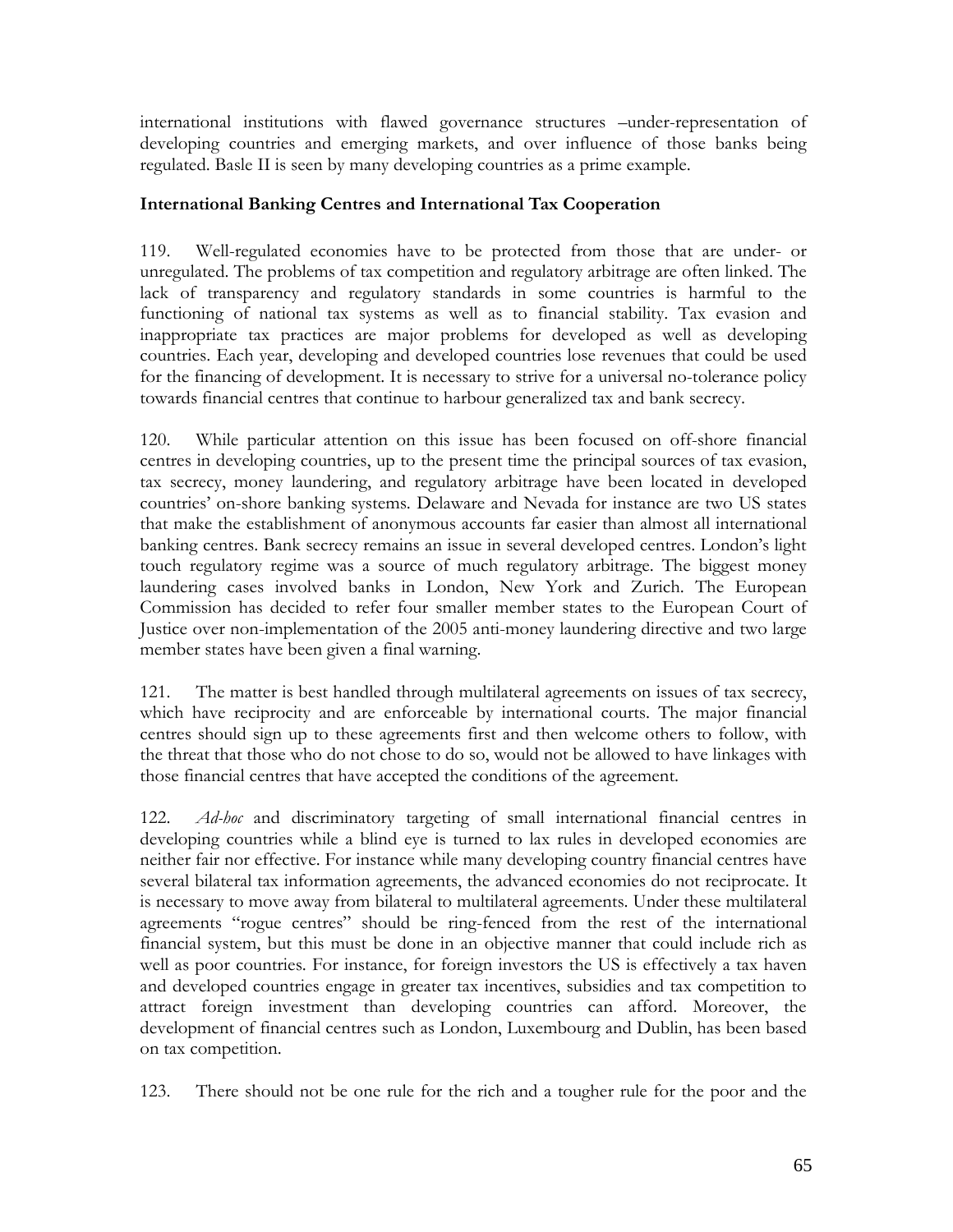international institutions with flawed governance structures –under-representation of developing countries and emerging markets, and over influence of those banks being regulated. Basle II is seen by many developing countries as a prime example.

### International Banking Centres and International Tax Cooperation

119. Well-regulated economies have to be protected from those that are under- or unregulated. The problems of tax competition and regulatory arbitrage are often linked. The lack of transparency and regulatory standards in some countries is harmful to the functioning of national tax systems as well as to financial stability. Tax evasion and inappropriate tax practices are major problems for developed as well as developing countries. Each year, developing and developed countries lose revenues that could be used for the financing of development. It is necessary to strive for a universal no-tolerance policy towards financial centres that continue to harbour generalized tax and bank secrecy.

120. While particular attention on this issue has been focused on off-shore financial centres in developing countries, up to the present time the principal sources of tax evasion, tax secrecy, money laundering, and regulatory arbitrage have been located in developed countries' on-shore banking systems. Delaware and Nevada for instance are two US states that make the establishment of anonymous accounts far easier than almost all international banking centres. Bank secrecy remains an issue in several developed centres. London's light touch regulatory regime was a source of much regulatory arbitrage. The biggest money laundering cases involved banks in London, New York and Zurich. The European Commission has decided to refer four smaller member states to the European Court of Justice over non-implementation of the 2005 anti-money laundering directive and two large member states have been given a final warning.

121. The matter is best handled through multilateral agreements on issues of tax secrecy, which have reciprocity and are enforceable by international courts. The major financial centres should sign up to these agreements first and then welcome others to follow, with the threat that those who do not chose to do so, would not be allowed to have linkages with those financial centres that have accepted the conditions of the agreement.

122. *Ad-hoc* and discriminatory targeting of small international financial centres in developing countries while a blind eye is turned to lax rules in developed economies are neither fair nor effective. For instance while many developing country financial centres have several bilateral tax information agreements, the advanced economies do not reciprocate. It is necessary to move away from bilateral to multilateral agreements. Under these multilateral agreements "rogue centres" should be ring-fenced from the rest of the international financial system, but this must be done in an objective manner that could include rich as well as poor countries. For instance, for foreign investors the US is effectively a tax haven and developed countries engage in greater tax incentives, subsidies and tax competition to attract foreign investment than developing countries can afford. Moreover, the development of financial centres such as London, Luxembourg and Dublin, has been based on tax competition.

123. There should not be one rule for the rich and a tougher rule for the poor and the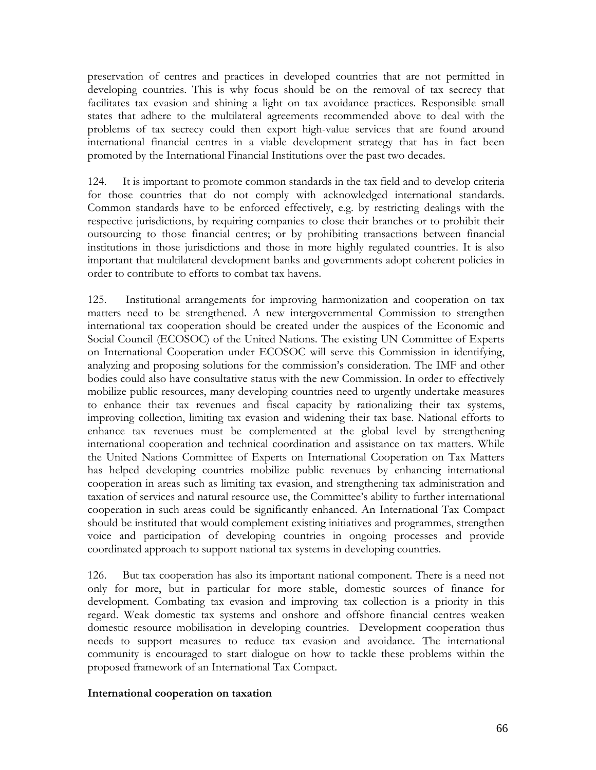preservation of centres and practices in developed countries that are not permitted in developing countries. This is why focus should be on the removal of tax secrecy that facilitates tax evasion and shining a light on tax avoidance practices. Responsible small states that adhere to the multilateral agreements recommended above to deal with the problems of tax secrecy could then export high-value services that are found around international financial centres in a viable development strategy that has in fact been promoted by the International Financial Institutions over the past two decades.

124. It is important to promote common standards in the tax field and to develop criteria for those countries that do not comply with acknowledged international standards. Common standards have to be enforced effectively, e.g. by restricting dealings with the respective jurisdictions, by requiring companies to close their branches or to prohibit their outsourcing to those financial centres; or by prohibiting transactions between financial institutions in those jurisdictions and those in more highly regulated countries. It is also important that multilateral development banks and governments adopt coherent policies in order to contribute to efforts to combat tax havens.

125. Institutional arrangements for improving harmonization and cooperation on tax matters need to be strengthened. A new intergovernmental Commission to strengthen international tax cooperation should be created under the auspices of the Economic and Social Council (ECOSOC) of the United Nations. The existing UN Committee of Experts on International Cooperation under ECOSOC will serve this Commission in identifying, analyzing and proposing solutions for the commission's consideration. The IMF and other bodies could also have consultative status with the new Commission. In order to effectively mobilize public resources, many developing countries need to urgently undertake measures to enhance their tax revenues and fiscal capacity by rationalizing their tax systems, improving collection, limiting tax evasion and widening their tax base. National efforts to enhance tax revenues must be complemented at the global level by strengthening international cooperation and technical coordination and assistance on tax matters. While the United Nations Committee of Experts on International Cooperation on Tax Matters has helped developing countries mobilize public revenues by enhancing international cooperation in areas such as limiting tax evasion, and strengthening tax administration and taxation of services and natural resource use, the Committee's ability to further international cooperation in such areas could be significantly enhanced. An International Tax Compact should be instituted that would complement existing initiatives and programmes, strengthen voice and participation of developing countries in ongoing processes and provide coordinated approach to support national tax systems in developing countries.

126. But tax cooperation has also its important national component. There is a need not only for more, but in particular for more stable, domestic sources of finance for development. Combating tax evasion and improving tax collection is a priority in this regard. Weak domestic tax systems and onshore and offshore financial centres weaken domestic resource mobilisation in developing countries. Development cooperation thus needs to support measures to reduce tax evasion and avoidance. The international community is encouraged to start dialogue on how to tackle these problems within the proposed framework of an International Tax Compact.

**International cooperation on taxation**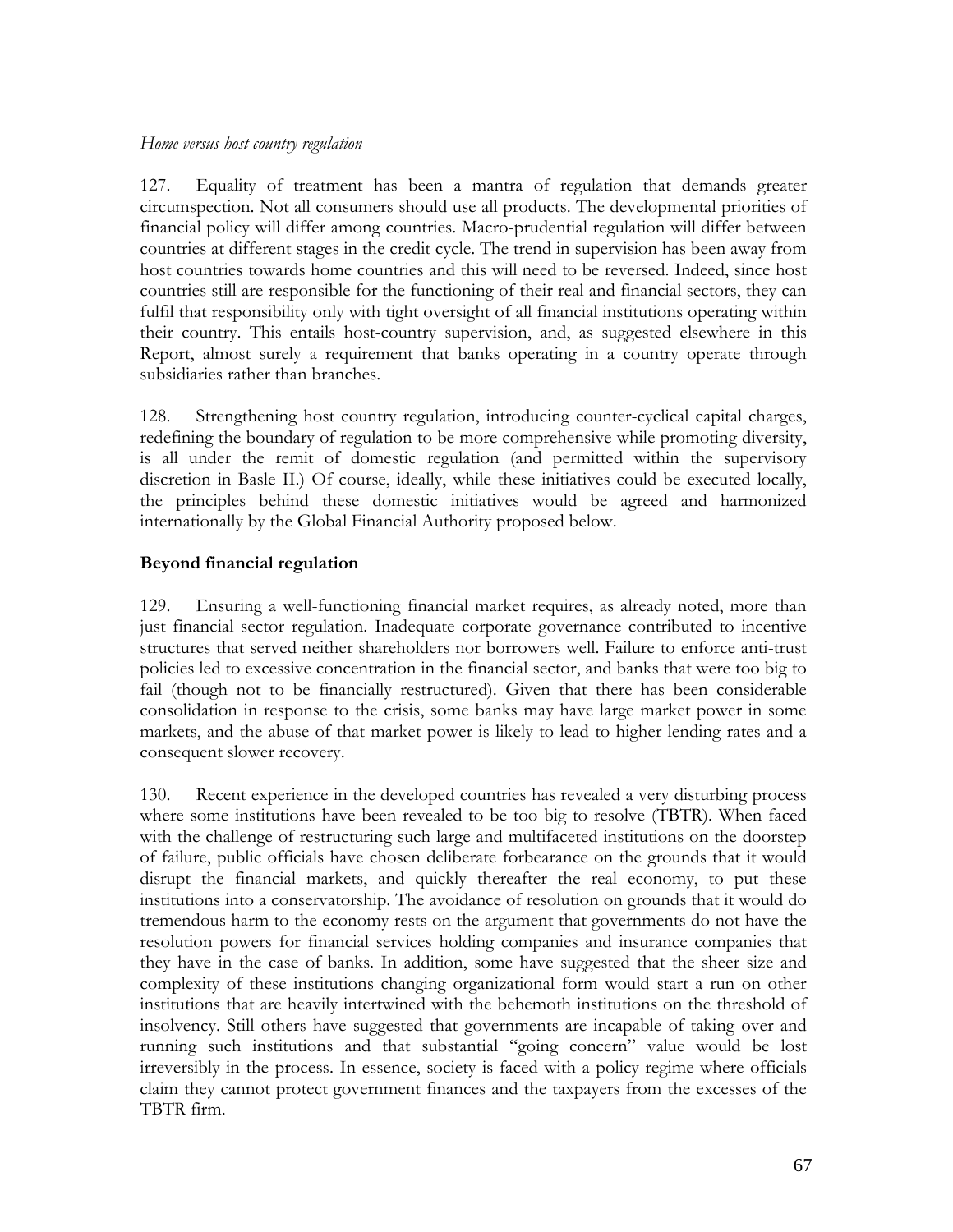*Home versus host country regulation*

127. Equality of treatment has been a mantra of regulation that demands greater circumspection. Not all consumers should use all products. The developmental priorities of financial policy will differ among countries. Macro-prudential regulation will differ between countries at different stages in the credit cycle. The trend in supervision has been away from host countries towards home countries and this will need to be reversed. Indeed, since host countries still are responsible for the functioning of their real and financial sectors, they can fulfil that responsibility only with tight oversight of all financial institutions operating within their country. This entails host-country supervision, and, as suggested elsewhere in this Report, almost surely a requirement that banks operating in a country operate through subsidiaries rather than branches.

128. Strengthening host country regulation, introducing counter-cyclical capital charges, redefining the boundary of regulation to be more comprehensive while promoting diversity, is all under the remit of domestic regulation (and permitted within the supervisory discretion in Basle II.) Of course, ideally, while these initiatives could be executed locally, the principles behind these domestic initiatives would be agreed and harmonized internationally by the Global Financial Authority proposed below.

**Beyond financial regulation**

129. Ensuring a well-functioning financial market requires, as already noted, more than just financial sector regulation. Inadequate corporate governance contributed to incentive structures that served neither shareholders nor borrowers well. Failure to enforce anti-trust policies led to excessive concentration in the financial sector, and banks that were too big to fail (though not to be financially restructured). Given that there has been considerable consolidation in response to the crisis, some banks may have large market power in some markets, and the abuse of that market power is likely to lead to higher lending rates and a consequent slower recovery.

130. Recent experience in the developed countries has revealed a very disturbing process where some institutions have been revealed to be too big to resolve (TBTR). When faced with the challenge of restructuring such large and multifaceted institutions on the doorstep of failure, public officials have chosen deliberate forbearance on the grounds that it would disrupt the financial markets, and quickly thereafter the real economy, to put these institutions into a conservatorship. The avoidance of resolution on grounds that it would do tremendous harm to the economy rests on the argument that governments do not have the resolution powers for financial services holding companies and insurance companies that they have in the case of banks. In addition, some have suggested that the sheer size and complexity of these institutions changing organizational form would start a run on other institutions that are heavily intertwined with the behemoth institutions on the threshold of insolvency. Still others have suggested that governments are incapable of taking over and running such institutions and that substantial "going concern" value would be lost irreversibly in the process. In essence, society is faced with a policy regime where officials claim they cannot protect government finances and the taxpayers from the excesses of the TBTR firm.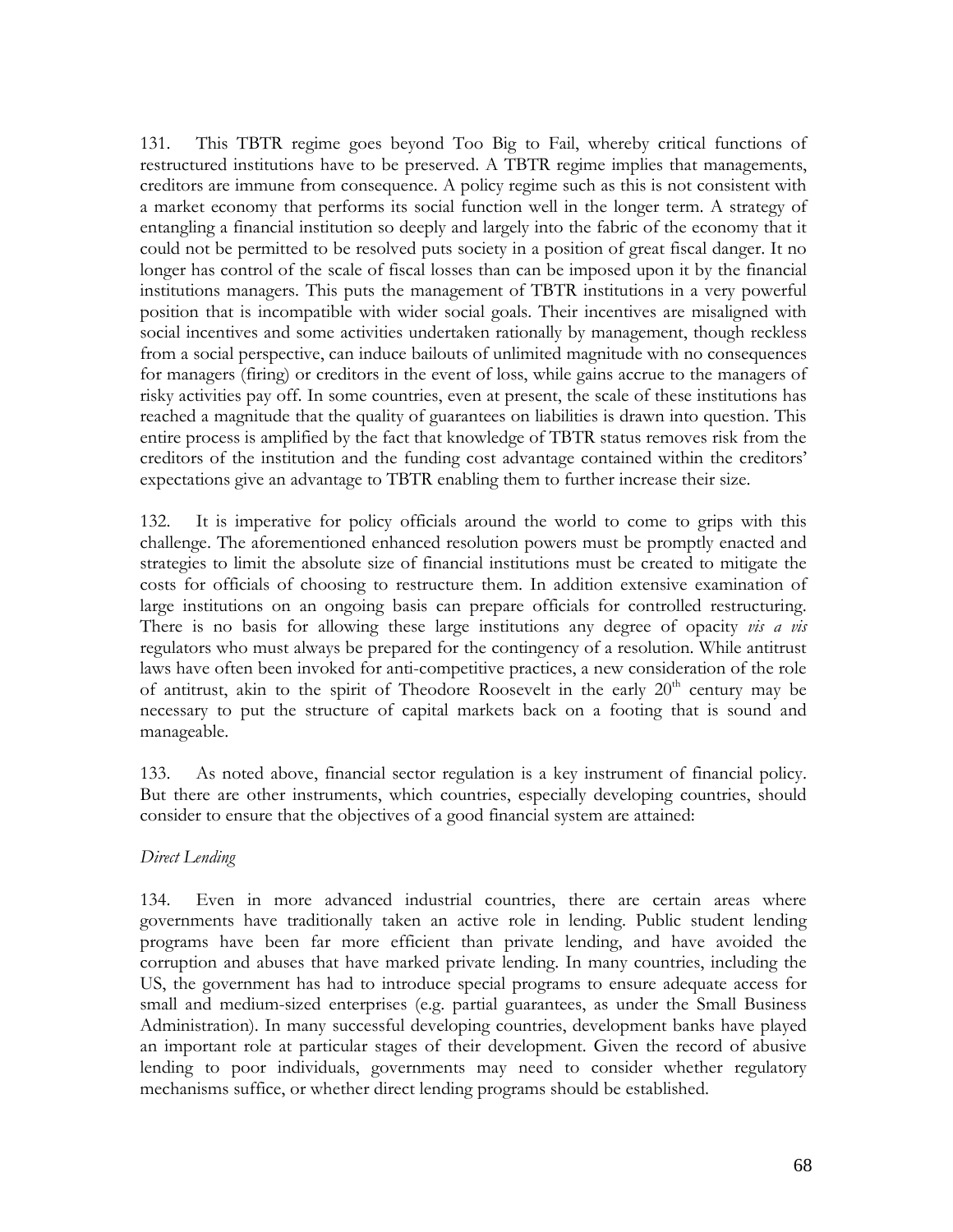131. This TBTR regime goes beyond Too Big to Fail, whereby critical functions of restructured institutions have to be preserved. A TBTR regime implies that managements, creditors are immune from consequence. A policy regime such as this is not consistent with a market economy that performs its social function well in the longer term. A strategy of entangling a financial institution so deeply and largely into the fabric of the economy that it could not be permitted to be resolved puts society in a position of great fiscal danger. It no longer has control of the scale of fiscal losses than can be imposed upon it by the financial institutions managers. This puts the management of TBTR institutions in a very powerful position that is incompatible with wider social goals. Their incentives are misaligned with social incentives and some activities undertaken rationally by management, though reckless from a social perspective, can induce bailouts of unlimited magnitude with no consequences for managers (firing) or creditors in the event of loss, while gains accrue to the managers of risky activities pay off. In some countries, even at present, the scale of these institutions has reached a magnitude that the quality of guarantees on liabilities is drawn into question. This entire process is amplified by the fact that knowledge of TBTR status removes risk from the creditors of the institution and the funding cost advantage contained within the creditors' expectations give an advantage to TBTR enabling them to further increase their size.

132. It is imperative for policy officials around the world to come to grips with this challenge. The aforementioned enhanced resolution powers must be promptly enacted and strategies to limit the absolute size of financial institutions must be created to mitigate the costs for officials of choosing to restructure them. In addition extensive examination of large institutions on an ongoing basis can prepare officials for controlled restructuring. There is no basis for allowing these large institutions any degree of opacity *vis a vis* regulators who must always be prepared for the contingency of a resolution. While antitrust laws have often been invoked for anti-competitive practices, a new consideration of the role of antitrust, akin to the spirit of Theodore Roosevelt in the early 20th century may be necessary to put the structure of capital markets back on a footing that is sound and manageable.

133. As noted above, financial sector regulation is a key instrument of financial policy. But there are other instruments, which countries, especially developing countries, should consider to ensure that the objectives of a good financial system are attained:

*Direct Lending*

134. Even in more advanced industrial countries, there are certain areas where governments have traditionally taken an active role in lending. Public student lending programs have been far more efficient than private lending, and have avoided the corruption and abuses that have marked private lending. In many countries, including the US, the government has had to introduce special programs to ensure adequate access for small and medium-sized enterprises (e.g. partial guarantees, as under the Small Business Administration). In many successful developing countries, development banks have played an important role at particular stages of their development. Given the record of abusive lending to poor individuals, governments may need to consider whether regulatory mechanisms suffice, or whether direct lending programs should be established.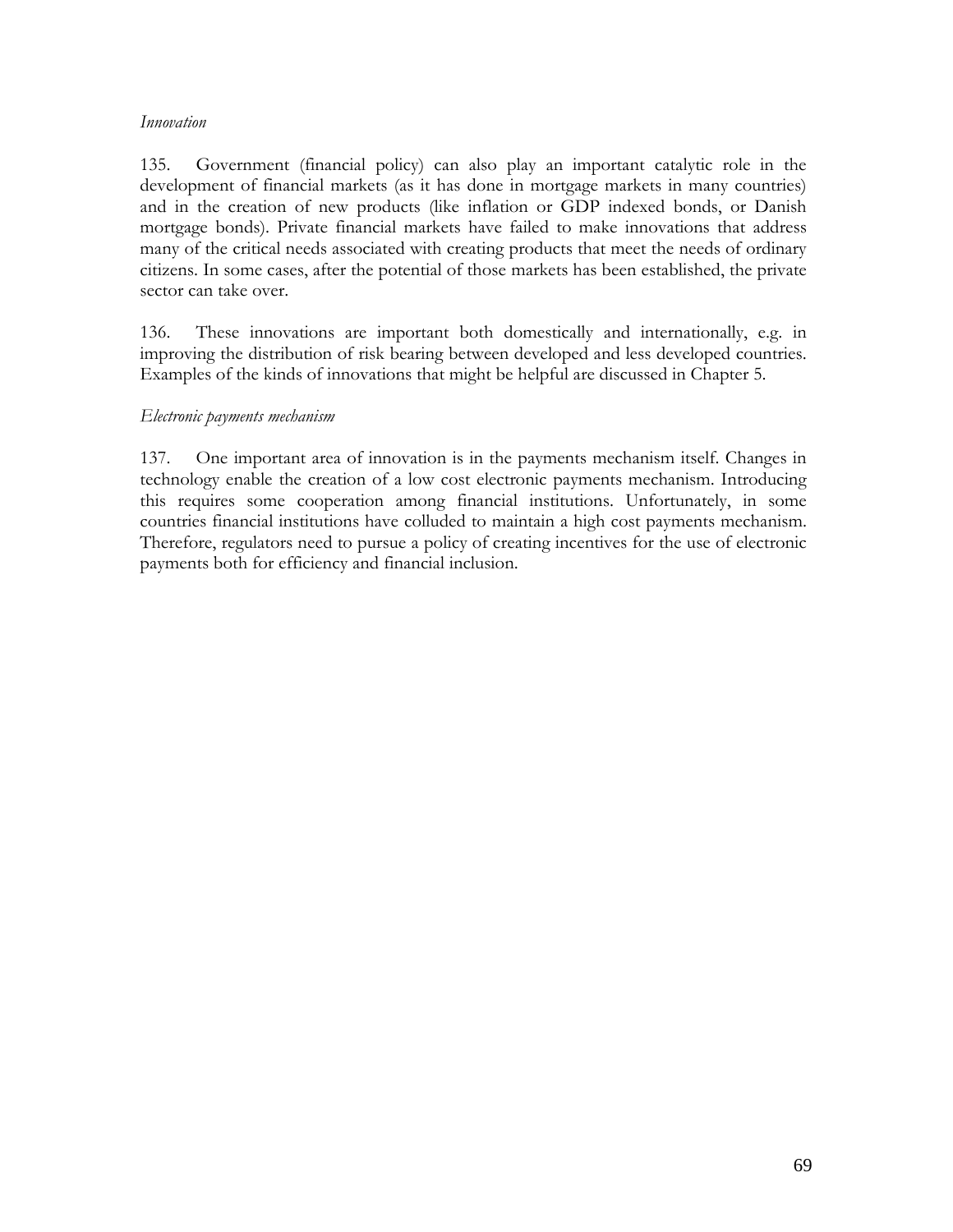*Innovation*

135. Government (financial policy) can also play an important catalytic role in the development of financial markets (as it has done in mortgage markets in many countries) and in the creation of new products (like inflation or GDP indexed bonds, or Danish mortgage bonds). Private financial markets have failed to make innovations that address many of the critical needs associated with creating products that meet the needs of ordinary citizens. In some cases, after the potential of those markets has been established, the private sector can take over.

136. These innovations are important both domestically and internationally, e.g. in improving the distribution of risk bearing between developed and less developed countries. Examples of the kinds of innovations that might be helpful are discussed in Chapter 5.

*Electronic payments mechanism*

137. One important area of innovation is in the payments mechanism itself. Changes in technology enable the creation of a low cost electronic payments mechanism. Introducing this requires some cooperation among financial institutions. Unfortunately, in some countries financial institutions have colluded to maintain a high cost payments mechanism. Therefore, regulators need to pursue a policy of creating incentives for the use of electronic payments both for efficiency and financial inclusion.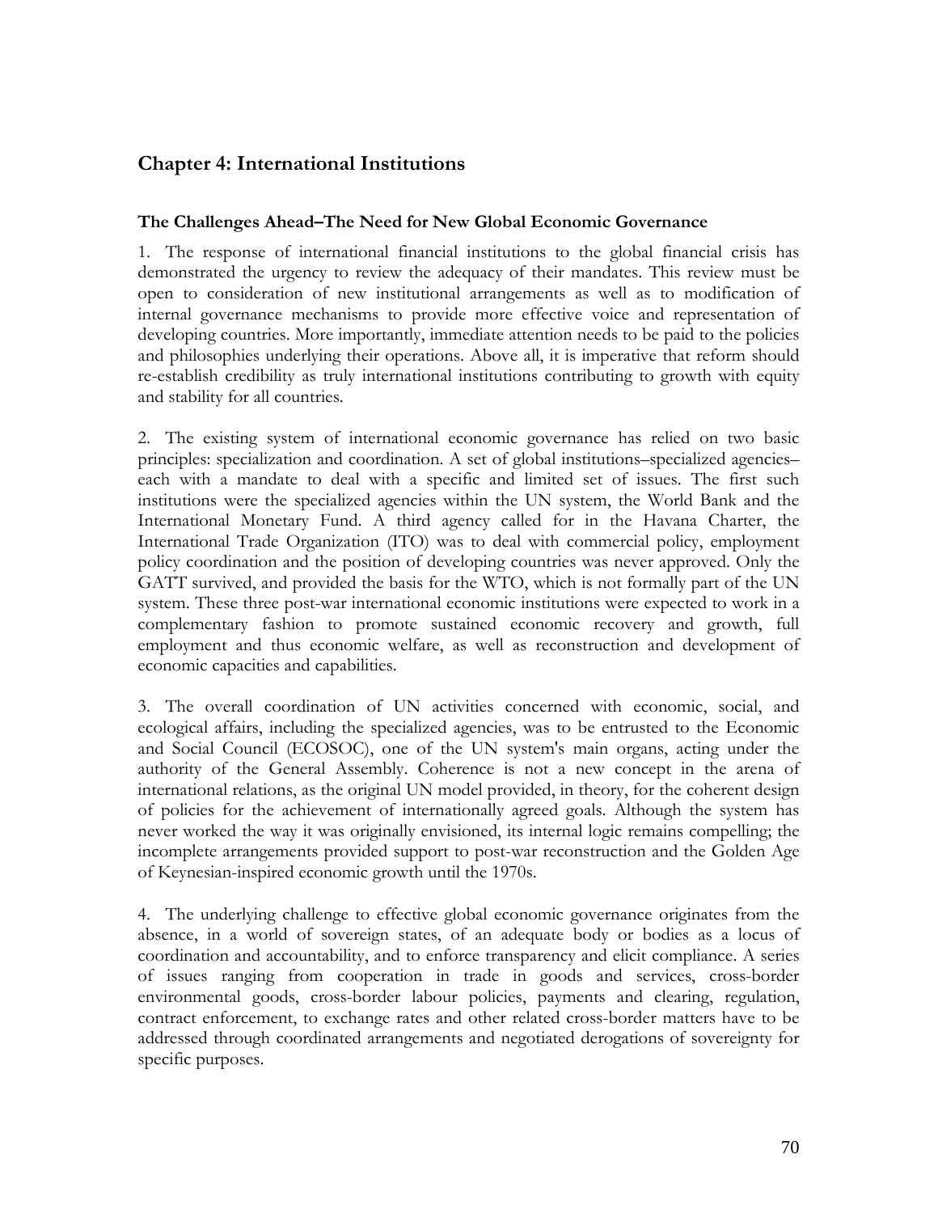## Chapter 4: International Institutions

### The Challenges Ahead–The Need for New Global Economic Governance

1. The response of international financial institutions to the global financial crisis has demonstrated the urgency to review the adequacy of their mandates. This review must be open to consideration of new institutional arrangements as well as to modification of internal governance mechanisms to provide more effective voice and representation of developing countries. More importantly, immediate attention needs to be paid to the policies and philosophies underlying their operations. Above all, it is imperative that reform should re-establish credibility as truly international institutions contributing to growth with equity and stability for all countries.

2. The existing system of international economic governance has relied on two basic principles: specialization and coordination. A set of global institutions–specialized agencies–each with a mandate to deal with a specific and limited set of issues. The first such institutions were the specialized agencies within the UN system, the World Bank and the International Monetary Fund. A third agency called for in the Havana Charter, the International Trade Organization (ITO) was to deal with commercial policy, employment policy coordination and the position of developing countries was never approved. Only the GATT survived, and provided the basis for the WTO, which is not formally part of the UN system. These three post-war international economic institutions were expected to work in a complementary fashion to promote sustained economic recovery and growth, full employment and thus economic welfare, as well as reconstruction and development of economic capacities and capabilities.

3. The overall coordination of UN activities concerned with economic, social, and ecological affairs, including the specialized agencies, was to be entrusted to the Economic and Social Council (ECOSOC), one of the UN system's main organs, acting under the authority of the General Assembly. Coherence is not a new concept in the arena of international relations, as the original UN model provided, in theory, for the coherent design of policies for the achievement of internationally agreed goals. Although the system has never worked the way it was originally envisioned, its internal logic remains compelling; the incomplete arrangements provided support to post-war reconstruction and the Golden Age of Keynesian-inspired economic growth until the 1970s.

4. The underlying challenge to effective global economic governance originates from the absence, in a world of sovereign states, of an adequate body or bodies as a locus of coordination and accountability, and to enforce transparency and elicit compliance. A series of issues ranging from cooperation in trade in goods and services, cross-border environmental goods, cross-border labour policies, payments and clearing, regulation, contract enforcement, to exchange rates and other related cross-border matters have to be addressed through coordinated arrangements and negotiated derogations of sovereignty for specific purposes.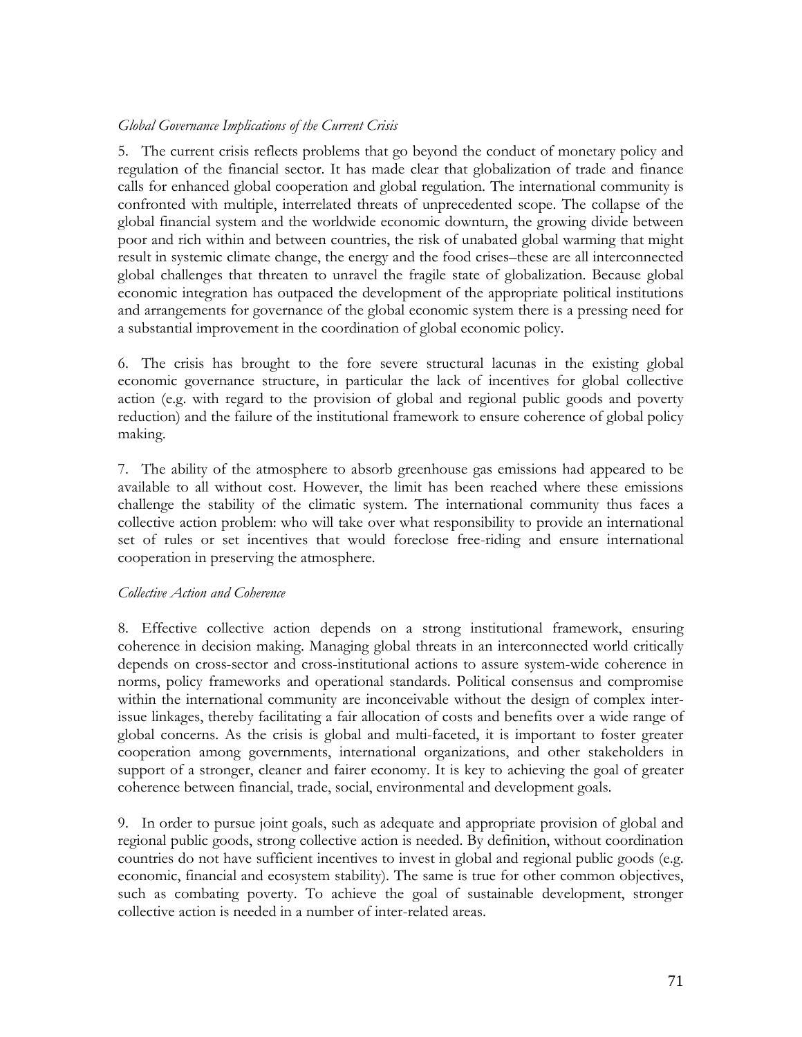*Global Governance Implications of the Current Crisis*

5. The current crisis reflects problems that go beyond the conduct of monetary policy and regulation of the financial sector. It has made clear that globalization of trade and finance calls for enhanced global cooperation and global regulation. The international community is confronted with multiple, interrelated threats of unprecedented scope. The collapse of the global financial system and the worldwide economic downturn, the growing divide between poor and rich within and between countries, the risk of unabated global warming that might result in systemic climate change, the energy and the food crises–these are all interconnected global challenges that threaten to unravel the fragile state of globalization. Because global economic integration has outpaced the development of the appropriate political institutions and arrangements for governance of the global economic system there is a pressing need for a substantial improvement in the coordination of global economic policy.

6. The crisis has brought to the fore severe structural lacunas in the existing global economic governance structure, in particular the lack of incentives for global collective action (e.g. with regard to the provision of global and regional public goods and poverty reduction) and the failure of the institutional framework to ensure coherence of global policy making.

7. The ability of the atmosphere to absorb greenhouse gas emissions had appeared to be available to all without cost. However, the limit has been reached where these emissions challenge the stability of the climatic system. The international community thus faces a collective action problem: who will take over what responsibility to provide an international set of rules or set incentives that would foreclose free-riding and ensure international cooperation in preserving the atmosphere.

*Collective Action and Coherence*

8. Effective collective action depends on a strong institutional framework, ensuring coherence in decision making. Managing global threats in an interconnected world critically depends on cross-sector and cross-institutional actions to assure system-wide coherence in norms, policy frameworks and operational standards. Political consensus and compromise within the international community are inconceivable without the design of complex inter-issue linkages, thereby facilitating a fair allocation of costs and benefits over a wide range of global concerns. As the crisis is global and multi-faceted, it is important to foster greater cooperation among governments, international organizations, and other stakeholders in support of a stronger, cleaner and fairer economy. It is key to achieving the goal of greater coherence between financial, trade, social, environmental and development goals.

9. In order to pursue joint goals, such as adequate and appropriate provision of global and regional public goods, strong collective action is needed. By definition, without coordination countries do not have sufficient incentives to invest in global and regional public goods (e.g. economic, financial and ecosystem stability). The same is true for other common objectives, such as combating poverty. To achieve the goal of sustainable development, stronger collective action is needed in a number of inter-related areas.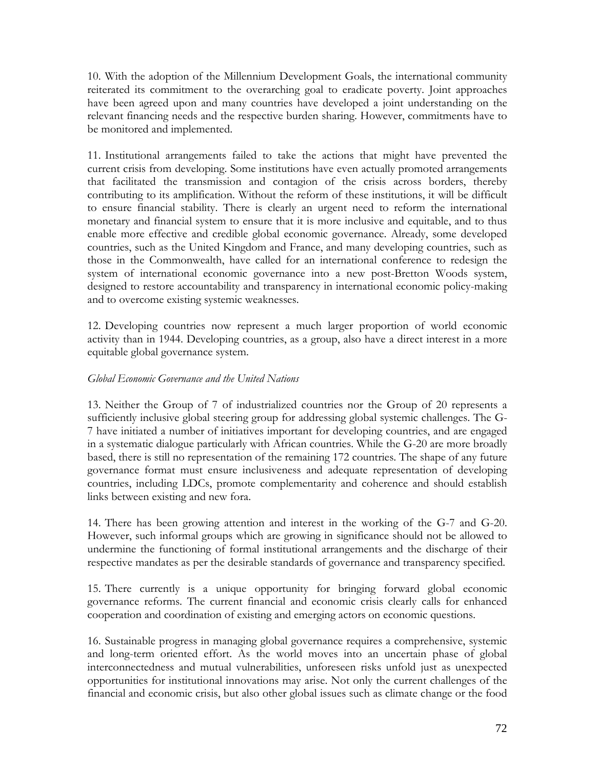10. With the adoption of the Millennium Development Goals, the international community reiterated its commitment to the overarching goal to eradicate poverty. Joint approaches have been agreed upon and many countries have developed a joint understanding on the relevant financing needs and the respective burden sharing. However, commitments have to be monitored and implemented.

11. Institutional arrangements failed to take the actions that might have prevented the current crisis from developing. Some institutions have even actually promoted arrangements that facilitated the transmission and contagion of the crisis across borders, thereby contributing to its amplification. Without the reform of these institutions, it will be difficult to ensure financial stability. There is clearly an urgent need to reform the international monetary and financial system to ensure that it is more inclusive and equitable, and to thus enable more effective and credible global economic governance. Already, some developed countries, such as the United Kingdom and France, and many developing countries, such as those in the Commonwealth, have called for an international conference to redesign the system of international economic governance into a new post-Bretton Woods system, designed to restore accountability and transparency in international economic policy-making and to overcome existing systemic weaknesses.

12. Developing countries now represent a much larger proportion of world economic activity than in 1944. Developing countries, as a group, also have a direct interest in a more equitable global governance system.

*Global Economic Governance and the United Nations*

13. Neither the Group of 7 of industrialized countries nor the Group of 20 represents a sufficiently inclusive global steering group for addressing global systemic challenges. The G-7 have initiated a number of initiatives important for developing countries, and are engaged in a systematic dialogue particularly with African countries. While the G-20 are more broadly based, there is still no representation of the remaining 172 countries. The shape of any future governance format must ensure inclusiveness and adequate representation of developing countries, including LDCs, promote complementarity and coherence and should establish links between existing and new fora.

14. There has been growing attention and interest in the working of the G-7 and G-20. However, such informal groups which are growing in significance should not be allowed to undermine the functioning of formal institutional arrangements and the discharge of their respective mandates as per the desirable standards of governance and transparency specified.

15. There currently is a unique opportunity for bringing forward global economic governance reforms. The current financial and economic crisis clearly calls for enhanced cooperation and coordination of existing and emerging actors on economic questions.

16. Sustainable progress in managing global governance requires a comprehensive, systemic and long-term oriented effort. As the world moves into an uncertain phase of global interconnectedness and mutual vulnerabilities, unforeseen risks unfold just as unexpected opportunities for institutional innovations may arise. Not only the current challenges of the financial and economic crisis, but also other global issues such as climate change or the food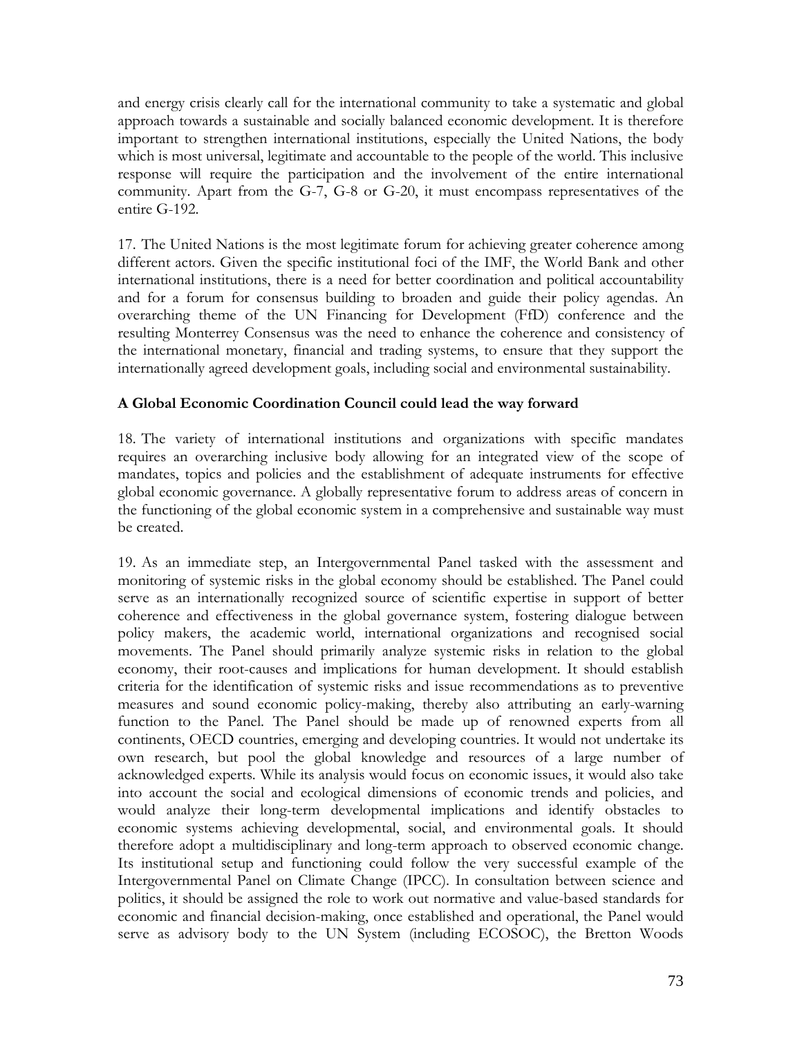and energy crisis clearly call for the international community to take a systematic and global approach towards a sustainable and socially balanced economic development. It is therefore important to strengthen international institutions, especially the United Nations, the body which is most universal, legitimate and accountable to the people of the world. This inclusive response will require the participation and the involvement of the entire international community. Apart from the G-7, G-8 or G-20, it must encompass representatives of the entire G-192.

17. The United Nations is the most legitimate forum for achieving greater coherence among different actors. Given the specific institutional foci of the IMF, the World Bank and other international institutions, there is a need for better coordination and political accountability and for a forum for consensus building to broaden and guide their policy agendas. An overarching theme of the UN Financing for Development (FfD) conference and the resulting Monterrey Consensus was the need to enhance the coherence and consistency of the international monetary, financial and trading systems, to ensure that they support the internationally agreed development goals, including social and environmental sustainability.

**A Global Economic Coordination Council could lead the way forward**

18. The variety of international institutions and organizations with specific mandates requires an overarching inclusive body allowing for an integrated view of the scope of mandates, topics and policies and the establishment of adequate instruments for effective global economic governance. A globally representative forum to address areas of concern in the functioning of the global economic system in a comprehensive and sustainable way must be created.

19. As an immediate step, an Intergovernmental Panel tasked with the assessment and monitoring of systemic risks in the global economy should be established. The Panel could serve as an internationally recognized source of scientific expertise in support of better coherence and effectiveness in the global governance system, fostering dialogue between policy makers, the academic world, international organizations and recognised social movements. The Panel should primarily analyze systemic risks in relation to the global economy, their root-causes and implications for human development. It should establish criteria for the identification of systemic risks and issue recommendations as to preventive measures and sound economic policy-making, thereby also attributing an early-warning function to the Panel. The Panel should be made up of renowned experts from all continents, OECD countries, emerging and developing countries. It would not undertake its own research, but pool the global knowledge and resources of a large number of acknowledged experts. While its analysis would focus on economic issues, it would also take into account the social and ecological dimensions of economic trends and policies, and would analyze their long-term developmental implications and identify obstacles to economic systems achieving developmental, social, and environmental goals. It should therefore adopt a multidisciplinary and long-term approach to observed economic change. Its institutional setup and functioning could follow the very successful example of the Intergovernmental Panel on Climate Change (IPCC). In consultation between science and politics, it should be assigned the role to work out normative and value-based standards for economic and financial decision-making, once established and operational, the Panel would serve as advisory body to the UN System (including ECOSOC), the Bretton Woods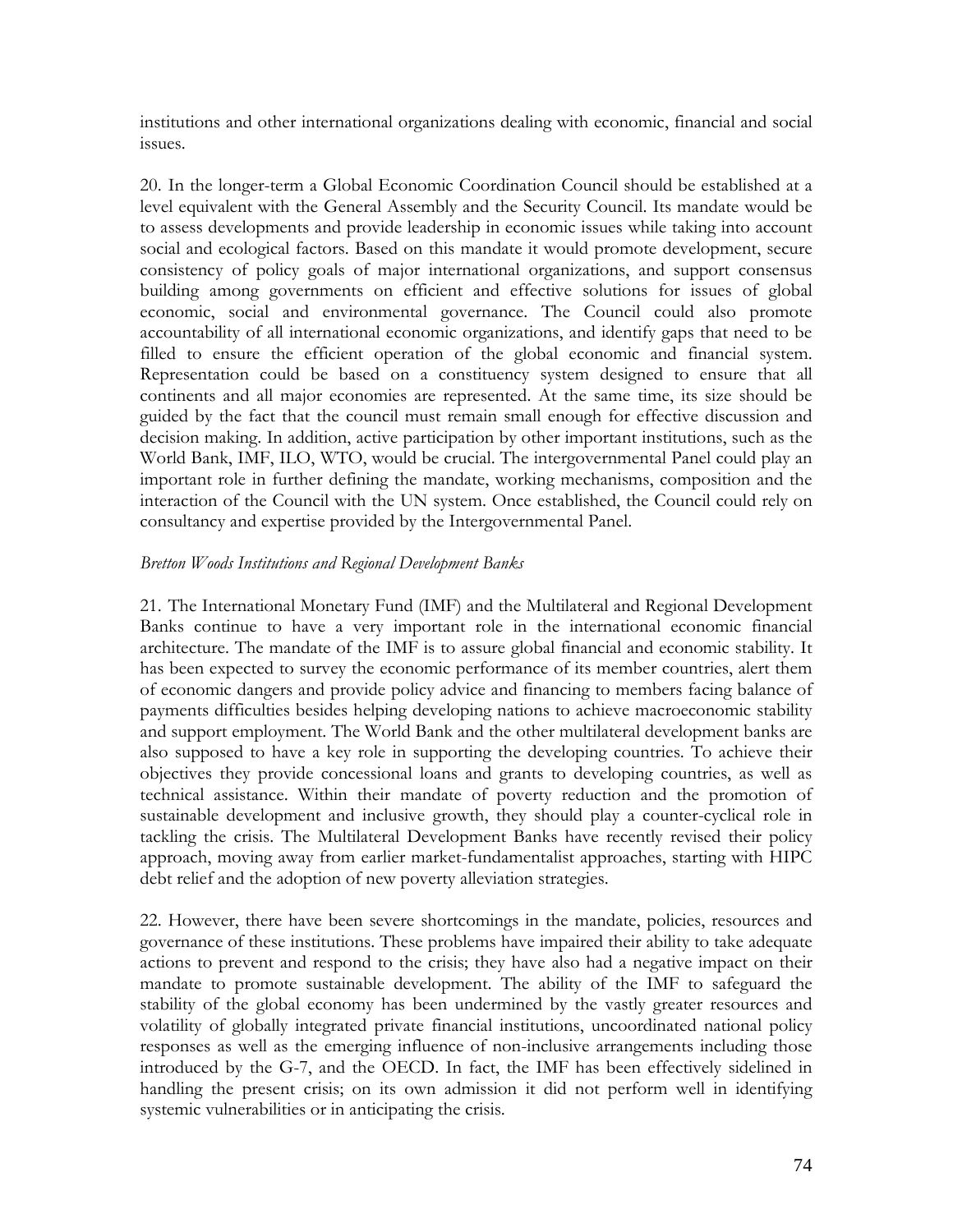institutions and other international organizations dealing with economic, financial and social issues.

20. In the longer-term a Global Economic Coordination Council should be established at a level equivalent with the General Assembly and the Security Council. Its mandate would be to assess developments and provide leadership in economic issues while taking into account social and ecological factors. Based on this mandate it would promote development, secure consistency of policy goals of major international organizations, and support consensus building among governments on efficient and effective solutions for issues of global economic, social and environmental governance. The Council could also promote accountability of all international economic organizations, and identify gaps that need to be filled to ensure the efficient operation of the global economic and financial system. Representation could be based on a constituency system designed to ensure that all continents and all major economies are represented. At the same time, its size should be guided by the fact that the council must remain small enough for effective discussion and decision making. In addition, active participation by other important institutions, such as the World Bank, IMF, ILO, WTO, would be crucial. The intergovernmental Panel could play an important role in further defining the mandate, working mechanisms, composition and the interaction of the Council with the UN system. Once established, the Council could rely on consultancy and expertise provided by the Intergovernmental Panel.

*Bretton Woods Institutions and Regional Development Banks*

21. The International Monetary Fund (IMF) and the Multilateral and Regional Development Banks continue to have a very important role in the international economic financial architecture. The mandate of the IMF is to assure global financial and economic stability. It has been expected to survey the economic performance of its member countries, alert them of economic dangers and provide policy advice and financing to members facing balance of payments difficulties besides helping developing nations to achieve macroeconomic stability and support employment. The World Bank and the other multilateral development banks are also supposed to have a key role in supporting the developing countries. To achieve their objectives they provide concessional loans and grants to developing countries, as well as technical assistance. Within their mandate of poverty reduction and the promotion of sustainable development and inclusive growth, they should play a counter-cyclical role in tackling the crisis. The Multilateral Development Banks have recently revised their policy approach, moving away from earlier market-fundamentalist approaches, starting with HIPC debt relief and the adoption of new poverty alleviation strategies.

22. However, there have been severe shortcomings in the mandate, policies, resources and governance of these institutions. These problems have impaired their ability to take adequate actions to prevent and respond to the crisis; they have also had a negative impact on their mandate to promote sustainable development. The ability of the IMF to safeguard the stability of the global economy has been undermined by the vastly greater resources and volatility of globally integrated private financial institutions, uncoordinated national policy responses as well as the emerging influence of non-inclusive arrangements including those introduced by the G-7, and the OECD. In fact, the IMF has been effectively sidelined in handling the present crisis; on its own admission it did not perform well in identifying systemic vulnerabilities or in anticipating the crisis.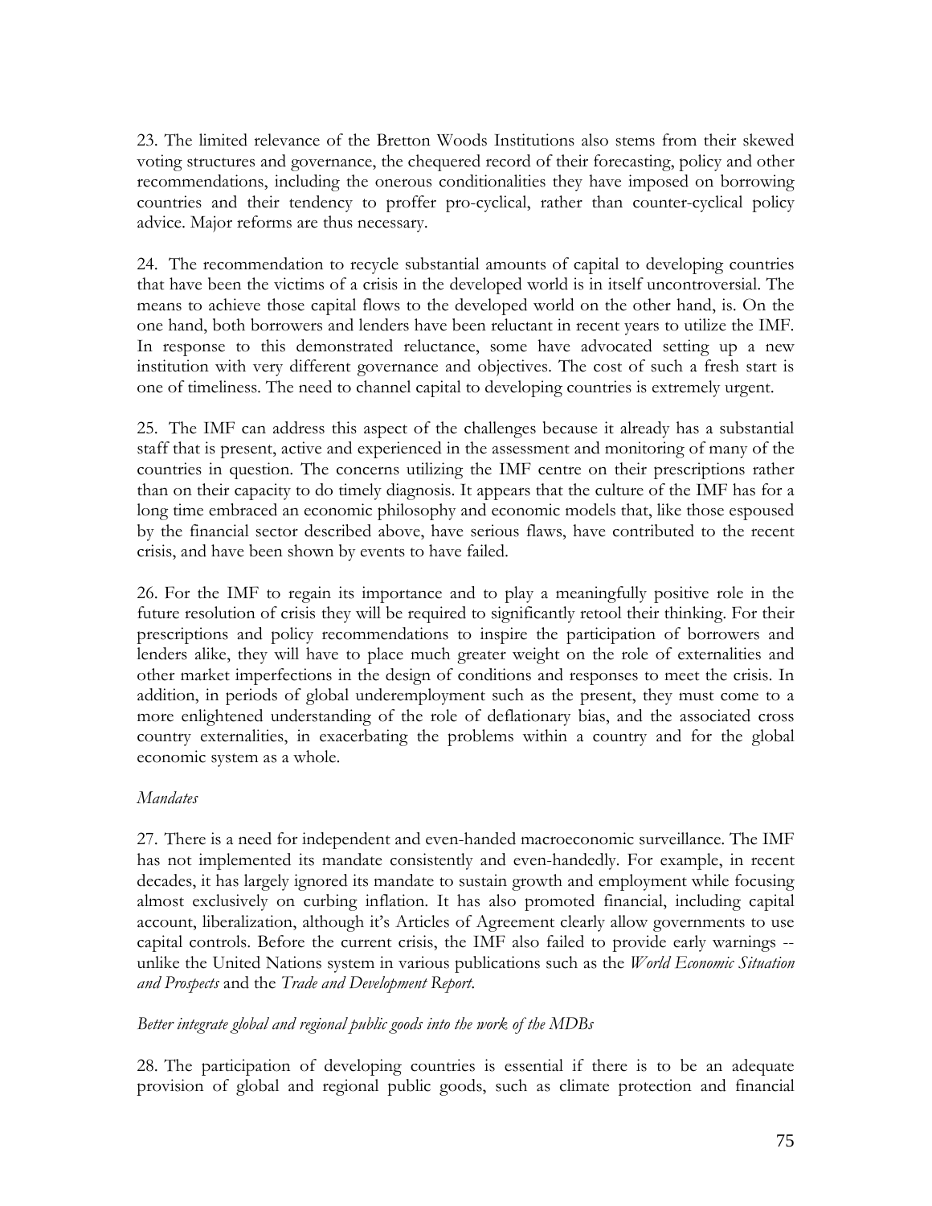23. The limited relevance of the Bretton Woods Institutions also stems from their skewed voting structures and governance, the chequered record of their forecasting, policy and other recommendations, including the onerous conditionalities they have imposed on borrowing countries and their tendency to proffer pro-cyclical, rather than counter-cyclical policy advice. Major reforms are thus necessary.

24. The recommendation to recycle substantial amounts of capital to developing countries that have been the victims of a crisis in the developed world is in itself uncontroversial. The means to achieve those capital flows to the developed world on the other hand, is. On the one hand, both borrowers and lenders have been reluctant in recent years to utilize the IMF. In response to this demonstrated reluctance, some have advocated setting up a new institution with very different governance and objectives. The cost of such a fresh start is one of timeliness. The need to channel capital to developing countries is extremely urgent.

25. The IMF can address this aspect of the challenges because it already has a substantial staff that is present, active and experienced in the assessment and monitoring of many of the countries in question. The concerns utilizing the IMF centre on their prescriptions rather than on their capacity to do timely diagnosis. It appears that the culture of the IMF has for a long time embraced an economic philosophy and economic models that, like those espoused by the financial sector described above, have serious flaws, have contributed to the recent crisis, and have been shown by events to have failed.

26. For the IMF to regain its importance and to play a meaningfully positive role in the future resolution of crisis they will be required to significantly retool their thinking. For their prescriptions and policy recommendations to inspire the participation of borrowers and lenders alike, they will have to place much greater weight on the role of externalities and other market imperfections in the design of conditions and responses to meet the crisis. In addition, in periods of global underemployment such as the present, they must come to a more enlightened understanding of the role of deflationary bias, and the associated cross country externalities, in exacerbating the problems within a country and for the global economic system as a whole.

*Mandates*

27. There is a need for independent and even-handed macroeconomic surveillance. The IMF has not implemented its mandate consistently and even-handedly. For example, in recent decades, it has largely ignored its mandate to sustain growth and employment while focusing almost exclusively on curbing inflation. It has also promoted financial, including capital account, liberalization, although it's Articles of Agreement clearly allow governments to use capital controls. Before the current crisis, the IMF also failed to provide early warnings -- unlike the United Nations system in various publications such as the *World Economic Situation and Prospects* and the *Trade and Development Report*.

*Better integrate global and regional public goods into the work of the MDBs*

28. The participation of developing countries is essential if there is to be an adequate provision of global and regional public goods, such as climate protection and financial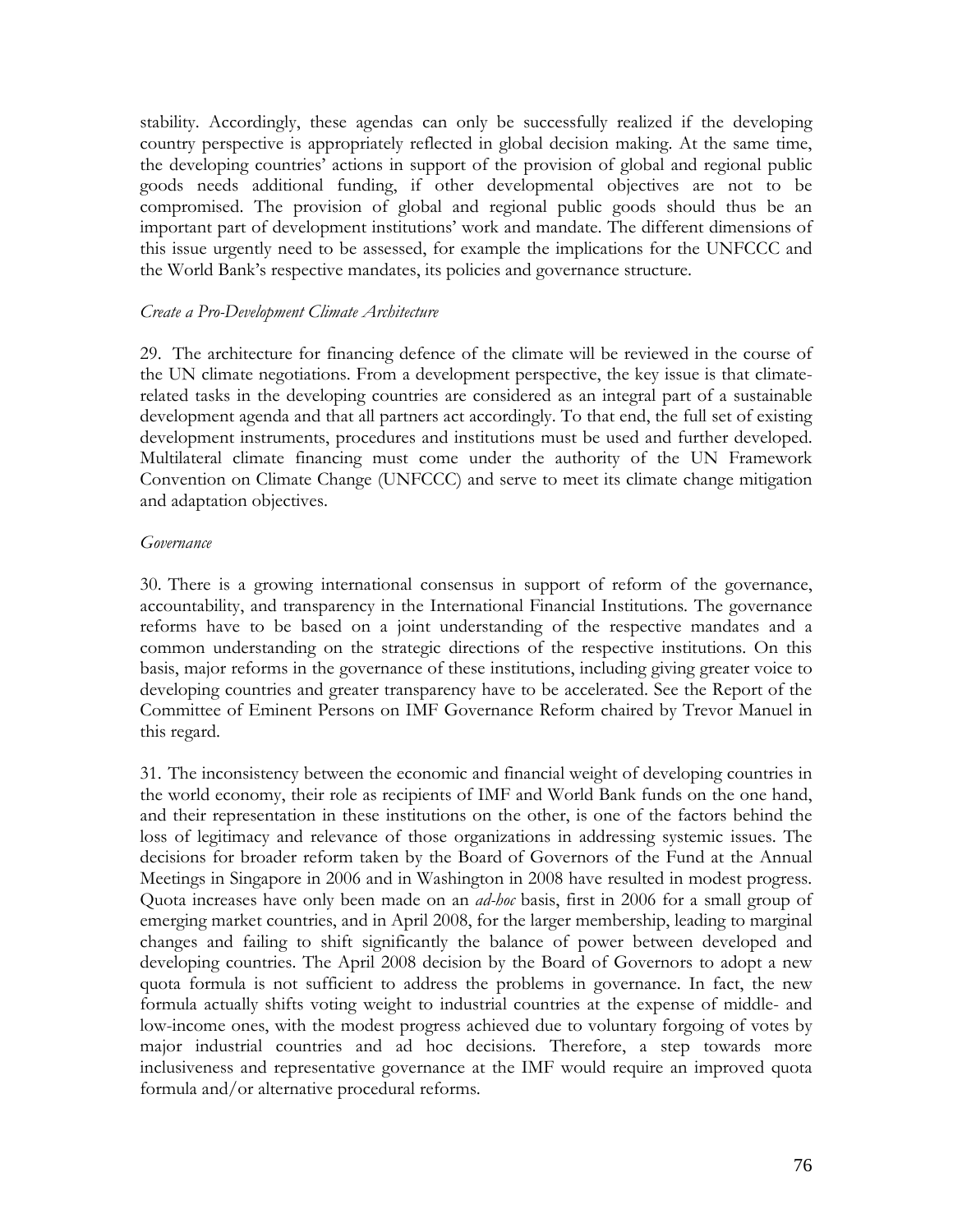stability. Accordingly, these agendas can only be successfully realized if the developing country perspective is appropriately reflected in global decision making. At the same time, the developing countries' actions in support of the provision of global and regional public goods needs additional funding, if other developmental objectives are not to be compromised. The provision of global and regional public goods should thus be an important part of development institutions' work and mandate. The different dimensions of this issue urgently need to be assessed, for example the implications for the UNFCCC and the World Bank's respective mandates, its policies and governance structure.

*Create a Pro-Development Climate Architecture*

29. The architecture for financing defence of the climate will be reviewed in the course of the UN climate negotiations. From a development perspective, the key issue is that climate-related tasks in the developing countries are considered as an integral part of a sustainable development agenda and that all partners act accordingly. To that end, the full set of existing development instruments, procedures and institutions must be used and further developed. Multilateral climate financing must come under the authority of the UN Framework Convention on Climate Change (UNFCCC) and serve to meet its climate change mitigation and adaptation objectives.

*Governance*

30. There is a growing international consensus in support of reform of the governance, accountability, and transparency in the International Financial Institutions. The governance reforms have to be based on a joint understanding of the respective mandates and a common understanding on the strategic directions of the respective institutions. On this basis, major reforms in the governance of these institutions, including giving greater voice to developing countries and greater transparency have to be accelerated. See the Report of the Committee of Eminent Persons on IMF Governance Reform chaired by Trevor Manuel in this regard.

31. The inconsistency between the economic and financial weight of developing countries in the world economy, their role as recipients of IMF and World Bank funds on the one hand, and their representation in these institutions on the other, is one of the factors behind the loss of legitimacy and relevance of those organizations in addressing systemic issues. The decisions for broader reform taken by the Board of Governors of the Fund at the Annual Meetings in Singapore in 2006 and in Washington in 2008 have resulted in modest progress. Quota increases have only been made on an *ad-hoc* basis, first in 2006 for a small group of emerging market countries, and in April 2008, for the larger membership, leading to marginal changes and failing to shift significantly the balance of power between developed and developing countries. The April 2008 decision by the Board of Governors to adopt a new quota formula is not sufficient to address the problems in governance. In fact, the new formula actually shifts voting weight to industrial countries at the expense of middle- and low-income ones, with the modest progress achieved due to voluntary forgoing of votes by major industrial countries and ad hoc decisions. Therefore, a step towards more inclusiveness and representative governance at the IMF would require an improved quota formula and/or alternative procedural reforms.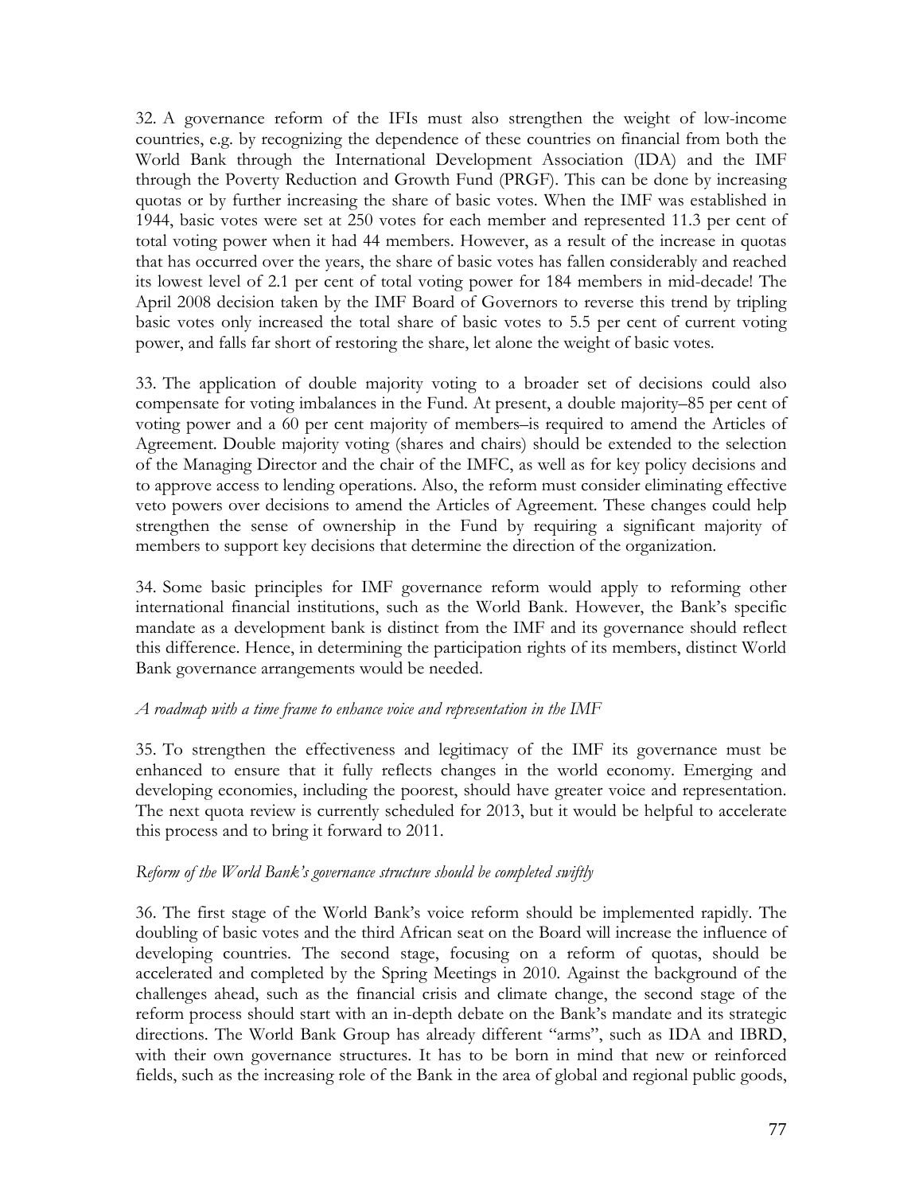32. A governance reform of the IFIs must also strengthen the weight of low-income countries, e.g. by recognizing the dependence of these countries on financial from both the World Bank through the International Development Association (IDA) and the IMF through the Poverty Reduction and Growth Fund (PRGF). This can be done by increasing quotas or by further increasing the share of basic votes. When the IMF was established in 1944, basic votes were set at 250 votes for each member and represented 11.3 per cent of total voting power when it had 44 members. However, as a result of the increase in quotas that has occurred over the years, the share of basic votes has fallen considerably and reached its lowest level of 2.1 per cent of total voting power for 184 members in mid-decade! The April 2008 decision taken by the IMF Board of Governors to reverse this trend by tripling basic votes only increased the total share of basic votes to 5.5 per cent of current voting power, and falls far short of restoring the share, let alone the weight of basic votes.

33. The application of double majority voting to a broader set of decisions could also compensate for voting imbalances in the Fund. At present, a double majority–85 per cent of voting power and a 60 per cent majority of members–is required to amend the Articles of Agreement. Double majority voting (shares and chairs) should be extended to the selection of the Managing Director and the chair of the IMFC, as well as for key policy decisions and to approve access to lending operations. Also, the reform must consider eliminating effective veto powers over decisions to amend the Articles of Agreement. These changes could help strengthen the sense of ownership in the Fund by requiring a significant majority of members to support key decisions that determine the direction of the organization.

34. Some basic principles for IMF governance reform would apply to reforming other international financial institutions, such as the World Bank. However, the Bank's specific mandate as a development bank is distinct from the IMF and its governance should reflect this difference. Hence, in determining the participation rights of its members, distinct World Bank governance arrangements would be needed.

*A roadmap with a time frame to enhance voice and representation in the IMF*

35. To strengthen the effectiveness and legitimacy of the IMF its governance must be enhanced to ensure that it fully reflects changes in the world economy. Emerging and developing economies, including the poorest, should have greater voice and representation. The next quota review is currently scheduled for 2013, but it would be helpful to accelerate this process and to bring it forward to 2011.

*Reform of the World Bank's governance structure should be completed swiftly*

36. The first stage of the World Bank's voice reform should be implemented rapidly. The doubling of basic votes and the third African seat on the Board will increase the influence of developing countries. The second stage, focusing on a reform of quotas, should be accelerated and completed by the Spring Meetings in 2010. Against the background of the challenges ahead, such as the financial crisis and climate change, the second stage of the reform process should start with an in-depth debate on the Bank's mandate and its strategic directions. The World Bank Group has already different "arms", such as IDA and IBRD, with their own governance structures. It has to be born in mind that new or reinforced fields, such as the increasing role of the Bank in the area of global and regional public goods,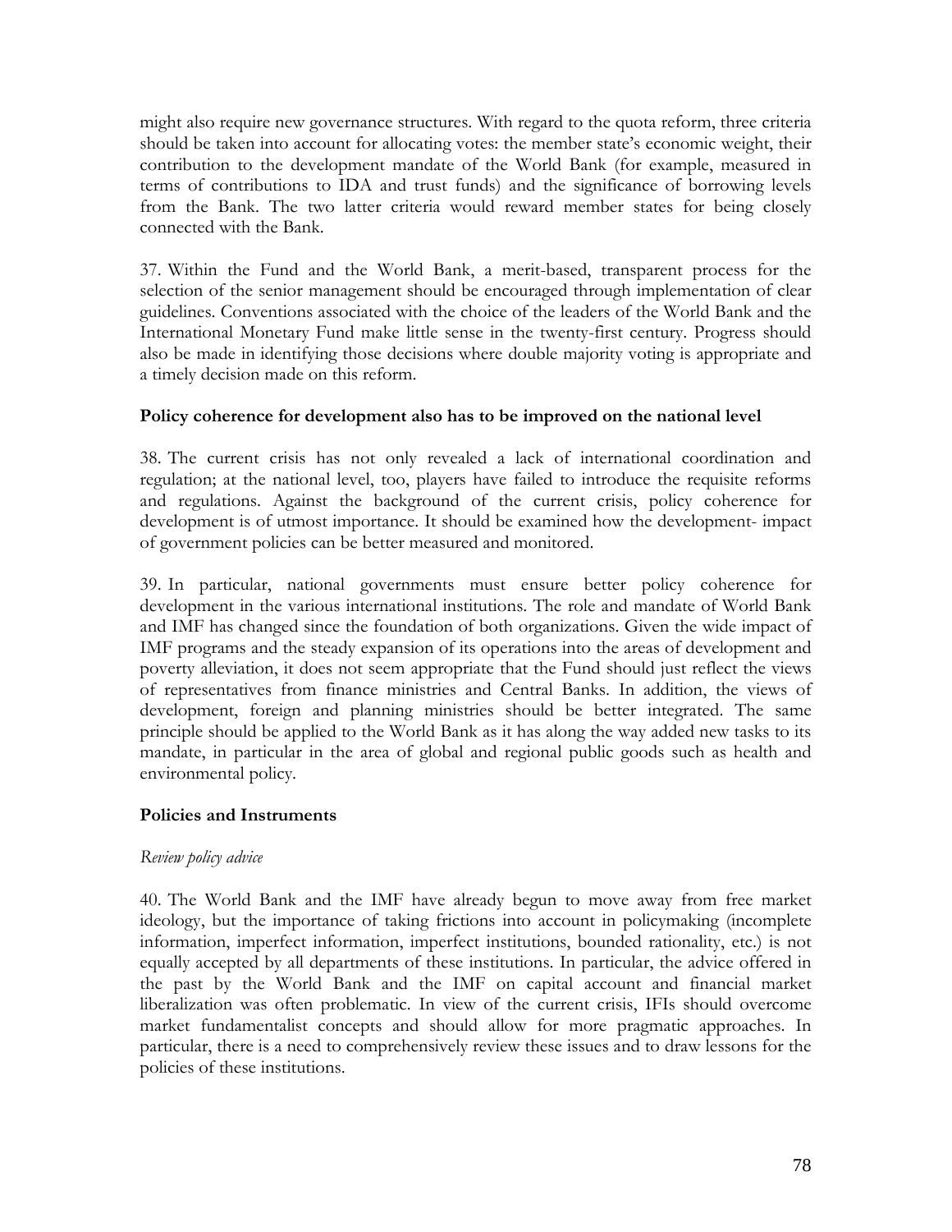might also require new governance structures. With regard to the quota reform, three criteria should be taken into account for allocating votes: the member state's economic weight, their contribution to the development mandate of the World Bank (for example, measured in terms of contributions to IDA and trust funds) and the significance of borrowing levels from the Bank. The two latter criteria would reward member states for being closely connected with the Bank.

37. Within the Fund and the World Bank, a merit-based, transparent process for the selection of the senior management should be encouraged through implementation of clear guidelines. Conventions associated with the choice of the leaders of the World Bank and the International Monetary Fund make little sense in the twenty-first century. Progress should also be made in identifying those decisions where double majority voting is appropriate and a timely decision made on this reform.

**Policy coherence for development also has to be improved on the national level**

38. The current crisis has not only revealed a lack of international coordination and regulation; at the national level, too, players have failed to introduce the requisite reforms and regulations. Against the background of the current crisis, policy coherence for development is of utmost importance. It should be examined how the development- impact of government policies can be better measured and monitored.

39. In particular, national governments must ensure better policy coherence for development in the various international institutions. The role and mandate of World Bank and IMF has changed since the foundation of both organizations. Given the wide impact of IMF programs and the steady expansion of its operations into the areas of development and poverty alleviation, it does not seem appropriate that the Fund should just reflect the views of representatives from finance ministries and Central Banks. In addition, the views of development, foreign and planning ministries should be better integrated. The same principle should be applied to the World Bank as it has along the way added new tasks to its mandate, in particular in the area of global and regional public goods such as health and environmental policy.

**Policies and Instruments**

*Review policy advice*

40. The World Bank and the IMF have already begun to move away from free market ideology, but the importance of taking frictions into account in policymaking (incomplete information, imperfect information, imperfect institutions, bounded rationality, etc.) is not equally accepted by all departments of these institutions. In particular, the advice offered in the past by the World Bank and the IMF on capital account and financial market liberalization was often problematic. In view of the current crisis, IFIs should overcome market fundamentalist concepts and should allow for more pragmatic approaches. In particular, there is a need to comprehensively review these issues and to draw lessons for the policies of these institutions.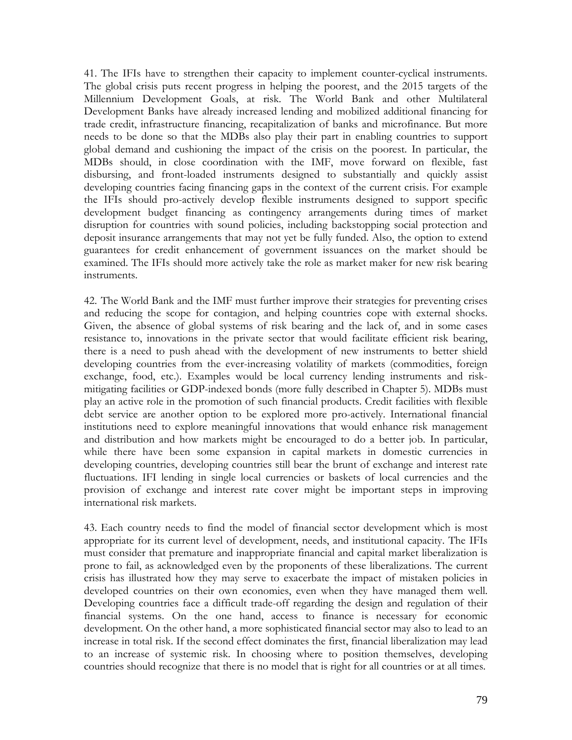41. The IFIs have to strengthen their capacity to implement counter-cyclical instruments. The global crisis puts recent progress in helping the poorest, and the 2015 targets of the Millennium Development Goals, at risk. The World Bank and other Multilateral Development Banks have already increased lending and mobilized additional financing for trade credit, infrastructure financing, recapitalization of banks and microfinance. But more needs to be done so that the MDBs also play their part in enabling countries to support global demand and cushioning the impact of the crisis on the poorest. In particular, the MDBs should, in close coordination with the IMF, move forward on flexible, fast disbursing, and front-loaded instruments designed to substantially and quickly assist developing countries facing financing gaps in the context of the current crisis. For example the IFIs should pro-actively develop flexible instruments designed to support specific development budget financing as contingency arrangements during times of market disruption for countries with sound policies, including backstopping social protection and deposit insurance arrangements that may not yet be fully funded. Also, the option to extend guarantees for credit enhancement of government issuances on the market should be examined. The IFIs should more actively take the role as market maker for new risk bearing instruments.

42. The World Bank and the IMF must further improve their strategies for preventing crises and reducing the scope for contagion, and helping countries cope with external shocks. Given, the absence of global systems of risk bearing and the lack of, and in some cases resistance to, innovations in the private sector that would facilitate efficient risk bearing, there is a need to push ahead with the development of new instruments to better shield developing countries from the ever-increasing volatility of markets (commodities, foreign exchange, food, etc.). Examples would be local currency lending instruments and risk-mitigating facilities or GDP-indexed bonds (more fully described in Chapter 5). MDBs must play an active role in the promotion of such financial products. Credit facilities with flexible debt service are another option to be explored more pro-actively. International financial institutions need to explore meaningful innovations that would enhance risk management and distribution and how markets might be encouraged to do a better job. In particular, while there have been some expansion in capital markets in domestic currencies in developing countries, developing countries still bear the brunt of exchange and interest rate fluctuations. IFI lending in single local currencies or baskets of local currencies and the provision of exchange and interest rate cover might be important steps in improving international risk markets.

43. Each country needs to find the model of financial sector development which is most appropriate for its current level of development, needs, and institutional capacity. The IFIs must consider that premature and inappropriate financial and capital market liberalization is prone to fail, as acknowledged even by the proponents of these liberalizations. The current crisis has illustrated how they may serve to exacerbate the impact of mistaken policies in developed countries on their own economies, even when they have managed them well. Developing countries face a difficult trade-off regarding the design and regulation of their financial systems. On the one hand, access to finance is necessary for economic development. On the other hand, a more sophisticated financial sector may also to lead to an increase in total risk. If the second effect dominates the first, financial liberalization may lead to an increase of systemic risk. In choosing where to position themselves, developing countries should recognize that there is no model that is right for all countries or at all times.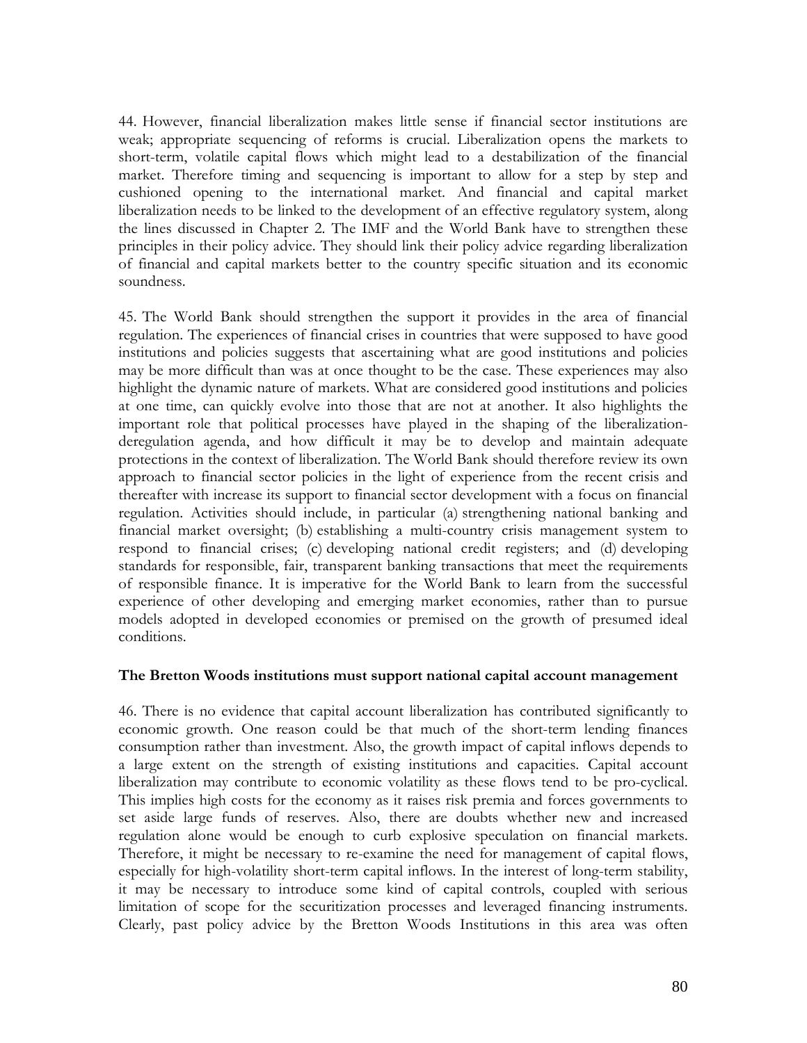44. However, financial liberalization makes little sense if financial sector institutions are weak; appropriate sequencing of reforms is crucial. Liberalization opens the markets to short-term, volatile capital flows which might lead to a destabilization of the financial market. Therefore timing and sequencing is important to allow for a step by step and cushioned opening to the international market. And financial and capital market liberalization needs to be linked to the development of an effective regulatory system, along the lines discussed in Chapter 2. The IMF and the World Bank have to strengthen these principles in their policy advice. They should link their policy advice regarding liberalization of financial and capital markets better to the country specific situation and its economic soundness.

45. The World Bank should strengthen the support it provides in the area of financial regulation. The experiences of financial crises in countries that were supposed to have good institutions and policies suggests that ascertaining what are good institutions and policies may be more difficult than was at once thought to be the case. These experiences may also highlight the dynamic nature of markets. What are considered good institutions and policies at one time, can quickly evolve into those that are not at another. It also highlights the important role that political processes have played in the shaping of the liberalization-deregulation agenda, and how difficult it may be to develop and maintain adequate protections in the context of liberalization. The World Bank should therefore review its own approach to financial sector policies in the light of experience from the recent crisis and thereafter with increase its support to financial sector development with a focus on financial regulation. Activities should include, in particular (a) strengthening national banking and financial market oversight; (b) establishing a multi-country crisis management system to respond to financial crises; (c) developing national credit registers; and (d) developing standards for responsible, fair, transparent banking transactions that meet the requirements of responsible finance. It is imperative for the World Bank to learn from the successful experience of other developing and emerging market economies, rather than to pursue models adopted in developed economies or premised on the growth of presumed ideal conditions.

**The Bretton Woods institutions must support national capital account management**

46. There is no evidence that capital account liberalization has contributed significantly to economic growth. One reason could be that much of the short-term lending finances consumption rather than investment. Also, the growth impact of capital inflows depends to a large extent on the strength of existing institutions and capacities. Capital account liberalization may contribute to economic volatility as these flows tend to be pro-cyclical. This implies high costs for the economy as it raises risk premia and forces governments to set aside large funds of reserves. Also, there are doubts whether new and increased regulation alone would be enough to curb explosive speculation on financial markets. Therefore, it might be necessary to re-examine the need for management of capital flows, especially for high-volatility short-term capital inflows. In the interest of long-term stability, it may be necessary to introduce some kind of capital controls, coupled with serious limitation of scope for the securitization processes and leveraged financing instruments. Clearly, past policy advice by the Bretton Woods Institutions in this area was often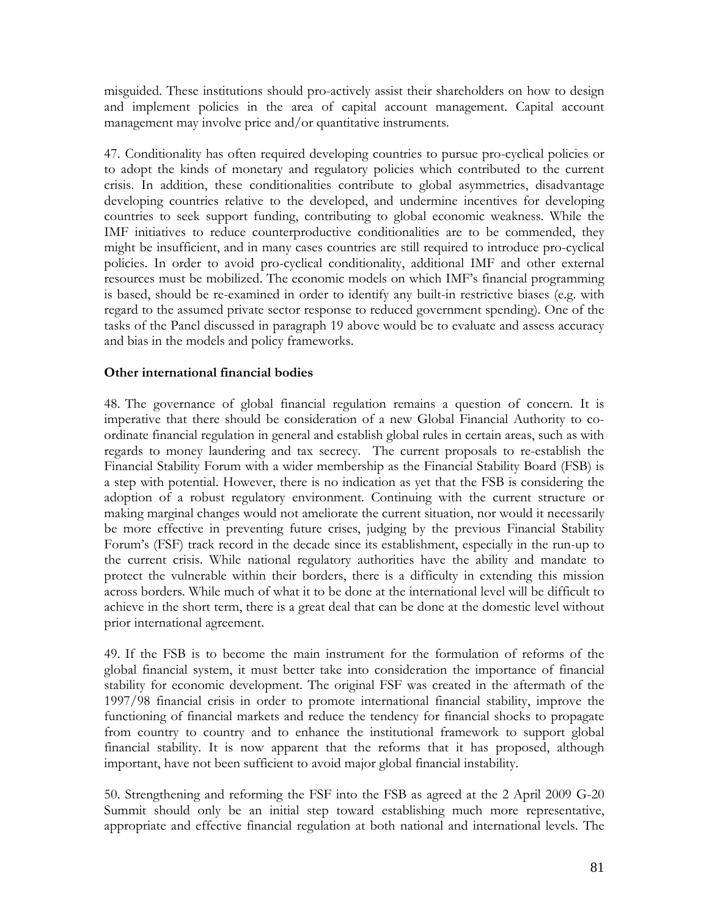misguided. These institutions should pro-actively assist their shareholders on how to design and implement policies in the area of capital account management. Capital account management may involve price and/or quantitative instruments.

47. Conditionality has often required developing countries to pursue pro-cyclical policies or to adopt the kinds of monetary and regulatory policies which contributed to the current crisis. In addition, these conditionalities contribute to global asymmetries, disadvantage developing countries relative to the developed, and undermine incentives for developing countries to seek support funding, contributing to global economic weakness. While the IMF initiatives to reduce counterproductive conditionalities are to be commended, they might be insufficient, and in many cases countries are still required to introduce pro-cyclical policies. In order to avoid pro-cyclical conditionality, additional IMF and other external resources must be mobilized. The economic models on which IMF's financial programming is based, should be re-examined in order to identify any built-in restrictive biases (e.g. with regard to the assumed private sector response to reduced government spending). One of the tasks of the Panel discussed in paragraph 19 above would be to evaluate and assess accuracy and bias in the models and policy frameworks.

### Other international financial bodies

48. The governance of global financial regulation remains a question of concern. It is imperative that there should be consideration of a new Global Financial Authority to co-ordinate financial regulation in general and establish global rules in certain areas, such as with regards to money laundering and tax secrecy. The current proposals to re-establish the Financial Stability Forum with a wider membership as the Financial Stability Board (FSB) is a step with potential. However, there is no indication as yet that the FSB is considering the adoption of a robust regulatory environment. Continuing with the current structure or making marginal changes would not ameliorate the current situation, nor would it necessarily be more effective in preventing future crises, judging by the previous Financial Stability Forum's (FSF) track record in the decade since its establishment, especially in the run-up to the current crisis. While national regulatory authorities have the ability and mandate to protect the vulnerable within their borders, there is a difficulty in extending this mission across borders. While much of what it to be done at the international level will be difficult to achieve in the short term, there is a great deal that can be done at the domestic level without prior international agreement.

49. If the FSB is to become the main instrument for the formulation of reforms of the global financial system, it must better take into consideration the importance of financial stability for economic development. The original FSF was created in the aftermath of the 1997/98 financial crisis in order to promote international financial stability, improve the functioning of financial markets and reduce the tendency for financial shocks to propagate from country to country and to enhance the institutional framework to support global financial stability. It is now apparent that the reforms that it has proposed, although important, have not been sufficient to avoid major global financial instability.

50. Strengthening and reforming the FSF into the FSB as agreed at the 2 April 2009 G-20 Summit should only be an initial step toward establishing much more representative, appropriate and effective financial regulation at both national and international levels. The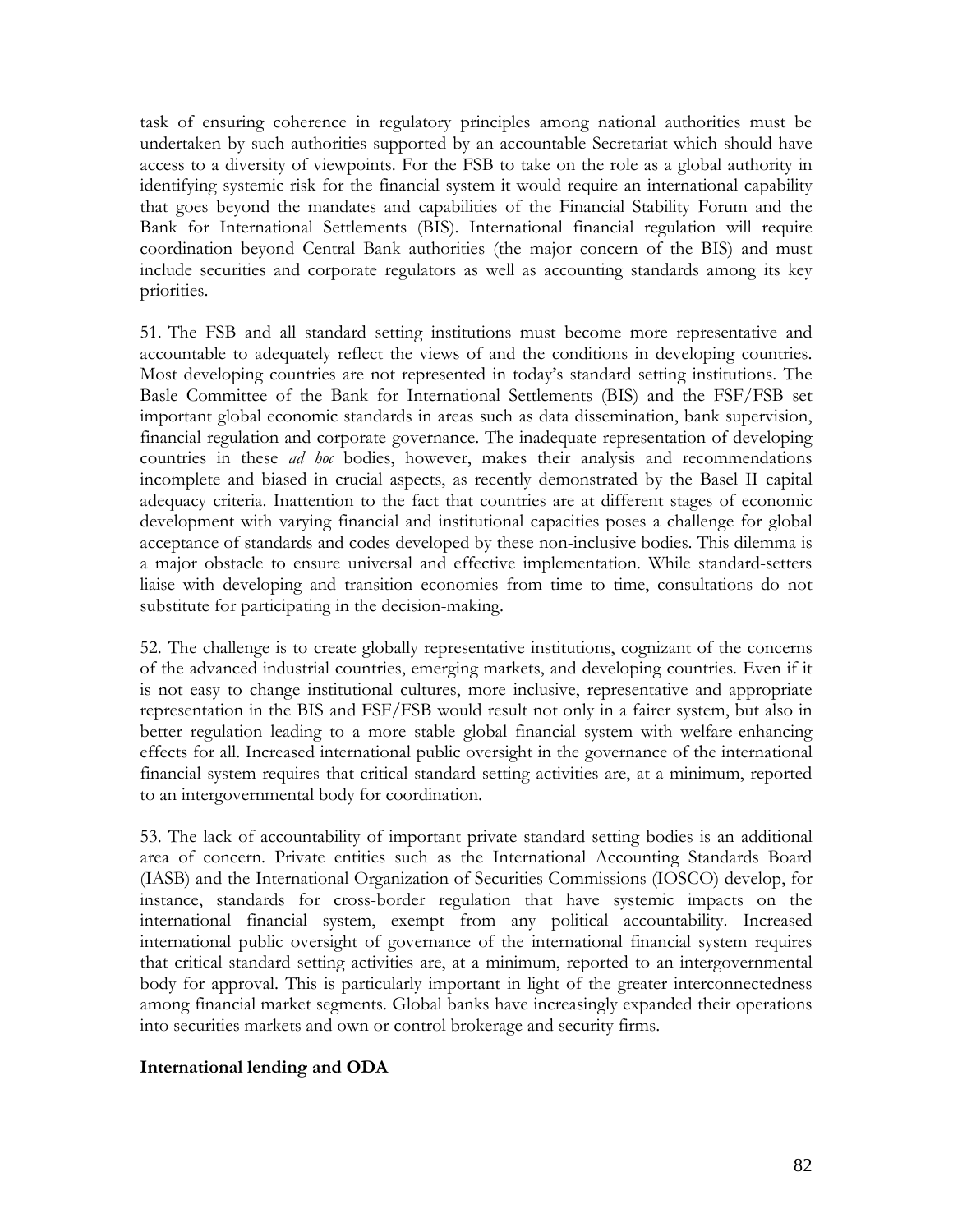task of ensuring coherence in regulatory principles among national authorities must be undertaken by such authorities supported by an accountable Secretariat which should have access to a diversity of viewpoints. For the FSB to take on the role as a global authority in identifying systemic risk for the financial system it would require an international capability that goes beyond the mandates and capabilities of the Financial Stability Forum and the Bank for International Settlements (BIS). International financial regulation will require coordination beyond Central Bank authorities (the major concern of the BIS) and must include securities and corporate regulators as well as accounting standards among its key priorities.

51. The FSB and all standard setting institutions must become more representative and accountable to adequately reflect the views of and the conditions in developing countries. Most developing countries are not represented in today's standard setting institutions. The Basle Committee of the Bank for International Settlements (BIS) and the FSF/FSB set important global economic standards in areas such as data dissemination, bank supervision, financial regulation and corporate governance. The inadequate representation of developing countries in these *ad hoc* bodies, however, makes their analysis and recommendations incomplete and biased in crucial aspects, as recently demonstrated by the Basel II capital adequacy criteria. Inattention to the fact that countries are at different stages of economic development with varying financial and institutional capacities poses a challenge for global acceptance of standards and codes developed by these non-inclusive bodies. This dilemma is a major obstacle to ensure universal and effective implementation. While standard-setters liaise with developing and transition economies from time to time, consultations do not substitute for participating in the decision-making.

52. The challenge is to create globally representative institutions, cognizant of the concerns of the advanced industrial countries, emerging markets, and developing countries. Even if it is not easy to change institutional cultures, more inclusive, representative and appropriate representation in the BIS and FSF/FSB would result not only in a fairer system, but also in better regulation leading to a more stable global financial system with welfare-enhancing effects for all. Increased international public oversight in the governance of the international financial system requires that critical standard setting activities are, at a minimum, reported to an intergovernmental body for coordination.

53. The lack of accountability of important private standard setting bodies is an additional area of concern. Private entities such as the International Accounting Standards Board (IASB) and the International Organization of Securities Commissions (IOSCO) develop, for instance, standards for cross-border regulation that have systemic impacts on the international financial system, exempt from any political accountability. Increased international public oversight of governance of the international financial system requires that critical standard setting activities are, at a minimum, reported to an intergovernmental body for approval. This is particularly important in light of the greater interconnectedness among financial market segments. Global banks have increasingly expanded their operations into securities markets and own or control brokerage and security firms.

**International lending and ODA**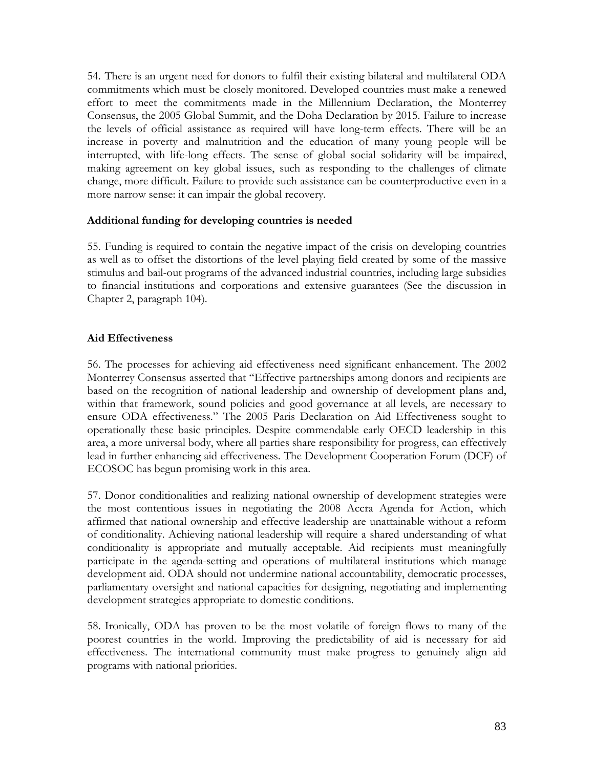54. There is an urgent need for donors to fulfil their existing bilateral and multilateral ODA commitments which must be closely monitored. Developed countries must make a renewed effort to meet the commitments made in the Millennium Declaration, the Monterrey Consensus, the 2005 Global Summit, and the Doha Declaration by 2015. Failure to increase the levels of official assistance as required will have long-term effects. There will be an increase in poverty and malnutrition and the education of many young people will be interrupted, with life-long effects. The sense of global social solidarity will be impaired, making agreement on key global issues, such as responding to the challenges of climate change, more difficult. Failure to provide such assistance can be counterproductive even in a more narrow sense: it can impair the global recovery.

**Additional funding for developing countries is needed**

55. Funding is required to contain the negative impact of the crisis on developing countries as well as to offset the distortions of the level playing field created by some of the massive stimulus and bail-out programs of the advanced industrial countries, including large subsidies to financial institutions and corporations and extensive guarantees (See the discussion in Chapter 2, paragraph 104).

**Aid Effectiveness**

56. The processes for achieving aid effectiveness need significant enhancement. The 2002 Monterrey Consensus asserted that "Effective partnerships among donors and recipients are based on the recognition of national leadership and ownership of development plans and, within that framework, sound policies and good governance at all levels, are necessary to ensure ODA effectiveness." The 2005 Paris Declaration on Aid Effectiveness sought to operationally these basic principles. Despite commendable early OECD leadership in this area, a more universal body, where all parties share responsibility for progress, can effectively lead in further enhancing aid effectiveness. The Development Cooperation Forum (DCF) of ECOSOC has begun promising work in this area.

57. Donor conditionalities and realizing national ownership of development strategies were the most contentious issues in negotiating the 2008 Accra Agenda for Action, which affirmed that national ownership and effective leadership are unattainable without a reform of conditionality. Achieving national leadership will require a shared understanding of what conditionality is appropriate and mutually acceptable. Aid recipients must meaningfully participate in the agenda-setting and operations of multilateral institutions which manage development aid. ODA should not undermine national accountability, democratic processes, parliamentary oversight and national capacities for designing, negotiating and implementing development strategies appropriate to domestic conditions.

58. Ironically, ODA has proven to be the most volatile of foreign flows to many of the poorest countries in the world. Improving the predictability of aid is necessary for aid effectiveness. The international community must make progress to genuinely align aid programs with national priorities.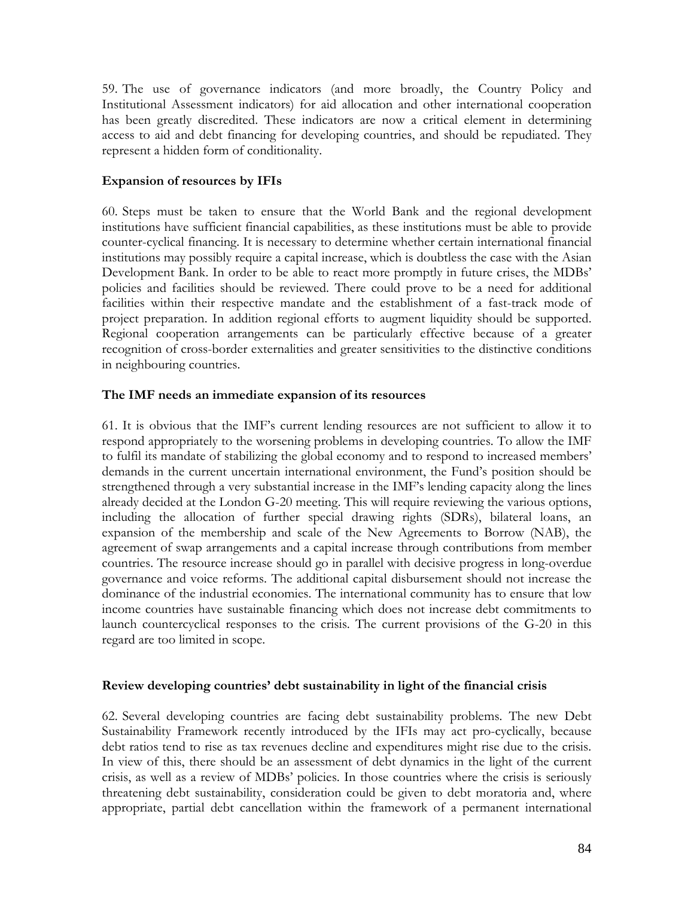59. The use of governance indicators (and more broadly, the Country Policy and Institutional Assessment indicators) for aid allocation and other international cooperation has been greatly discredited. These indicators are now a critical element in determining access to aid and debt financing for developing countries, and should be repudiated. They represent a hidden form of conditionality.

**Expansion of resources by IFIs**

60. Steps must be taken to ensure that the World Bank and the regional development institutions have sufficient financial capabilities, as these institutions must be able to provide counter-cyclical financing. It is necessary to determine whether certain international financial institutions may possibly require a capital increase, which is doubtless the case with the Asian Development Bank. In order to be able to react more promptly in future crises, the MDBs' policies and facilities should be reviewed. There could prove to be a need for additional facilities within their respective mandate and the establishment of a fast-track mode of project preparation. In addition regional efforts to augment liquidity should be supported. Regional cooperation arrangements can be particularly effective because of a greater recognition of cross-border externalities and greater sensitivities to the distinctive conditions in neighbouring countries.

**The IMF needs an immediate expansion of its resources**

61. It is obvious that the IMF's current lending resources are not sufficient to allow it to respond appropriately to the worsening problems in developing countries. To allow the IMF to fulfil its mandate of stabilizing the global economy and to respond to increased members' demands in the current uncertain international environment, the Fund's position should be strengthened through a very substantial increase in the IMF's lending capacity along the lines already decided at the London G-20 meeting. This will require reviewing the various options, including the allocation of further special drawing rights (SDRs), bilateral loans, an expansion of the membership and scale of the New Agreements to Borrow (NAB), the agreement of swap arrangements and a capital increase through contributions from member countries. The resource increase should go in parallel with decisive progress in long-overdue governance and voice reforms. The additional capital disbursement should not increase the dominance of the industrial economies. The international community has to ensure that low income countries have sustainable financing which does not increase debt commitments to launch countercyclical responses to the crisis. The current provisions of the G-20 in this regard are too limited in scope.

**Review developing countries' debt sustainability in light of the financial crisis**

62. Several developing countries are facing debt sustainability problems. The new Debt Sustainability Framework recently introduced by the IFIs may act pro-cyclically, because debt ratios tend to rise as tax revenues decline and expenditures might rise due to the crisis. In view of this, there should be an assessment of debt dynamics in the light of the current crisis, as well as a review of MDBs' policies. In those countries where the crisis is seriously threatening debt sustainability, consideration could be given to debt moratoria and, where appropriate, partial debt cancellation within the framework of a permanent international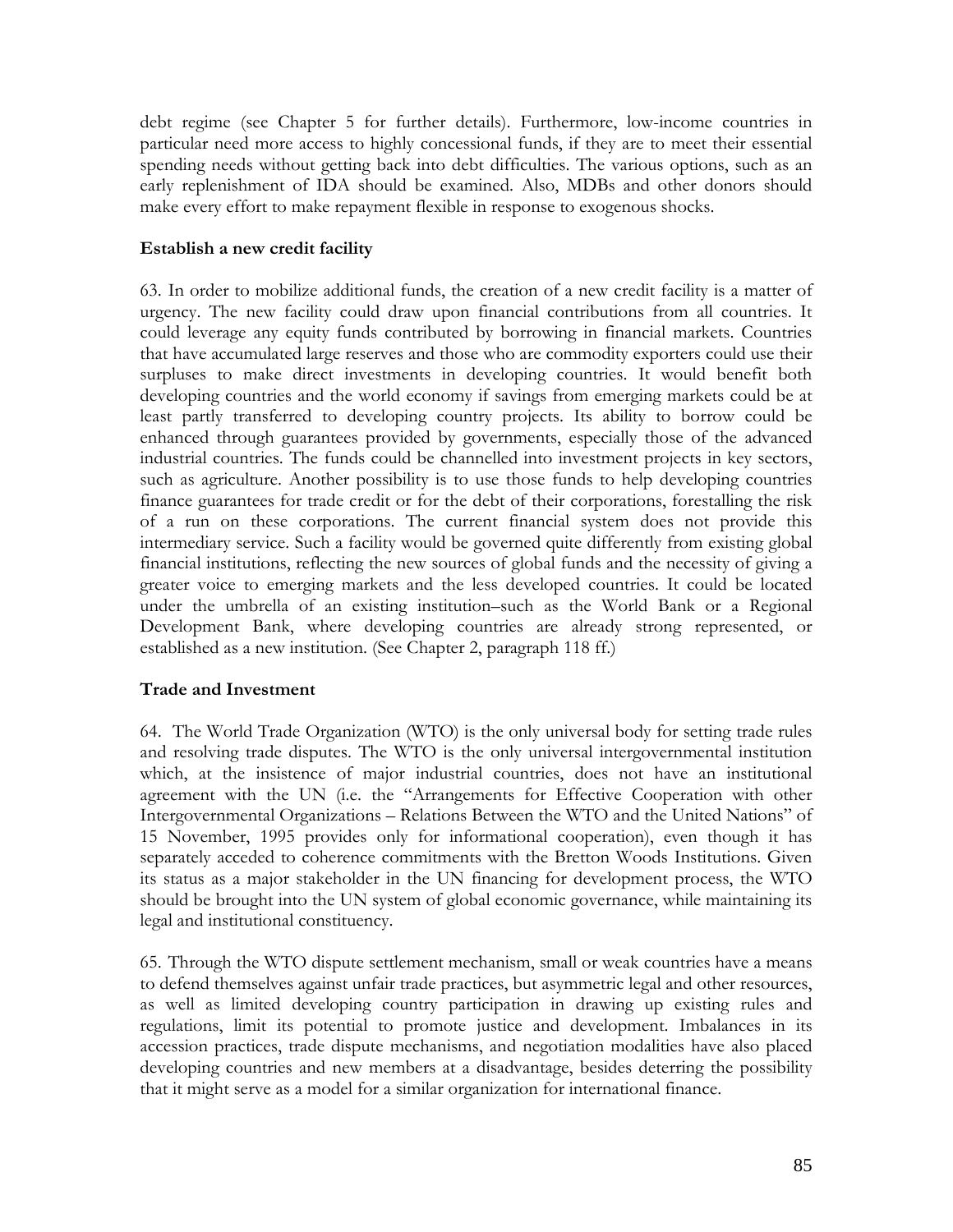debt regime (see Chapter 5 for further details). Furthermore, low-income countries in particular need more access to highly concessional funds, if they are to meet their essential spending needs without getting back into debt difficulties. The various options, such as an early replenishment of IDA should be examined. Also, MDBs and other donors should make every effort to make repayment flexible in response to exogenous shocks.

### Establish a new credit facility

63. In order to mobilize additional funds, the creation of a new credit facility is a matter of urgency. The new facility could draw upon financial contributions from all countries. It could leverage any equity funds contributed by borrowing in financial markets. Countries that have accumulated large reserves and those who are commodity exporters could use their surpluses to make direct investments in developing countries. It would benefit both developing countries and the world economy if savings from emerging markets could be at least partly transferred to developing country projects. Its ability to borrow could be enhanced through guarantees provided by governments, especially those of the advanced industrial countries. The funds could be channelled into investment projects in key sectors, such as agriculture. Another possibility is to use those funds to help developing countries finance guarantees for trade credit or for the debt of their corporations, forestalling the risk of a run on these corporations. The current financial system does not provide this intermediary service. Such a facility would be governed quite differently from existing global financial institutions, reflecting the new sources of global funds and the necessity of giving a greater voice to emerging markets and the less developed countries. It could be located under the umbrella of an existing institution–such as the World Bank or a Regional Development Bank, where developing countries are already strong represented, or established as a new institution. (See Chapter 2, paragraph 118 ff.)

### Trade and Investment

64. The World Trade Organization (WTO) is the only universal body for setting trade rules and resolving trade disputes. The WTO is the only universal intergovernmental institution which, at the insistence of major industrial countries, does not have an institutional agreement with the UN (i.e. the "Arrangements for Effective Cooperation with other Intergovernmental Organizations – Relations Between the WTO and the United Nations" of 15 November, 1995 provides only for informational cooperation), even though it has separately acceded to coherence commitments with the Bretton Woods Institutions. Given its status as a major stakeholder in the UN financing for development process, the WTO should be brought into the UN system of global economic governance, while maintaining its legal and institutional constituency.

65. Through the WTO dispute settlement mechanism, small or weak countries have a means to defend themselves against unfair trade practices, but asymmetric legal and other resources, as well as limited developing country participation in drawing up existing rules and regulations, limit its potential to promote justice and development. Imbalances in its accession practices, trade dispute mechanisms, and negotiation modalities have also placed developing countries and new members at a disadvantage, besides deterring the possibility that it might serve as a model for a similar organization for international finance.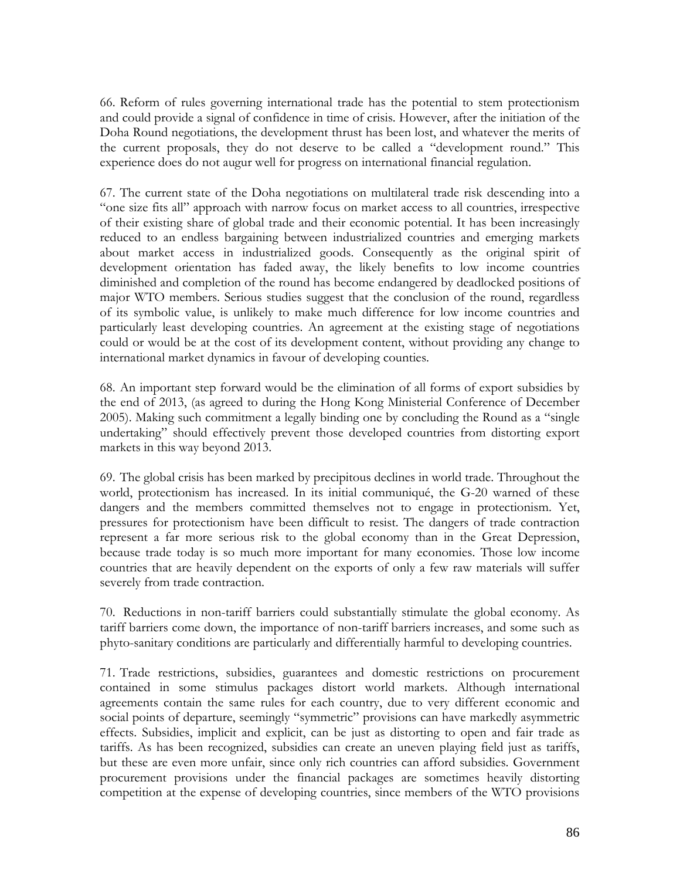66. Reform of rules governing international trade has the potential to stem protectionism and could provide a signal of confidence in time of crisis. However, after the initiation of the Doha Round negotiations, the development thrust has been lost, and whatever the merits of the current proposals, they do not deserve to be called a "development round." This experience does do not augur well for progress on international financial regulation.

67. The current state of the Doha negotiations on multilateral trade risk descending into a "one size fits all" approach with narrow focus on market access to all countries, irrespective of their existing share of global trade and their economic potential. It has been increasingly reduced to an endless bargaining between industrialized countries and emerging markets about market access in industrialized goods. Consequently as the original spirit of development orientation has faded away, the likely benefits to low income countries diminished and completion of the round has become endangered by deadlocked positions of major WTO members. Serious studies suggest that the conclusion of the round, regardless of its symbolic value, is unlikely to make much difference for low income countries and particularly least developing countries. An agreement at the existing stage of negotiations could or would be at the cost of its development content, without providing any change to international market dynamics in favour of developing counties.

68. An important step forward would be the elimination of all forms of export subsidies by the end of 2013, (as agreed to during the Hong Kong Ministerial Conference of December 2005). Making such commitment a legally binding one by concluding the Round as a "single undertaking" should effectively prevent those developed countries from distorting export markets in this way beyond 2013.

69. The global crisis has been marked by precipitous declines in world trade. Throughout the world, protectionism has increased. In its initial communiqué, the G-20 warned of these dangers and the members committed themselves not to engage in protectionism. Yet, pressures for protectionism have been difficult to resist. The dangers of trade contraction represent a far more serious risk to the global economy than in the Great Depression, because trade today is so much more important for many economies. Those low income countries that are heavily dependent on the exports of only a few raw materials will suffer severely from trade contraction.

70. Reductions in non-tariff barriers could substantially stimulate the global economy. As tariff barriers come down, the importance of non-tariff barriers increases, and some such as phyto-sanitary conditions are particularly and differentially harmful to developing countries.

71. Trade restrictions, subsidies, guarantees and domestic restrictions on procurement contained in some stimulus packages distort world markets. Although international agreements contain the same rules for each country, due to very different economic and social points of departure, seemingly "symmetric" provisions can have markedly asymmetric effects. Subsidies, implicit and explicit, can be just as distorting to open and fair trade as tariffs. As has been recognized, subsidies can create an uneven playing field just as tariffs, but these are even more unfair, since only rich countries can afford subsidies. Government procurement provisions under the financial packages are sometimes heavily distorting competition at the expense of developing countries, since members of the WTO provisions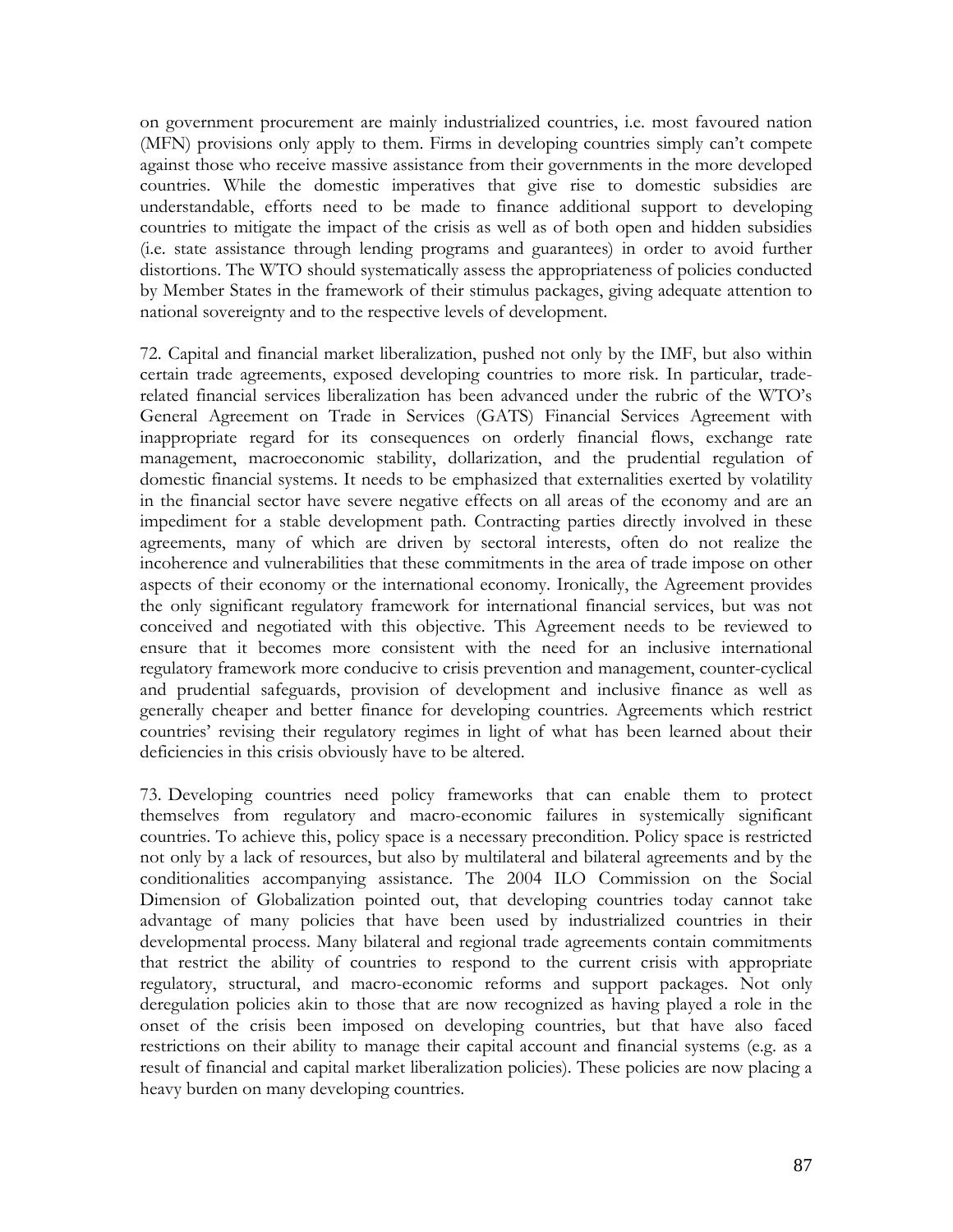on government procurement are mainly industrialized countries, i.e. most favoured nation (MFN) provisions only apply to them. Firms in developing countries simply can't compete against those who receive massive assistance from their governments in the more developed countries. While the domestic imperatives that give rise to domestic subsidies are understandable, efforts need to be made to finance additional support to developing countries to mitigate the impact of the crisis as well as of both open and hidden subsidies (i.e. state assistance through lending programs and guarantees) in order to avoid further distortions. The WTO should systematically assess the appropriateness of policies conducted by Member States in the framework of their stimulus packages, giving adequate attention to national sovereignty and to the respective levels of development.

72. Capital and financial market liberalization, pushed not only by the IMF, but also within certain trade agreements, exposed developing countries to more risk. In particular, trade-related financial services liberalization has been advanced under the rubric of the WTO's General Agreement on Trade in Services (GATS) Financial Services Agreement with inappropriate regard for its consequences on orderly financial flows, exchange rate management, macroeconomic stability, dollarization, and the prudential regulation of domestic financial systems. It needs to be emphasized that externalities exerted by volatility in the financial sector have severe negative effects on all areas of the economy and are an impediment for a stable development path. Contracting parties directly involved in these agreements, many of which are driven by sectoral interests, often do not realize the incoherence and vulnerabilities that these commitments in the area of trade impose on other aspects of their economy or the international economy. Ironically, the Agreement provides the only significant regulatory framework for international financial services, but was not conceived and negotiated with this objective. This Agreement needs to be reviewed to ensure that it becomes more consistent with the need for an inclusive international regulatory framework more conducive to crisis prevention and management, counter-cyclical and prudential safeguards, provision of development and inclusive finance as well as generally cheaper and better finance for developing countries. Agreements which restrict countries' revising their regulatory regimes in light of what has been learned about their deficiencies in this crisis obviously have to be altered.

73. Developing countries need policy frameworks that can enable them to protect themselves from regulatory and macro-economic failures in systemically significant countries. To achieve this, policy space is a necessary precondition. Policy space is restricted not only by a lack of resources, but also by multilateral and bilateral agreements and by the conditionalities accompanying assistance. The 2004 ILO Commission on the Social Dimension of Globalization pointed out, that developing countries today cannot take advantage of many policies that have been used by industrialized countries in their developmental process. Many bilateral and regional trade agreements contain commitments that restrict the ability of countries to respond to the current crisis with appropriate regulatory, structural, and macro-economic reforms and support packages. Not only deregulation policies akin to those that are now recognized as having played a role in the onset of the crisis been imposed on developing countries, but that have also faced restrictions on their ability to manage their capital account and financial systems (e.g. as a result of financial and capital market liberalization policies). These policies are now placing a heavy burden on many developing countries.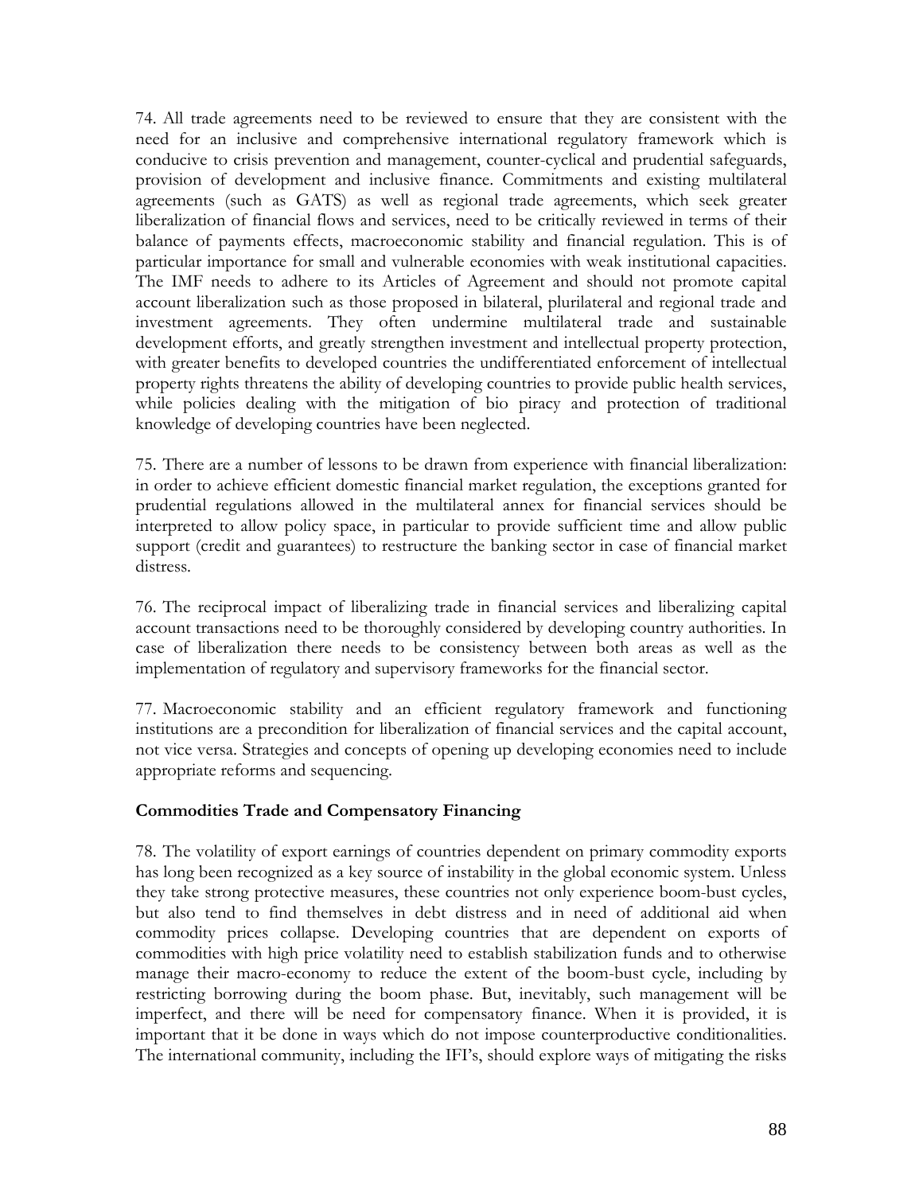74. All trade agreements need to be reviewed to ensure that they are consistent with the need for an inclusive and comprehensive international regulatory framework which is conducive to crisis prevention and management, counter-cyclical and prudential safeguards, provision of development and inclusive finance. Commitments and existing multilateral agreements (such as GATS) as well as regional trade agreements, which seek greater liberalization of financial flows and services, need to be critically reviewed in terms of their balance of payments effects, macroeconomic stability and financial regulation. This is of particular importance for small and vulnerable economies with weak institutional capacities. The IMF needs to adhere to its Articles of Agreement and should not promote capital account liberalization such as those proposed in bilateral, plurilateral and regional trade and investment agreements. They often undermine multilateral trade and sustainable development efforts, and greatly strengthen investment and intellectual property protection, with greater benefits to developed countries the undifferentiated enforcement of intellectual property rights threatens the ability of developing countries to provide public health services, while policies dealing with the mitigation of bio piracy and protection of traditional knowledge of developing countries have been neglected.

75. There are a number of lessons to be drawn from experience with financial liberalization: in order to achieve efficient domestic financial market regulation, the exceptions granted for prudential regulations allowed in the multilateral annex for financial services should be interpreted to allow policy space, in particular to provide sufficient time and allow public support (credit and guarantees) to restructure the banking sector in case of financial market distress.

76. The reciprocal impact of liberalizing trade in financial services and liberalizing capital account transactions need to be thoroughly considered by developing country authorities. In case of liberalization there needs to be consistency between both areas as well as the implementation of regulatory and supervisory frameworks for the financial sector.

77. Macroeconomic stability and an efficient regulatory framework and functioning institutions are a precondition for liberalization of financial services and the capital account, not vice versa. Strategies and concepts of opening up developing economies need to include appropriate reforms and sequencing.

**Commodities Trade and Compensatory Financing**

78. The volatility of export earnings of countries dependent on primary commodity exports has long been recognized as a key source of instability in the global economic system. Unless they take strong protective measures, these countries not only experience boom-bust cycles, but also tend to find themselves in debt distress and in need of additional aid when commodity prices collapse. Developing countries that are dependent on exports of commodities with high price volatility need to establish stabilization funds and to otherwise manage their macro-economy to reduce the extent of the boom-bust cycle, including by restricting borrowing during the boom phase. But, inevitably, such management will be imperfect, and there will be need for compensatory finance. When it is provided, it is important that it be done in ways which do not impose counterproductive conditionalities. The international community, including the IFI's, should explore ways of mitigating the risks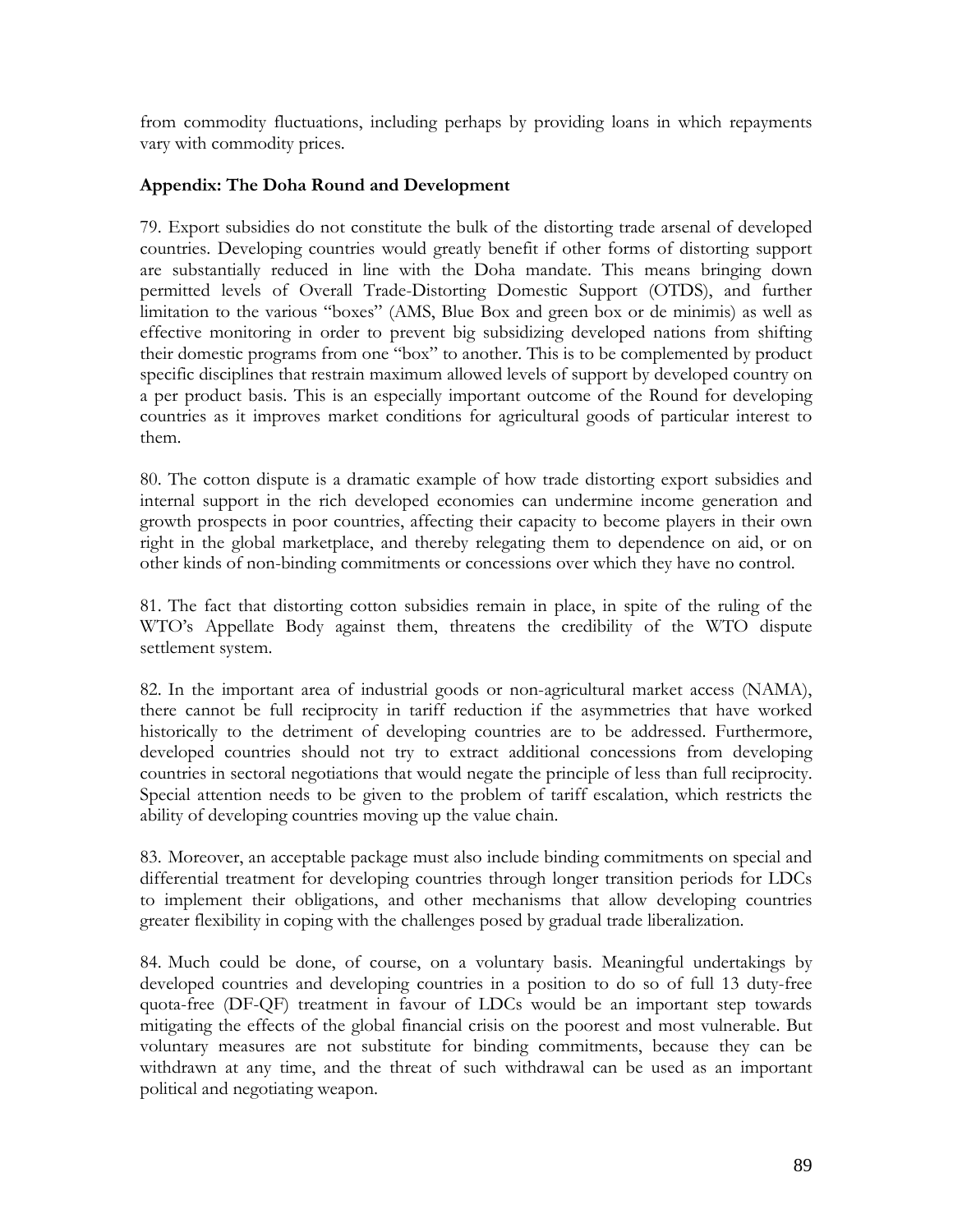from commodity fluctuations, including perhaps by providing loans in which repayments vary with commodity prices.

### Appendix: The Doha Round and Development

79. Export subsidies do not constitute the bulk of the distorting trade arsenal of developed countries. Developing countries would greatly benefit if other forms of distorting support are substantially reduced in line with the Doha mandate. This means bringing down permitted levels of Overall Trade-Distorting Domestic Support (OTDS), and further limitation to the various "boxes" (AMS, Blue Box and green box or de minimis) as well as effective monitoring in order to prevent big subsidizing developed nations from shifting their domestic programs from one "box" to another. This is to be complemented by product specific disciplines that restrain maximum allowed levels of support by developed country on a per product basis. This is an especially important outcome of the Round for developing countries as it improves market conditions for agricultural goods of particular interest to them.

80. The cotton dispute is a dramatic example of how trade distorting export subsidies and internal support in the rich developed economies can undermine income generation and growth prospects in poor countries, affecting their capacity to become players in their own right in the global marketplace, and thereby relegating them to dependence on aid, or on other kinds of non-binding commitments or concessions over which they have no control.

81. The fact that distorting cotton subsidies remain in place, in spite of the ruling of the WTO's Appellate Body against them, threatens the credibility of the WTO dispute settlement system.

82. In the important area of industrial goods or non-agricultural market access (NAMA), there cannot be full reciprocity in tariff reduction if the asymmetries that have worked historically to the detriment of developing countries are to be addressed. Furthermore, developed countries should not try to extract additional concessions from developing countries in sectoral negotiations that would negate the principle of less than full reciprocity. Special attention needs to be given to the problem of tariff escalation, which restricts the ability of developing countries moving up the value chain.

83. Moreover, an acceptable package must also include binding commitments on special and differential treatment for developing countries through longer transition periods for LDCs to implement their obligations, and other mechanisms that allow developing countries greater flexibility in coping with the challenges posed by gradual trade liberalization.

84. Much could be done, of course, on a voluntary basis. Meaningful undertakings by developed countries and developing countries in a position to do so of full 13 duty-free quota-free (DF-QF) treatment in favour of LDCs would be an important step towards mitigating the effects of the global financial crisis on the poorest and most vulnerable. But voluntary measures are not substitute for binding commitments, because they can be withdrawn at any time, and the threat of such withdrawal can be used as an important political and negotiating weapon.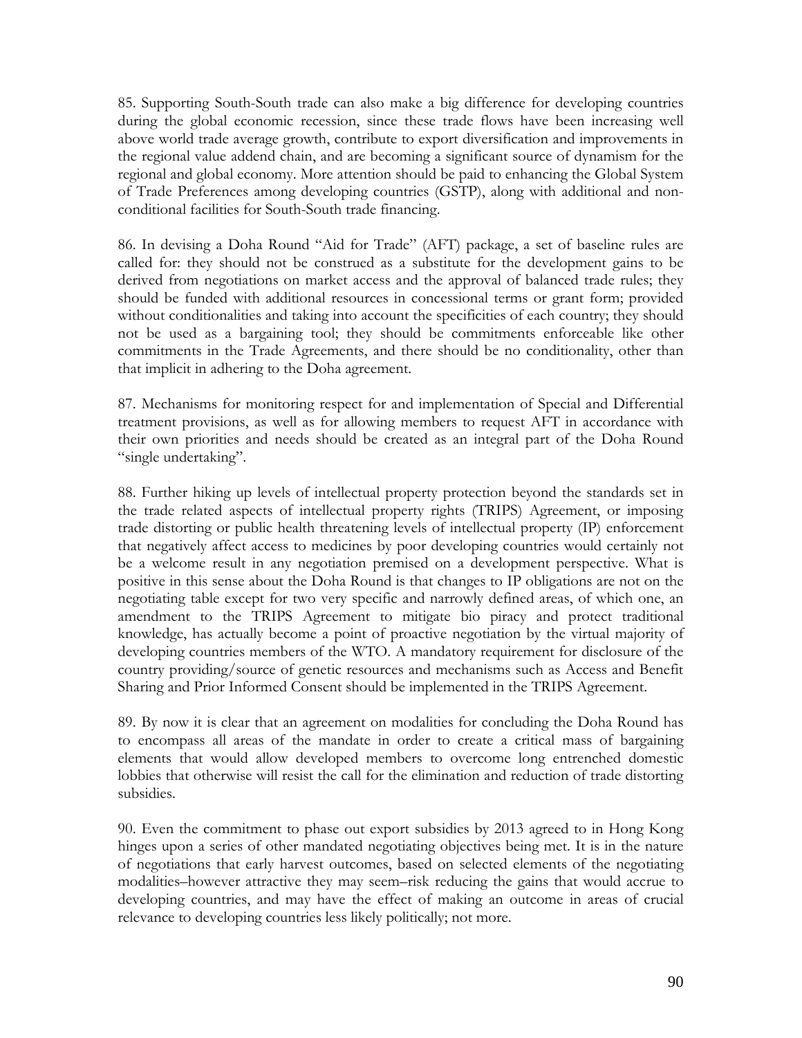85. Supporting South-South trade can also make a big difference for developing countries during the global economic recession, since these trade flows have been increasing well above world trade average growth, contribute to export diversification and improvements in the regional value addend chain, and are becoming a significant source of dynamism for the regional and global economy. More attention should be paid to enhancing the Global System of Trade Preferences among developing countries (GSTP), along with additional and non-conditional facilities for South-South trade financing.

86. In devising a Doha Round "Aid for Trade" (AFT) package, a set of baseline rules are called for: they should not be construed as a substitute for the development gains to be derived from negotiations on market access and the approval of balanced trade rules; they should be funded with additional resources in concessional terms or grant form; provided without conditionalities and taking into account the specificities of each country; they should not be used as a bargaining tool; they should be commitments enforceable like other commitments in the Trade Agreements, and there should be no conditionality, other than that implicit in adhering to the Doha agreement.

87. Mechanisms for monitoring respect for and implementation of Special and Differential treatment provisions, as well as for allowing members to request AFT in accordance with their own priorities and needs should be created as an integral part of the Doha Round "single undertaking".

88. Further hiking up levels of intellectual property protection beyond the standards set in the trade related aspects of intellectual property rights (TRIPS) Agreement, or imposing trade distorting or public health threatening levels of intellectual property (IP) enforcement that negatively affect access to medicines by poor developing countries would certainly not be a welcome result in any negotiation premised on a development perspective. What is positive in this sense about the Doha Round is that changes to IP obligations are not on the negotiating table except for two very specific and narrowly defined areas, of which one, an amendment to the TRIPS Agreement to mitigate bio piracy and protect traditional knowledge, has actually become a point of proactive negotiation by the virtual majority of developing countries members of the WTO. A mandatory requirement for disclosure of the country providing/source of genetic resources and mechanisms such as Access and Benefit Sharing and Prior Informed Consent should be implemented in the TRIPS Agreement.

89. By now it is clear that an agreement on modalities for concluding the Doha Round has to encompass all areas of the mandate in order to create a critical mass of bargaining elements that would allow developed members to overcome long entrenched domestic lobbies that otherwise will resist the call for the elimination and reduction of trade distorting subsidies.

90. Even the commitment to phase out export subsidies by 2013 agreed to in Hong Kong hinges upon a series of other mandated negotiating objectives being met. It is in the nature of negotiations that early harvest outcomes, based on selected elements of the negotiating modalities–however attractive they may seem–risk reducing the gains that would accrue to developing countries, and may have the effect of making an outcome in areas of crucial relevance to developing countries less likely politically; not more.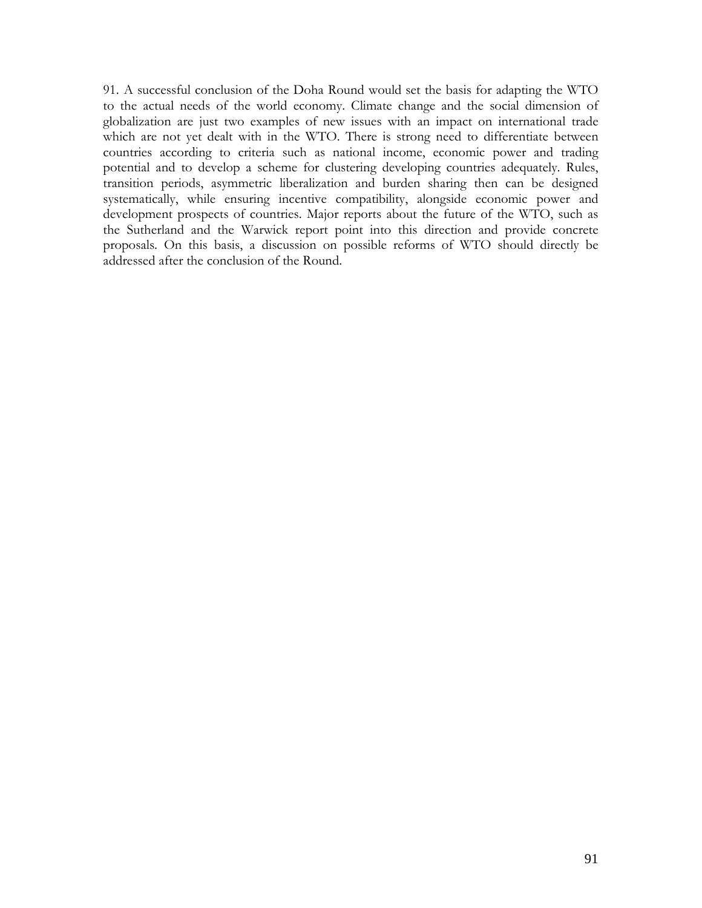91. A successful conclusion of the Doha Round would set the basis for adapting the WTO to the actual needs of the world economy. Climate change and the social dimension of globalization are just two examples of new issues with an impact on international trade which are not yet dealt with in the WTO. There is strong need to differentiate between countries according to criteria such as national income, economic power and trading potential and to develop a scheme for clustering developing countries adequately. Rules, transition periods, asymmetric liberalization and burden sharing then can be designed systematically, while ensuring incentive compatibility, alongside economic power and development prospects of countries. Major reports about the future of the WTO, such as the Sutherland and the Warwick report point into this direction and provide concrete proposals. On this basis, a discussion on possible reforms of WTO should directly be addressed after the conclusion of the Round.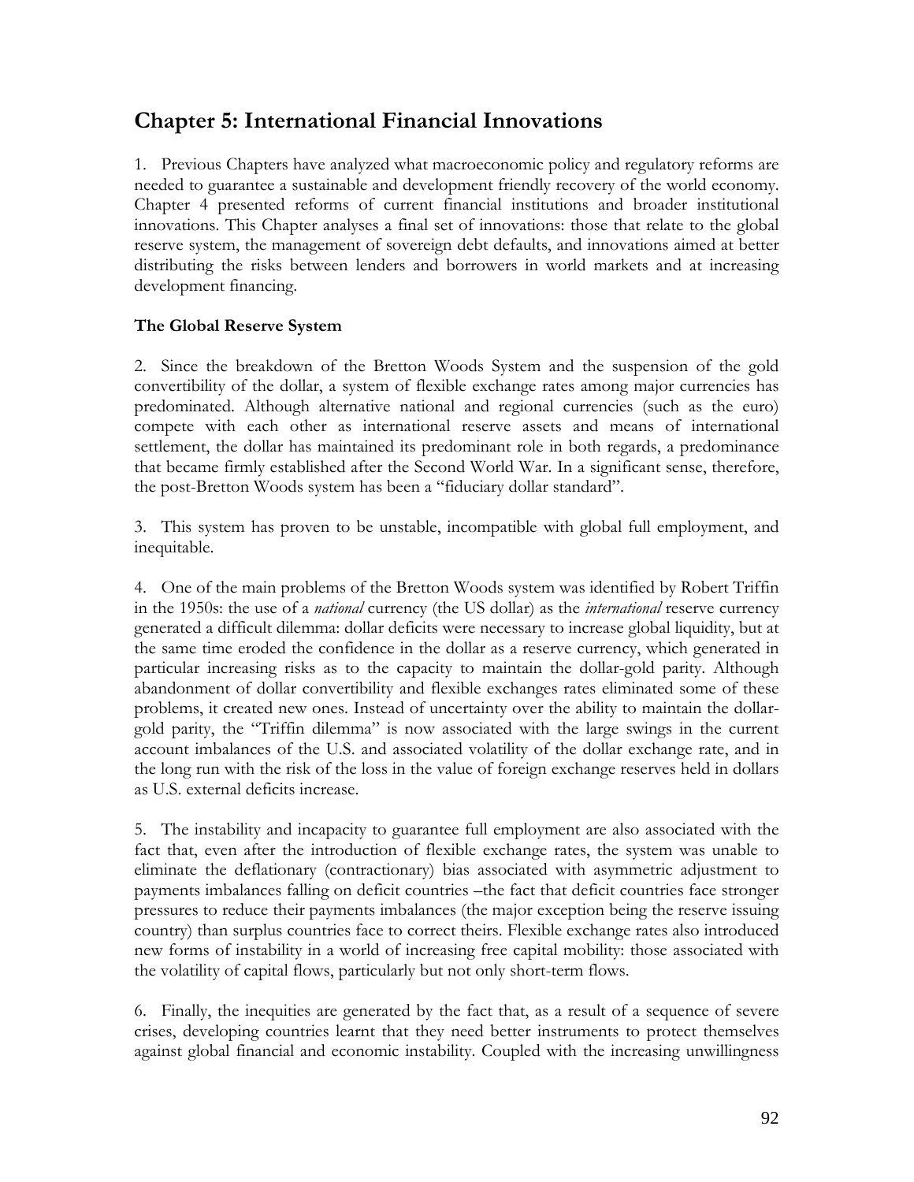## Chapter 5: International Financial Innovations

1. Previous Chapters have analyzed what macroeconomic policy and regulatory reforms are needed to guarantee a sustainable and development friendly recovery of the world economy. Chapter 4 presented reforms of current financial institutions and broader institutional innovations. This Chapter analyses a final set of innovations: those that relate to the global reserve system, the management of sovereign debt defaults, and innovations aimed at better distributing the risks between lenders and borrowers in world markets and at increasing development financing.

### The Global Reserve System

2. Since the breakdown of the Bretton Woods System and the suspension of the gold convertibility of the dollar, a system of flexible exchange rates among major currencies has predominated. Although alternative national and regional currencies (such as the euro) compete with each other as international reserve assets and means of international settlement, the dollar has maintained its predominant role in both regards, a predominance that became firmly established after the Second World War. In a significant sense, therefore, the post-Bretton Woods system has been a "fiduciary dollar standard".

3. This system has proven to be unstable, incompatible with global full employment, and inequitable.

4. One of the main problems of the Bretton Woods system was identified by Robert Triffin in the 1950s: the use of a *national* currency (the US dollar) as the *international* reserve currency generated a difficult dilemma: dollar deficits were necessary to increase global liquidity, but at the same time eroded the confidence in the dollar as a reserve currency, which generated in particular increasing risks as to the capacity to maintain the dollar-gold parity. Although abandonment of dollar convertibility and flexible exchanges rates eliminated some of these problems, it created new ones. Instead of uncertainty over the ability to maintain the dollar-gold parity, the "Triffin dilemma" is now associated with the large swings in the current account imbalances of the U.S. and associated volatility of the dollar exchange rate, and in the long run with the risk of the loss in the value of foreign exchange reserves held in dollars as U.S. external deficits increase.

5. The instability and incapacity to guarantee full employment are also associated with the fact that, even after the introduction of flexible exchange rates, the system was unable to eliminate the deflationary (contractionary) bias associated with asymmetric adjustment to payments imbalances falling on deficit countries –the fact that deficit countries face stronger pressures to reduce their payments imbalances (the major exception being the reserve issuing country) than surplus countries face to correct theirs. Flexible exchange rates also introduced new forms of instability in a world of increasing free capital mobility: those associated with the volatility of capital flows, particularly but not only short-term flows.

6. Finally, the inequities are generated by the fact that, as a result of a sequence of severe crises, developing countries learnt that they need better instruments to protect themselves against global financial and economic instability. Coupled with the increasing unwillingness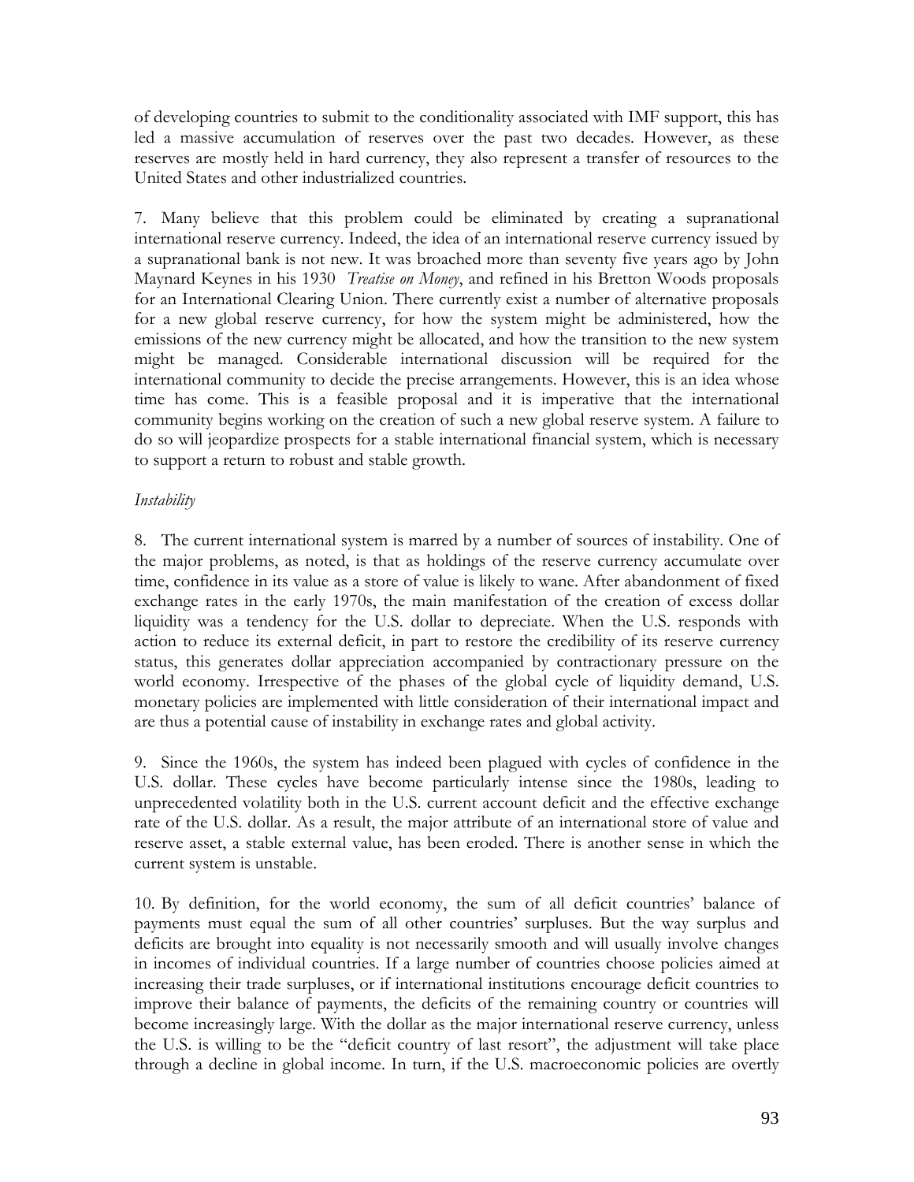of developing countries to submit to the conditionality associated with IMF support, this has led a massive accumulation of reserves over the past two decades. However, as these reserves are mostly held in hard currency, they also represent a transfer of resources to the United States and other industrialized countries.

7. Many believe that this problem could be eliminated by creating a supranational international reserve currency. Indeed, the idea of an international reserve currency issued by a supranational bank is not new. It was broached more than seventy five years ago by John Maynard Keynes in his 1930 *Treatise on Money*, and refined in his Bretton Woods proposals for an International Clearing Union. There currently exist a number of alternative proposals for a new global reserve currency, for how the system might be administered, how the emissions of the new currency might be allocated, and how the transition to the new system might be managed. Considerable international discussion will be required for the international community to decide the precise arrangements. However, this is an idea whose time has come. This is a feasible proposal and it is imperative that the international community begins working on the creation of such a new global reserve system. A failure to do so will jeopardize prospects for a stable international financial system, which is necessary to support a return to robust and stable growth.

*Instability*

8. The current international system is marred by a number of sources of instability. One of the major problems, as noted, is that as holdings of the reserve currency accumulate over time, confidence in its value as a store of value is likely to wane. After abandonment of fixed exchange rates in the early 1970s, the main manifestation of the creation of excess dollar liquidity was a tendency for the U.S. dollar to depreciate. When the U.S. responds with action to reduce its external deficit, in part to restore the credibility of its reserve currency status, this generates dollar appreciation accompanied by contractionary pressure on the world economy. Irrespective of the phases of the global cycle of liquidity demand, U.S. monetary policies are implemented with little consideration of their international impact and are thus a potential cause of instability in exchange rates and global activity.

9. Since the 1960s, the system has indeed been plagued with cycles of confidence in the U.S. dollar. These cycles have become particularly intense since the 1980s, leading to unprecedented volatility both in the U.S. current account deficit and the effective exchange rate of the U.S. dollar. As a result, the major attribute of an international store of value and reserve asset, a stable external value, has been eroded. There is another sense in which the current system is unstable.

10. By definition, for the world economy, the sum of all deficit countries' balance of payments must equal the sum of all other countries' surpluses. But the way surplus and deficits are brought into equality is not necessarily smooth and will usually involve changes in incomes of individual countries. If a large number of countries choose policies aimed at increasing their trade surpluses, or if international institutions encourage deficit countries to improve their balance of payments, the deficits of the remaining country or countries will become increasingly large. With the dollar as the major international reserve currency, unless the U.S. is willing to be the "deficit country of last resort", the adjustment will take place through a decline in global income. In turn, if the U.S. macroeconomic policies are overtly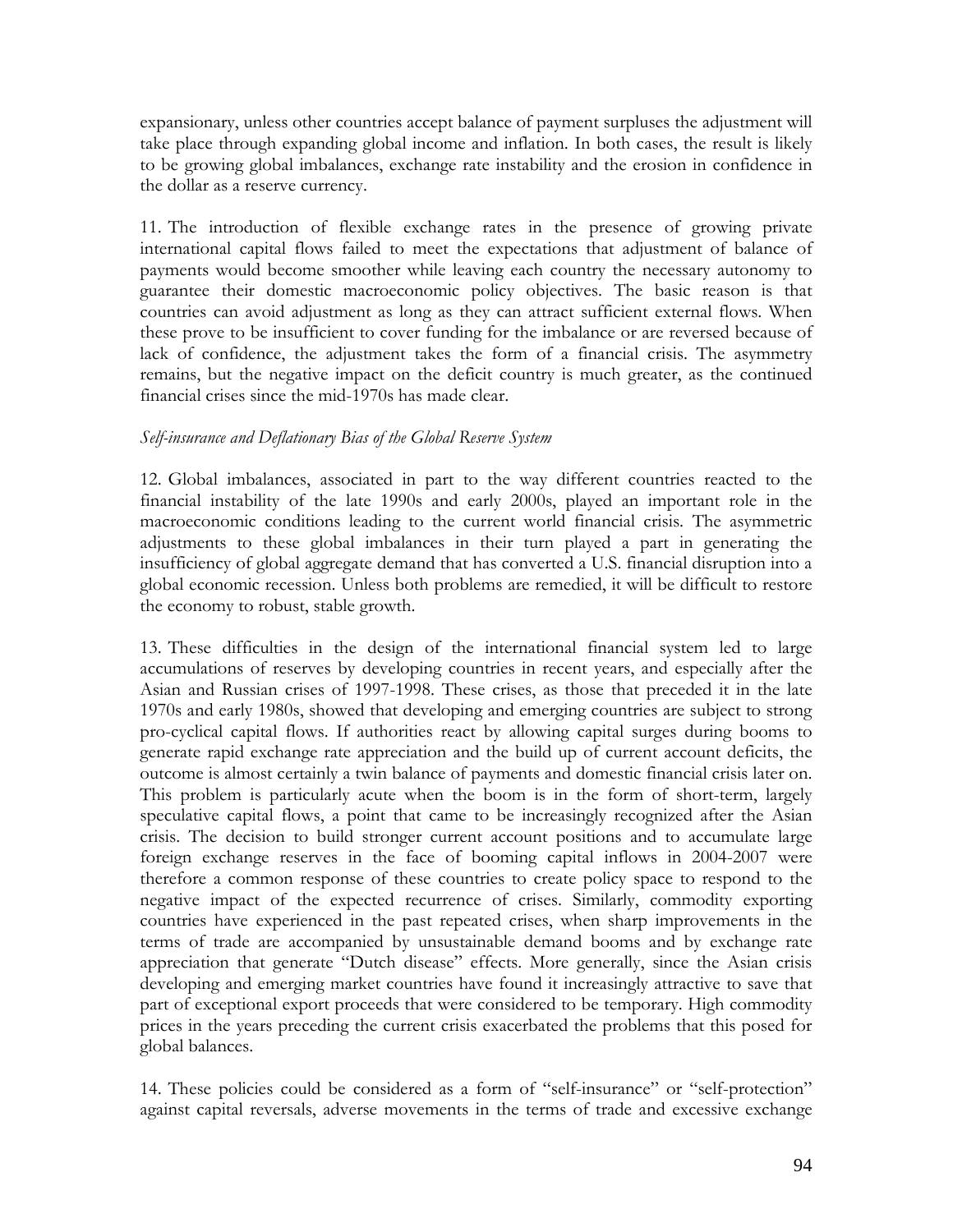expansionary, unless other countries accept balance of payment surpluses the adjustment will take place through expanding global income and inflation. In both cases, the result is likely to be growing global imbalances, exchange rate instability and the erosion in confidence in the dollar as a reserve currency.

11. The introduction of flexible exchange rates in the presence of growing private international capital flows failed to meet the expectations that adjustment of balance of payments would become smoother while leaving each country the necessary autonomy to guarantee their domestic macroeconomic policy objectives. The basic reason is that countries can avoid adjustment as long as they can attract sufficient external flows. When these prove to be insufficient to cover funding for the imbalance or are reversed because of lack of confidence, the adjustment takes the form of a financial crisis. The asymmetry remains, but the negative impact on the deficit country is much greater, as the continued financial crises since the mid-1970s has made clear.

*Self-insurance and Deflationary Bias of the Global Reserve System*

12. Global imbalances, associated in part to the way different countries reacted to the financial instability of the late 1990s and early 2000s, played an important role in the macroeconomic conditions leading to the current world financial crisis. The asymmetric adjustments to these global imbalances in their turn played a part in generating the insufficiency of global aggregate demand that has converted a U.S. financial disruption into a global economic recession. Unless both problems are remedied, it will be difficult to restore the economy to robust, stable growth.

13. These difficulties in the design of the international financial system led to large accumulations of reserves by developing countries in recent years, and especially after the Asian and Russian crises of 1997-1998. These crises, as those that preceded it in the late 1970s and early 1980s, showed that developing and emerging countries are subject to strong pro-cyclical capital flows. If authorities react by allowing capital surges during booms to generate rapid exchange rate appreciation and the build up of current account deficits, the outcome is almost certainly a twin balance of payments and domestic financial crisis later on. This problem is particularly acute when the boom is in the form of short-term, largely speculative capital flows, a point that came to be increasingly recognized after the Asian crisis. The decision to build stronger current account positions and to accumulate large foreign exchange reserves in the face of booming capital inflows in 2004-2007 were therefore a common response of these countries to create policy space to respond to the negative impact of the expected recurrence of crises. Similarly, commodity exporting countries have experienced in the past repeated crises, when sharp improvements in the terms of trade are accompanied by unsustainable demand booms and by exchange rate appreciation that generate "Dutch disease" effects. More generally, since the Asian crisis developing and emerging market countries have found it increasingly attractive to save that part of exceptional export proceeds that were considered to be temporary. High commodity prices in the years preceding the current crisis exacerbated the problems that this posed for global balances.

14. These policies could be considered as a form of "self-insurance" or "self-protection" against capital reversals, adverse movements in the terms of trade and excessive exchange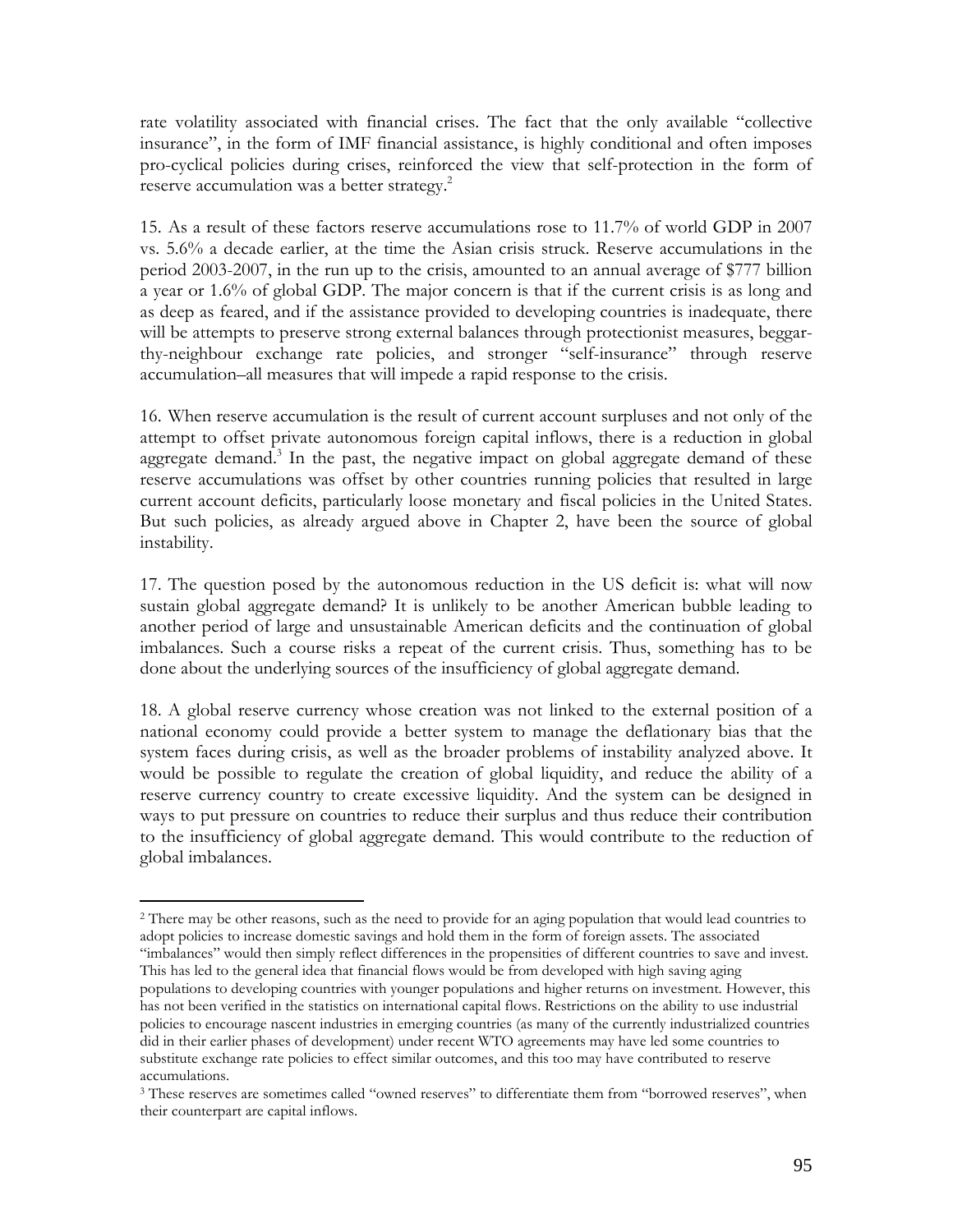rate volatility associated with financial crises. The fact that the only available "collective insurance", in the form of IMF financial assistance, is highly conditional and often imposes pro-cyclical policies during crises, reinforced the view that self-protection in the form of reserve accumulation was a better strategy.[2]

15. As a result of these factors reserve accumulations rose to 11.7% of world GDP in 2007 vs. 5.6% a decade earlier, at the time the Asian crisis struck. Reserve accumulations in the period 2003-2007, in the run up to the crisis, amounted to an annual average of $777 billion a year or 1.6% of global GDP. The major concern is that if the current crisis is as long and as deep as feared, and if the assistance provided to developing countries is inadequate, there will be attempts to preserve strong external balances through protectionist measures, beggar-thy-neighbour exchange rate policies, and stronger "self-insurance" through reserve accumulation–all measures that will impede a rapid response to the crisis.

16. When reserve accumulation is the result of current account surpluses and not only of the attempt to offset private autonomous foreign capital inflows, there is a reduction in global aggregate demand.[3] In the past, the negative impact on global aggregate demand of these reserve accumulations was offset by other countries running policies that resulted in large current account deficits, particularly loose monetary and fiscal policies in the United States. But such policies, as already argued above in Chapter 2, have been the source of global instability.

17. The question posed by the autonomous reduction in the US deficit is: what will now sustain global aggregate demand? It is unlikely to be another American bubble leading to another period of large and unsustainable American deficits and the continuation of global imbalances. Such a course risks a repeat of the current crisis. Thus, something has to be done about the underlying sources of the insufficiency of global aggregate demand.

18. A global reserve currency whose creation was not linked to the external position of a national economy could provide a better system to manage the deflationary bias that the system faces during crisis, as well as the broader problems of instability analyzed above. It would be possible to regulate the creation of global liquidity, and reduce the ability of a reserve currency country to create excessive liquidity. And the system can be designed in ways to put pressure on countries to reduce their surplus and thus reduce their contribution to the insufficiency of global aggregate demand. This would contribute to the reduction of global imbalances.

---

[2] There may be other reasons, such as the need to provide for an aging population that would lead countries to adopt policies to increase domestic savings and hold them in the form of foreign assets. The associated "imbalances" would then simply reflect differences in the propensities of different countries to save and invest. This has led to the general idea that financial flows would be from developed with high saving aging populations to developing countries with younger populations and higher returns on investment. However, this has not been verified in the statistics on international capital flows. Restrictions on the ability to use industrial policies to encourage nascent industries in emerging countries (as many of the currently industrialized countries did in their earlier phases of development) under recent WTO agreements may have led some countries to substitute exchange rate policies to effect similar outcomes, and this too may have contributed to reserve accumulations.

[3] These reserves are sometimes called "owned reserves" to differentiate them from "borrowed reserves", when their counterpart are capital inflows.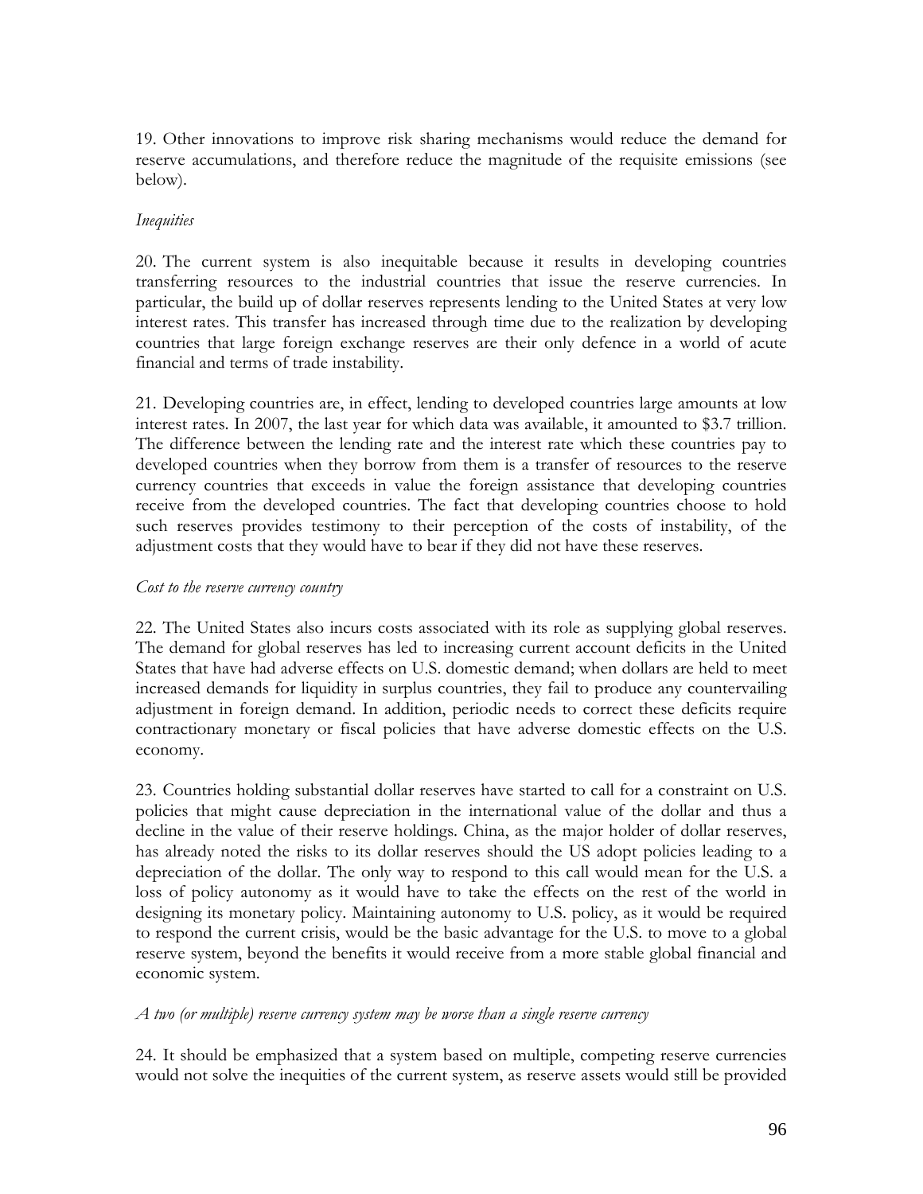19. Other innovations to improve risk sharing mechanisms would reduce the demand for reserve accumulations, and therefore reduce the magnitude of the requisite emissions (see below).

*Inequities*

20. The current system is also inequitable because it results in developing countries transferring resources to the industrial countries that issue the reserve currencies. In particular, the build up of dollar reserves represents lending to the United States at very low interest rates. This transfer has increased through time due to the realization by developing countries that large foreign exchange reserves are their only defence in a world of acute financial and terms of trade instability.

21. Developing countries are, in effect, lending to developed countries large amounts at low interest rates. In 2007, the last year for which data was available, it amounted to $3.7 trillion. The difference between the lending rate and the interest rate which these countries pay to developed countries when they borrow from them is a transfer of resources to the reserve currency countries that exceeds in value the foreign assistance that developing countries receive from the developed countries. The fact that developing countries choose to hold such reserves provides testimony to their perception of the costs of instability, of the adjustment costs that they would have to bear if they did not have these reserves.

*Cost to the reserve currency country*

22. The United States also incurs costs associated with its role as supplying global reserves. The demand for global reserves has led to increasing current account deficits in the United States that have had adverse effects on U.S. domestic demand; when dollars are held to meet increased demands for liquidity in surplus countries, they fail to produce any countervailing adjustment in foreign demand. In addition, periodic needs to correct these deficits require contractionary monetary or fiscal policies that have adverse domestic effects on the U.S. economy.

23. Countries holding substantial dollar reserves have started to call for a constraint on U.S. policies that might cause depreciation in the international value of the dollar and thus a decline in the value of their reserve holdings. China, as the major holder of dollar reserves, has already noted the risks to its dollar reserves should the US adopt policies leading to a depreciation of the dollar. The only way to respond to this call would mean for the U.S. a loss of policy autonomy as it would have to take the effects on the rest of the world in designing its monetary policy. Maintaining autonomy to U.S. policy, as it would be required to respond the current crisis, would be the basic advantage for the U.S. to move to a global reserve system, beyond the benefits it would receive from a more stable global financial and economic system.

*A two (or multiple) reserve currency system may be worse than a single reserve currency*

24. It should be emphasized that a system based on multiple, competing reserve currencies would not solve the inequities of the current system, as reserve assets would still be provided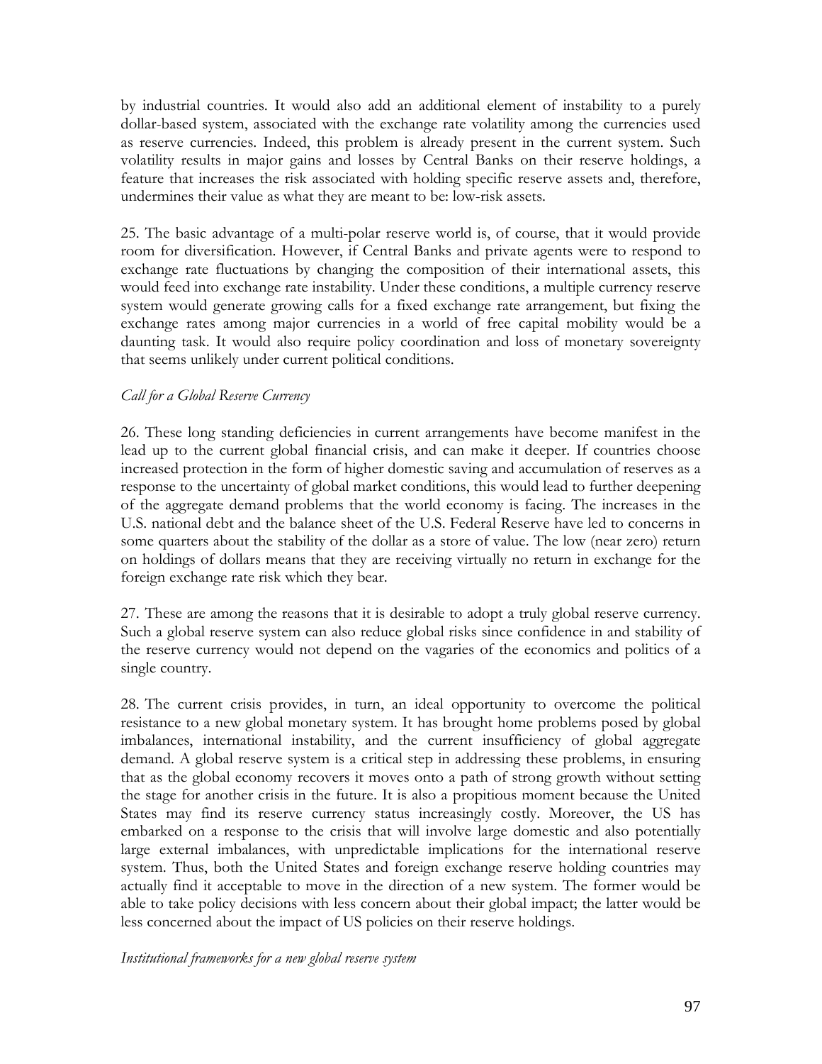by industrial countries. It would also add an additional element of instability to a purely dollar-based system, associated with the exchange rate volatility among the currencies used as reserve currencies. Indeed, this problem is already present in the current system. Such volatility results in major gains and losses by Central Banks on their reserve holdings, a feature that increases the risk associated with holding specific reserve assets and, therefore, undermines their value as what they are meant to be: low-risk assets.

25. The basic advantage of a multi-polar reserve world is, of course, that it would provide room for diversification. However, if Central Banks and private agents were to respond to exchange rate fluctuations by changing the composition of their international assets, this would feed into exchange rate instability. Under these conditions, a multiple currency reserve system would generate growing calls for a fixed exchange rate arrangement, but fixing the exchange rates among major currencies in a world of free capital mobility would be a daunting task. It would also require policy coordination and loss of monetary sovereignty that seems unlikely under current political conditions.

*Call for a Global Reserve Currency*

26. These long standing deficiencies in current arrangements have become manifest in the lead up to the current global financial crisis, and can make it deeper. If countries choose increased protection in the form of higher domestic saving and accumulation of reserves as a response to the uncertainty of global market conditions, this would lead to further deepening of the aggregate demand problems that the world economy is facing. The increases in the U.S. national debt and the balance sheet of the U.S. Federal Reserve have led to concerns in some quarters about the stability of the dollar as a store of value. The low (near zero) return on holdings of dollars means that they are receiving virtually no return in exchange for the foreign exchange rate risk which they bear.

27. These are among the reasons that it is desirable to adopt a truly global reserve currency. Such a global reserve system can also reduce global risks since confidence in and stability of the reserve currency would not depend on the vagaries of the economics and politics of a single country.

28. The current crisis provides, in turn, an ideal opportunity to overcome the political resistance to a new global monetary system. It has brought home problems posed by global imbalances, international instability, and the current insufficiency of global aggregate demand. A global reserve system is a critical step in addressing these problems, in ensuring that as the global economy recovers it moves onto a path of strong growth without setting the stage for another crisis in the future. It is also a propitious moment because the United States may find its reserve currency status increasingly costly. Moreover, the US has embarked on a response to the crisis that will involve large domestic and also potentially large external imbalances, with unpredictable implications for the international reserve system. Thus, both the United States and foreign exchange reserve holding countries may actually find it acceptable to move in the direction of a new system. The former would be able to take policy decisions with less concern about their global impact; the latter would be less concerned about the impact of US policies on their reserve holdings.

*Institutional frameworks for a new global reserve system*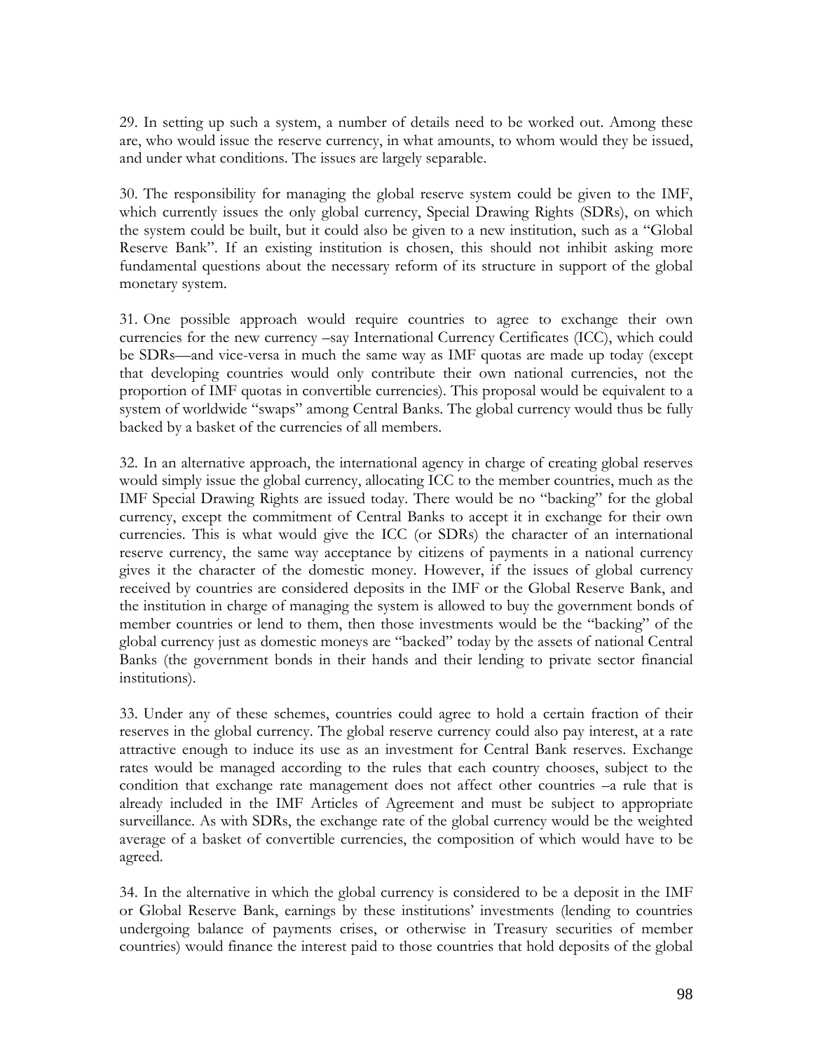29. In setting up such a system, a number of details need to be worked out. Among these are, who would issue the reserve currency, in what amounts, to whom would they be issued, and under what conditions. The issues are largely separable.

30. The responsibility for managing the global reserve system could be given to the IMF, which currently issues the only global currency, Special Drawing Rights (SDRs), on which the system could be built, but it could also be given to a new institution, such as a "Global Reserve Bank". If an existing institution is chosen, this should not inhibit asking more fundamental questions about the necessary reform of its structure in support of the global monetary system.

31. One possible approach would require countries to agree to exchange their own currencies for the new currency –say International Currency Certificates (ICC), which could be SDRs—and vice-versa in much the same way as IMF quotas are made up today (except that developing countries would only contribute their own national currencies, not the proportion of IMF quotas in convertible currencies). This proposal would be equivalent to a system of worldwide "swaps" among Central Banks. The global currency would thus be fully backed by a basket of the currencies of all members.

32. In an alternative approach, the international agency in charge of creating global reserves would simply issue the global currency, allocating ICC to the member countries, much as the IMF Special Drawing Rights are issued today. There would be no "backing" for the global currency, except the commitment of Central Banks to accept it in exchange for their own currencies. This is what would give the ICC (or SDRs) the character of an international reserve currency, the same way acceptance by citizens of payments in a national currency gives it the character of the domestic money. However, if the issues of global currency received by countries are considered deposits in the IMF or the Global Reserve Bank, and the institution in charge of managing the system is allowed to buy the government bonds of member countries or lend to them, then those investments would be the "backing" of the global currency just as domestic moneys are "backed" today by the assets of national Central Banks (the government bonds in their hands and their lending to private sector financial institutions).

33. Under any of these schemes, countries could agree to hold a certain fraction of their reserves in the global currency. The global reserve currency could also pay interest, at a rate attractive enough to induce its use as an investment for Central Bank reserves. Exchange rates would be managed according to the rules that each country chooses, subject to the condition that exchange rate management does not affect other countries –a rule that is already included in the IMF Articles of Agreement and must be subject to appropriate surveillance. As with SDRs, the exchange rate of the global currency would be the weighted average of a basket of convertible currencies, the composition of which would have to be agreed.

34. In the alternative in which the global currency is considered to be a deposit in the IMF or Global Reserve Bank, earnings by these institutions' investments (lending to countries undergoing balance of payments crises, or otherwise in Treasury securities of member countries) would finance the interest paid to those countries that hold deposits of the global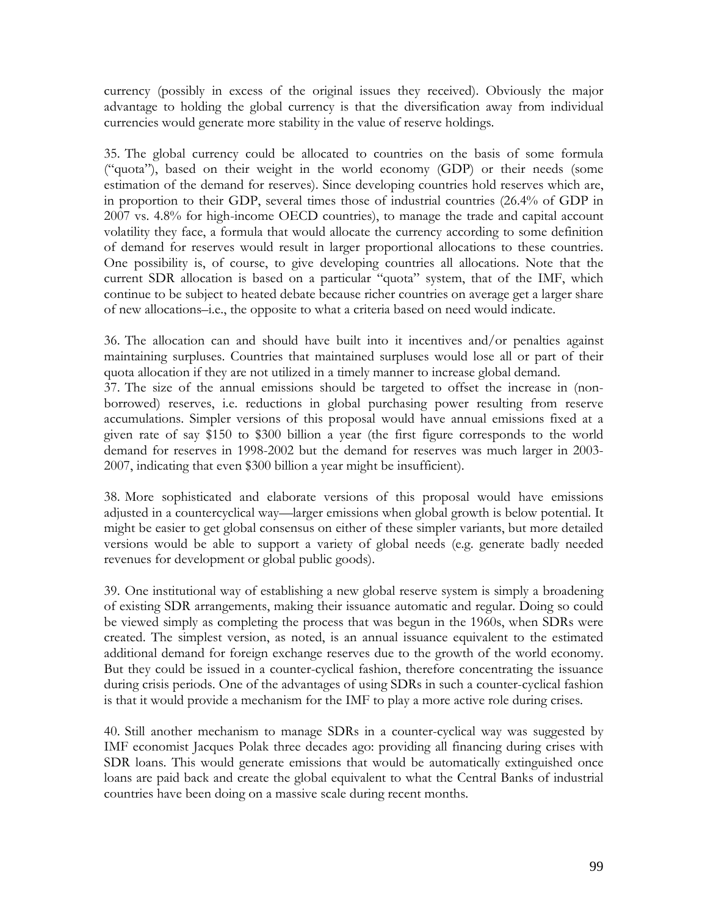currency (possibly in excess of the original issues they received). Obviously the major advantage to holding the global currency is that the diversification away from individual currencies would generate more stability in the value of reserve holdings.

35. The global currency could be allocated to countries on the basis of some formula ("quota"), based on their weight in the world economy (GDP) or their needs (some estimation of the demand for reserves). Since developing countries hold reserves which are, in proportion to their GDP, several times those of industrial countries (26.4% of GDP in 2007 vs. 4.8% for high-income OECD countries), to manage the trade and capital account volatility they face, a formula that would allocate the currency according to some definition of demand for reserves would result in larger proportional allocations to these countries. One possibility is, of course, to give developing countries all allocations. Note that the current SDR allocation is based on a particular "quota" system, that of the IMF, which continue to be subject to heated debate because richer countries on average get a larger share of new allocations–i.e., the opposite to what a criteria based on need would indicate.

36. The allocation can and should have built into it incentives and/or penalties against maintaining surpluses. Countries that maintained surpluses would lose all or part of their quota allocation if they are not utilized in a timely manner to increase global demand.

37. The size of the annual emissions should be targeted to offset the increase in (non-borrowed) reserves, i.e. reductions in global purchasing power resulting from reserve accumulations. Simpler versions of this proposal would have annual emissions fixed at a given rate of say $150 to $300 billion a year (the first figure corresponds to the world demand for reserves in 1998-2002 but the demand for reserves was much larger in 2003-2007, indicating that even $300 billion a year might be insufficient).

38. More sophisticated and elaborate versions of this proposal would have emissions adjusted in a countercyclical way—larger emissions when global growth is below potential. It might be easier to get global consensus on either of these simpler variants, but more detailed versions would be able to support a variety of global needs (e.g. generate badly needed revenues for development or global public goods).

39. One institutional way of establishing a new global reserve system is simply a broadening of existing SDR arrangements, making their issuance automatic and regular. Doing so could be viewed simply as completing the process that was begun in the 1960s, when SDRs were created. The simplest version, as noted, is an annual issuance equivalent to the estimated additional demand for foreign exchange reserves due to the growth of the world economy. But they could be issued in a counter-cyclical fashion, therefore concentrating the issuance during crisis periods. One of the advantages of using SDRs in such a counter-cyclical fashion is that it would provide a mechanism for the IMF to play a more active role during crises.

40. Still another mechanism to manage SDRs in a counter-cyclical way was suggested by IMF economist Jacques Polak three decades ago: providing all financing during crises with SDR loans. This would generate emissions that would be automatically extinguished once loans are paid back and create the global equivalent to what the Central Banks of industrial countries have been doing on a massive scale during recent months.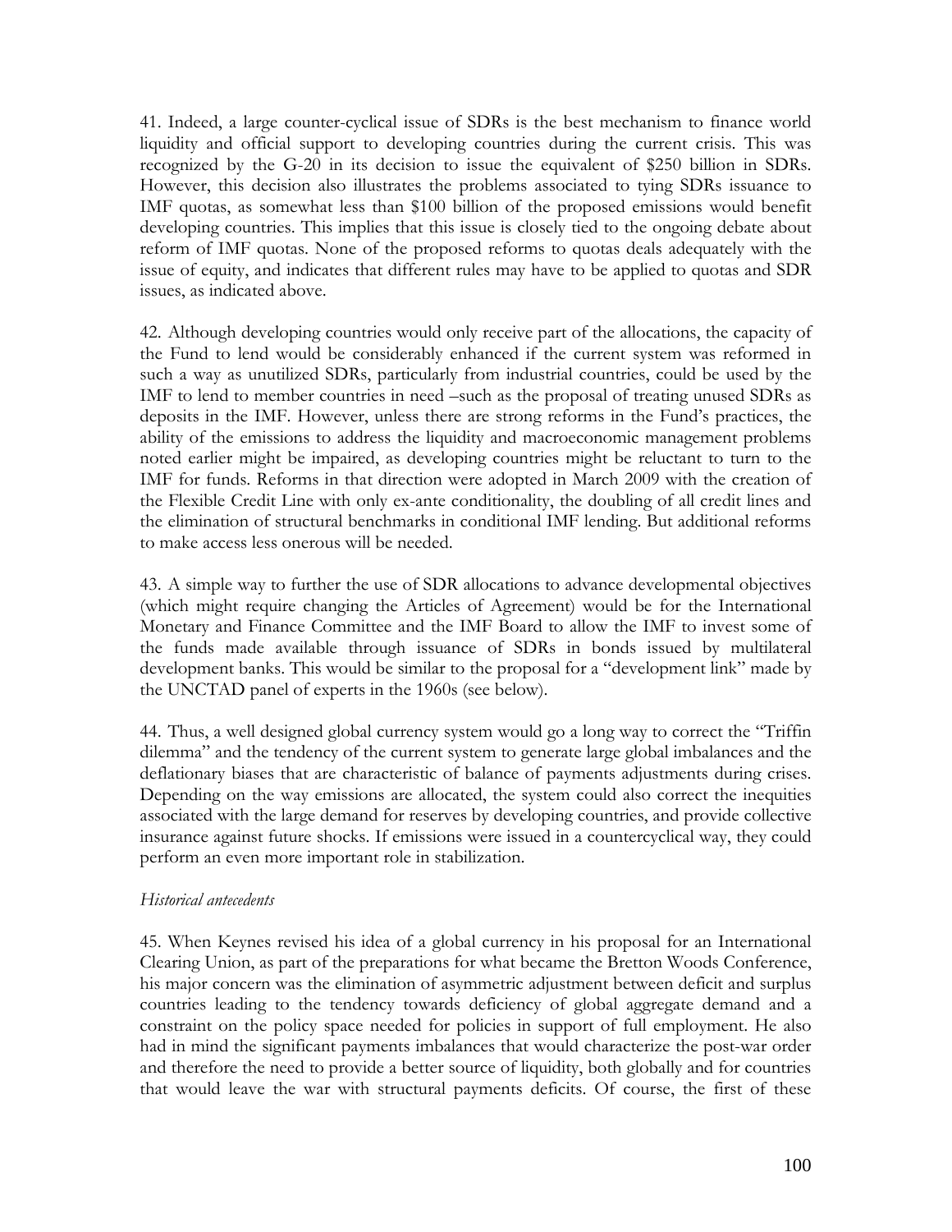41. Indeed, a large counter-cyclical issue of SDRs is the best mechanism to finance world liquidity and official support to developing countries during the current crisis. This was recognized by the G-20 in its decision to issue the equivalent of $250 billion in SDRs. However, this decision also illustrates the problems associated to tying SDRs issuance to IMF quotas, as somewhat less than $100 billion of the proposed emissions would benefit developing countries. This implies that this issue is closely tied to the ongoing debate about reform of IMF quotas. None of the proposed reforms to quotas deals adequately with the issue of equity, and indicates that different rules may have to be applied to quotas and SDR issues, as indicated above.

42. Although developing countries would only receive part of the allocations, the capacity of the Fund to lend would be considerably enhanced if the current system was reformed in such a way as unutilized SDRs, particularly from industrial countries, could be used by the IMF to lend to member countries in need –such as the proposal of treating unused SDRs as deposits in the IMF. However, unless there are strong reforms in the Fund's practices, the ability of the emissions to address the liquidity and macroeconomic management problems noted earlier might be impaired, as developing countries might be reluctant to turn to the IMF for funds. Reforms in that direction were adopted in March 2009 with the creation of the Flexible Credit Line with only ex-ante conditionality, the doubling of all credit lines and the elimination of structural benchmarks in conditional IMF lending. But additional reforms to make access less onerous will be needed.

43. A simple way to further the use of SDR allocations to advance developmental objectives (which might require changing the Articles of Agreement) would be for the International Monetary and Finance Committee and the IMF Board to allow the IMF to invest some of the funds made available through issuance of SDRs in bonds issued by multilateral development banks. This would be similar to the proposal for a "development link" made by the UNCTAD panel of experts in the 1960s (see below).

44. Thus, a well designed global currency system would go a long way to correct the "Triffin dilemma" and the tendency of the current system to generate large global imbalances and the deflationary biases that are characteristic of balance of payments adjustments during crises. Depending on the way emissions are allocated, the system could also correct the inequities associated with the large demand for reserves by developing countries, and provide collective insurance against future shocks. If emissions were issued in a countercyclical way, they could perform an even more important role in stabilization.

*Historical antecedents*

45. When Keynes revised his idea of a global currency in his proposal for an International Clearing Union, as part of the preparations for what became the Bretton Woods Conference, his major concern was the elimination of asymmetric adjustment between deficit and surplus countries leading to the tendency towards deficiency of global aggregate demand and a constraint on the policy space needed for policies in support of full employment. He also had in mind the significant payments imbalances that would characterize the post-war order and therefore the need to provide a better source of liquidity, both globally and for countries that would leave the war with structural payments deficits. Of course, the first of these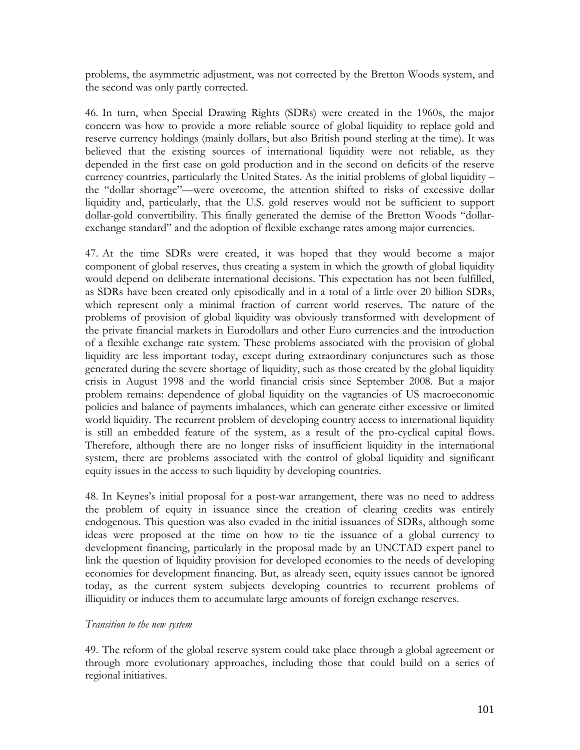problems, the asymmetric adjustment, was not corrected by the Bretton Woods system, and the second was only partly corrected.

46. In turn, when Special Drawing Rights (SDRs) were created in the 1960s, the major concern was how to provide a more reliable source of global liquidity to replace gold and reserve currency holdings (mainly dollars, but also British pound sterling at the time). It was believed that the existing sources of international liquidity were not reliable, as they depended in the first case on gold production and in the second on deficits of the reserve currency countries, particularly the United States. As the initial problems of global liquidity – the "dollar shortage"—were overcome, the attention shifted to risks of excessive dollar liquidity and, particularly, that the U.S. gold reserves would not be sufficient to support dollar-gold convertibility. This finally generated the demise of the Bretton Woods "dollar-exchange standard" and the adoption of flexible exchange rates among major currencies.

47. At the time SDRs were created, it was hoped that they would become a major component of global reserves, thus creating a system in which the growth of global liquidity would depend on deliberate international decisions. This expectation has not been fulfilled, as SDRs have been created only episodically and in a total of a little over 20 billion SDRs, which represent only a minimal fraction of current world reserves. The nature of the problems of provision of global liquidity was obviously transformed with development of the private financial markets in Eurodollars and other Euro currencies and the introduction of a flexible exchange rate system. These problems associated with the provision of global liquidity are less important today, except during extraordinary conjunctures such as those generated during the severe shortage of liquidity, such as those created by the global liquidity crisis in August 1998 and the world financial crisis since September 2008. But a major problem remains: dependence of global liquidity on the vagrancies of US macroeconomic policies and balance of payments imbalances, which can generate either excessive or limited world liquidity. The recurrent problem of developing country access to international liquidity is still an embedded feature of the system, as a result of the pro-cyclical capital flows. Therefore, although there are no longer risks of insufficient liquidity in the international system, there are problems associated with the control of global liquidity and significant equity issues in the access to such liquidity by developing countries.

48. In Keynes's initial proposal for a post-war arrangement, there was no need to address the problem of equity in issuance since the creation of clearing credits was entirely endogenous. This question was also evaded in the initial issuances of SDRs, although some ideas were proposed at the time on how to tie the issuance of a global currency to development financing, particularly in the proposal made by an UNCTAD expert panel to link the question of liquidity provision for developed economies to the needs of developing economies for development financing. But, as already seen, equity issues cannot be ignored today, as the current system subjects developing countries to recurrent problems of illiquidity or induces them to accumulate large amounts of foreign exchange reserves.

*Transition to the new system*

49. The reform of the global reserve system could take place through a global agreement or through more evolutionary approaches, including those that could build on a series of regional initiatives.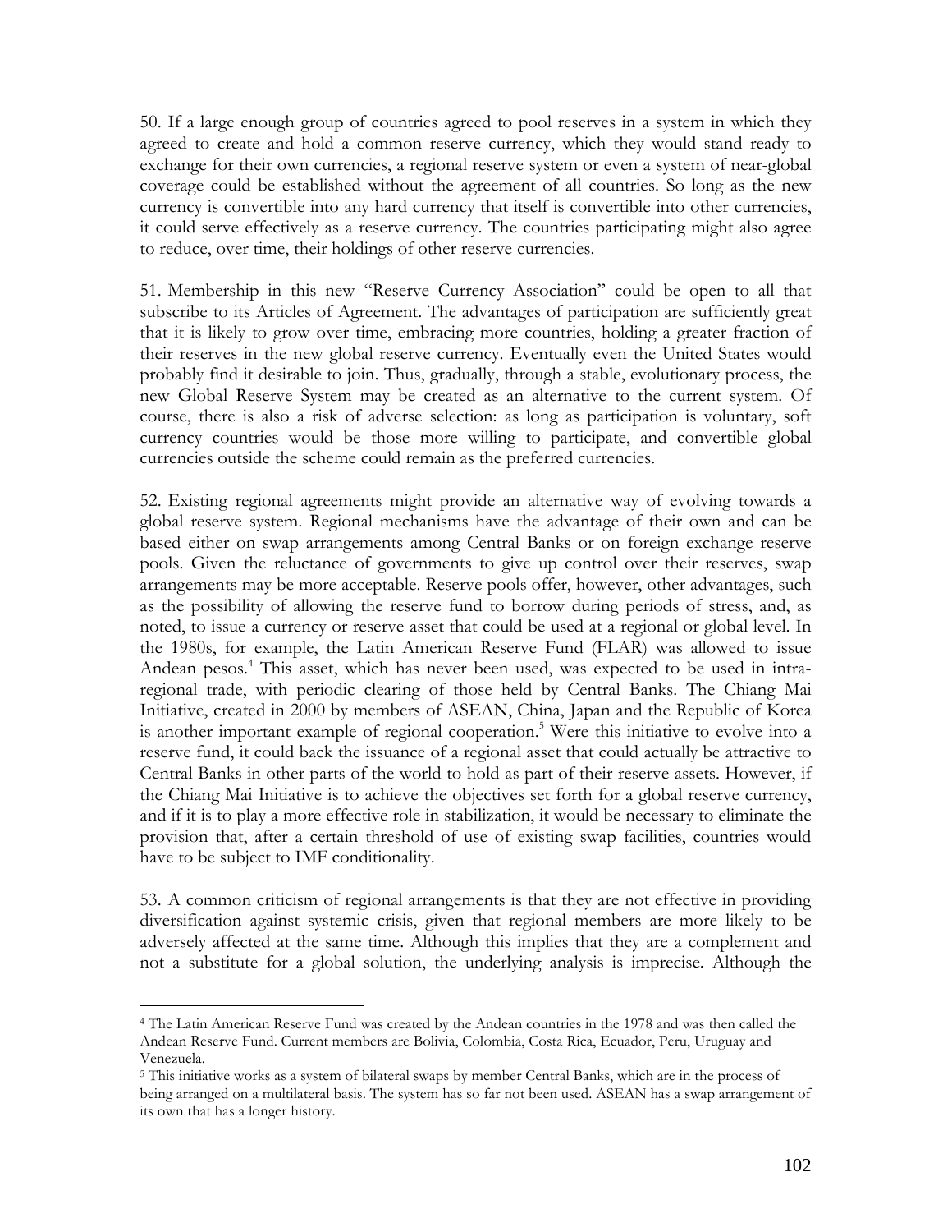50. If a large enough group of countries agreed to pool reserves in a system in which they agreed to create and hold a common reserve currency, which they would stand ready to exchange for their own currencies, a regional reserve system or even a system of near-global coverage could be established without the agreement of all countries. So long as the new currency is convertible into any hard currency that itself is convertible into other currencies, it could serve effectively as a reserve currency. The countries participating might also agree to reduce, over time, their holdings of other reserve currencies.

51. Membership in this new "Reserve Currency Association" could be open to all that subscribe to its Articles of Agreement. The advantages of participation are sufficiently great that it is likely to grow over time, embracing more countries, holding a greater fraction of their reserves in the new global reserve currency. Eventually even the United States would probably find it desirable to join. Thus, gradually, through a stable, evolutionary process, the new Global Reserve System may be created as an alternative to the current system. Of course, there is also a risk of adverse selection: as long as participation is voluntary, soft currency countries would be those more willing to participate, and convertible global currencies outside the scheme could remain as the preferred currencies.

52. Existing regional agreements might provide an alternative way of evolving towards a global reserve system. Regional mechanisms have the advantage of their own and can be based either on swap arrangements among Central Banks or on foreign exchange reserve pools. Given the reluctance of governments to give up control over their reserves, swap arrangements may be more acceptable. Reserve pools offer, however, other advantages, such as the possibility of allowing the reserve fund to borrow during periods of stress, and, as noted, to issue a currency or reserve asset that could be used at a regional or global level. In the 1980s, for example, the Latin American Reserve Fund (FLAR) was allowed to issue Andean pesos.[4] This asset, which has never been used, was expected to be used in intra-regional trade, with periodic clearing of those held by Central Banks. The Chiang Mai Initiative, created in 2000 by members of ASEAN, China, Japan and the Republic of Korea is another important example of regional cooperation.[5] Were this initiative to evolve into a reserve fund, it could back the issuance of a regional asset that could actually be attractive to Central Banks in other parts of the world to hold as part of their reserve assets. However, if the Chiang Mai Initiative is to achieve the objectives set forth for a global reserve currency, and if it is to play a more effective role in stabilization, it would be necessary to eliminate the provision that, after a certain threshold of use of existing swap facilities, countries would have to be subject to IMF conditionality.

53. A common criticism of regional arrangements is that they are not effective in providing diversification against systemic crisis, given that regional members are more likely to be adversely affected at the same time. Although this implies that they are a complement and not a substitute for a global solution, the underlying analysis is imprecise. Although the

---

[4] The Latin American Reserve Fund was created by the Andean countries in the 1978 and was then called the Andean Reserve Fund. Current members are Bolivia, Colombia, Costa Rica, Ecuador, Peru, Uruguay and Venezuela.

[5] This initiative works as a system of bilateral swaps by member Central Banks, which are in the process of being arranged on a multilateral basis. The system has so far not been used. ASEAN has a swap arrangement of its own that has a longer history.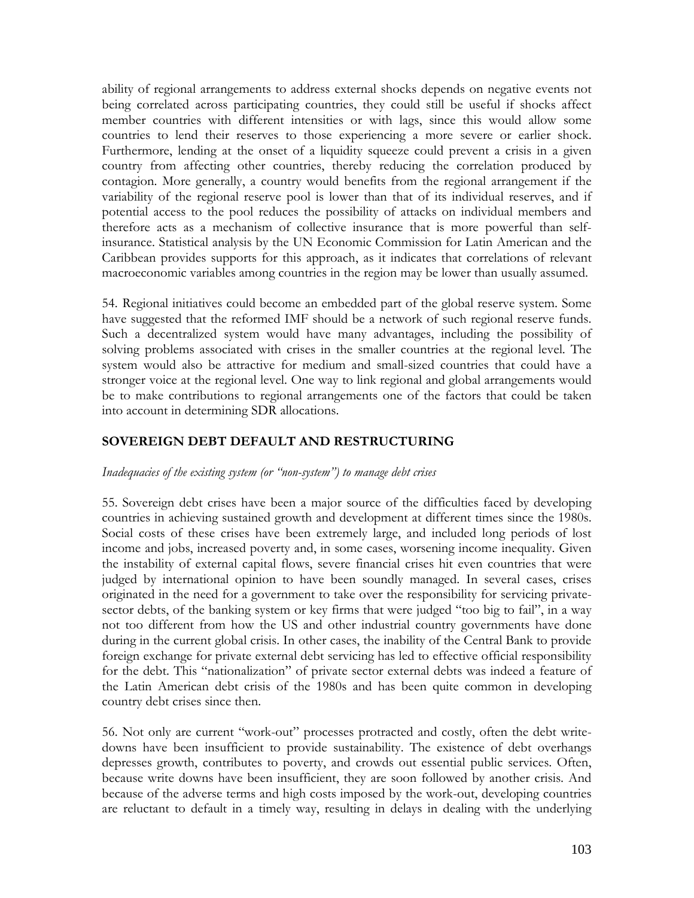ability of regional arrangements to address external shocks depends on negative events not being correlated across participating countries, they could still be useful if shocks affect member countries with different intensities or with lags, since this would allow some countries to lend their reserves to those experiencing a more severe or earlier shock. Furthermore, lending at the onset of a liquidity squeeze could prevent a crisis in a given country from affecting other countries, thereby reducing the correlation produced by contagion. More generally, a country would benefits from the regional arrangement if the variability of the regional reserve pool is lower than that of its individual reserves, and if potential access to the pool reduces the possibility of attacks on individual members and therefore acts as a mechanism of collective insurance that is more powerful than self-insurance. Statistical analysis by the UN Economic Commission for Latin American and the Caribbean provides supports for this approach, as it indicates that correlations of relevant macroeconomic variables among countries in the region may be lower than usually assumed.

54. Regional initiatives could become an embedded part of the global reserve system. Some have suggested that the reformed IMF should be a network of such regional reserve funds. Such a decentralized system would have many advantages, including the possibility of solving problems associated with crises in the smaller countries at the regional level. The system would also be attractive for medium and small-sized countries that could have a stronger voice at the regional level. One way to link regional and global arrangements would be to make contributions to regional arrangements one of the factors that could be taken into account in determining SDR allocations.

## SOVEREIGN DEBT DEFAULT AND RESTRUCTURING

*Inadequacies of the existing system (or "non-system") to manage debt crises*

55. Sovereign debt crises have been a major source of the difficulties faced by developing countries in achieving sustained growth and development at different times since the 1980s. Social costs of these crises have been extremely large, and included long periods of lost income and jobs, increased poverty and, in some cases, worsening income inequality. Given the instability of external capital flows, severe financial crises hit even countries that were judged by international opinion to have been soundly managed. In several cases, crises originated in the need for a government to take over the responsibility for servicing private-sector debts, of the banking system or key firms that were judged "too big to fail", in a way not too different from how the US and other industrial country governments have done during in the current global crisis. In other cases, the inability of the Central Bank to provide foreign exchange for private external debt servicing has led to effective official responsibility for the debt. This "nationalization" of private sector external debts was indeed a feature of the Latin American debt crisis of the 1980s and has been quite common in developing country debt crises since then.

56. Not only are current "work-out" processes protracted and costly, often the debt write-downs have been insufficient to provide sustainability. The existence of debt overhangs depresses growth, contributes to poverty, and crowds out essential public services. Often, because write downs have been insufficient, they are soon followed by another crisis. And because of the adverse terms and high costs imposed by the work-out, developing countries are reluctant to default in a timely way, resulting in delays in dealing with the underlying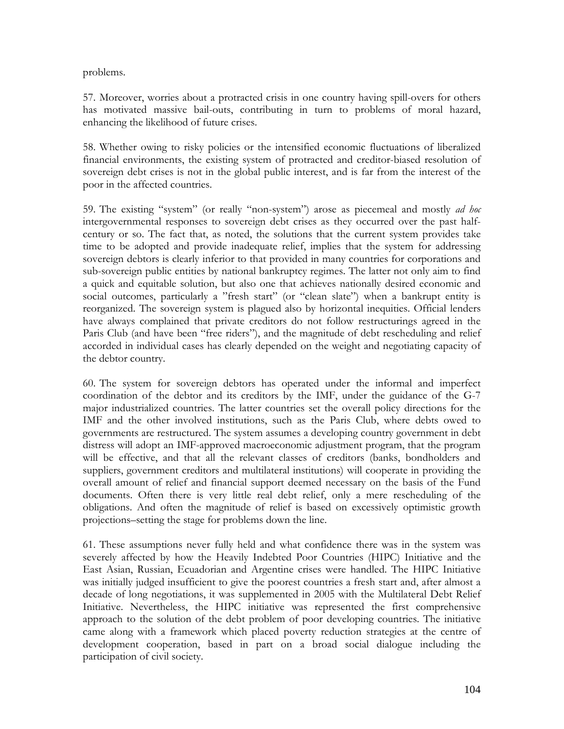problems.

57. Moreover, worries about a protracted crisis in one country having spill-overs for others has motivated massive bail-outs, contributing in turn to problems of moral hazard, enhancing the likelihood of future crises.

58. Whether owing to risky policies or the intensified economic fluctuations of liberalized financial environments, the existing system of protracted and creditor-biased resolution of sovereign debt crises is not in the global public interest, and is far from the interest of the poor in the affected countries.

59. The existing "system" (or really "non-system") arose as piecemeal and mostly *ad hoc* intergovernmental responses to sovereign debt crises as they occurred over the past half-century or so. The fact that, as noted, the solutions that the current system provides take time to be adopted and provide inadequate relief, implies that the system for addressing sovereign debtors is clearly inferior to that provided in many countries for corporations and sub-sovereign public entities by national bankruptcy regimes. The latter not only aim to find a quick and equitable solution, but also one that achieves nationally desired economic and social outcomes, particularly a "fresh start" (or "clean slate") when a bankrupt entity is reorganized. The sovereign system is plagued also by horizontal inequities. Official lenders have always complained that private creditors do not follow restructurings agreed in the Paris Club (and have been "free riders"), and the magnitude of debt rescheduling and relief accorded in individual cases has clearly depended on the weight and negotiating capacity of the debtor country.

60. The system for sovereign debtors has operated under the informal and imperfect coordination of the debtor and its creditors by the IMF, under the guidance of the G-7 major industrialized countries. The latter countries set the overall policy directions for the IMF and the other involved institutions, such as the Paris Club, where debts owed to governments are restructured. The system assumes a developing country government in debt distress will adopt an IMF-approved macroeconomic adjustment program, that the program will be effective, and that all the relevant classes of creditors (banks, bondholders and suppliers, government creditors and multilateral institutions) will cooperate in providing the overall amount of relief and financial support deemed necessary on the basis of the Fund documents. Often there is very little real debt relief, only a mere rescheduling of the obligations. And often the magnitude of relief is based on excessively optimistic growth projections–setting the stage for problems down the line.

61. These assumptions never fully held and what confidence there was in the system was severely affected by how the Heavily Indebted Poor Countries (HIPC) Initiative and the East Asian, Russian, Ecuadorian and Argentine crises were handled. The HIPC Initiative was initially judged insufficient to give the poorest countries a fresh start and, after almost a decade of long negotiations, it was supplemented in 2005 with the Multilateral Debt Relief Initiative. Nevertheless, the HIPC initiative was represented the first comprehensive approach to the solution of the debt problem of poor developing countries. The initiative came along with a framework which placed poverty reduction strategies at the centre of development cooperation, based in part on a broad social dialogue including the participation of civil society.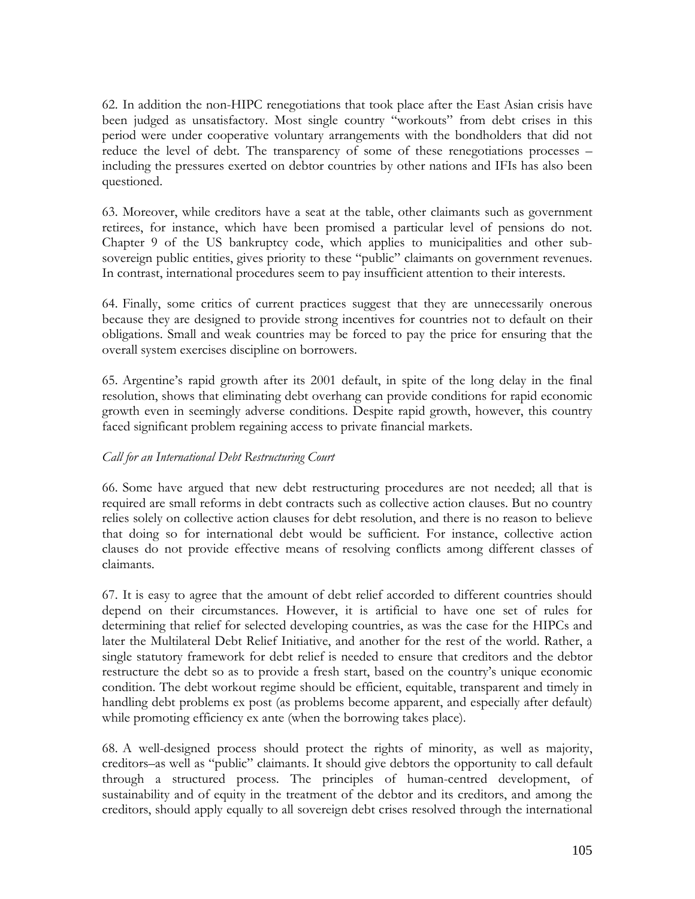62. In addition the non-HIPC renegotiations that took place after the East Asian crisis have been judged as unsatisfactory. Most single country "workouts" from debt crises in this period were under cooperative voluntary arrangements with the bondholders that did not reduce the level of debt. The transparency of some of these renegotiations processes – including the pressures exerted on debtor countries by other nations and IFIs has also been questioned.

63. Moreover, while creditors have a seat at the table, other claimants such as government retirees, for instance, which have been promised a particular level of pensions do not. Chapter 9 of the US bankruptcy code, which applies to municipalities and other sub-sovereign public entities, gives priority to these "public" claimants on government revenues. In contrast, international procedures seem to pay insufficient attention to their interests.

64. Finally, some critics of current practices suggest that they are unnecessarily onerous because they are designed to provide strong incentives for countries not to default on their obligations. Small and weak countries may be forced to pay the price for ensuring that the overall system exercises discipline on borrowers.

65. Argentine's rapid growth after its 2001 default, in spite of the long delay in the final resolution, shows that eliminating debt overhang can provide conditions for rapid economic growth even in seemingly adverse conditions. Despite rapid growth, however, this country faced significant problem regaining access to private financial markets.

*Call for an International Debt Restructuring Court*

66. Some have argued that new debt restructuring procedures are not needed; all that is required are small reforms in debt contracts such as collective action clauses. But no country relies solely on collective action clauses for debt resolution, and there is no reason to believe that doing so for international debt would be sufficient. For instance, collective action clauses do not provide effective means of resolving conflicts among different classes of claimants.

67. It is easy to agree that the amount of debt relief accorded to different countries should depend on their circumstances. However, it is artificial to have one set of rules for determining that relief for selected developing countries, as was the case for the HIPCs and later the Multilateral Debt Relief Initiative, and another for the rest of the world. Rather, a single statutory framework for debt relief is needed to ensure that creditors and the debtor restructure the debt so as to provide a fresh start, based on the country's unique economic condition. The debt workout regime should be efficient, equitable, transparent and timely in handling debt problems ex post (as problems become apparent, and especially after default) while promoting efficiency ex ante (when the borrowing takes place).

68. A well-designed process should protect the rights of minority, as well as majority, creditors–as well as "public" claimants. It should give debtors the opportunity to call default through a structured process. The principles of human-centred development, of sustainability and of equity in the treatment of the debtor and its creditors, and among the creditors, should apply equally to all sovereign debt crises resolved through the international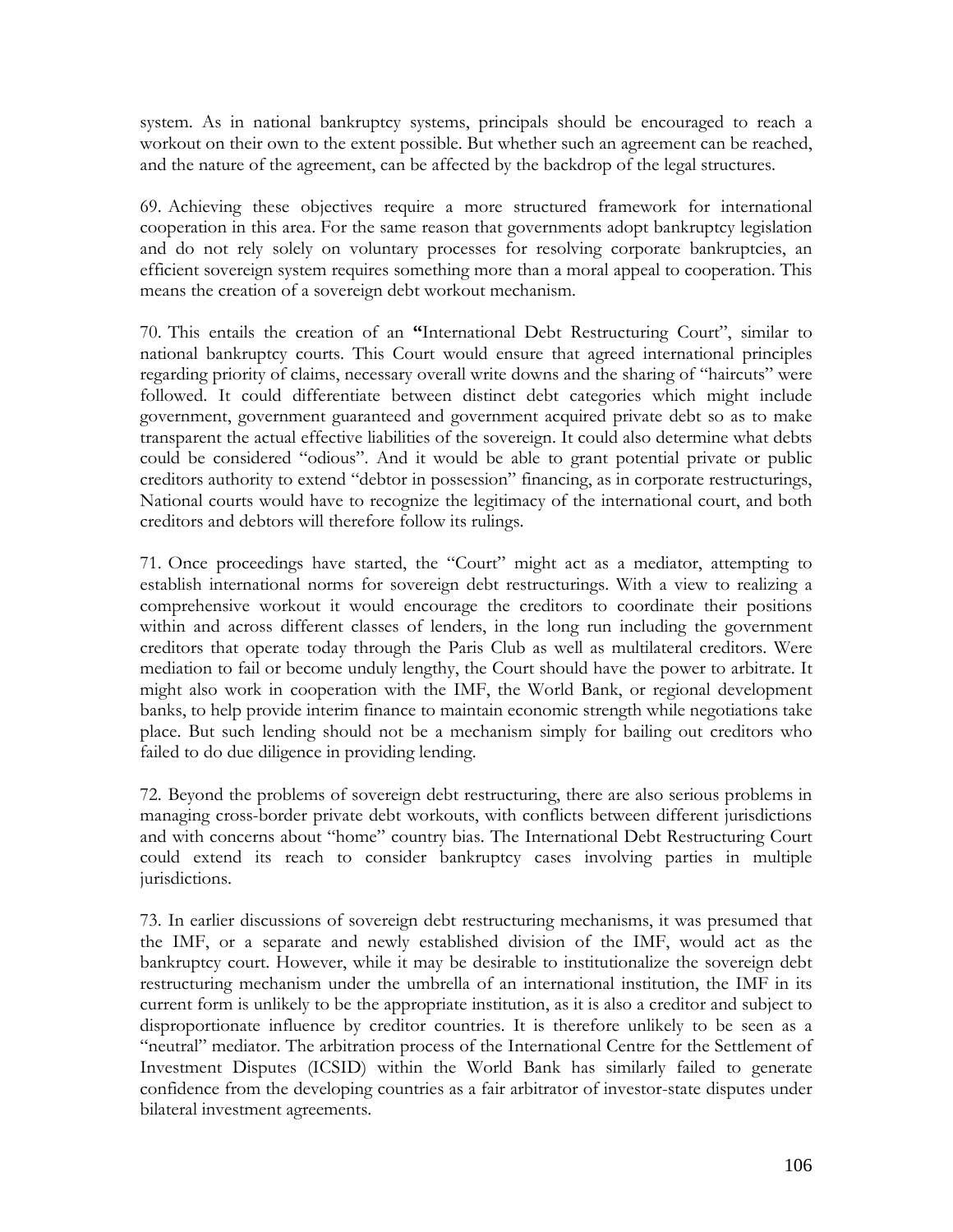system. As in national bankruptcy systems, principals should be encouraged to reach a workout on their own to the extent possible. But whether such an agreement can be reached, and the nature of the agreement, can be affected by the backdrop of the legal structures.

69. Achieving these objectives require a more structured framework for international cooperation in this area. For the same reason that governments adopt bankruptcy legislation and do not rely solely on voluntary processes for resolving corporate bankruptcies, an efficient sovereign system requires something more than a moral appeal to cooperation. This means the creation of a sovereign debt workout mechanism.

70. This entails the creation of an **"**International Debt Restructuring Court", similar to national bankruptcy courts. This Court would ensure that agreed international principles regarding priority of claims, necessary overall write downs and the sharing of "haircuts" were followed. It could differentiate between distinct debt categories which might include government, government guaranteed and government acquired private debt so as to make transparent the actual effective liabilities of the sovereign. It could also determine what debts could be considered "odious". And it would be able to grant potential private or public creditors authority to extend "debtor in possession" financing, as in corporate restructurings, National courts would have to recognize the legitimacy of the international court, and both creditors and debtors will therefore follow its rulings.

71. Once proceedings have started, the "Court" might act as a mediator, attempting to establish international norms for sovereign debt restructurings. With a view to realizing a comprehensive workout it would encourage the creditors to coordinate their positions within and across different classes of lenders, in the long run including the government creditors that operate today through the Paris Club as well as multilateral creditors. Were mediation to fail or become unduly lengthy, the Court should have the power to arbitrate. It might also work in cooperation with the IMF, the World Bank, or regional development banks, to help provide interim finance to maintain economic strength while negotiations take place. But such lending should not be a mechanism simply for bailing out creditors who failed to do due diligence in providing lending.

72. Beyond the problems of sovereign debt restructuring, there are also serious problems in managing cross-border private debt workouts, with conflicts between different jurisdictions and with concerns about "home" country bias. The International Debt Restructuring Court could extend its reach to consider bankruptcy cases involving parties in multiple jurisdictions.

73. In earlier discussions of sovereign debt restructuring mechanisms, it was presumed that the IMF, or a separate and newly established division of the IMF, would act as the bankruptcy court. However, while it may be desirable to institutionalize the sovereign debt restructuring mechanism under the umbrella of an international institution, the IMF in its current form is unlikely to be the appropriate institution, as it is also a creditor and subject to disproportionate influence by creditor countries. It is therefore unlikely to be seen as a "neutral" mediator. The arbitration process of the International Centre for the Settlement of Investment Disputes (ICSID) within the World Bank has similarly failed to generate confidence from the developing countries as a fair arbitrator of investor-state disputes under bilateral investment agreements.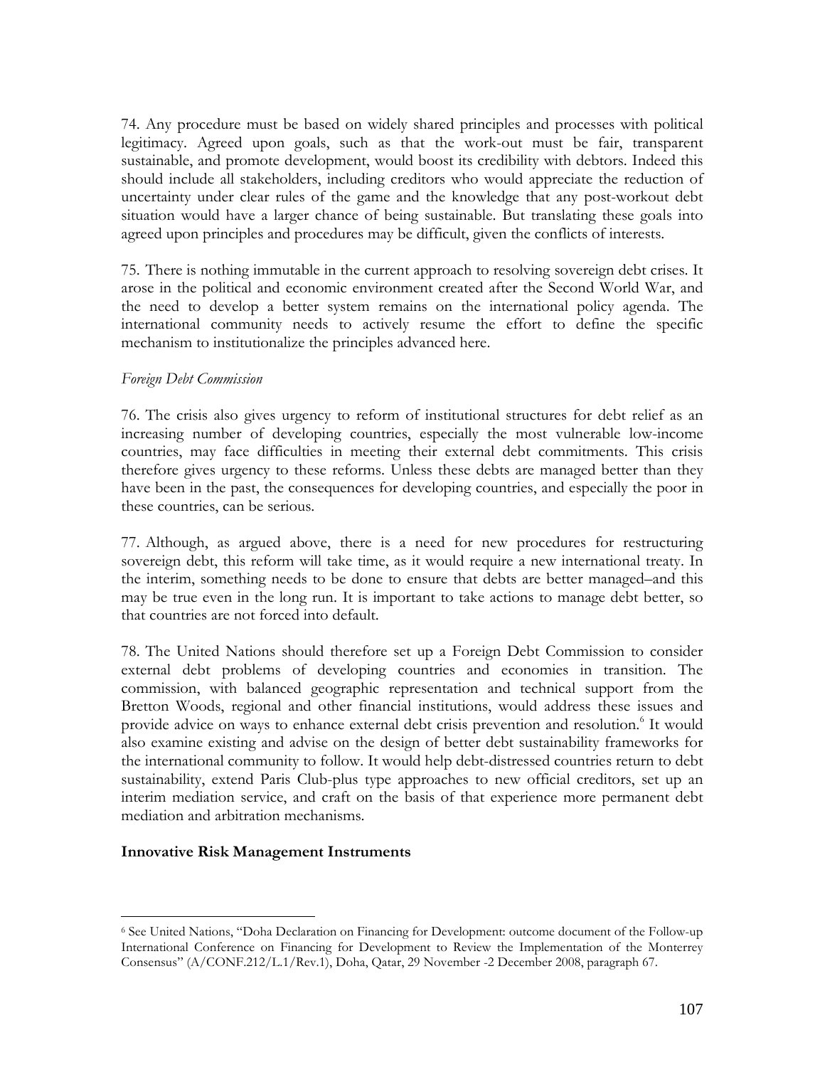74. Any procedure must be based on widely shared principles and processes with political legitimacy. Agreed upon goals, such as that the work-out must be fair, transparent sustainable, and promote development, would boost its credibility with debtors. Indeed this should include all stakeholders, including creditors who would appreciate the reduction of uncertainty under clear rules of the game and the knowledge that any post-workout debt situation would have a larger chance of being sustainable. But translating these goals into agreed upon principles and procedures may be difficult, given the conflicts of interests.

75. There is nothing immutable in the current approach to resolving sovereign debt crises. It arose in the political and economic environment created after the Second World War, and the need to develop a better system remains on the international policy agenda. The international community needs to actively resume the effort to define the specific mechanism to institutionalize the principles advanced here.

*Foreign Debt Commission*

76. The crisis also gives urgency to reform of institutional structures for debt relief as an increasing number of developing countries, especially the most vulnerable low-income countries, may face difficulties in meeting their external debt commitments. This crisis therefore gives urgency to these reforms. Unless these debts are managed better than they have been in the past, the consequences for developing countries, and especially the poor in these countries, can be serious.

77. Although, as argued above, there is a need for new procedures for restructuring sovereign debt, this reform will take time, as it would require a new international treaty. In the interim, something needs to be done to ensure that debts are better managed–and this may be true even in the long run. It is important to take actions to manage debt better, so that countries are not forced into default.

78. The United Nations should therefore set up a Foreign Debt Commission to consider external debt problems of developing countries and economies in transition. The commission, with balanced geographic representation and technical support from the Bretton Woods, regional and other financial institutions, would address these issues and provide advice on ways to enhance external debt crisis prevention and resolution.[6] It would also examine existing and advise on the design of better debt sustainability frameworks for the international community to follow. It would help debt-distressed countries return to debt sustainability, extend Paris Club-plus type approaches to new official creditors, set up an interim mediation service, and craft on the basis of that experience more permanent debt mediation and arbitration mechanisms.

**Innovative Risk Management Instruments**

[6] See United Nations, "Doha Declaration on Financing for Development: outcome document of the Follow-up International Conference on Financing for Development to Review the Implementation of the Monterrey Consensus" (A/CONF.212/L.1/Rev.1), Doha, Qatar, 29 November -2 December 2008, paragraph 67.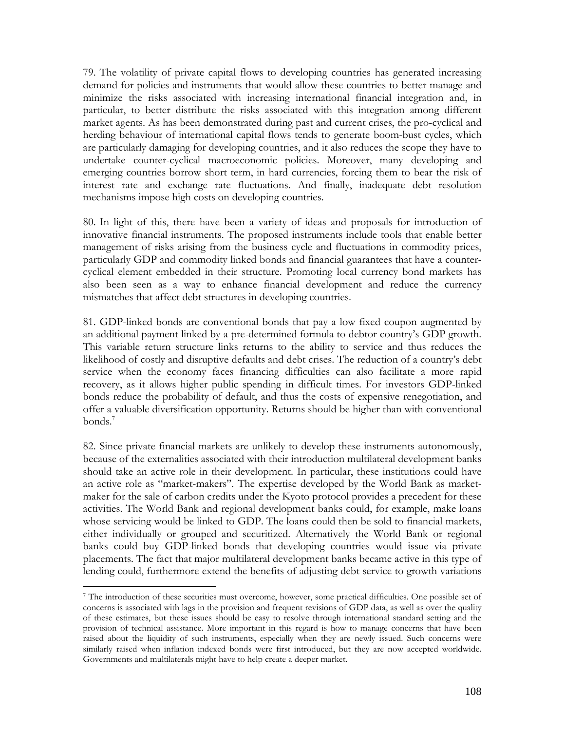79. The volatility of private capital flows to developing countries has generated increasing demand for policies and instruments that would allow these countries to better manage and minimize the risks associated with increasing international financial integration and, in particular, to better distribute the risks associated with this integration among different market agents. As has been demonstrated during past and current crises, the pro-cyclical and herding behaviour of international capital flows tends to generate boom-bust cycles, which are particularly damaging for developing countries, and it also reduces the scope they have to undertake counter-cyclical macroeconomic policies. Moreover, many developing and emerging countries borrow short term, in hard currencies, forcing them to bear the risk of interest rate and exchange rate fluctuations. And finally, inadequate debt resolution mechanisms impose high costs on developing countries.

80. In light of this, there have been a variety of ideas and proposals for introduction of innovative financial instruments. The proposed instruments include tools that enable better management of risks arising from the business cycle and fluctuations in commodity prices, particularly GDP and commodity linked bonds and financial guarantees that have a counter-cyclical element embedded in their structure. Promoting local currency bond markets has also been seen as a way to enhance financial development and reduce the currency mismatches that affect debt structures in developing countries.

81. GDP-linked bonds are conventional bonds that pay a low fixed coupon augmented by an additional payment linked by a pre-determined formula to debtor country's GDP growth. This variable return structure links returns to the ability to service and thus reduces the likelihood of costly and disruptive defaults and debt crises. The reduction of a country's debt service when the economy faces financing difficulties can also facilitate a more rapid recovery, as it allows higher public spending in difficult times. For investors GDP-linked bonds reduce the probability of default, and thus the costs of expensive renegotiation, and offer a valuable diversification opportunity. Returns should be higher than with conventional bonds.[7]

82. Since private financial markets are unlikely to develop these instruments autonomously, because of the externalities associated with their introduction multilateral development banks should take an active role in their development. In particular, these institutions could have an active role as "market-makers". The expertise developed by the World Bank as market-maker for the sale of carbon credits under the Kyoto protocol provides a precedent for these activities. The World Bank and regional development banks could, for example, make loans whose servicing would be linked to GDP. The loans could then be sold to financial markets, either individually or grouped and securitized. Alternatively the World Bank or regional banks could buy GDP-linked bonds that developing countries would issue via private placements. The fact that major multilateral development banks became active in this type of lending could, furthermore extend the benefits of adjusting debt service to growth variations

[7] The introduction of these securities must overcome, however, some practical difficulties. One possible set of concerns is associated with lags in the provision and frequent revisions of GDP data, as well as over the quality of these estimates, but these issues should be easy to resolve through international standard setting and the provision of technical assistance. More important in this regard is how to manage concerns that have been raised about the liquidity of such instruments, especially when they are newly issued. Such concerns were similarly raised when inflation indexed bonds were first introduced, but they are now accepted worldwide. Governments and multilaterals might have to help create a deeper market.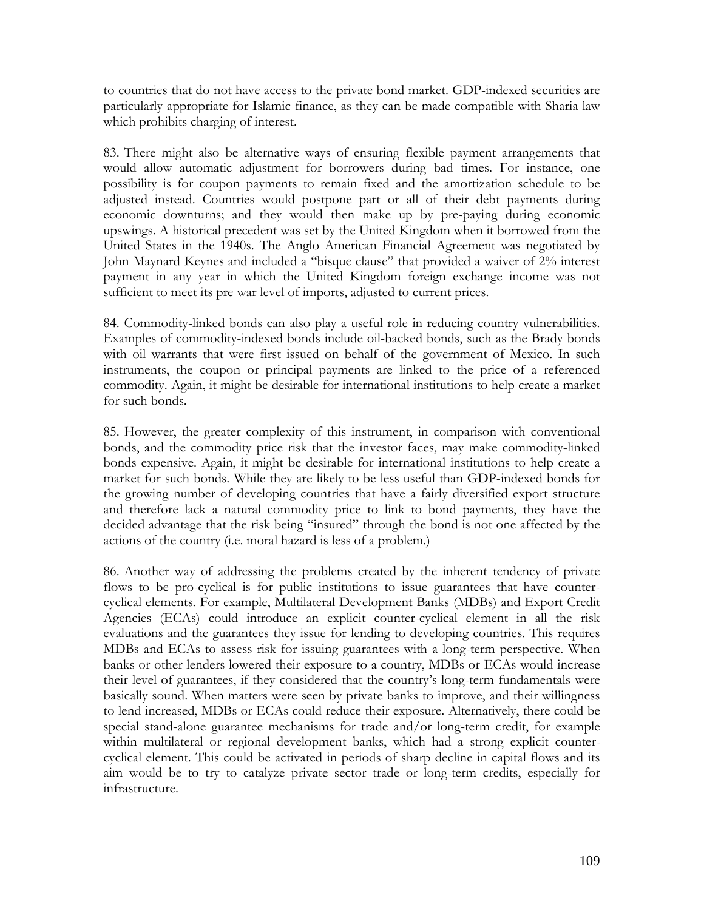to countries that do not have access to the private bond market. GDP-indexed securities are particularly appropriate for Islamic finance, as they can be made compatible with Sharia law which prohibits charging of interest.

83. There might also be alternative ways of ensuring flexible payment arrangements that would allow automatic adjustment for borrowers during bad times. For instance, one possibility is for coupon payments to remain fixed and the amortization schedule to be adjusted instead. Countries would postpone part or all of their debt payments during economic downturns; and they would then make up by pre-paying during economic upswings. A historical precedent was set by the United Kingdom when it borrowed from the United States in the 1940s. The Anglo American Financial Agreement was negotiated by John Maynard Keynes and included a "bisque clause" that provided a waiver of 2% interest payment in any year in which the United Kingdom foreign exchange income was not sufficient to meet its pre war level of imports, adjusted to current prices.

84. Commodity-linked bonds can also play a useful role in reducing country vulnerabilities. Examples of commodity-indexed bonds include oil-backed bonds, such as the Brady bonds with oil warrants that were first issued on behalf of the government of Mexico. In such instruments, the coupon or principal payments are linked to the price of a referenced commodity. Again, it might be desirable for international institutions to help create a market for such bonds.

85. However, the greater complexity of this instrument, in comparison with conventional bonds, and the commodity price risk that the investor faces, may make commodity-linked bonds expensive. Again, it might be desirable for international institutions to help create a market for such bonds. While they are likely to be less useful than GDP-indexed bonds for the growing number of developing countries that have a fairly diversified export structure and therefore lack a natural commodity price to link to bond payments, they have the decided advantage that the risk being "insured" through the bond is not one affected by the actions of the country (i.e. moral hazard is less of a problem.)

86. Another way of addressing the problems created by the inherent tendency of private flows to be pro-cyclical is for public institutions to issue guarantees that have counter-cyclical elements. For example, Multilateral Development Banks (MDBs) and Export Credit Agencies (ECAs) could introduce an explicit counter-cyclical element in all the risk evaluations and the guarantees they issue for lending to developing countries. This requires MDBs and ECAs to assess risk for issuing guarantees with a long-term perspective. When banks or other lenders lowered their exposure to a country, MDBs or ECAs would increase their level of guarantees, if they considered that the country's long-term fundamentals were basically sound. When matters were seen by private banks to improve, and their willingness to lend increased, MDBs or ECAs could reduce their exposure. Alternatively, there could be special stand-alone guarantee mechanisms for trade and/or long-term credit, for example within multilateral or regional development banks, which had a strong explicit counter-cyclical element. This could be activated in periods of sharp decline in capital flows and its aim would be to try to catalyze private sector trade or long-term credits, especially for infrastructure.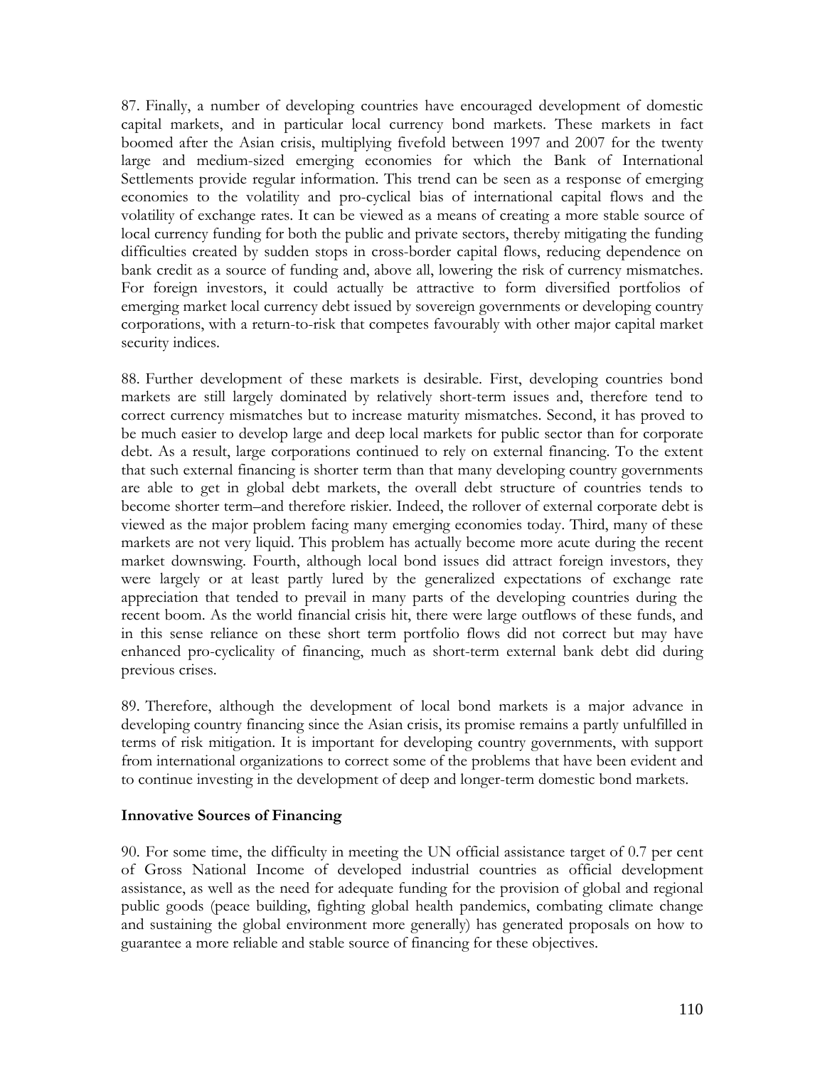87. Finally, a number of developing countries have encouraged development of domestic capital markets, and in particular local currency bond markets. These markets in fact boomed after the Asian crisis, multiplying fivefold between 1997 and 2007 for the twenty large and medium-sized emerging economies for which the Bank of International Settlements provide regular information. This trend can be seen as a response of emerging economies to the volatility and pro-cyclical bias of international capital flows and the volatility of exchange rates. It can be viewed as a means of creating a more stable source of local currency funding for both the public and private sectors, thereby mitigating the funding difficulties created by sudden stops in cross-border capital flows, reducing dependence on bank credit as a source of funding and, above all, lowering the risk of currency mismatches. For foreign investors, it could actually be attractive to form diversified portfolios of emerging market local currency debt issued by sovereign governments or developing country corporations, with a return-to-risk that competes favourably with other major capital market security indices.

88. Further development of these markets is desirable. First, developing countries bond markets are still largely dominated by relatively short-term issues and, therefore tend to correct currency mismatches but to increase maturity mismatches. Second, it has proved to be much easier to develop large and deep local markets for public sector than for corporate debt. As a result, large corporations continued to rely on external financing. To the extent that such external financing is shorter term than that many developing country governments are able to get in global debt markets, the overall debt structure of countries tends to become shorter term–and therefore riskier. Indeed, the rollover of external corporate debt is viewed as the major problem facing many emerging economies today. Third, many of these markets are not very liquid. This problem has actually become more acute during the recent market downswing. Fourth, although local bond issues did attract foreign investors, they were largely or at least partly lured by the generalized expectations of exchange rate appreciation that tended to prevail in many parts of the developing countries during the recent boom. As the world financial crisis hit, there were large outflows of these funds, and in this sense reliance on these short term portfolio flows did not correct but may have enhanced pro-cyclicality of financing, much as short-term external bank debt did during previous crises.

89. Therefore, although the development of local bond markets is a major advance in developing country financing since the Asian crisis, its promise remains a partly unfulfilled in terms of risk mitigation. It is important for developing country governments, with support from international organizations to correct some of the problems that have been evident and to continue investing in the development of deep and longer-term domestic bond markets.

**Innovative Sources of Financing**

90. For some time, the difficulty in meeting the UN official assistance target of 0.7 per cent of Gross National Income of developed industrial countries as official development assistance, as well as the need for adequate funding for the provision of global and regional public goods (peace building, fighting global health pandemics, combating climate change and sustaining the global environment more generally) has generated proposals on how to guarantee a more reliable and stable source of financing for these objectives.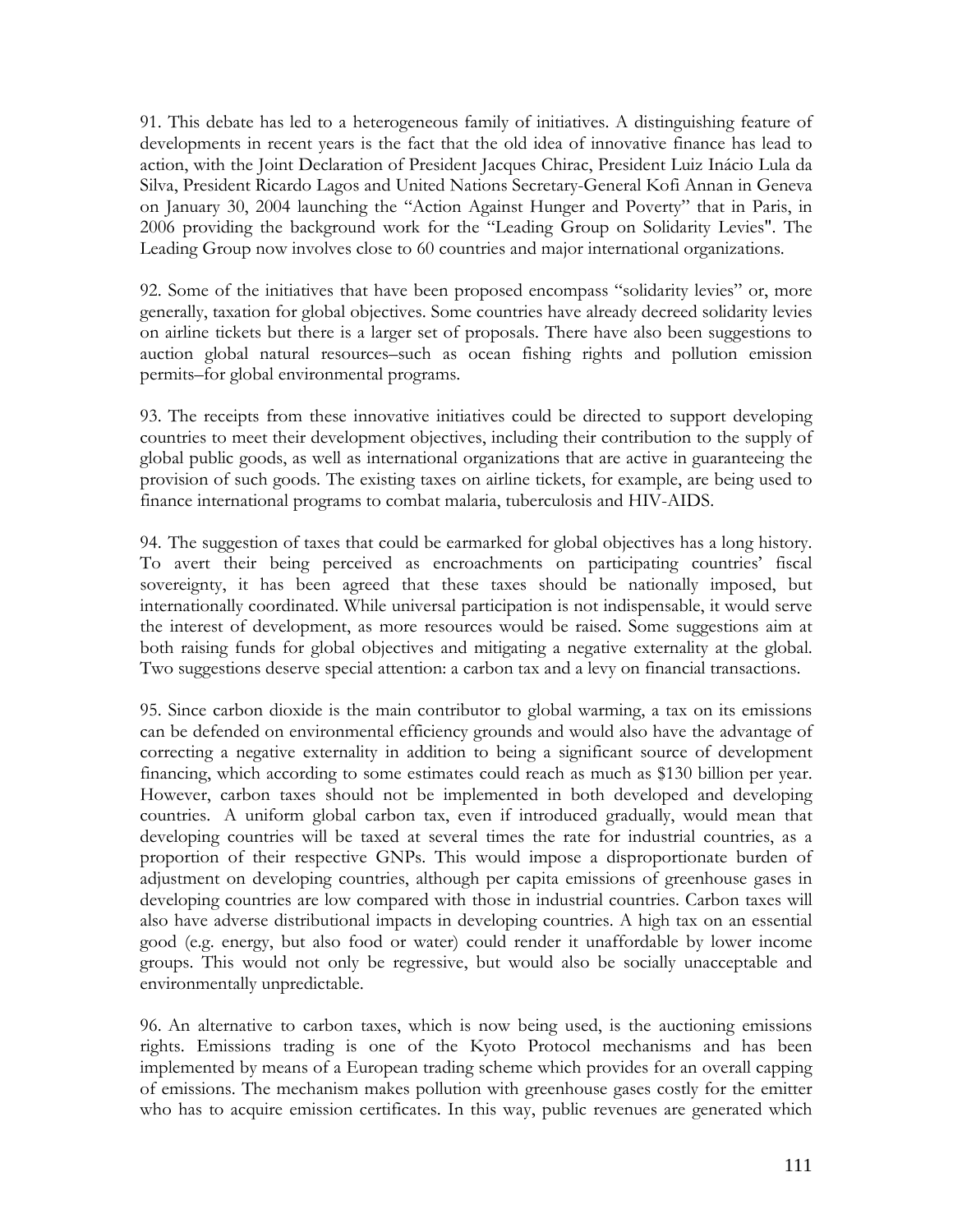91. This debate has led to a heterogeneous family of initiatives. A distinguishing feature of developments in recent years is the fact that the old idea of innovative finance has lead to action, with the Joint Declaration of President Jacques Chirac, President Luiz Inácio Lula da Silva, President Ricardo Lagos and United Nations Secretary-General Kofi Annan in Geneva on January 30, 2004 launching the "Action Against Hunger and Poverty" that in Paris, in 2006 providing the background work for the "Leading Group on Solidarity Levies". The Leading Group now involves close to 60 countries and major international organizations.

92. Some of the initiatives that have been proposed encompass "solidarity levies" or, more generally, taxation for global objectives. Some countries have already decreed solidarity levies on airline tickets but there is a larger set of proposals. There have also been suggestions to auction global natural resources–such as ocean fishing rights and pollution emission permits–for global environmental programs.

93. The receipts from these innovative initiatives could be directed to support developing countries to meet their development objectives, including their contribution to the supply of global public goods, as well as international organizations that are active in guaranteeing the provision of such goods. The existing taxes on airline tickets, for example, are being used to finance international programs to combat malaria, tuberculosis and HIV-AIDS.

94. The suggestion of taxes that could be earmarked for global objectives has a long history. To avert their being perceived as encroachments on participating countries' fiscal sovereignty, it has been agreed that these taxes should be nationally imposed, but internationally coordinated. While universal participation is not indispensable, it would serve the interest of development, as more resources would be raised. Some suggestions aim at both raising funds for global objectives and mitigating a negative externality at the global. Two suggestions deserve special attention: a carbon tax and a levy on financial transactions.

95. Since carbon dioxide is the main contributor to global warming, a tax on its emissions can be defended on environmental efficiency grounds and would also have the advantage of correcting a negative externality in addition to being a significant source of development financing, which according to some estimates could reach as much as \$130 billion per year. However, carbon taxes should not be implemented in both developed and developing countries. A uniform global carbon tax, even if introduced gradually, would mean that developing countries will be taxed at several times the rate for industrial countries, as a proportion of their respective GNPs. This would impose a disproportionate burden of adjustment on developing countries, although per capita emissions of greenhouse gases in developing countries are low compared with those in industrial countries. Carbon taxes will also have adverse distributional impacts in developing countries. A high tax on an essential good (e.g. energy, but also food or water) could render it unaffordable by lower income groups. This would not only be regressive, but would also be socially unacceptable and environmentally unpredictable.

96. An alternative to carbon taxes, which is now being used, is the auctioning emissions rights. Emissions trading is one of the Kyoto Protocol mechanisms and has been implemented by means of a European trading scheme which provides for an overall capping of emissions. The mechanism makes pollution with greenhouse gases costly for the emitter who has to acquire emission certificates. In this way, public revenues are generated which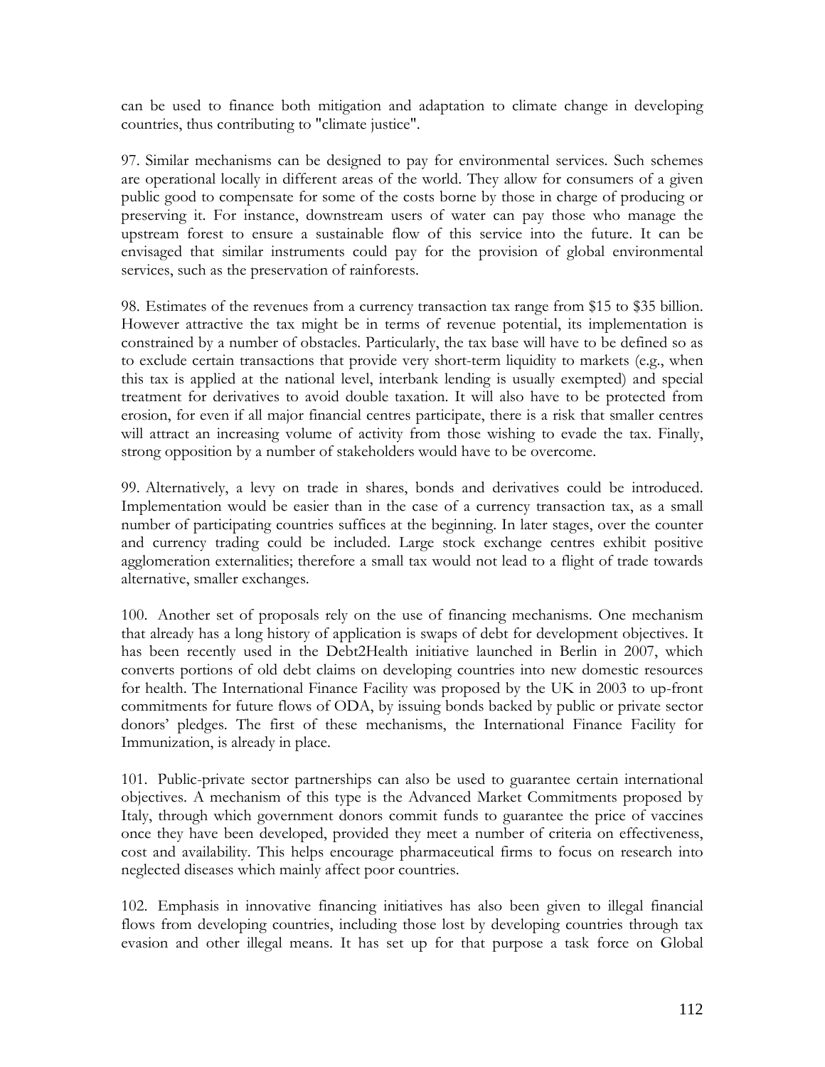can be used to finance both mitigation and adaptation to climate change in developing countries, thus contributing to "climate justice".

97. Similar mechanisms can be designed to pay for environmental services. Such schemes are operational locally in different areas of the world. They allow for consumers of a given public good to compensate for some of the costs borne by those in charge of producing or preserving it. For instance, downstream users of water can pay those who manage the upstream forest to ensure a sustainable flow of this service into the future. It can be envisaged that similar instruments could pay for the provision of global environmental services, such as the preservation of rainforests.

98. Estimates of the revenues from a currency transaction tax range from $15 to $35 billion. However attractive the tax might be in terms of revenue potential, its implementation is constrained by a number of obstacles. Particularly, the tax base will have to be defined so as to exclude certain transactions that provide very short-term liquidity to markets (e.g., when this tax is applied at the national level, interbank lending is usually exempted) and special treatment for derivatives to avoid double taxation. It will also have to be protected from erosion, for even if all major financial centres participate, there is a risk that smaller centres will attract an increasing volume of activity from those wishing to evade the tax. Finally, strong opposition by a number of stakeholders would have to be overcome.

99. Alternatively, a levy on trade in shares, bonds and derivatives could be introduced. Implementation would be easier than in the case of a currency transaction tax, as a small number of participating countries suffices at the beginning. In later stages, over the counter and currency trading could be included. Large stock exchange centres exhibit positive agglomeration externalities; therefore a small tax would not lead to a flight of trade towards alternative, smaller exchanges.

100. Another set of proposals rely on the use of financing mechanisms. One mechanism that already has a long history of application is swaps of debt for development objectives. It has been recently used in the Debt2Health initiative launched in Berlin in 2007, which converts portions of old debt claims on developing countries into new domestic resources for health. The International Finance Facility was proposed by the UK in 2003 to up-front commitments for future flows of ODA, by issuing bonds backed by public or private sector donors' pledges. The first of these mechanisms, the International Finance Facility for Immunization, is already in place.

101. Public-private sector partnerships can also be used to guarantee certain international objectives. A mechanism of this type is the Advanced Market Commitments proposed by Italy, through which government donors commit funds to guarantee the price of vaccines once they have been developed, provided they meet a number of criteria on effectiveness, cost and availability. This helps encourage pharmaceutical firms to focus on research into neglected diseases which mainly affect poor countries.

102. Emphasis in innovative financing initiatives has also been given to illegal financial flows from developing countries, including those lost by developing countries through tax evasion and other illegal means. It has set up for that purpose a task force on Global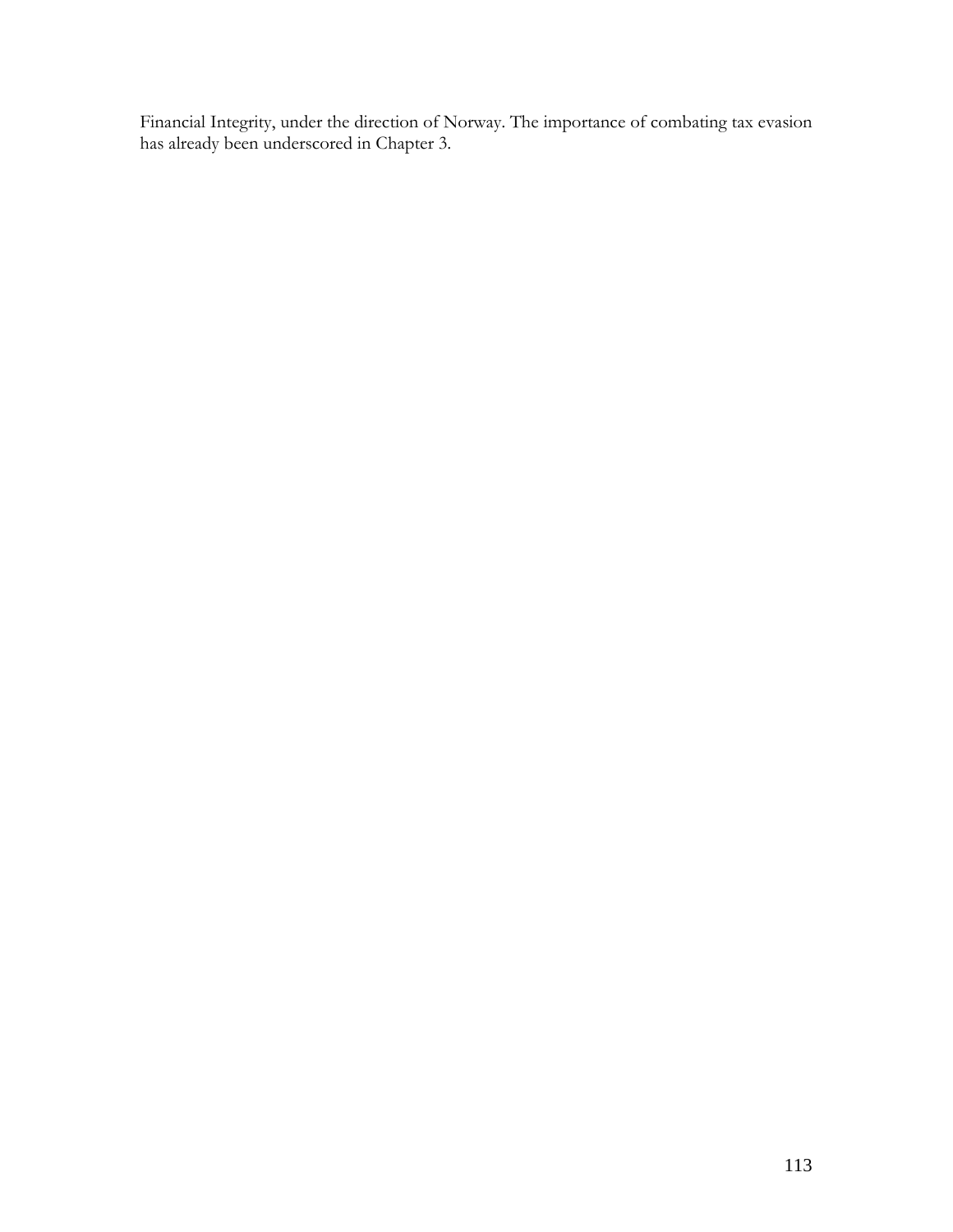Financial Integrity, under the direction of Norway. The importance of combating tax evasion has already been underscored in Chapter 3.